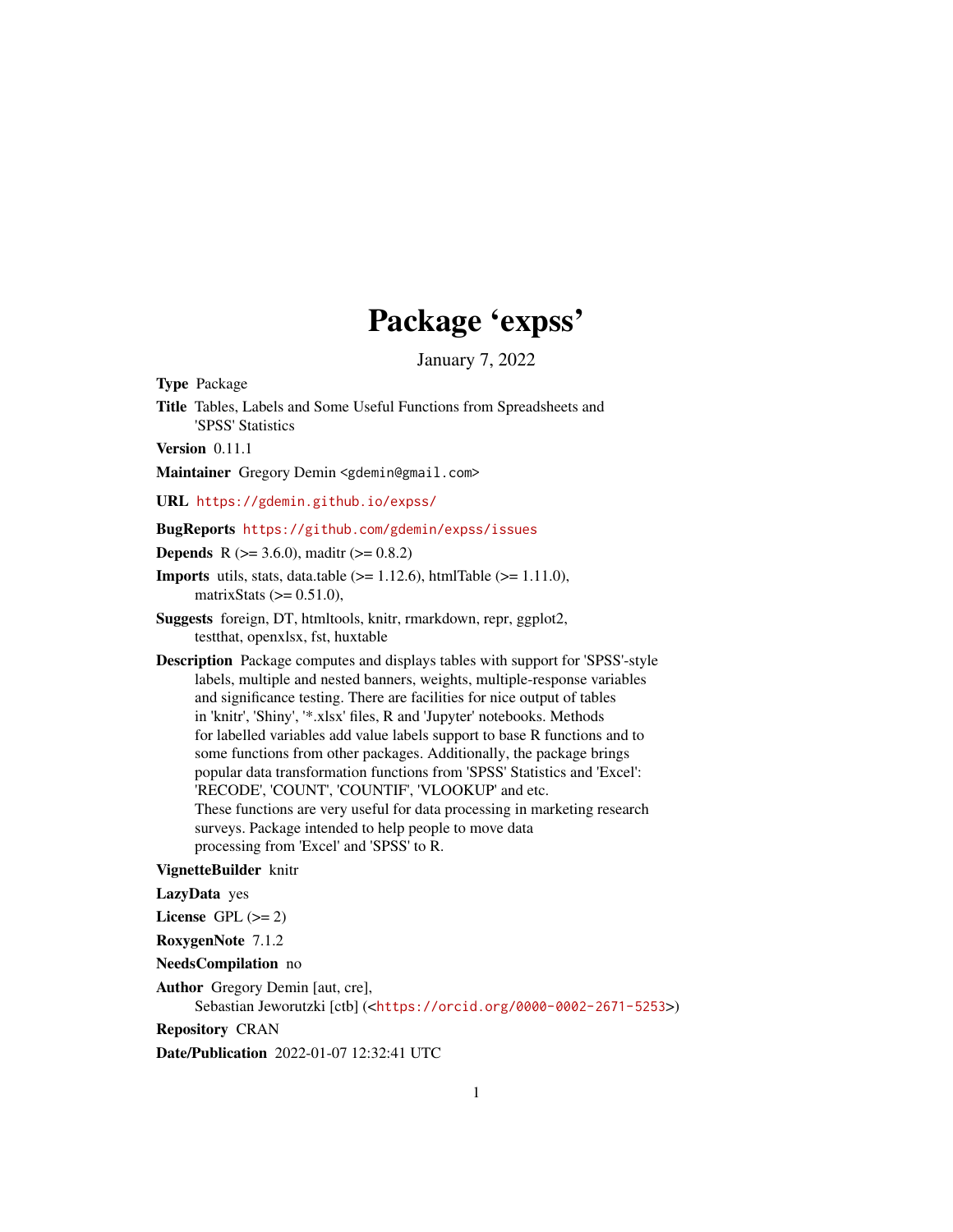# Package 'expss'

January 7, 2022

**Type** Package

**Title** Tables, Labels and Some Useful Functions from Spreadsheets and 'SPSS' Statistics

**Version** 0.11.1

**Maintainer** Gregory Demin <gdemin@gmail.com>

**URL** https://gdemin.github.io/expss/

**BugReports** https://github.com/gdemin/expss/issues

**Depends** R (>= 3.6.0), maditr (>= 0.8.2)

**Imports** utils, stats, data.table (>= 1.12.6), htmlTable (>= 1.11.0), matrixStats (>= 0.51.0),

**Suggests** foreign, DT, htmltools, knitr, rmarkdown, repr, ggplot2, testthat, openxlsx, fst, huxtable

**Description** Package computes and displays tables with support for 'SPSS'-style labels, multiple and nested banners, weights, multiple-response variables and significance testing. There are facilities for nice output of tables in 'knitr', 'Shiny', '*.xlsx' files, R and 'Jupyter' notebooks. Methods for labelled variables add value labels support to base R functions and to some functions from other packages. Additionally, the package brings popular data transformation functions from 'SPSS' Statistics and 'Excel': 'RECODE', 'COUNT', 'COUNTIF', 'VLOOKUP' and etc. These functions are very useful for data processing in marketing research surveys. Package intended to help people to move data processing from 'Excel' and 'SPSS' to R.

**VignetteBuilder** knitr

**LazyData** yes

**License** GPL (>= 2)

**RoxygenNote** 7.1.2

**NeedsCompilation** no

**Author** Gregory Demin [aut, cre], Sebastian Jeworutzki [ctb] (<https://orcid.org/0000-0002-2671-5253>)

**Repository** CRAN

**Date/Publication** 2022-01-07 12:32:41 UTC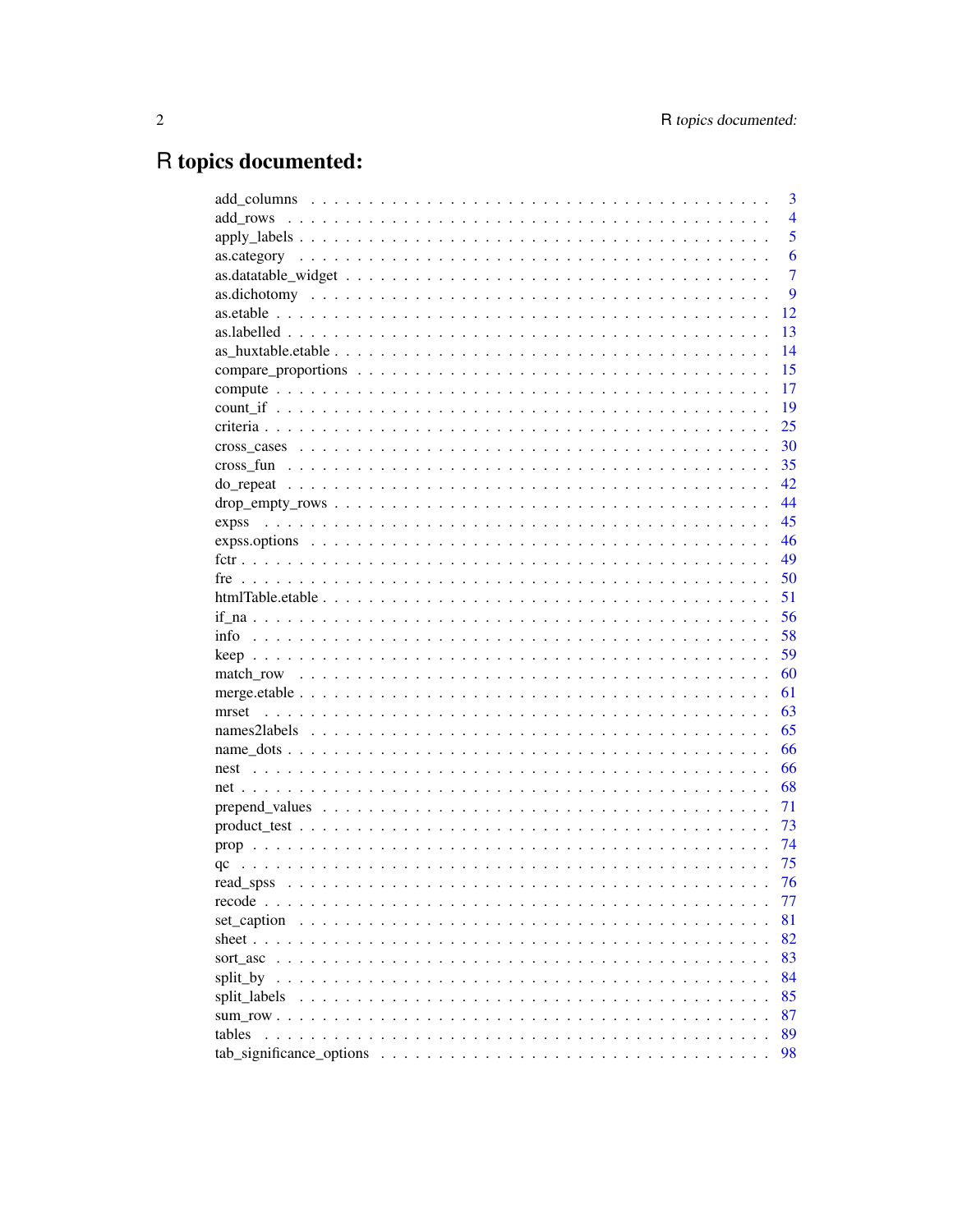# R topics documented:

| | |
|---|---|
| add_columns | 3 |
| add_rows | 4 |
| apply_labels | 5 |
| as.category | 6 |
| as.datatable_widget | 7 |
| as.dichotomy | 9 |
| as.etable | 12 |
| as.labelled | 13 |
| as_huxtable.etable | 14 |
| compare_proportions | 15 |
| compute | 17 |
| count_if | 19 |
| criteria | 25 |
| cross_cases | 30 |
| cross_fun | 35 |
| do_repeat | 42 |
| drop_empty_rows | 44 |
| expss | 45 |
| expss.options | 46 |
| fctr | 49 |
| fre | 50 |
| htmlTable.etable | 51 |
| if_na | 56 |
| info | 58 |
| keep | 59 |
| match_row | 60 |
| merge.etable | 61 |
| mrset | 63 |
| names2labels | 65 |
| name_dots | 66 |
| nest | 66 |
| net | 68 |
| prepend_values | 71 |
| product_test | 73 |
| prop | 74 |
| qc | 75 |
| read_spss | 76 |
| recode | 77 |
| set_caption | 81 |
| sheet | 82 |
| sort_asc | 83 |
| split_by | 84 |
| split_labels | 85 |
| sum_row | 87 |
| tables | 89 |
| tab_significance_options | 98 |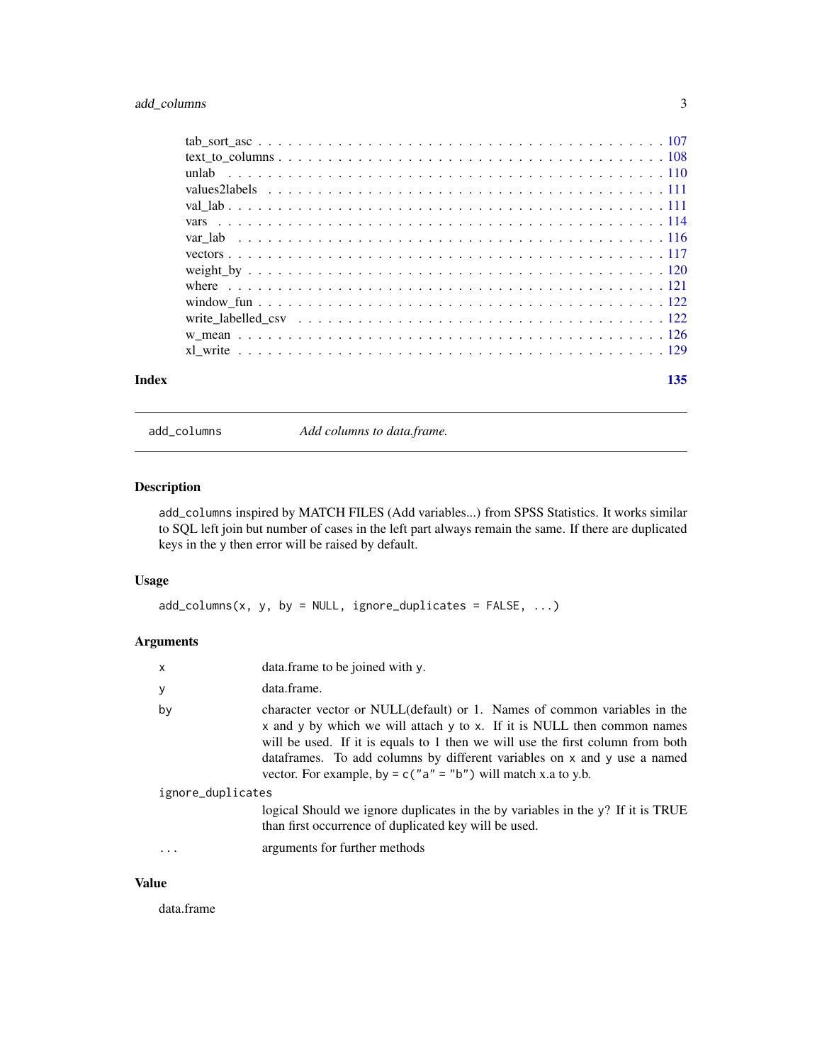| | |
|---|---|
| tab_sort_asc | 107 |
| text_to_columns | 108 |
| unlab | 110 |
| values2labels | 111 |
| val_lab | 111 |
| vars | 114 |
| var_lab | 116 |
| vectors | 117 |
| weight_by | 120 |
| where | 121 |
| window_fun | 122 |
| write_labelled_csv | 122 |
| w_mean | 126 |
| xl_write | 129 |

**Index** **135**

---

## add_columns — *Add columns to data.frame.*

---

### Description

`add_columns` inspired by MATCH FILES (Add variables...) from SPSS Statistics. It works similar to SQL left join but number of cases in the left part always remain the same. If there are duplicated keys in the `y` then error will be raised by default.

### Usage

```
add_columns(x, y, by = NULL, ignore_duplicates = FALSE, ...)
```

### Arguments

- `x` — data.frame to be joined with `y`.
- `y` — data.frame.
- `by` — character vector or NULL(default) or 1. Names of common variables in the `x` and `y` by which we will attach `y` to `x`. If it is NULL then common names will be used. If it is equals to 1 then we will use the first column from both dataframes. To add columns by different variables on `x` and `y` use a named vector. For example, `by = c("a" = "b")` will match x.a to y.b.
- `ignore_duplicates` — logical Should we ignore duplicates in the `by` variables in the `y`? If it is TRUE than first occurrence of duplicated key will be used.
- `...` — arguments for further methods

### Value

data.frame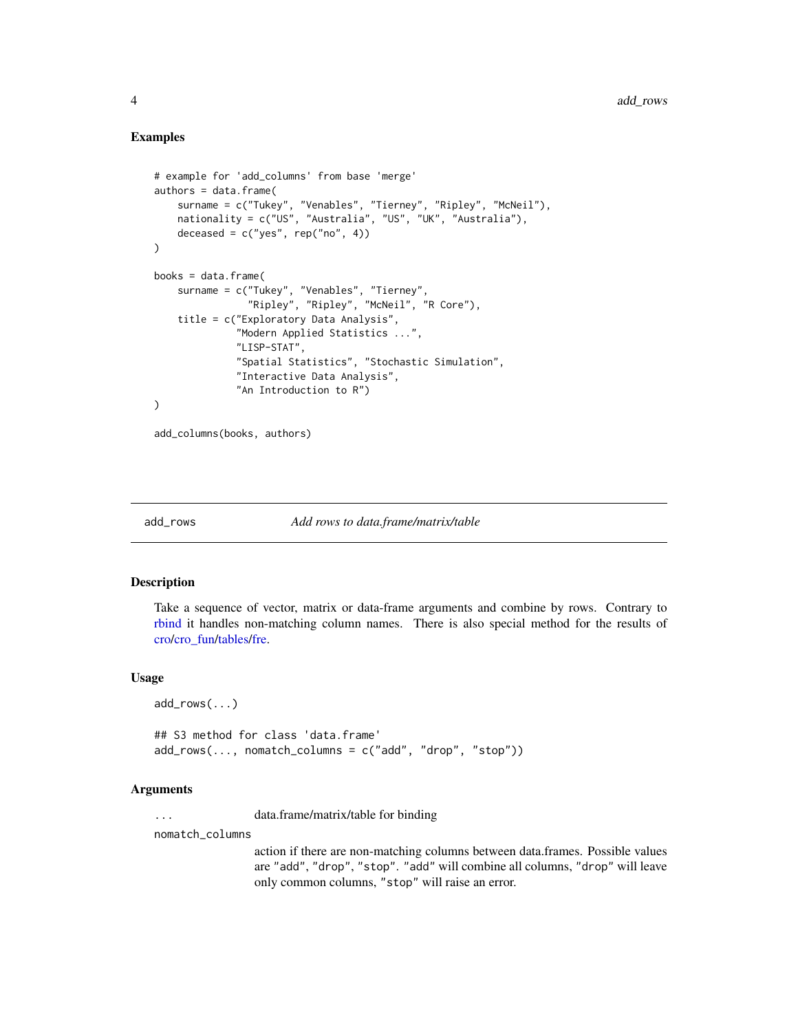### Examples

```
# example for 'add_columns' from base 'merge'
authors = data.frame(
    surname = c("Tukey", "Venables", "Tierney", "Ripley", "McNeil"),
    nationality = c("US", "Australia", "US", "UK", "Australia"),
    deceased = c("yes", rep("no", 4))
)

books = data.frame(
    surname = c("Tukey", "Venables", "Tierney",
                "Ripley", "Ripley", "McNeil", "R Core"),
    title = c("Exploratory Data Analysis",
              "Modern Applied Statistics ...",
              "LISP-STAT",
              "Spatial Statistics", "Stochastic Simulation",
              "Interactive Data Analysis",
              "An Introduction to R")
)

add_columns(books, authors)
```

---

## add_rows *Add rows to data.frame/matrix/table*

### Description

Take a sequence of vector, matrix or data-frame arguments and combine by rows. Contrary to rbind it handles non-matching column names. There is also special method for the results of cro/cro_fun/tables/fre.

### Usage

```
add_rows(...)

## S3 method for class 'data.frame'
add_rows(..., nomatch_columns = c("add", "drop", "stop"))
```

### Arguments

| | |
|---|---|
| `...` | data.frame/matrix/table for binding |
| `nomatch_columns` | action if there are non-matching columns between data.frames. Possible values are "add", "drop", "stop". "add" will combine all columns, "drop" will leave only common columns, "stop" will raise an error. |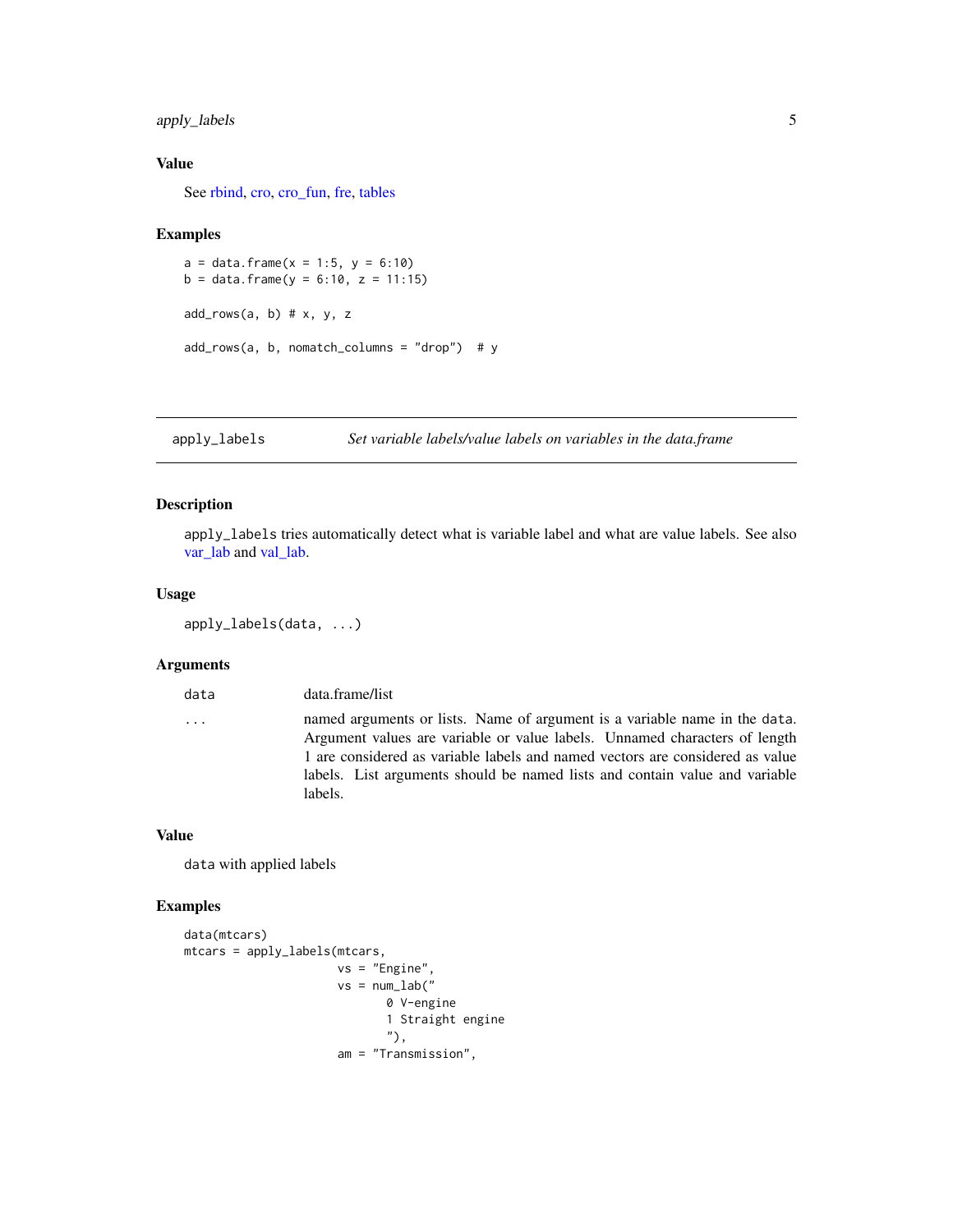### Value

See rbind, cro, cro_fun, fre, tables

### Examples

```
a = data.frame(x = 1:5, y = 6:10)
b = data.frame(y = 6:10, z = 11:15)

add_rows(a, b) # x, y, z

add_rows(a, b, nomatch_columns = "drop")  # y
```

## apply_labels *Set variable labels/value labels on variables in the data.frame*

### Description

`apply_labels` tries automatically detect what is variable label and what are value labels. See also var_lab and val_lab.

### Usage

```
apply_labels(data, ...)
```

### Arguments

| | |
|---|---|
| `data` | data.frame/list |
| `...` | named arguments or lists. Name of argument is a variable name in the `data`. Argument values are variable or value labels. Unnamed characters of length 1 are considered as variable labels and named vectors are considered as value labels. List arguments should be named lists and contain value and variable labels. |

### Value

`data` with applied labels

### Examples

```
data(mtcars)
mtcars = apply_labels(mtcars,
                      vs = "Engine",
                      vs = num_lab("
                             0 V-engine
                             1 Straight engine
                             "),
                      am = "Transmission",
```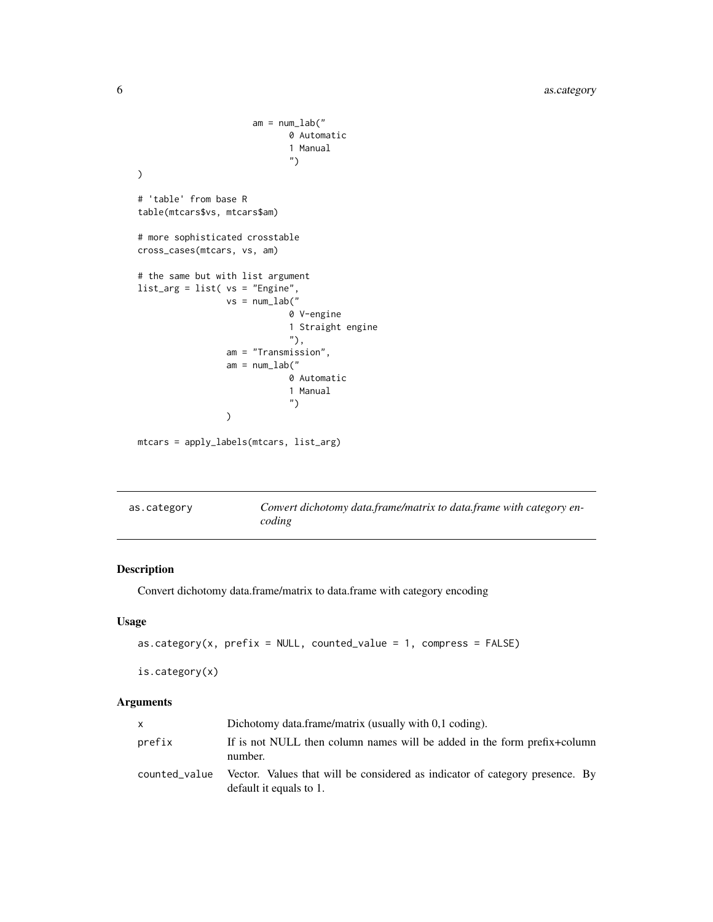```
                    am = num_lab("
                           0 Automatic
                           1 Manual
                           ")
)

# 'table' from base R
table(mtcars$vs, mtcars$am)

# more sophisticated crosstable
cross_cases(mtcars, vs, am)

# the same but with list argument
list_arg = list( vs = "Engine",
                 vs = num_lab("
                           0 V-engine
                           1 Straight engine
                           "),
                 am = "Transmission",
                 am = num_lab("
                           0 Automatic
                           1 Manual
                           ")
                 )

mtcars = apply_labels(mtcars, list_arg)
```

---

## as.category — *Convert dichotomy data.frame/matrix to data.frame with category encoding*

---

### Description

Convert dichotomy data.frame/matrix to data.frame with category encoding

### Usage

```
as.category(x, prefix = NULL, counted_value = 1, compress = FALSE)

is.category(x)
```

### Arguments

| | |
|---|---|
| x | Dichotomy data.frame/matrix (usually with 0,1 coding). |
| prefix | If is not NULL then column names will be added in the form prefix+column number. |
| counted_value | Vector. Values that will be considered as indicator of category presence. By default it equals to 1. |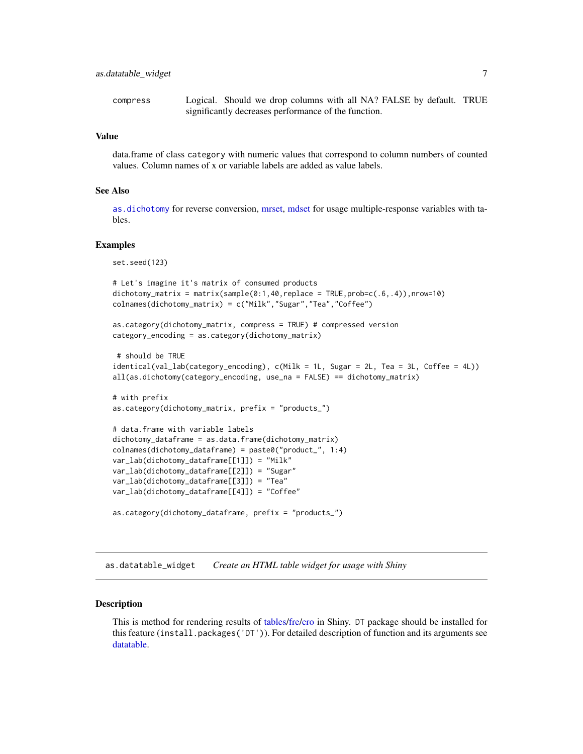compress    Logical. Should we drop columns with all NA? FALSE by default. TRUE significantly decreases performance of the function.

### Value

data.frame of class `category` with numeric values that correspond to column numbers of counted values. Column names of x or variable labels are added as value labels.

### See Also

`as.dichotomy` for reverse conversion, mrset, mdset for usage multiple-response variables with tables.

### Examples

```
set.seed(123)

# Let's imagine it's matrix of consumed products
dichotomy_matrix = matrix(sample(0:1,40,replace = TRUE,prob=c(.6,.4)),nrow=10)
colnames(dichotomy_matrix) = c("Milk","Sugar","Tea","Coffee")

as.category(dichotomy_matrix, compress = TRUE) # compressed version
category_encoding = as.category(dichotomy_matrix)

 # should be TRUE
identical(val_lab(category_encoding), c(Milk = 1L, Sugar = 2L, Tea = 3L, Coffee = 4L))
all(as.dichotomy(category_encoding, use_na = FALSE) == dichotomy_matrix)

# with prefix
as.category(dichotomy_matrix, prefix = "products_")

# data.frame with variable labels
dichotomy_dataframe = as.data.frame(dichotomy_matrix)
colnames(dichotomy_dataframe) = paste0("product_", 1:4)
var_lab(dichotomy_dataframe[[1]]) = "Milk"
var_lab(dichotomy_dataframe[[2]]) = "Sugar"
var_lab(dichotomy_dataframe[[3]]) = "Tea"
var_lab(dichotomy_dataframe[[4]]) = "Coffee"

as.category(dichotomy_dataframe, prefix = "products_")
```

---

## as.datatable_widget    *Create an HTML table widget for usage with Shiny*

### Description

This is method for rendering results of tables/fre/cro in Shiny. `DT` package should be installed for this feature (`install.packages('DT')`). For detailed description of function and its arguments see datatable.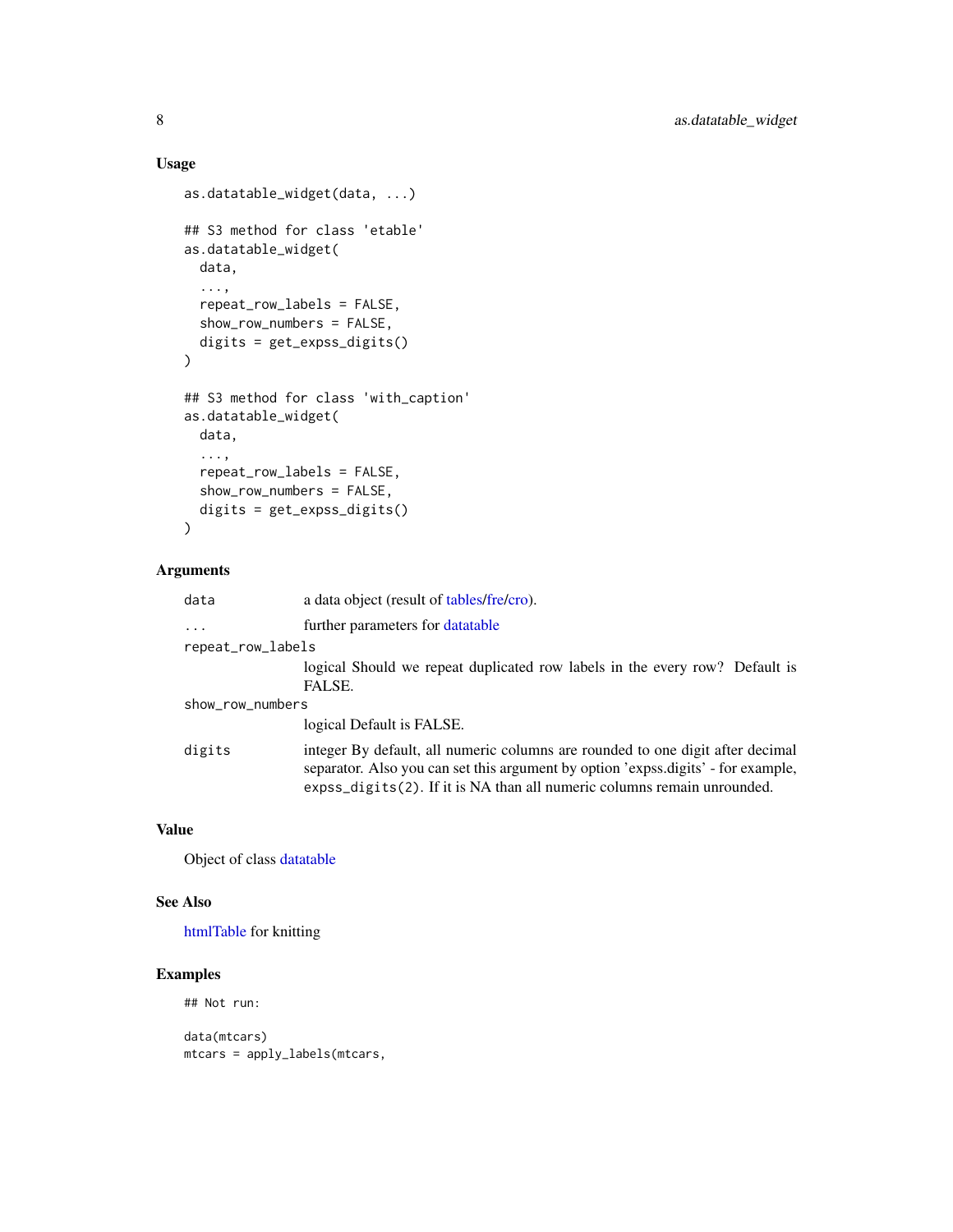## Usage

```
as.datatable_widget(data, ...)

## S3 method for class 'etable'
as.datatable_widget(
  data,
  ...,
  repeat_row_labels = FALSE,
  show_row_numbers = FALSE,
  digits = get_expss_digits()
)

## S3 method for class 'with_caption'
as.datatable_widget(
  data,
  ...,
  repeat_row_labels = FALSE,
  show_row_numbers = FALSE,
  digits = get_expss_digits()
)
```

## Arguments

| | |
|---|---|
| `data` | a data object (result of tables/fre/cro). |
| `...` | further parameters for datatable |
| `repeat_row_labels` | logical Should we repeat duplicated row labels in the every row? Default is FALSE. |
| `show_row_numbers` | logical Default is FALSE. |
| `digits` | integer By default, all numeric columns are rounded to one digit after decimal separator. Also you can set this argument by option 'expss.digits' - for example, `expss_digits(2)`. If it is NA than all numeric columns remain unrounded. |

## Value

Object of class datatable

## See Also

htmlTable for knitting

## Examples

```
## Not run:

data(mtcars)
mtcars = apply_labels(mtcars,
```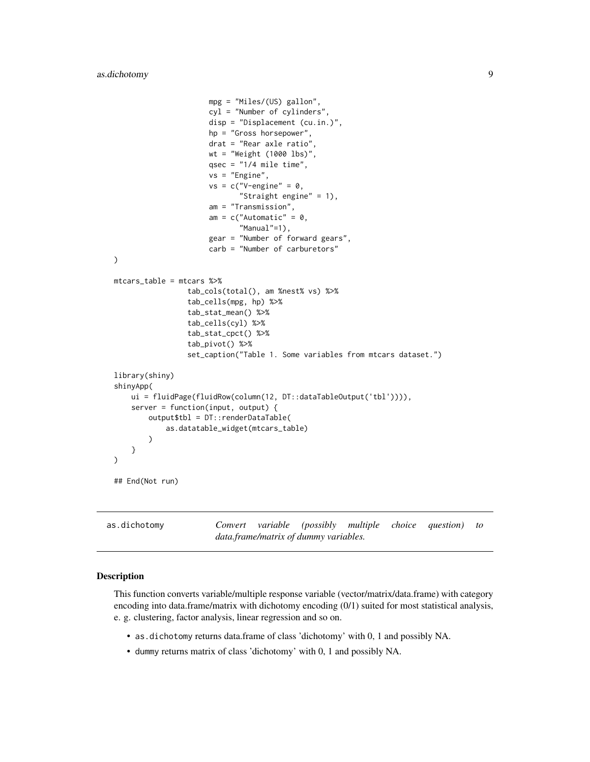```
                     mpg = "Miles/(US) gallon",
                     cyl = "Number of cylinders",
                     disp = "Displacement (cu.in.)",
                     hp = "Gross horsepower",
                     drat = "Rear axle ratio",
                     wt = "Weight (1000 lbs)",
                     qsec = "1/4 mile time",
                     vs = "Engine",
                     vs = c("V-engine" = 0,
                            "Straight engine" = 1),
                     am = "Transmission",
                     am = c("Automatic" = 0,
                            "Manual"=1),
                     gear = "Number of forward gears",
                     carb = "Number of carburetors"
)

mtcars_table = mtcars %>%
                 tab_cols(total(), am %nest% vs) %>%
                 tab_cells(mpg, hp) %>%
                 tab_stat_mean() %>%
                 tab_cells(cyl) %>%
                 tab_stat_cpct() %>%
                 tab_pivot() %>%
                 set_caption("Table 1. Some variables from mtcars dataset.")

library(shiny)
shinyApp(
    ui = fluidPage(fluidRow(column(12, DT::dataTableOutput('tbl')))),
    server = function(input, output) {
        output$tbl = DT::renderDataTable(
            as.datatable_widget(mtcars_table)
        )
    }
)

## End(Not run)
```

---

`as.dichotomy` *Convert variable (possibly multiple choice question) to data.frame/matrix of dummy variables.*

---

## Description

This function converts variable/multiple response variable (vector/matrix/data.frame) with category encoding into data.frame/matrix with dichotomy encoding (0/1) suited for most statistical analysis, e. g. clustering, factor analysis, linear regression and so on.

- `as.dichotomy` returns data.frame of class 'dichotomy' with 0, 1 and possibly NA.
- `dummy` returns matrix of class 'dichotomy' with 0, 1 and possibly NA.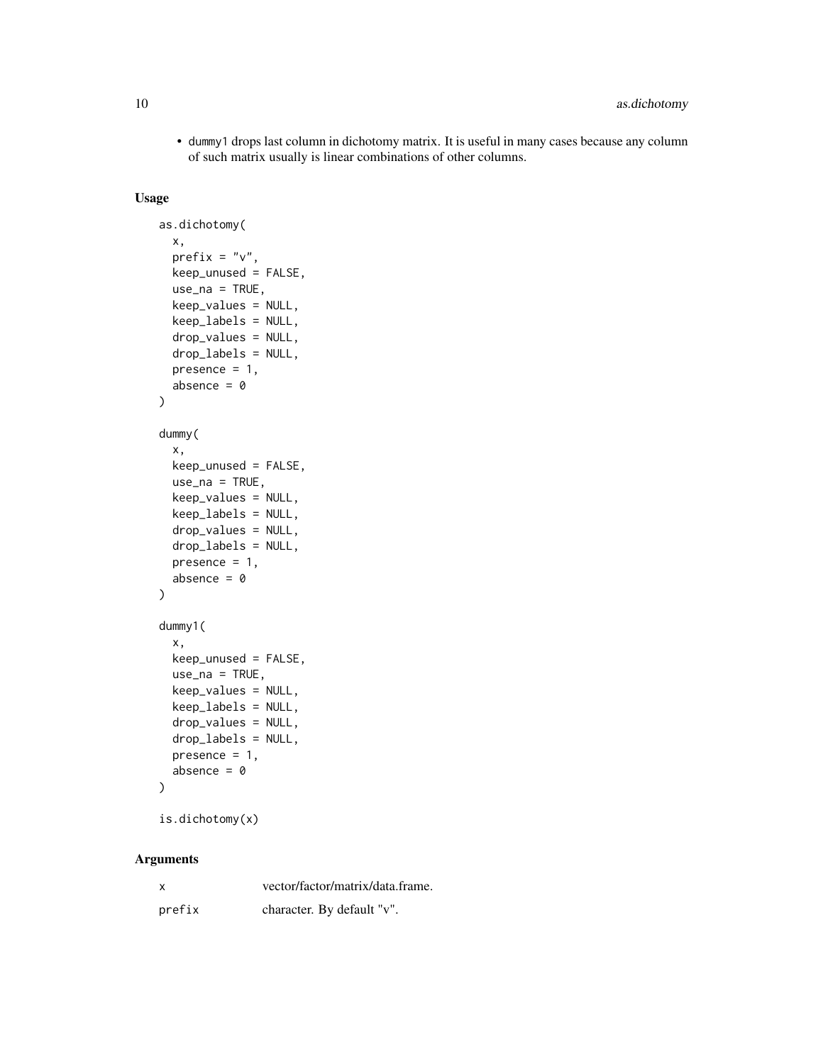- dummy1 drops last column in dichotomy matrix. It is useful in many cases because any column of such matrix usually is linear combinations of other columns.

## Usage

```
as.dichotomy(
  x,
  prefix = "v",
  keep_unused = FALSE,
  use_na = TRUE,
  keep_values = NULL,
  keep_labels = NULL,
  drop_values = NULL,
  drop_labels = NULL,
  presence = 1,
  absence = 0
)

dummy(
  x,
  keep_unused = FALSE,
  use_na = TRUE,
  keep_values = NULL,
  keep_labels = NULL,
  drop_values = NULL,
  drop_labels = NULL,
  presence = 1,
  absence = 0
)

dummy1(
  x,
  keep_unused = FALSE,
  use_na = TRUE,
  keep_values = NULL,
  keep_labels = NULL,
  drop_values = NULL,
  drop_labels = NULL,
  presence = 1,
  absence = 0
)

is.dichotomy(x)
```

## Arguments

| | |
|---|---|
| x | vector/factor/matrix/data.frame. |
| prefix | character. By default "v". |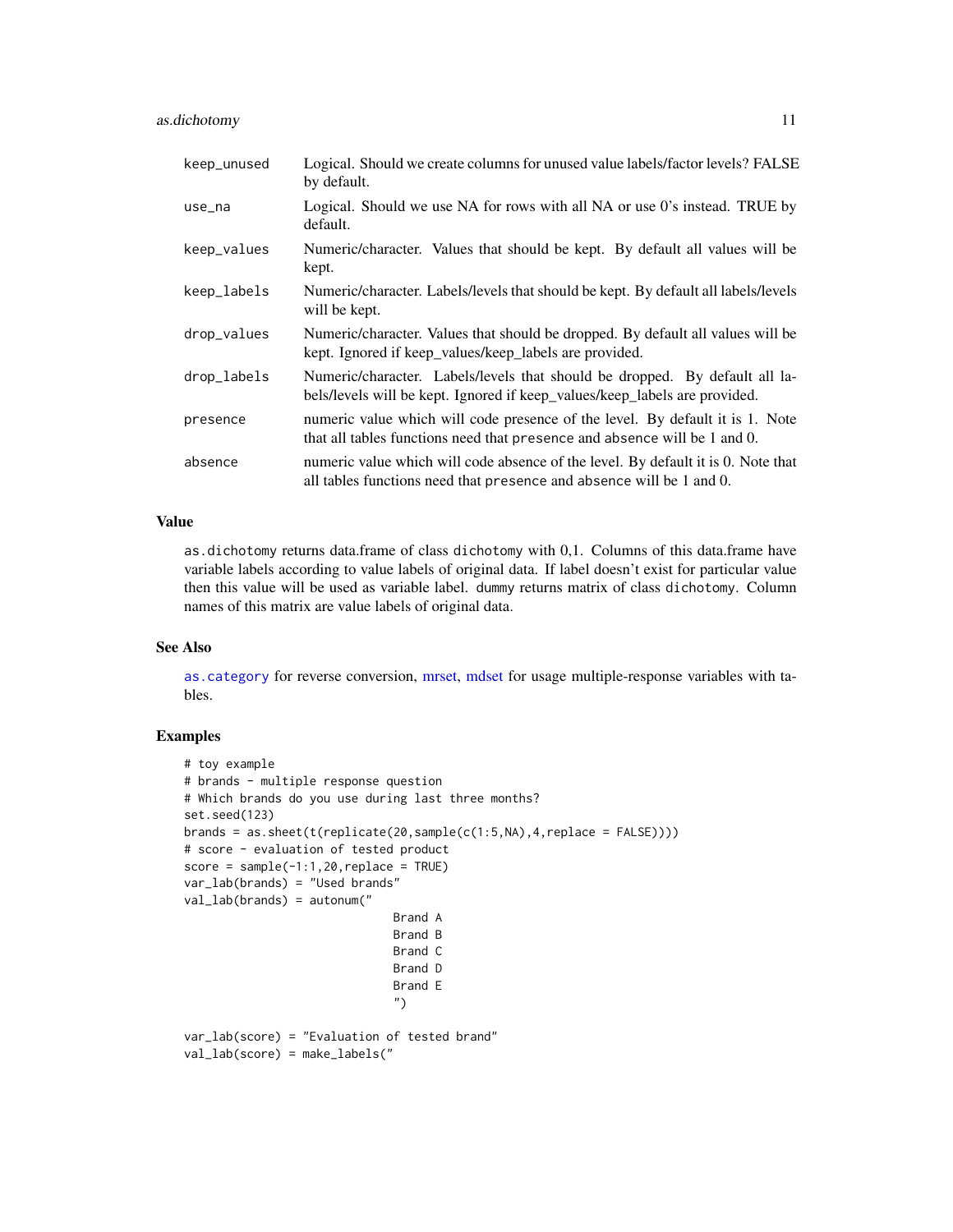| | |
|---|---|
| keep_unused | Logical. Should we create columns for unused value labels/factor levels? FALSE by default. |
| use_na | Logical. Should we use NA for rows with all NA or use 0's instead. TRUE by default. |
| keep_values | Numeric/character. Values that should be kept. By default all values will be kept. |
| keep_labels | Numeric/character. Labels/levels that should be kept. By default all labels/levels will be kept. |
| drop_values | Numeric/character. Values that should be dropped. By default all values will be kept. Ignored if keep_values/keep_labels are provided. |
| drop_labels | Numeric/character. Labels/levels that should be dropped. By default all labels/levels will be kept. Ignored if keep_values/keep_labels are provided. |
| presence | numeric value which will code presence of the level. By default it is 1. Note that all tables functions need that presence and absence will be 1 and 0. |
| absence | numeric value which will code absence of the level. By default it is 0. Note that all tables functions need that presence and absence will be 1 and 0. |

## Value

as.dichotomy returns data.frame of class dichotomy with 0,1. Columns of this data.frame have variable labels according to value labels of original data. If label doesn't exist for particular value then this value will be used as variable label. dummy returns matrix of class dichotomy. Column names of this matrix are value labels of original data.

## See Also

as.category for reverse conversion, mrset, mdset for usage multiple-response variables with tables.

## Examples

```
# toy example
# brands - multiple response question
# Which brands do you use during last three months?
set.seed(123)
brands = as.sheet(t(replicate(20,sample(c(1:5,NA),4,replace = FALSE))))
# score - evaluation of tested product
score = sample(-1:1,20,replace = TRUE)
var_lab(brands) = "Used brands"
val_lab(brands) = autonum("
                              Brand A
                              Brand B
                              Brand C
                              Brand D
                              Brand E
                              ")

var_lab(score) = "Evaluation of tested brand"
val_lab(score) = make_labels("
```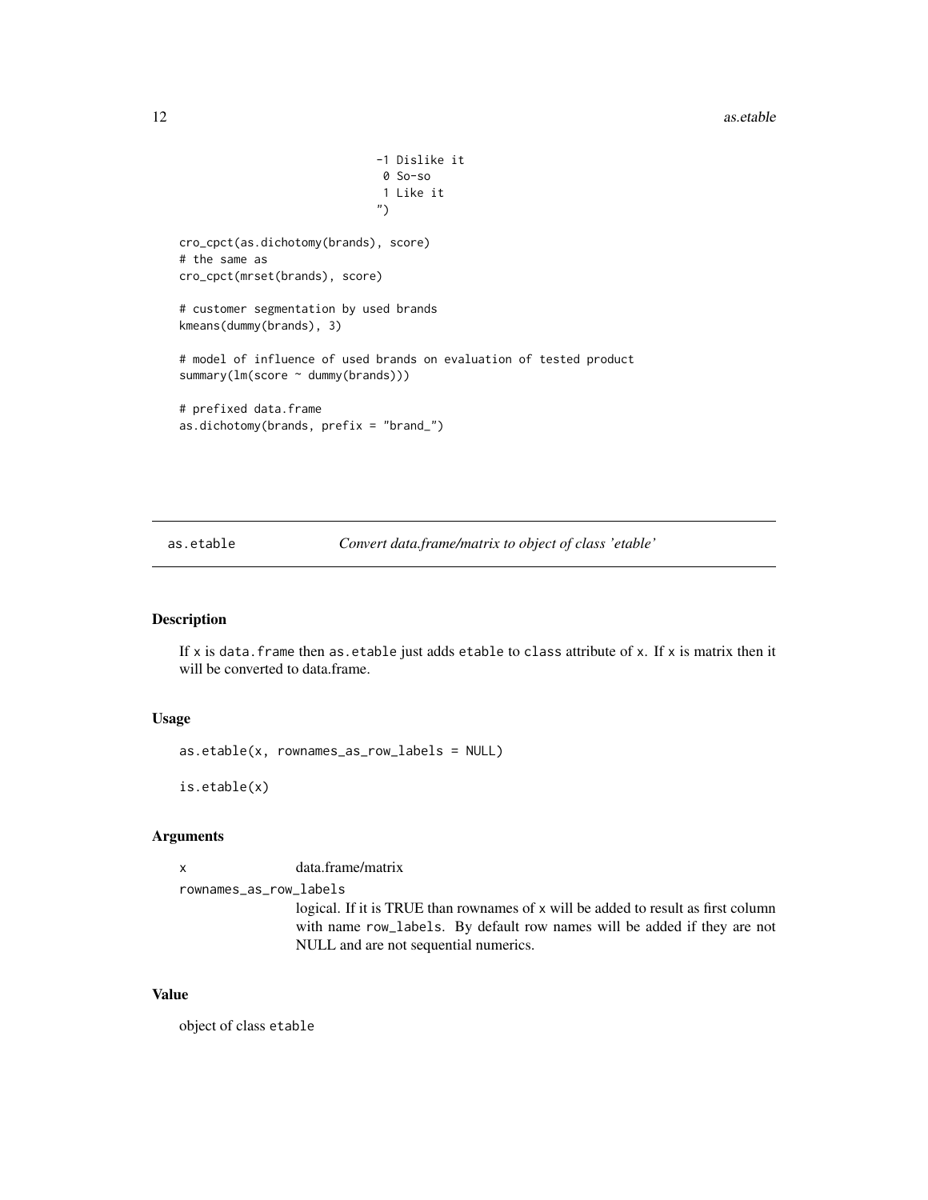```
                              -1 Dislike it
                               0 So-so
                               1 Like it
                              ")

cro_cpct(as.dichotomy(brands), score)
# the same as
cro_cpct(mrset(brands), score)

# customer segmentation by used brands
kmeans(dummy(brands), 3)

# model of influence of used brands on evaluation of tested product
summary(lm(score ~ dummy(brands)))

# prefixed data.frame
as.dichotomy(brands, prefix = "brand_")
```

## as.etable — *Convert data.frame/matrix to object of class 'etable'*

### Description

If `x` is `data.frame` then `as.etable` just adds `etable` to `class` attribute of `x`. If `x` is matrix then it will be converted to data.frame.

### Usage

```
as.etable(x, rownames_as_row_labels = NULL)

is.etable(x)
```

### Arguments

- `x` — data.frame/matrix
- `rownames_as_row_labels` — logical. If it is TRUE than rownames of `x` will be added to result as first column with name `row_labels`. By default row names will be added if they are not NULL and are not sequential numerics.

### Value

object of class `etable`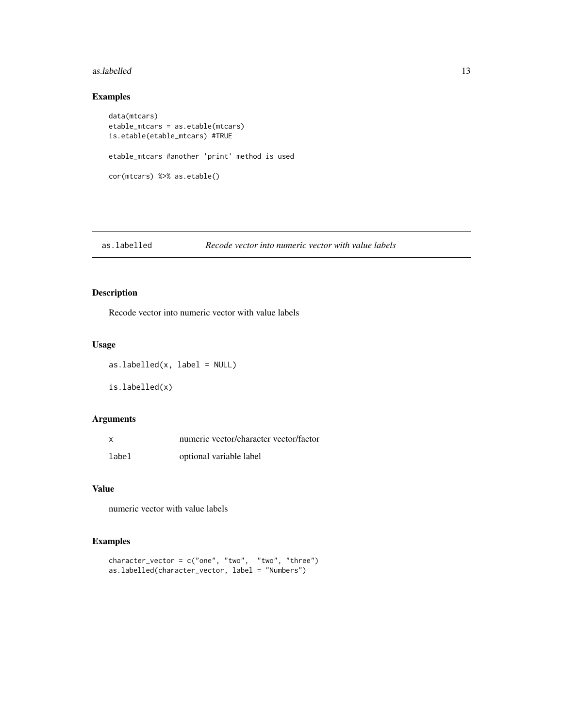## Examples

```
data(mtcars)
etable_mtcars = as.etable(mtcars)
is.etable(etable_mtcars) #TRUE

etable_mtcars #another 'print' method is used

cor(mtcars) %>% as.etable()
```

---

`as.labelled` *Recode vector into numeric vector with value labels*

---

## Description

Recode vector into numeric vector with value labels

## Usage

```
as.labelled(x, label = NULL)

is.labelled(x)
```

## Arguments

| | |
|---|---|
| `x` | numeric vector/character vector/factor |
| `label` | optional variable label |

## Value

numeric vector with value labels

## Examples

```
character_vector = c("one", "two",  "two", "three")
as.labelled(character_vector, label = "Numbers")
```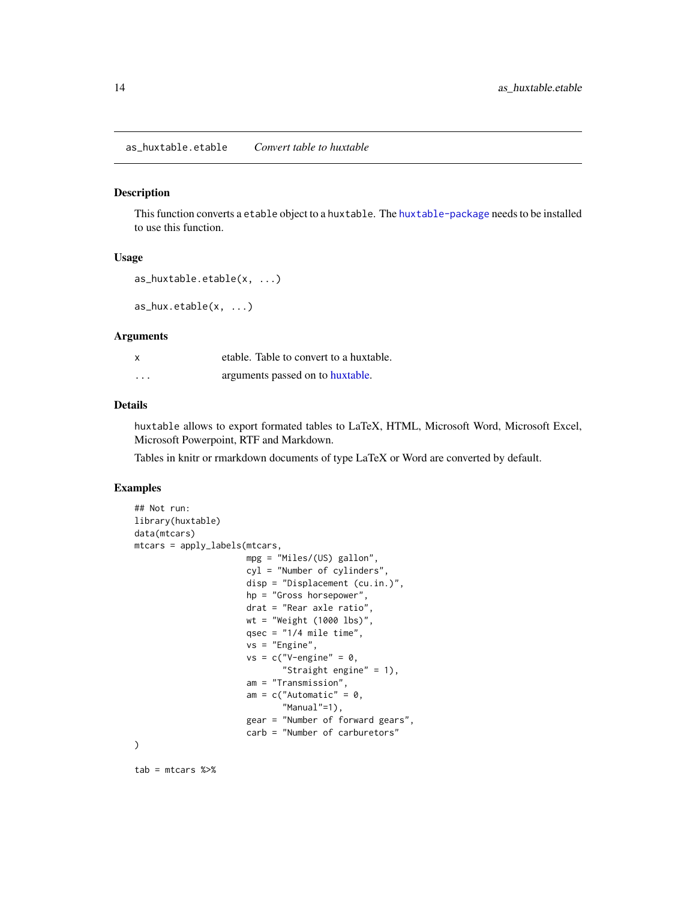## as_huxtable.etable — *Convert table to huxtable*

### Description

This function converts a `etable` object to a `huxtable`. The huxtable-package needs to be installed to use this function.

### Usage

```
as_huxtable.etable(x, ...)

as_hux.etable(x, ...)
```

### Arguments

| | |
|---|---|
| x | etable. Table to convert to a huxtable. |
| ... | arguments passed on to huxtable. |

### Details

`huxtable` allows to export formated tables to LaTeX, HTML, Microsoft Word, Microsoft Excel, Microsoft Powerpoint, RTF and Markdown.

Tables in knitr or rmarkdown documents of type LaTeX or Word are converted by default.

### Examples

```
## Not run:
library(huxtable)
data(mtcars)
mtcars = apply_labels(mtcars,
                      mpg = "Miles/(US) gallon",
                      cyl = "Number of cylinders",
                      disp = "Displacement (cu.in.)",
                      hp = "Gross horsepower",
                      drat = "Rear axle ratio",
                      wt = "Weight (1000 lbs)",
                      qsec = "1/4 mile time",
                      vs = "Engine",
                      vs = c("V-engine" = 0,
                             "Straight engine" = 1),
                      am = "Transmission",
                      am = c("Automatic" = 0,
                             "Manual"=1),
                      gear = "Number of forward gears",
                      carb = "Number of carburetors"
)

tab = mtcars %>%
```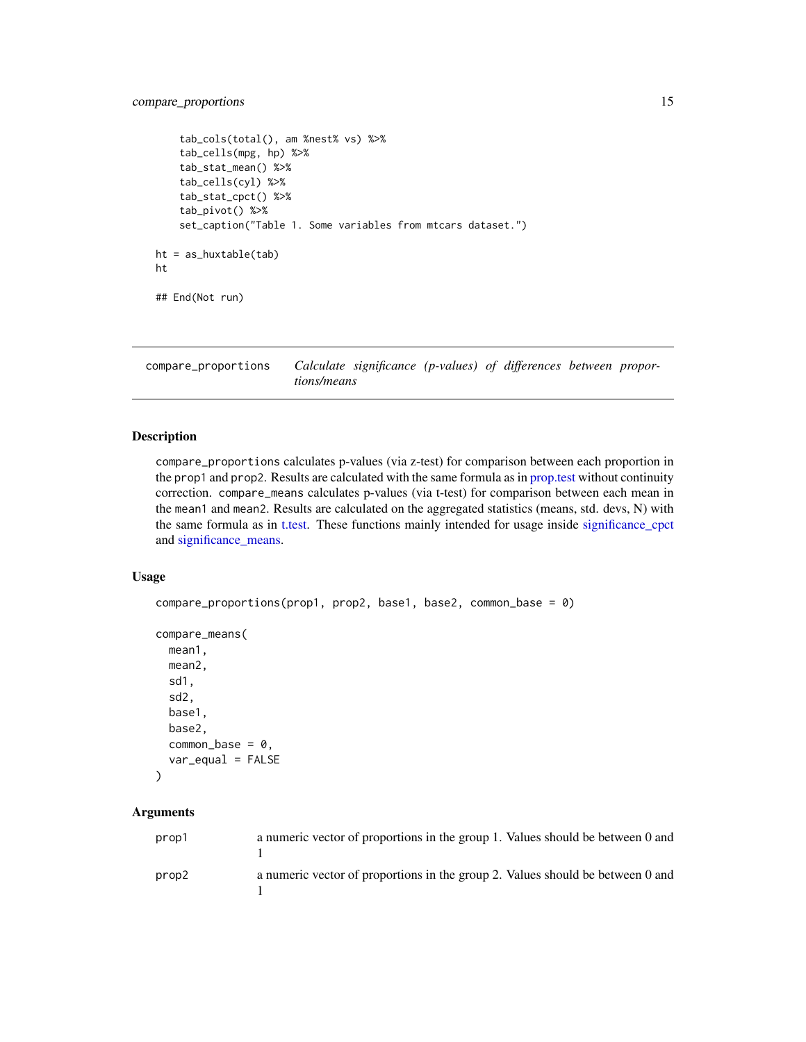```
    tab_cols(total(), am %nest% vs) %>%
    tab_cells(mpg, hp) %>%
    tab_stat_mean() %>%
    tab_cells(cyl) %>%
    tab_stat_cpct() %>%
    tab_pivot() %>%
    set_caption("Table 1. Some variables from mtcars dataset.")

ht = as_huxtable(tab)
ht

## End(Not run)
```

## compare_proportions — *Calculate significance (p-values) of differences between proportions/means*

### Description

compare_proportions calculates p-values (via z-test) for comparison between each proportion in the prop1 and prop2. Results are calculated with the same formula as in prop.test without continuity correction. compare_means calculates p-values (via t-test) for comparison between each mean in the mean1 and mean2. Results are calculated on the aggregated statistics (means, std. devs, N) with the same formula as in t.test. These functions mainly intended for usage inside significance_cpct and significance_means.

### Usage

```
compare_proportions(prop1, prop2, base1, base2, common_base = 0)

compare_means(
  mean1,
  mean2,
  sd1,
  sd2,
  base1,
  base2,
  common_base = 0,
  var_equal = FALSE
)
```

### Arguments

| | |
|---|---|
| prop1 | a numeric vector of proportions in the group 1. Values should be between 0 and 1 |
| prop2 | a numeric vector of proportions in the group 2. Values should be between 0 and 1 |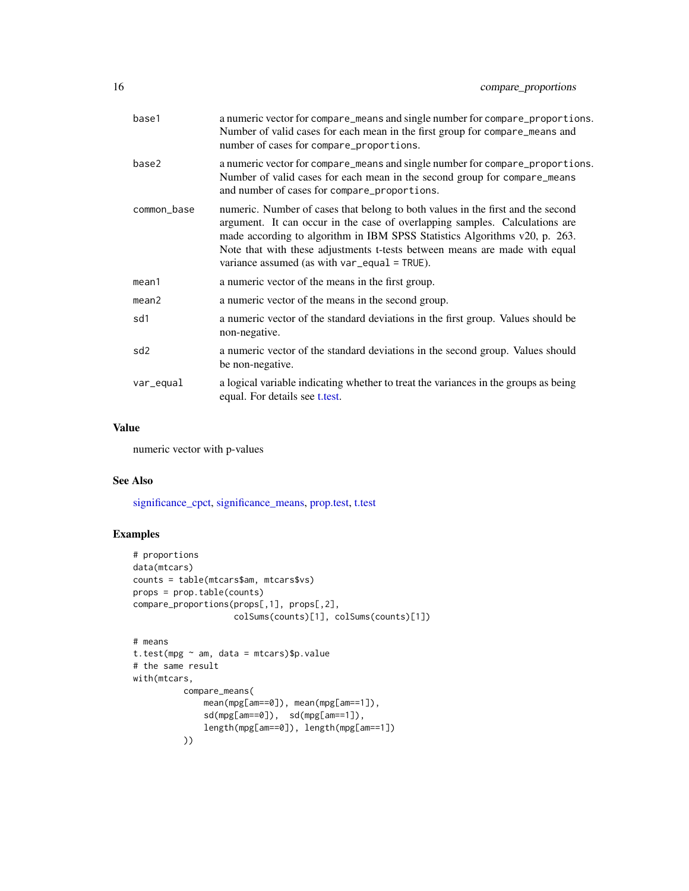| | |
|---|---|
| base1 | a numeric vector for `compare_means` and single number for `compare_proportions`. Number of valid cases for each mean in the first group for `compare_means` and number of cases for `compare_proportions`. |
| base2 | a numeric vector for `compare_means` and single number for `compare_proportions`. Number of valid cases for each mean in the second group for `compare_means` and number of cases for `compare_proportions`. |
| common_base | numeric. Number of cases that belong to both values in the first and the second argument. It can occur in the case of overlapping samples. Calculations are made according to algorithm in IBM SPSS Statistics Algorithms v20, p. 263. Note that with these adjustments t-tests between means are made with equal variance assumed (as with `var_equal = TRUE`). |
| mean1 | a numeric vector of the means in the first group. |
| mean2 | a numeric vector of the means in the second group. |
| sd1 | a numeric vector of the standard deviations in the first group. Values should be non-negative. |
| sd2 | a numeric vector of the standard deviations in the second group. Values should be non-negative. |
| var_equal | a logical variable indicating whether to treat the variances in the groups as being equal. For details see t.test. |

## Value

numeric vector with p-values

## See Also

significance_cpct, significance_means, prop.test, t.test

## Examples

```
# proportions
data(mtcars)
counts = table(mtcars$am, mtcars$vs)
props = prop.table(counts)
compare_proportions(props[,1], props[,2],
                    colSums(counts)[1], colSums(counts)[1])

# means
t.test(mpg ~ am, data = mtcars)$p.value
# the same result
with(mtcars,
          compare_means(
              mean(mpg[am==0]), mean(mpg[am==1]),
              sd(mpg[am==0]),  sd(mpg[am==1]),
              length(mpg[am==0]), length(mpg[am==1])
          ))
```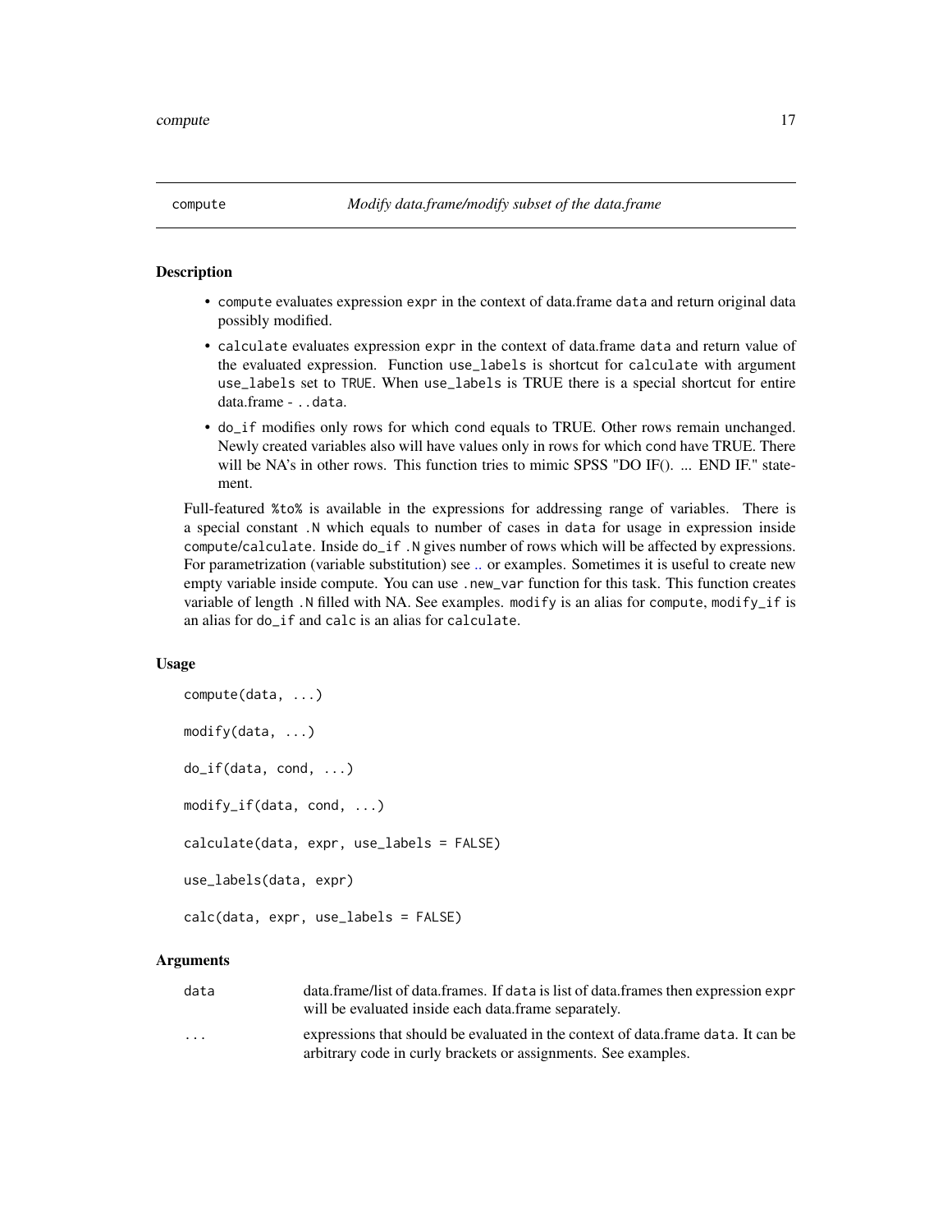# compute — *Modify data.frame/modify subset of the data.frame*

## Description

- compute evaluates expression expr in the context of data.frame data and return original data possibly modified.
- calculate evaluates expression expr in the context of data.frame data and return value of the evaluated expression. Function use_labels is shortcut for calculate with argument use_labels set to TRUE. When use_labels is TRUE there is a special shortcut for entire data.frame - ..data.
- do_if modifies only rows for which cond equals to TRUE. Other rows remain unchanged. Newly created variables also will have values only in rows for which cond have TRUE. There will be NA's in other rows. This function tries to mimic SPSS "DO IF(). ... END IF." statement.

Full-featured %to% is available in the expressions for addressing range of variables. There is a special constant .N which equals to number of cases in data for usage in expression inside compute/calculate. Inside do_if .N gives number of rows which will be affected by expressions. For parametrization (variable substitution) see .. or examples. Sometimes it is useful to create new empty variable inside compute. You can use .new_var function for this task. This function creates variable of length .N filled with NA. See examples. modify is an alias for compute, modify_if is an alias for do_if and calc is an alias for calculate.

## Usage

```
compute(data, ...)

modify(data, ...)

do_if(data, cond, ...)

modify_if(data, cond, ...)

calculate(data, expr, use_labels = FALSE)

use_labels(data, expr)

calc(data, expr, use_labels = FALSE)
```

## Arguments

| | |
|---|---|
| data | data.frame/list of data.frames. If data is list of data.frames then expression expr will be evaluated inside each data.frame separately. |
| ... | expressions that should be evaluated in the context of data.frame data. It can be arbitrary code in curly brackets or assignments. See examples. |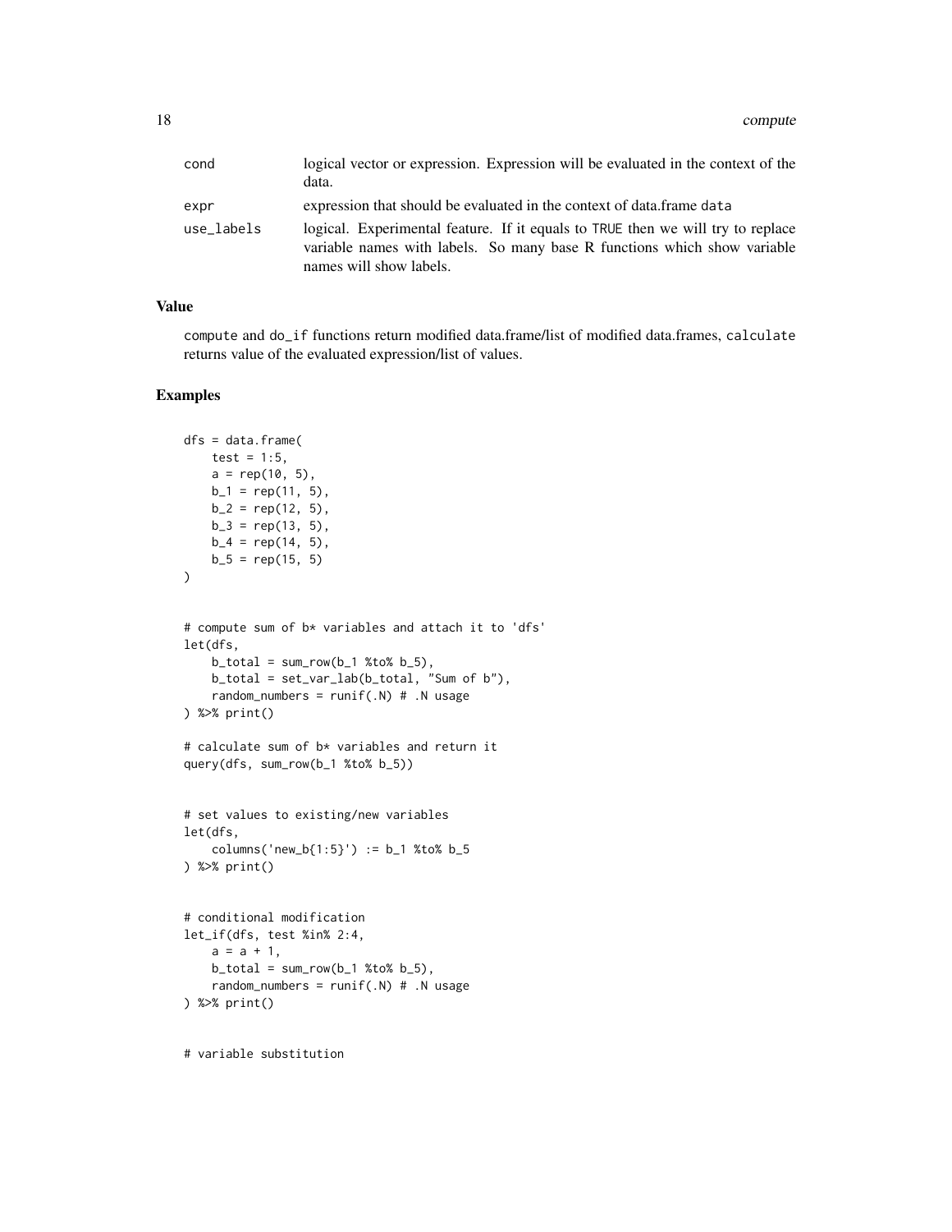| | |
|---|---|
| cond | logical vector or expression. Expression will be evaluated in the context of the data. |
| expr | expression that should be evaluated in the context of data.frame data |
| use_labels | logical. Experimental feature. If it equals to TRUE then we will try to replace variable names with labels. So many base R functions which show variable names will show labels. |

## Value

compute and do_if functions return modified data.frame/list of modified data.frames, calculate returns value of the evaluated expression/list of values.

## Examples

```
dfs = data.frame(
    test = 1:5,
    a = rep(10, 5),
    b_1 = rep(11, 5),
    b_2 = rep(12, 5),
    b_3 = rep(13, 5),
    b_4 = rep(14, 5),
    b_5 = rep(15, 5)
)


# compute sum of b* variables and attach it to 'dfs'
let(dfs,
    b_total = sum_row(b_1 %to% b_5),
    b_total = set_var_lab(b_total, "Sum of b"),
    random_numbers = runif(.N) # .N usage
) %>% print()

# calculate sum of b* variables and return it
query(dfs, sum_row(b_1 %to% b_5))


# set values to existing/new variables
let(dfs,
    columns('new_b{1:5}') := b_1 %to% b_5
) %>% print()


# conditional modification
let_if(dfs, test %in% 2:4,
    a = a + 1,
    b_total = sum_row(b_1 %to% b_5),
    random_numbers = runif(.N) # .N usage
) %>% print()


# variable substitution
```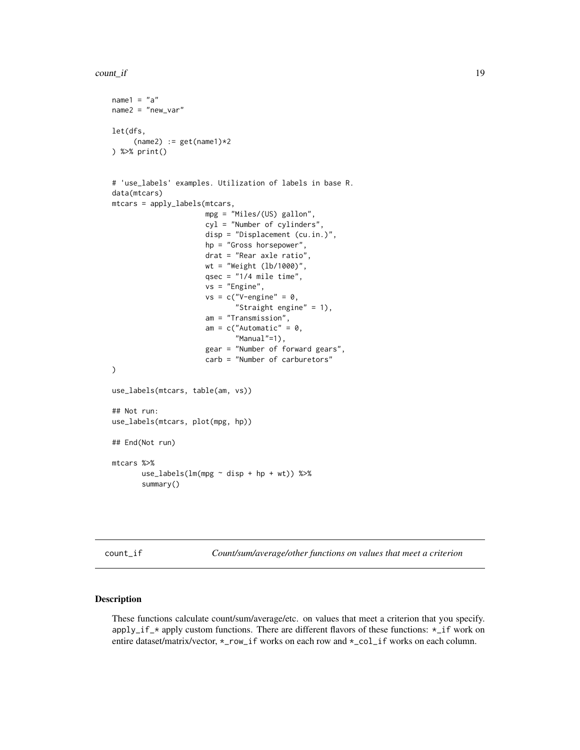```
name1 = "a"
name2 = "new_var"

let(dfs,
     (name2) := get(name1)*2
) %>% print()


# 'use_labels' examples. Utilization of labels in base R.
data(mtcars)
mtcars = apply_labels(mtcars,
                      mpg = "Miles/(US) gallon",
                      cyl = "Number of cylinders",
                      disp = "Displacement (cu.in.)",
                      hp = "Gross horsepower",
                      drat = "Rear axle ratio",
                      wt = "Weight (lb/1000)",
                      qsec = "1/4 mile time",
                      vs = "Engine",
                      vs = c("V-engine" = 0,
                             "Straight engine" = 1),
                      am = "Transmission",
                      am = c("Automatic" = 0,
                             "Manual"=1),
                      gear = "Number of forward gears",
                      carb = "Number of carburetors"
)

use_labels(mtcars, table(am, vs))

## Not run:
use_labels(mtcars, plot(mpg, hp))

## End(Not run)

mtcars %>%
       use_labels(lm(mpg ~ disp + hp + wt)) %>%
       summary()
```

---

count_if *Count/sum/average/other functions on values that meet a criterion*

---

## Description

These functions calculate count/sum/average/etc. on values that meet a criterion that you specify. apply_if_* apply custom functions. There are different flavors of these functions: *_if work on entire dataset/matrix/vector, *_row_if works on each row and *_col_if works on each column.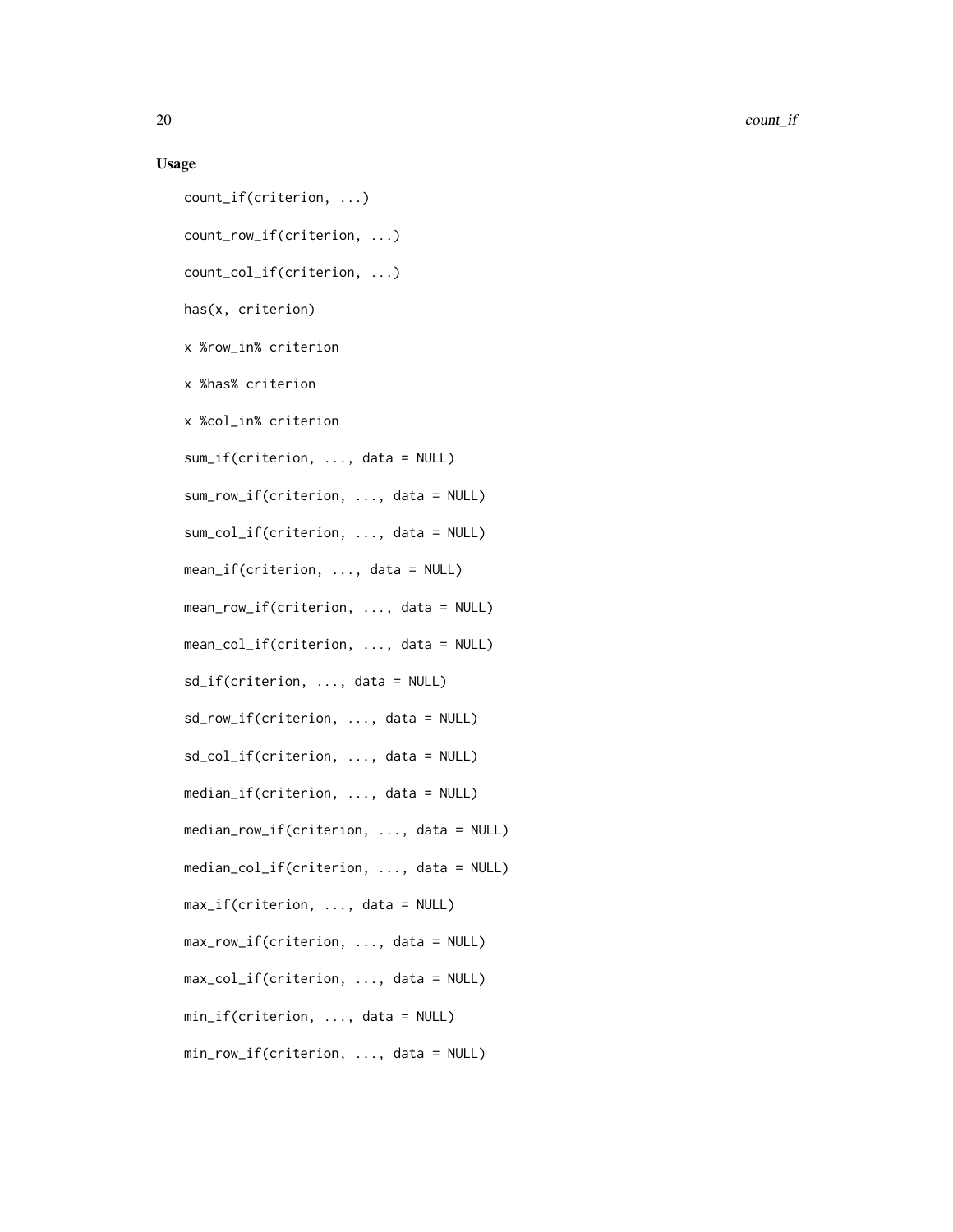### Usage

```
count_if(criterion, ...)

count_row_if(criterion, ...)

count_col_if(criterion, ...)

has(x, criterion)

x %row_in% criterion

x %has% criterion

x %col_in% criterion

sum_if(criterion, ..., data = NULL)

sum_row_if(criterion, ..., data = NULL)

sum_col_if(criterion, ..., data = NULL)

mean_if(criterion, ..., data = NULL)

mean_row_if(criterion, ..., data = NULL)

mean_col_if(criterion, ..., data = NULL)

sd_if(criterion, ..., data = NULL)

sd_row_if(criterion, ..., data = NULL)

sd_col_if(criterion, ..., data = NULL)

median_if(criterion, ..., data = NULL)

median_row_if(criterion, ..., data = NULL)

median_col_if(criterion, ..., data = NULL)

max_if(criterion, ..., data = NULL)

max_row_if(criterion, ..., data = NULL)

max_col_if(criterion, ..., data = NULL)

min_if(criterion, ..., data = NULL)

min_row_if(criterion, ..., data = NULL)
```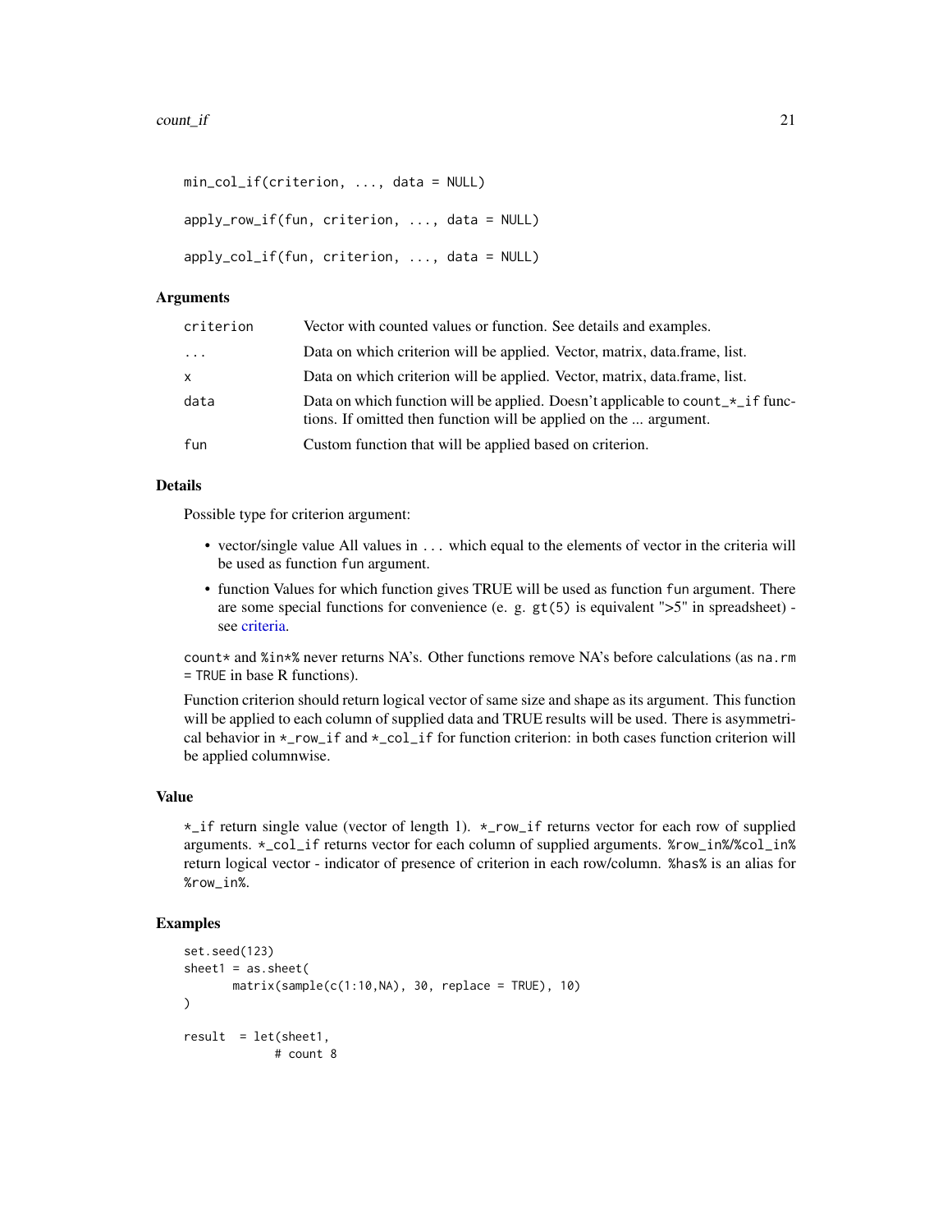```
min_col_if(criterion, ..., data = NULL)

apply_row_if(fun, criterion, ..., data = NULL)

apply_col_if(fun, criterion, ..., data = NULL)
```

### Arguments

| | |
|---|---|
| criterion | Vector with counted values or function. See details and examples. |
| ... | Data on which criterion will be applied. Vector, matrix, data.frame, list. |
| x | Data on which criterion will be applied. Vector, matrix, data.frame, list. |
| data | Data on which function will be applied. Doesn't applicable to `count_*_if` functions. If omitted then function will be applied on the ... argument. |
| fun | Custom function that will be applied based on criterion. |

### Details

Possible type for criterion argument:

- vector/single value All values in `...` which equal to the elements of vector in the criteria will be used as function `fun` argument.
- function Values for which function gives TRUE will be used as function `fun` argument. There are some special functions for convenience (e. g. `gt(5)` is equivalent ">5" in spreadsheet) - see criteria.

`count*` and `%in*%` never returns NA's. Other functions remove NA's before calculations (as `na.rm = TRUE` in base R functions).

Function criterion should return logical vector of same size and shape as its argument. This function will be applied to each column of supplied data and TRUE results will be used. There is asymmetrical behavior in `*_row_if` and `*_col_if` for function criterion: in both cases function criterion will be applied columnwise.

### Value

`*_if` return single value (vector of length 1). `*_row_if` returns vector for each row of supplied arguments. `*_col_if` returns vector for each column of supplied arguments. `%row_in%`/`%col_in%` return logical vector - indicator of presence of criterion in each row/column. `%has%` is an alias for `%row_in%`.

### Examples

```
set.seed(123)
sheet1 = as.sheet(
      matrix(sample(c(1:10,NA), 30, replace = TRUE), 10)
)

result  = let(sheet1,
            # count 8
```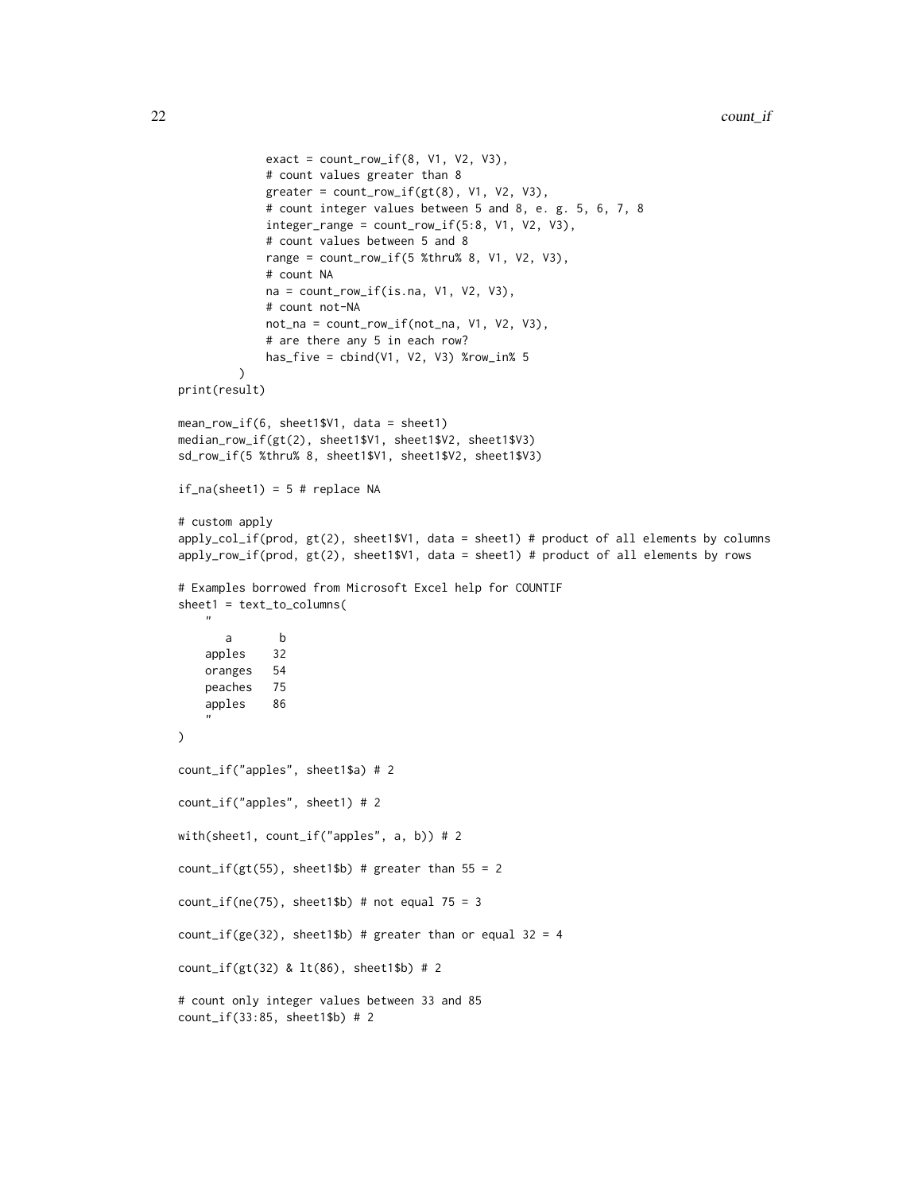```
             exact = count_row_if(8, V1, V2, V3),
             # count values greater than 8
             greater = count_row_if(gt(8), V1, V2, V3),
             # count integer values between 5 and 8, e. g. 5, 6, 7, 8
             integer_range = count_row_if(5:8, V1, V2, V3),
             # count values between 5 and 8
             range = count_row_if(5 %thru% 8, V1, V2, V3),
             # count NA
             na = count_row_if(is.na, V1, V2, V3),
             # count not-NA
             not_na = count_row_if(not_na, V1, V2, V3),
             # are there any 5 in each row?
             has_five = cbind(V1, V2, V3) %row_in% 5
         )
print(result)

mean_row_if(6, sheet1$V1, data = sheet1)
median_row_if(gt(2), sheet1$V1, sheet1$V2, sheet1$V3)
sd_row_if(5 %thru% 8, sheet1$V1, sheet1$V2, sheet1$V3)

if_na(sheet1) = 5 # replace NA

# custom apply
apply_col_if(prod, gt(2), sheet1$V1, data = sheet1) # product of all elements by columns
apply_row_if(prod, gt(2), sheet1$V1, data = sheet1) # product of all elements by rows

# Examples borrowed from Microsoft Excel help for COUNTIF
sheet1 = text_to_columns(
    "
       a       b
    apples    32
    oranges   54
    peaches   75
    apples    86
    "
)

count_if("apples", sheet1$a) # 2

count_if("apples", sheet1) # 2

with(sheet1, count_if("apples", a, b)) # 2

count_if(gt(55), sheet1$b) # greater than 55 = 2

count_if(ne(75), sheet1$b) # not equal 75 = 3

count_if(ge(32), sheet1$b) # greater than or equal 32 = 4

count_if(gt(32) & lt(86), sheet1$b) # 2

# count only integer values between 33 and 85
count_if(33:85, sheet1$b) # 2
```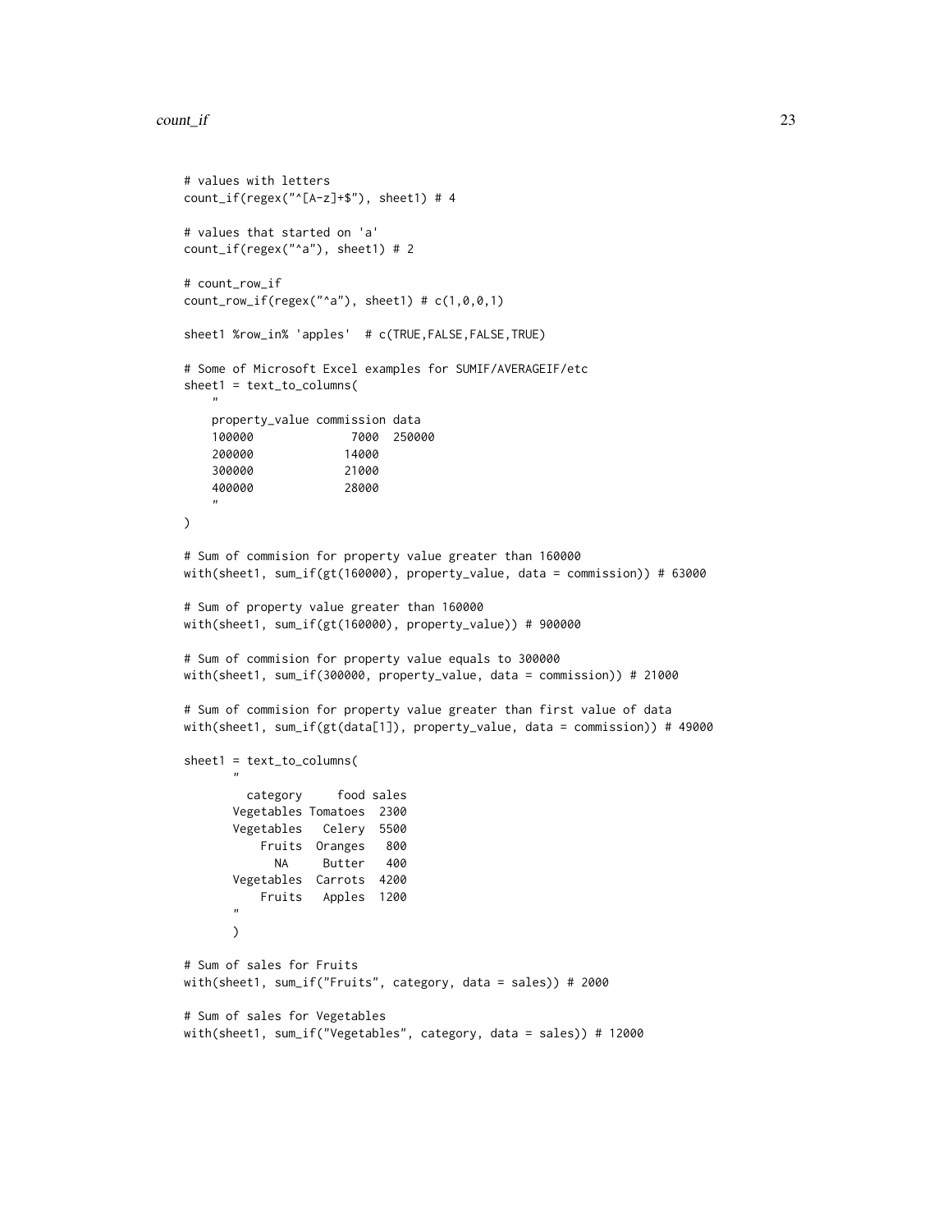```
# values with letters
count_if(regex("^[A-z]+$"), sheet1) # 4

# values that started on 'a'
count_if(regex("^a"), sheet1) # 2

# count_row_if
count_row_if(regex("^a"), sheet1) # c(1,0,0,1)

sheet1 %row_in% 'apples'  # c(TRUE,FALSE,FALSE,TRUE)

# Some of Microsoft Excel examples for SUMIF/AVERAGEIF/etc
sheet1 = text_to_columns(
    "
    property_value commission data
    100000              7000  250000
    200000             14000
    300000             21000
    400000             28000
    "
)

# Sum of commision for property value greater than 160000
with(sheet1, sum_if(gt(160000), property_value, data = commission)) # 63000

# Sum of property value greater than 160000
with(sheet1, sum_if(gt(160000), property_value)) # 900000

# Sum of commision for property value equals to 300000
with(sheet1, sum_if(300000, property_value, data = commission)) # 21000

# Sum of commision for property value greater than first value of data
with(sheet1, sum_if(gt(data[1]), property_value, data = commission)) # 49000

sheet1 = text_to_columns(
       "
         category     food sales
       Vegetables Tomatoes  2300
       Vegetables   Celery  5500
           Fruits  Oranges   800
             NA     Butter   400
       Vegetables  Carrots  4200
           Fruits   Apples  1200
       "
       )

# Sum of sales for Fruits
with(sheet1, sum_if("Fruits", category, data = sales)) # 2000

# Sum of sales for Vegetables
with(sheet1, sum_if("Vegetables", category, data = sales)) # 12000
```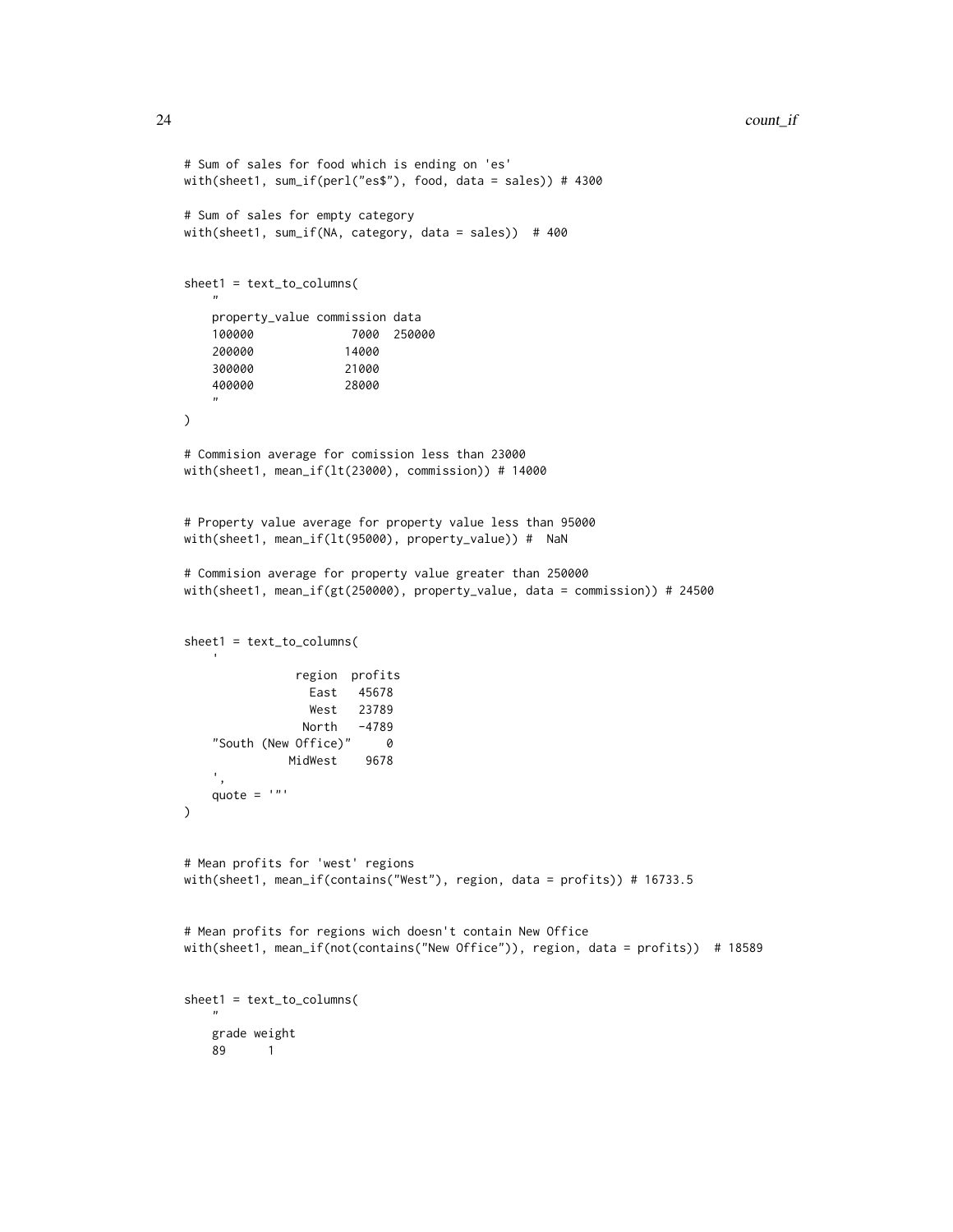```
# Sum of sales for food which is ending on 'es'
with(sheet1, sum_if(perl("es$"), food, data = sales)) # 4300

# Sum of sales for empty category
with(sheet1, sum_if(NA, category, data = sales))  # 400


sheet1 = text_to_columns(
    "
    property_value commission data
    100000              7000  250000
    200000             14000
    300000             21000
    400000             28000
    "
)

# Commision average for comission less than 23000
with(sheet1, mean_if(lt(23000), commission)) # 14000


# Property value average for property value less than 95000
with(sheet1, mean_if(lt(95000), property_value)) #  NaN

# Commision average for property value greater than 250000
with(sheet1, mean_if(gt(250000), property_value, data = commission)) # 24500


sheet1 = text_to_columns(
    '
                region  profits
                  East   45678
                  West   23789
                 North   -4789
    "South (New Office)"     0
               MidWest    9678
    ',
    quote = '"'
)


# Mean profits for 'west' regions
with(sheet1, mean_if(contains("West"), region, data = profits)) # 16733.5


# Mean profits for regions wich doesn't contain New Office
with(sheet1, mean_if(not(contains("New Office")), region, data = profits))  # 18589


sheet1 = text_to_columns(
    "
    grade weight
    89      1
```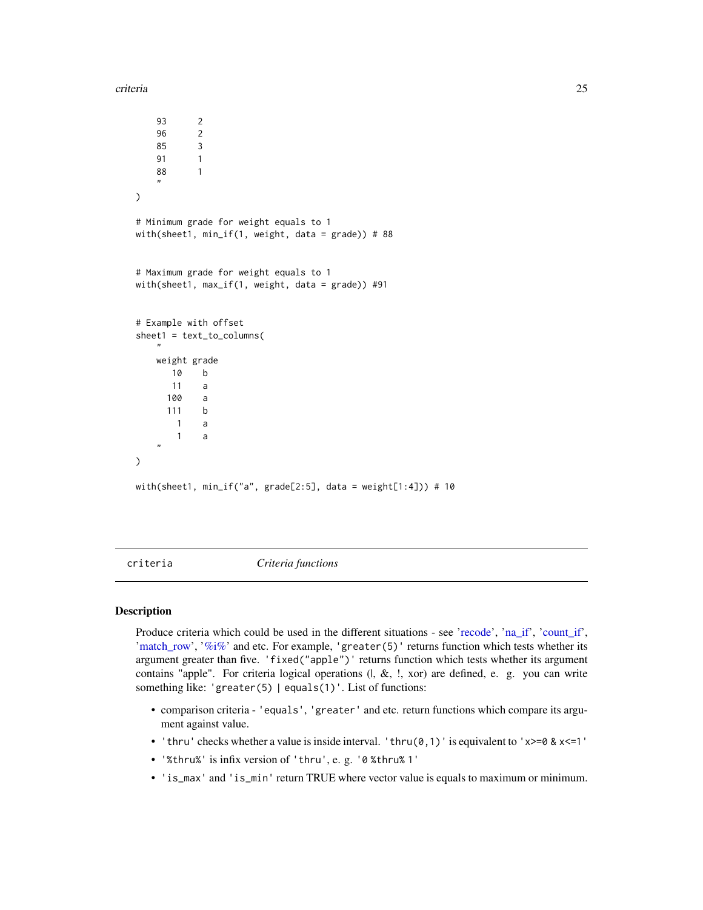```
    93      2
    96      2
    85      3
    91      1
    88      1
    "
)

# Minimum grade for weight equals to 1
with(sheet1, min_if(1, weight, data = grade)) # 88


# Maximum grade for weight equals to 1
with(sheet1, max_if(1, weight, data = grade)) #91


# Example with offset
sheet1 = text_to_columns(
    "
    weight grade
       10    b
       11    a
      100    a
      111    b
        1    a
        1    a
    "
)

with(sheet1, min_if("a", grade[2:5], data = weight[1:4])) # 10
```

## criteria        *Criteria functions*

### Description

Produce criteria which could be used in the different situations - see 'recode', 'na_if', 'count_if', 'match_row', '%i%' and etc. For example, 'greater(5)' returns function which tests whether its argument greater than five. 'fixed("apple")' returns function which tests whether its argument contains "apple". For criteria logical operations (|, &, !, xor) are defined, e. g. you can write something like: 'greater(5) | equals(1)'. List of functions:

- comparison criteria - 'equals', 'greater' and etc. return functions which compare its argument against value.
- 'thru' checks whether a value is inside interval. 'thru(0,1)' is equivalent to 'x>=0 & x<=1'
- '%thru%' is infix version of 'thru', e. g. '0 %thru% 1'
- 'is_max' and 'is_min' return TRUE where vector value is equals to maximum or minimum.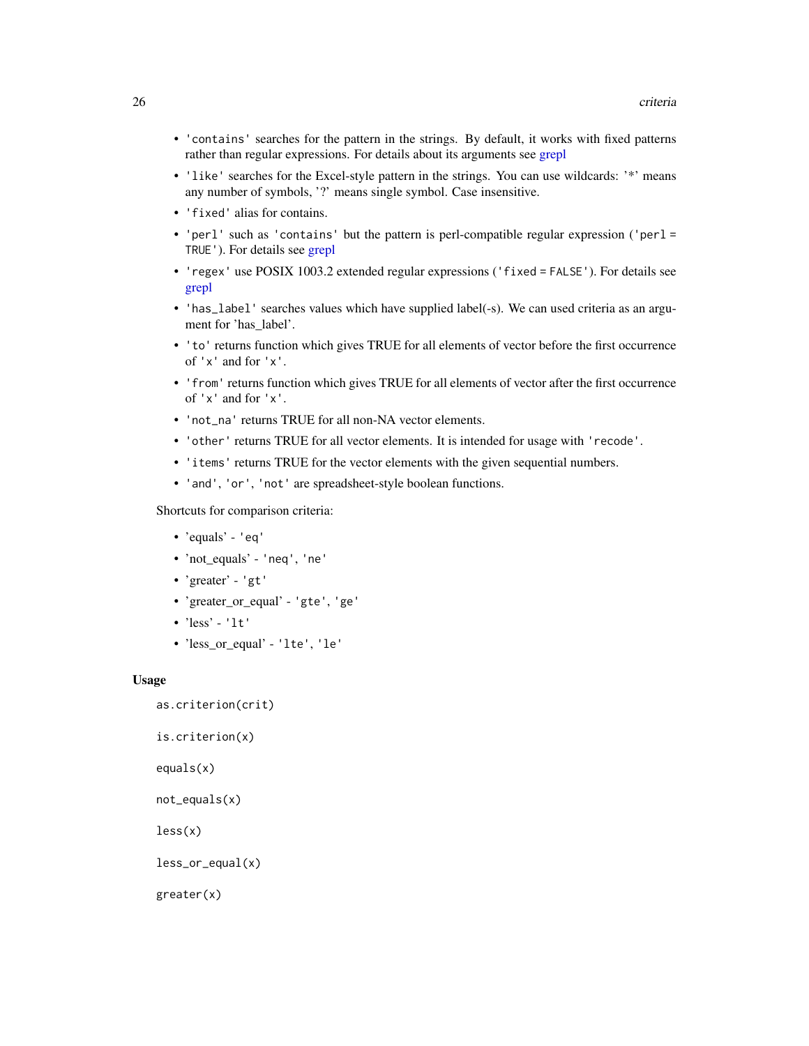- 'contains' searches for the pattern in the strings. By default, it works with fixed patterns rather than regular expressions. For details about its arguments see grepl
- 'like' searches for the Excel-style pattern in the strings. You can use wildcards: '*' means any number of symbols, '?' means single symbol. Case insensitive.
- 'fixed' alias for contains.
- 'perl' such as 'contains' but the pattern is perl-compatible regular expression ('perl = TRUE'). For details see grepl
- 'regex' use POSIX 1003.2 extended regular expressions ('fixed = FALSE'). For details see grepl
- 'has_label' searches values which have supplied label(-s). We can used criteria as an argument for 'has_label'.
- 'to' returns function which gives TRUE for all elements of vector before the first occurrence of 'x' and for 'x'.
- 'from' returns function which gives TRUE for all elements of vector after the first occurrence of 'x' and for 'x'.
- 'not_na' returns TRUE for all non-NA vector elements.
- 'other' returns TRUE for all vector elements. It is intended for usage with 'recode'.
- 'items' returns TRUE for the vector elements with the given sequential numbers.
- 'and', 'or', 'not' are spreadsheet-style boolean functions.

Shortcuts for comparison criteria:

- 'equals' - 'eq'
- 'not_equals' - 'neq', 'ne'
- 'greater' - 'gt'
- 'greater_or_equal' - 'gte', 'ge'
- 'less' - 'lt'
- 'less_or_equal' - 'lte', 'le'

## Usage

```
as.criterion(crit)

is.criterion(x)

equals(x)

not_equals(x)

less(x)

less_or_equal(x)

greater(x)
```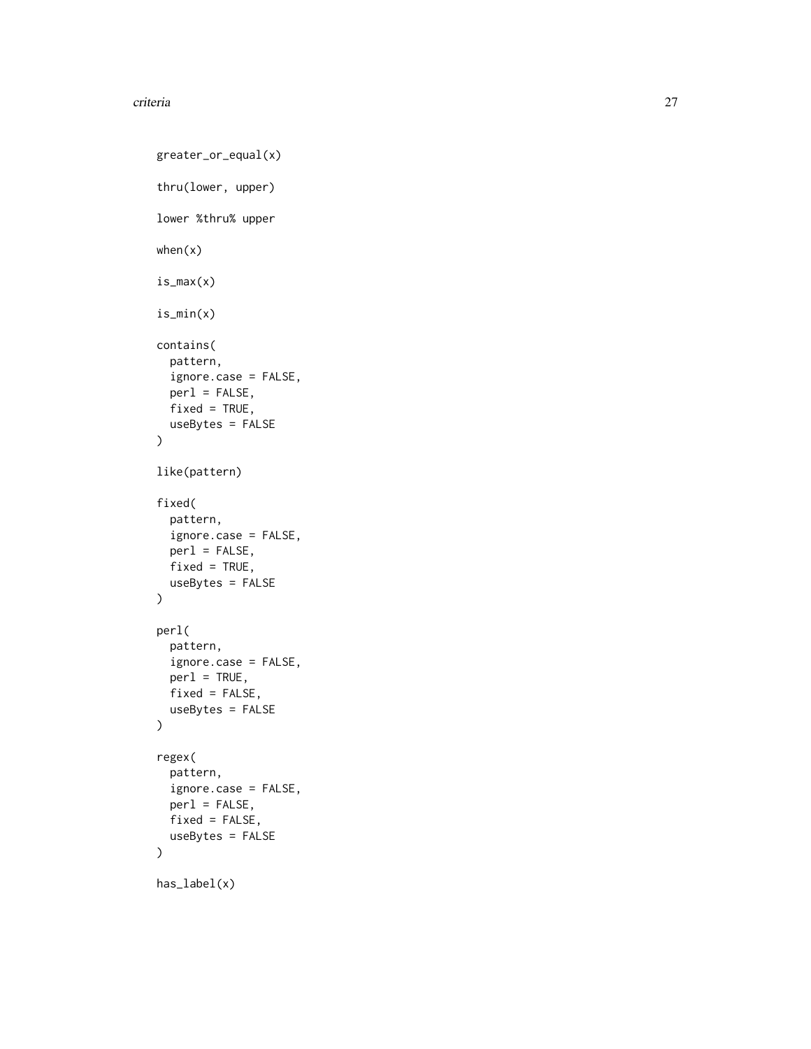```
greater_or_equal(x)

thru(lower, upper)

lower %thru% upper

when(x)

is_max(x)

is_min(x)

contains(
  pattern,
  ignore.case = FALSE,
  perl = FALSE,
  fixed = TRUE,
  useBytes = FALSE
)

like(pattern)

fixed(
  pattern,
  ignore.case = FALSE,
  perl = FALSE,
  fixed = TRUE,
  useBytes = FALSE
)

perl(
  pattern,
  ignore.case = FALSE,
  perl = TRUE,
  fixed = FALSE,
  useBytes = FALSE
)

regex(
  pattern,
  ignore.case = FALSE,
  perl = FALSE,
  fixed = FALSE,
  useBytes = FALSE
)

has_label(x)
```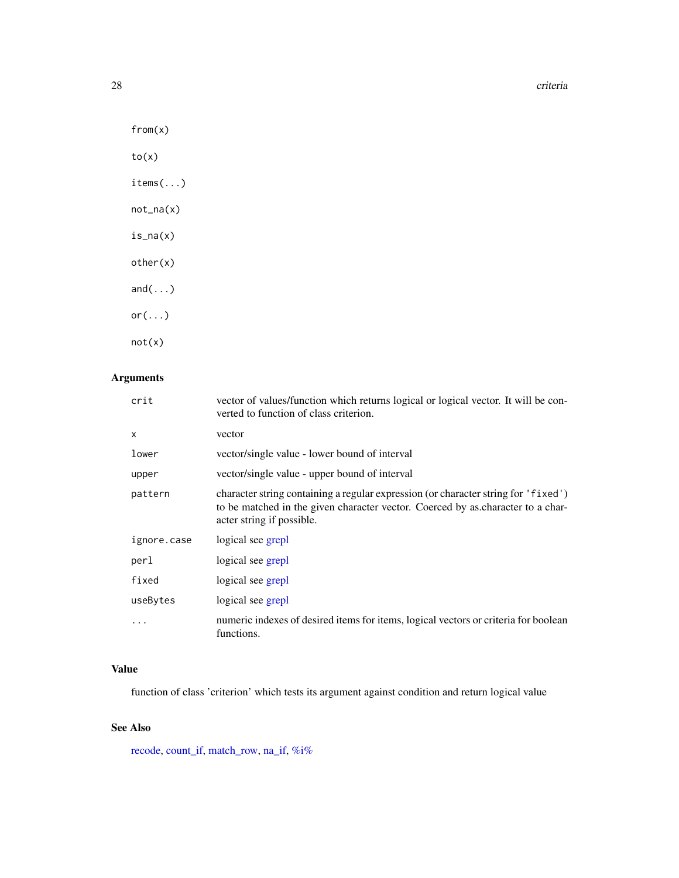```
from(x)

to(x)

items(...)

not_na(x)

is_na(x)

other(x)

and(...)

or(...)

not(x)
```

## Arguments

| | |
|---|---|
| crit | vector of values/function which returns logical or logical vector. It will be converted to function of class criterion. |
| x | vector |
| lower | vector/single value - lower bound of interval |
| upper | vector/single value - upper bound of interval |
| pattern | character string containing a regular expression (or character string for 'fixed') to be matched in the given character vector. Coerced by as.character to a character string if possible. |
| ignore.case | logical see grepl |
| perl | logical see grepl |
| fixed | logical see grepl |
| useBytes | logical see grepl |
| ... | numeric indexes of desired items for items, logical vectors or criteria for boolean functions. |

## Value

function of class 'criterion' which tests its argument against condition and return logical value

## See Also

recode, count_if, match_row, na_if, %i%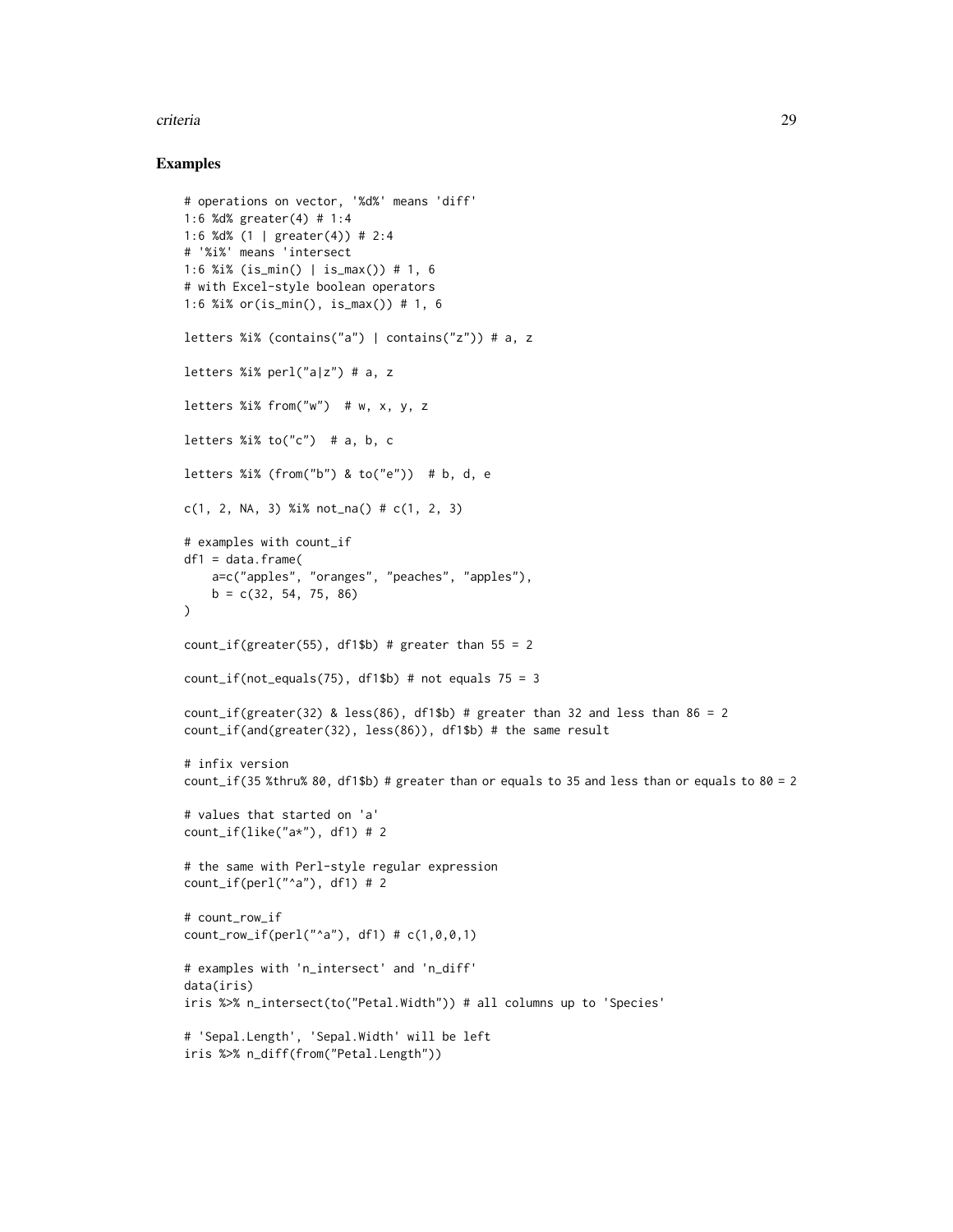## Examples

```
# operations on vector, '%d%' means 'diff'
1:6 %d% greater(4) # 1:4
1:6 %d% (1 | greater(4)) # 2:4
# '%i%' means 'intersect
1:6 %i% (is_min() | is_max()) # 1, 6
# with Excel-style boolean operators
1:6 %i% or(is_min(), is_max()) # 1, 6

letters %i% (contains("a") | contains("z")) # a, z

letters %i% perl("a|z") # a, z

letters %i% from("w")  # w, x, y, z

letters %i% to("c")  # a, b, c

letters %i% (from("b") & to("e"))  # b, d, e

c(1, 2, NA, 3) %i% not_na() # c(1, 2, 3)

# examples with count_if
df1 = data.frame(
    a=c("apples", "oranges", "peaches", "apples"),
    b = c(32, 54, 75, 86)
)

count_if(greater(55), df1$b) # greater than 55 = 2

count_if(not_equals(75), df1$b) # not equals 75 = 3

count_if(greater(32) & less(86), df1$b) # greater than 32 and less than 86 = 2
count_if(and(greater(32), less(86)), df1$b) # the same result

# infix version
count_if(35 %thru% 80, df1$b) # greater than or equals to 35 and less than or equals to 80 = 2

# values that started on 'a'
count_if(like("a*"), df1) # 2

# the same with Perl-style regular expression
count_if(perl("^a"), df1) # 2

# count_row_if
count_row_if(perl("^a"), df1) # c(1,0,0,1)

# examples with 'n_intersect' and 'n_diff'
data(iris)
iris %>% n_intersect(to("Petal.Width")) # all columns up to 'Species'

# 'Sepal.Length', 'Sepal.Width' will be left
iris %>% n_diff(from("Petal.Length"))
```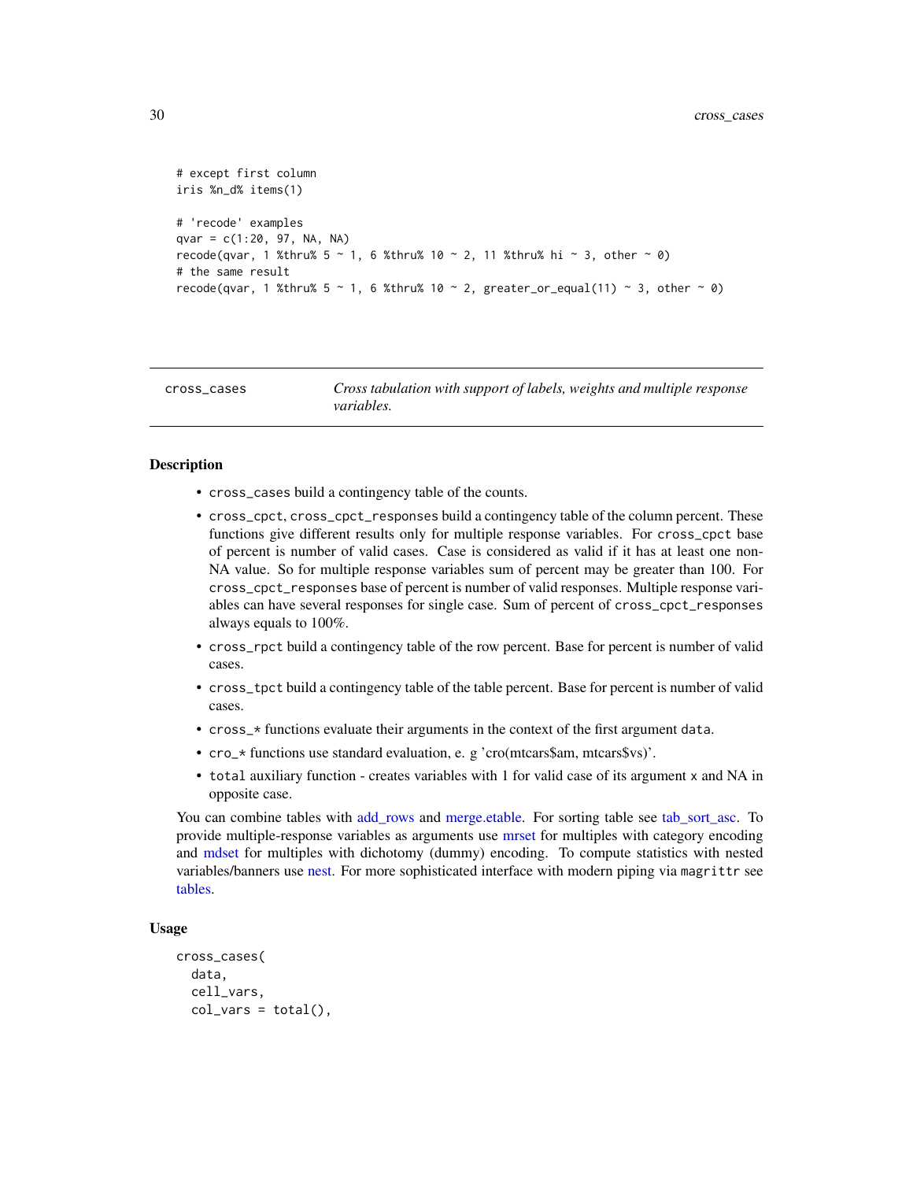```
# except first column
iris %n_d% items(1)

# 'recode' examples
qvar = c(1:20, 97, NA, NA)
recode(qvar, 1 %thru% 5 ~ 1, 6 %thru% 10 ~ 2, 11 %thru% hi ~ 3, other ~ 0)
# the same result
recode(qvar, 1 %thru% 5 ~ 1, 6 %thru% 10 ~ 2, greater_or_equal(11) ~ 3, other ~ 0)
```

---

## cross_cases

*Cross tabulation with support of labels, weights and multiple response variables.*

---

### Description

- `cross_cases` build a contingency table of the counts.
- `cross_cpct`, `cross_cpct_responses` build a contingency table of the column percent. These functions give different results only for multiple response variables. For `cross_cpct` base of percent is number of valid cases. Case is considered as valid if it has at least one non-NA value. So for multiple response variables sum of percent may be greater than 100. For `cross_cpct_responses` base of percent is number of valid responses. Multiple response variables can have several responses for single case. Sum of percent of `cross_cpct_responses` always equals to 100%.
- `cross_rpct` build a contingency table of the row percent. Base for percent is number of valid cases.
- `cross_tpct` build a contingency table of the table percent. Base for percent is number of valid cases.
- `cross_*` functions evaluate their arguments in the context of the first argument `data`.
- `cro_*` functions use standard evaluation, e. g 'cro(mtcars$am, mtcars$vs)'.
- `total` auxiliary function - creates variables with 1 for valid case of its argument `x` and NA in opposite case.

You can combine tables with add_rows and merge.etable. For sorting table see tab_sort_asc. To provide multiple-response variables as arguments use mrset for multiples with category encoding and mdset for multiples with dichotomy (dummy) encoding. To compute statistics with nested variables/banners use nest. For more sophisticated interface with modern piping via `magrittr` see tables.

### Usage

```
cross_cases(
  data,
  cell_vars,
  col_vars = total(),
```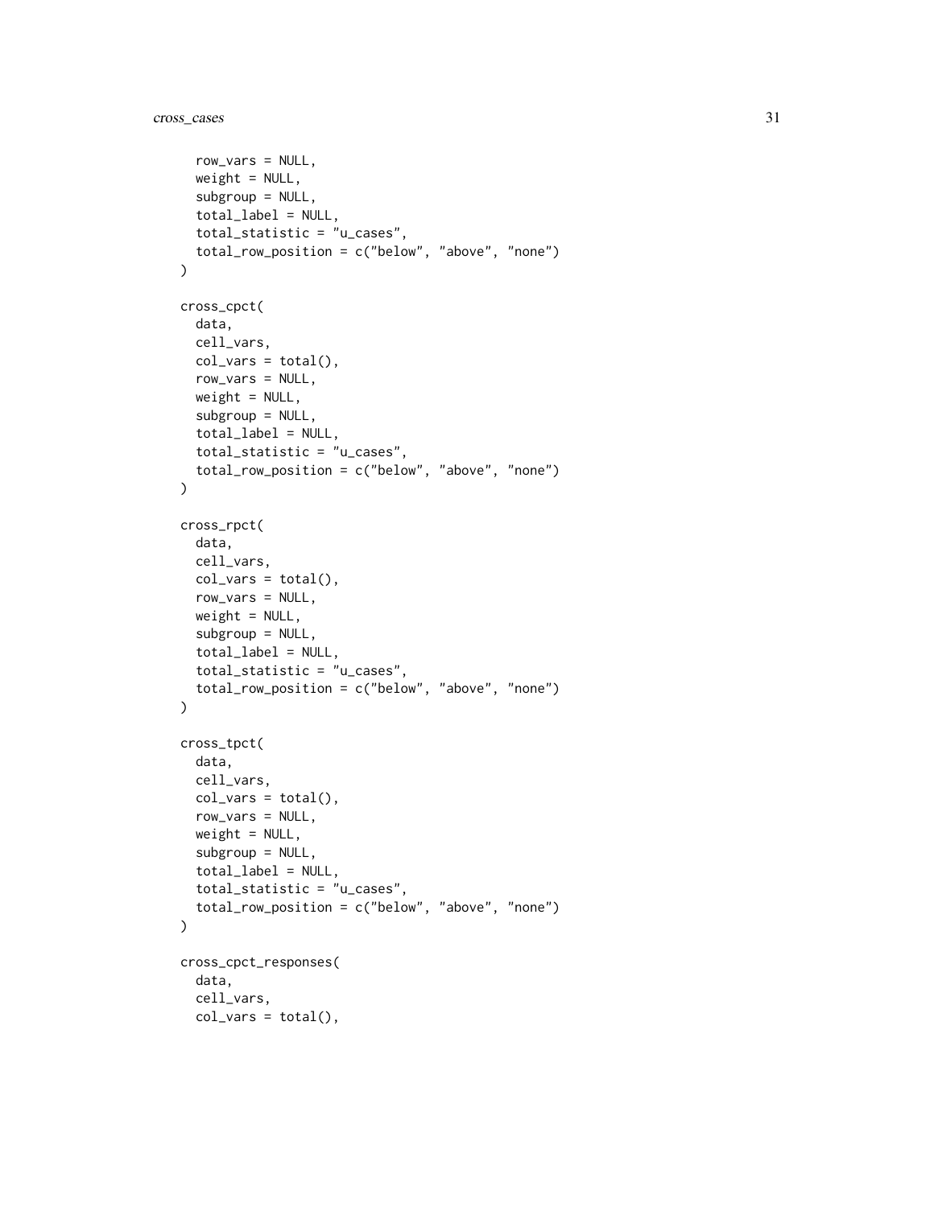```
  row_vars = NULL,
  weight = NULL,
  subgroup = NULL,
  total_label = NULL,
  total_statistic = "u_cases",
  total_row_position = c("below", "above", "none")
)

cross_cpct(
  data,
  cell_vars,
  col_vars = total(),
  row_vars = NULL,
  weight = NULL,
  subgroup = NULL,
  total_label = NULL,
  total_statistic = "u_cases",
  total_row_position = c("below", "above", "none")
)

cross_rpct(
  data,
  cell_vars,
  col_vars = total(),
  row_vars = NULL,
  weight = NULL,
  subgroup = NULL,
  total_label = NULL,
  total_statistic = "u_cases",
  total_row_position = c("below", "above", "none")
)

cross_tpct(
  data,
  cell_vars,
  col_vars = total(),
  row_vars = NULL,
  weight = NULL,
  subgroup = NULL,
  total_label = NULL,
  total_statistic = "u_cases",
  total_row_position = c("below", "above", "none")
)

cross_cpct_responses(
  data,
  cell_vars,
  col_vars = total(),
```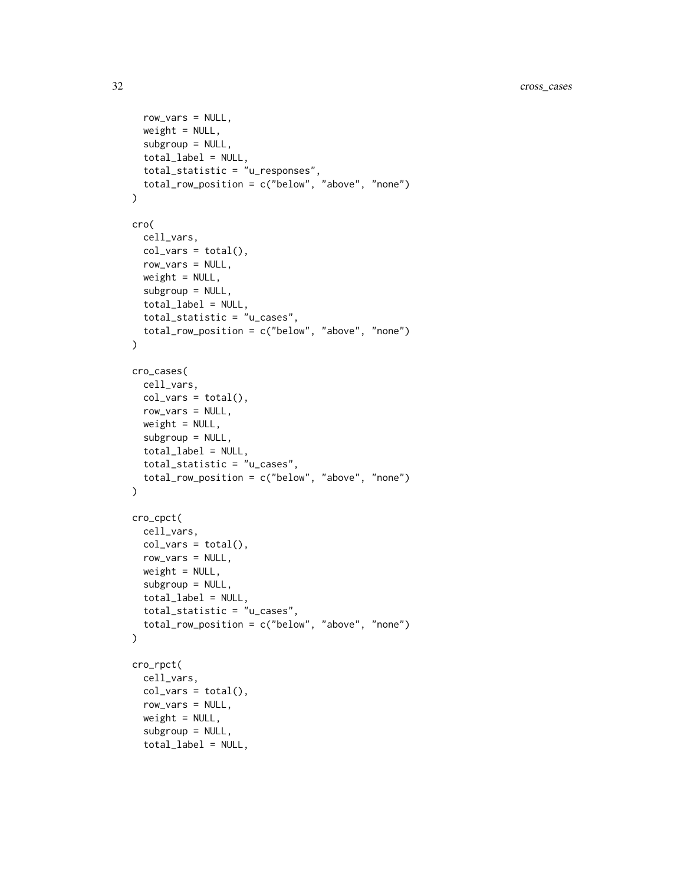```
  row_vars = NULL,
  weight = NULL,
  subgroup = NULL,
  total_label = NULL,
  total_statistic = "u_responses",
  total_row_position = c("below", "above", "none")
)

cro(
  cell_vars,
  col_vars = total(),
  row_vars = NULL,
  weight = NULL,
  subgroup = NULL,
  total_label = NULL,
  total_statistic = "u_cases",
  total_row_position = c("below", "above", "none")
)

cro_cases(
  cell_vars,
  col_vars = total(),
  row_vars = NULL,
  weight = NULL,
  subgroup = NULL,
  total_label = NULL,
  total_statistic = "u_cases",
  total_row_position = c("below", "above", "none")
)

cro_cpct(
  cell_vars,
  col_vars = total(),
  row_vars = NULL,
  weight = NULL,
  subgroup = NULL,
  total_label = NULL,
  total_statistic = "u_cases",
  total_row_position = c("below", "above", "none")
)

cro_rpct(
  cell_vars,
  col_vars = total(),
  row_vars = NULL,
  weight = NULL,
  subgroup = NULL,
  total_label = NULL,
```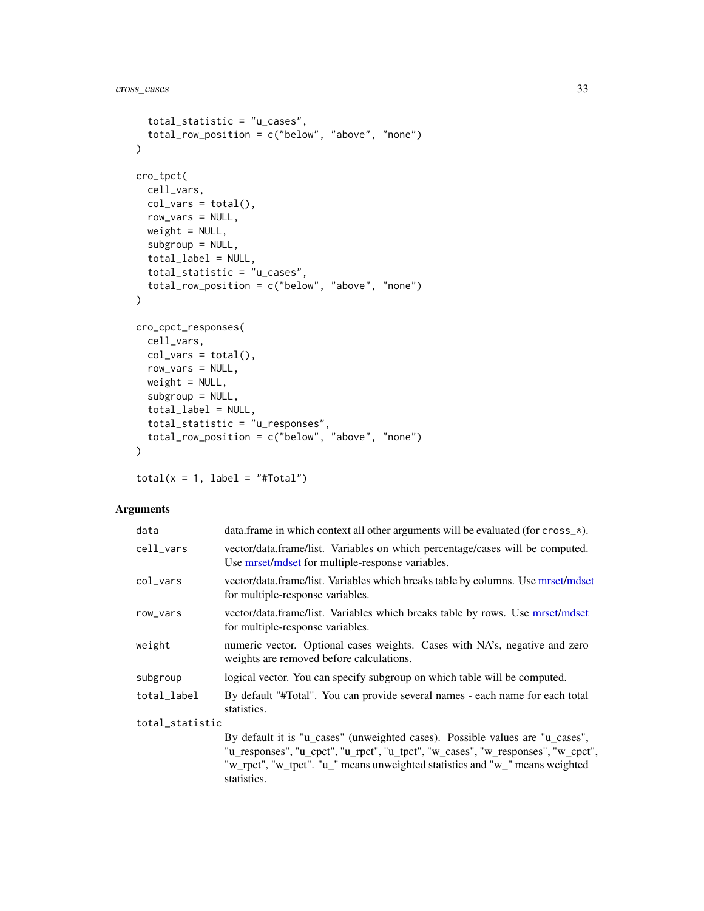```
  total_statistic = "u_cases",
  total_row_position = c("below", "above", "none")
)

cro_tpct(
  cell_vars,
  col_vars = total(),
  row_vars = NULL,
  weight = NULL,
  subgroup = NULL,
  total_label = NULL,
  total_statistic = "u_cases",
  total_row_position = c("below", "above", "none")
)

cro_cpct_responses(
  cell_vars,
  col_vars = total(),
  row_vars = NULL,
  weight = NULL,
  subgroup = NULL,
  total_label = NULL,
  total_statistic = "u_responses",
  total_row_position = c("below", "above", "none")
)

total(x = 1, label = "#Total")
```

## Arguments

| | |
|---|---|
| `data` | data.frame in which context all other arguments will be evaluated (for `cross_*`). |
| `cell_vars` | vector/data.frame/list. Variables on which percentage/cases will be computed. Use mrset/mdset for multiple-response variables. |
| `col_vars` | vector/data.frame/list. Variables which breaks table by columns. Use mrset/mdset for multiple-response variables. |
| `row_vars` | vector/data.frame/list. Variables which breaks table by rows. Use mrset/mdset for multiple-response variables. |
| `weight` | numeric vector. Optional cases weights. Cases with NA's, negative and zero weights are removed before calculations. |
| `subgroup` | logical vector. You can specify subgroup on which table will be computed. |
| `total_label` | By default "#Total". You can provide several names - each name for each total statistics. |
| `total_statistic` | By default it is "u_cases" (unweighted cases). Possible values are "u_cases", "u_responses", "u_cpct", "u_rpct", "u_tpct", "w_cases", "w_responses", "w_cpct", "w_rpct", "w_tpct". "u_" means unweighted statistics and "w_" means weighted statistics. |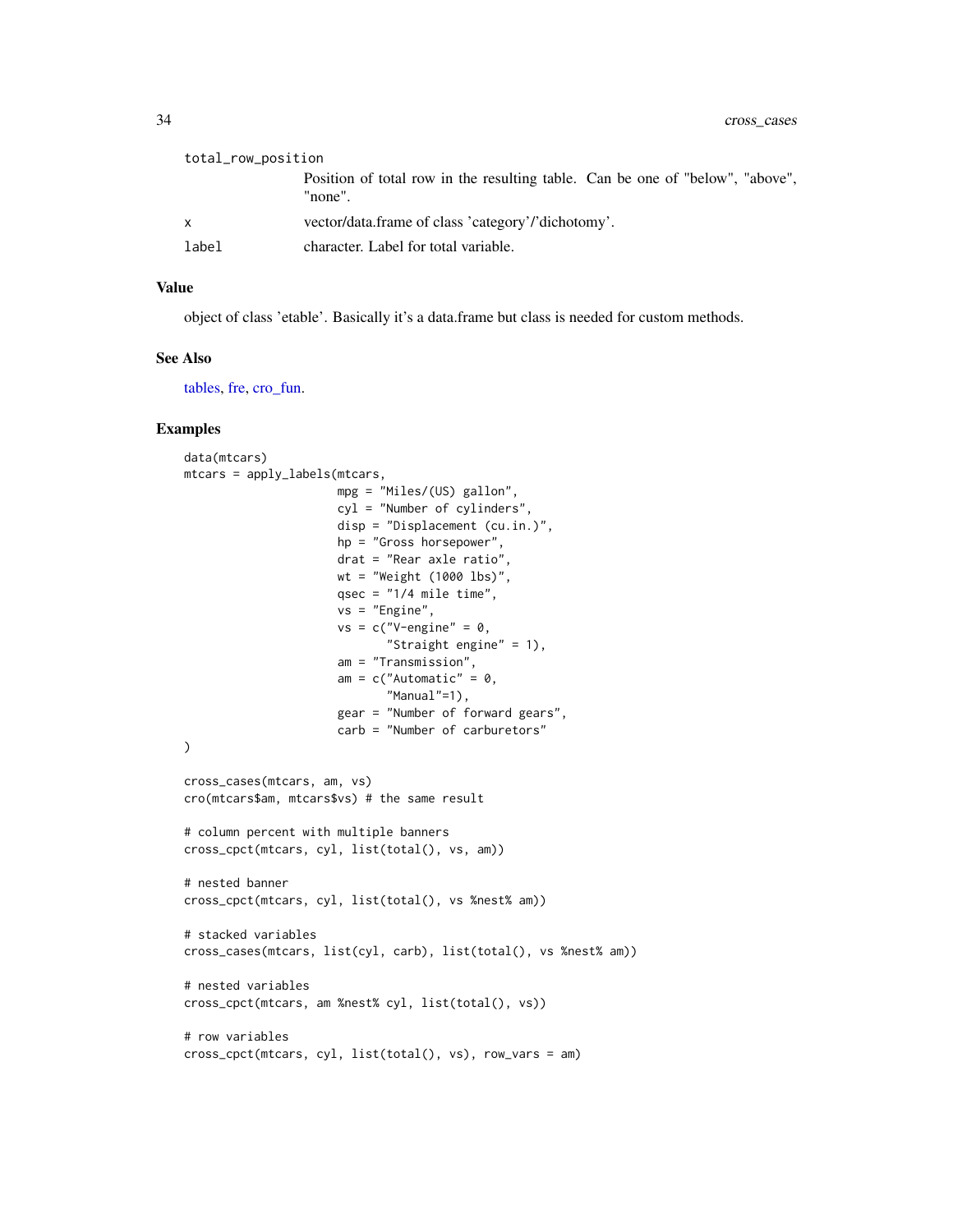total_row_position
: Position of total row in the resulting table. Can be one of "below", "above", "none".

x
: vector/data.frame of class 'category'/'dichotomy'.

label
: character. Label for total variable.

## Value

object of class 'etable'. Basically it's a data.frame but class is needed for custom methods.

## See Also

tables, fre, cro_fun.

## Examples

```
data(mtcars)
mtcars = apply_labels(mtcars,
                      mpg = "Miles/(US) gallon",
                      cyl = "Number of cylinders",
                      disp = "Displacement (cu.in.)",
                      hp = "Gross horsepower",
                      drat = "Rear axle ratio",
                      wt = "Weight (1000 lbs)",
                      qsec = "1/4 mile time",
                      vs = "Engine",
                      vs = c("V-engine" = 0,
                             "Straight engine" = 1),
                      am = "Transmission",
                      am = c("Automatic" = 0,
                             "Manual"=1),
                      gear = "Number of forward gears",
                      carb = "Number of carburetors"
)

cross_cases(mtcars, am, vs)
cro(mtcars$am, mtcars$vs) # the same result

# column percent with multiple banners
cross_cpct(mtcars, cyl, list(total(), vs, am))

# nested banner
cross_cpct(mtcars, cyl, list(total(), vs %nest% am))

# stacked variables
cross_cases(mtcars, list(cyl, carb), list(total(), vs %nest% am))

# nested variables
cross_cpct(mtcars, am %nest% cyl, list(total(), vs))

# row variables
cross_cpct(mtcars, cyl, list(total(), vs), row_vars = am)
```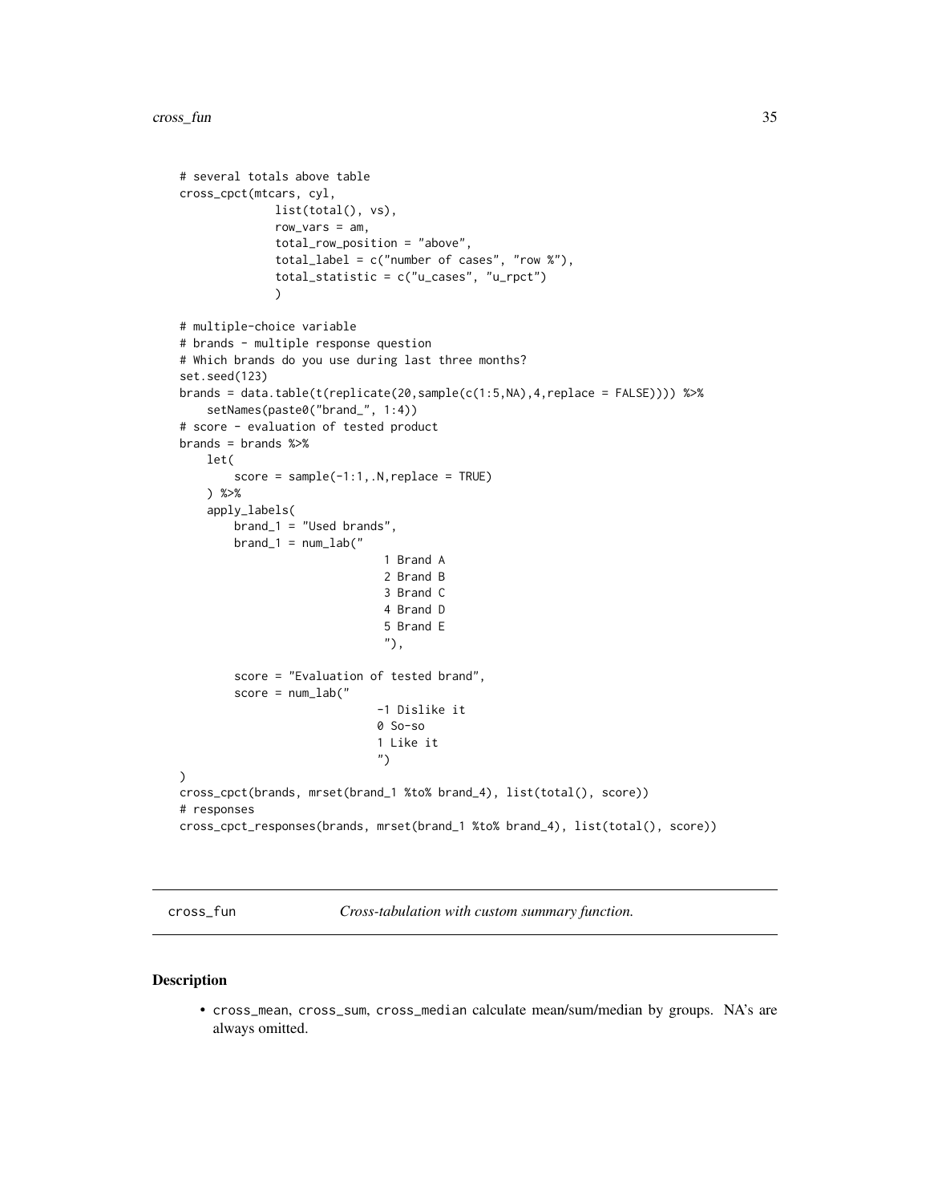```
# several totals above table
cross_cpct(mtcars, cyl,
              list(total(), vs),
              row_vars = am,
              total_row_position = "above",
              total_label = c("number of cases", "row %"),
              total_statistic = c("u_cases", "u_rpct")
              )

# multiple-choice variable
# brands - multiple response question
# Which brands do you use during last three months?
set.seed(123)
brands = data.table(t(replicate(20,sample(c(1:5,NA),4,replace = FALSE)))) %>%
    setNames(paste0("brand_", 1:4))
# score - evaluation of tested product
brands = brands %>%
    let(
        score = sample(-1:1,.N,replace = TRUE)
    ) %>%
    apply_labels(
        brand_1 = "Used brands",
        brand_1 = num_lab("
                              1 Brand A
                              2 Brand B
                              3 Brand C
                              4 Brand D
                              5 Brand E
                              "),

        score = "Evaluation of tested brand",
        score = num_lab("
                             -1 Dislike it
                             0 So-so
                             1 Like it
                             ")
)
cross_cpct(brands, mrset(brand_1 %to% brand_4), list(total(), score))
# responses
cross_cpct_responses(brands, mrset(brand_1 %to% brand_4), list(total(), score))
```

## cross_fun — *Cross-tabulation with custom summary function.*

### Description

- cross_mean, cross_sum, cross_median calculate mean/sum/median by groups. NA's are always omitted.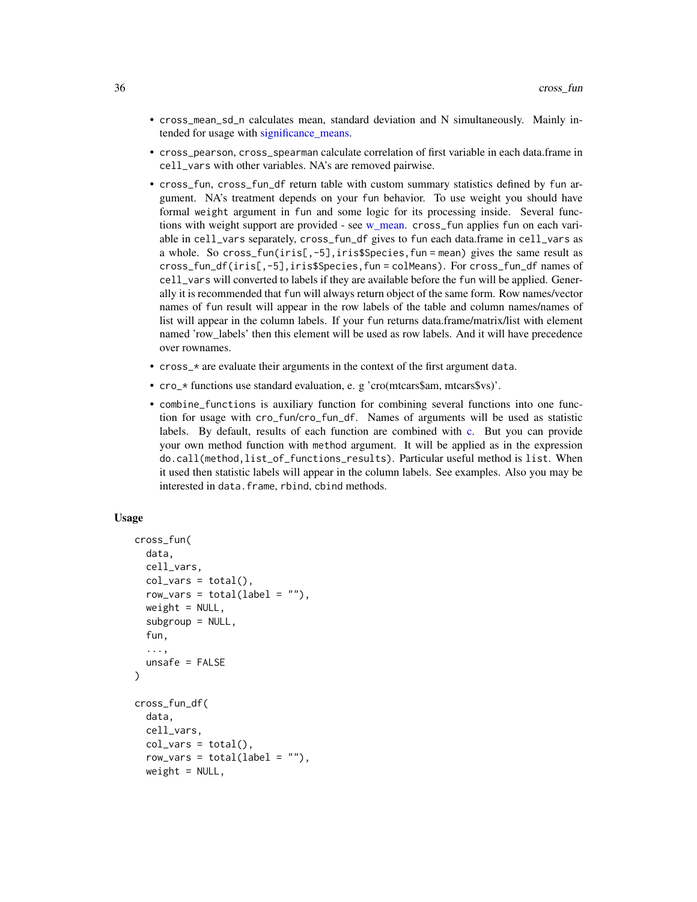- cross_mean_sd_n calculates mean, standard deviation and N simultaneously. Mainly intended for usage with significance_means.
- cross_pearson, cross_spearman calculate correlation of first variable in each data.frame in cell_vars with other variables. NA's are removed pairwise.
- cross_fun, cross_fun_df return table with custom summary statistics defined by fun argument. NA's treatment depends on your fun behavior. To use weight you should have formal weight argument in fun and some logic for its processing inside. Several functions with weight support are provided - see w_mean. cross_fun applies fun on each variable in cell_vars separately, cross_fun_df gives to fun each data.frame in cell_vars as a whole. So cross_fun(iris[,-5],iris$Species,fun = mean) gives the same result as cross_fun_df(iris[,-5],iris$Species,fun = colMeans). For cross_fun_df names of cell_vars will converted to labels if they are available before the fun will be applied. Generally it is recommended that fun will always return object of the same form. Row names/vector names of fun result will appear in the row labels of the table and column names/names of list will appear in the column labels. If your fun returns data.frame/matrix/list with element named 'row_labels' then this element will be used as row labels. And it will have precedence over rownames.
- cross_* are evaluate their arguments in the context of the first argument data.
- cro_* functions use standard evaluation, e. g 'cro(mtcars$am, mtcars$vs)'.
- combine_functions is auxiliary function for combining several functions into one function for usage with cro_fun/cro_fun_df. Names of arguments will be used as statistic labels. By default, results of each function are combined with c. But you can provide your own method function with method argument. It will be applied as in the expression do.call(method,list_of_functions_results). Particular useful method is list. When it used then statistic labels will appear in the column labels. See examples. Also you may be interested in data.frame, rbind, cbind methods.

## Usage

```
cross_fun(
  data,
  cell_vars,
  col_vars = total(),
  row_vars = total(label = ""),
  weight = NULL,
  subgroup = NULL,
  fun,
  ...,
  unsafe = FALSE
)

cross_fun_df(
  data,
  cell_vars,
  col_vars = total(),
  row_vars = total(label = ""),
  weight = NULL,
```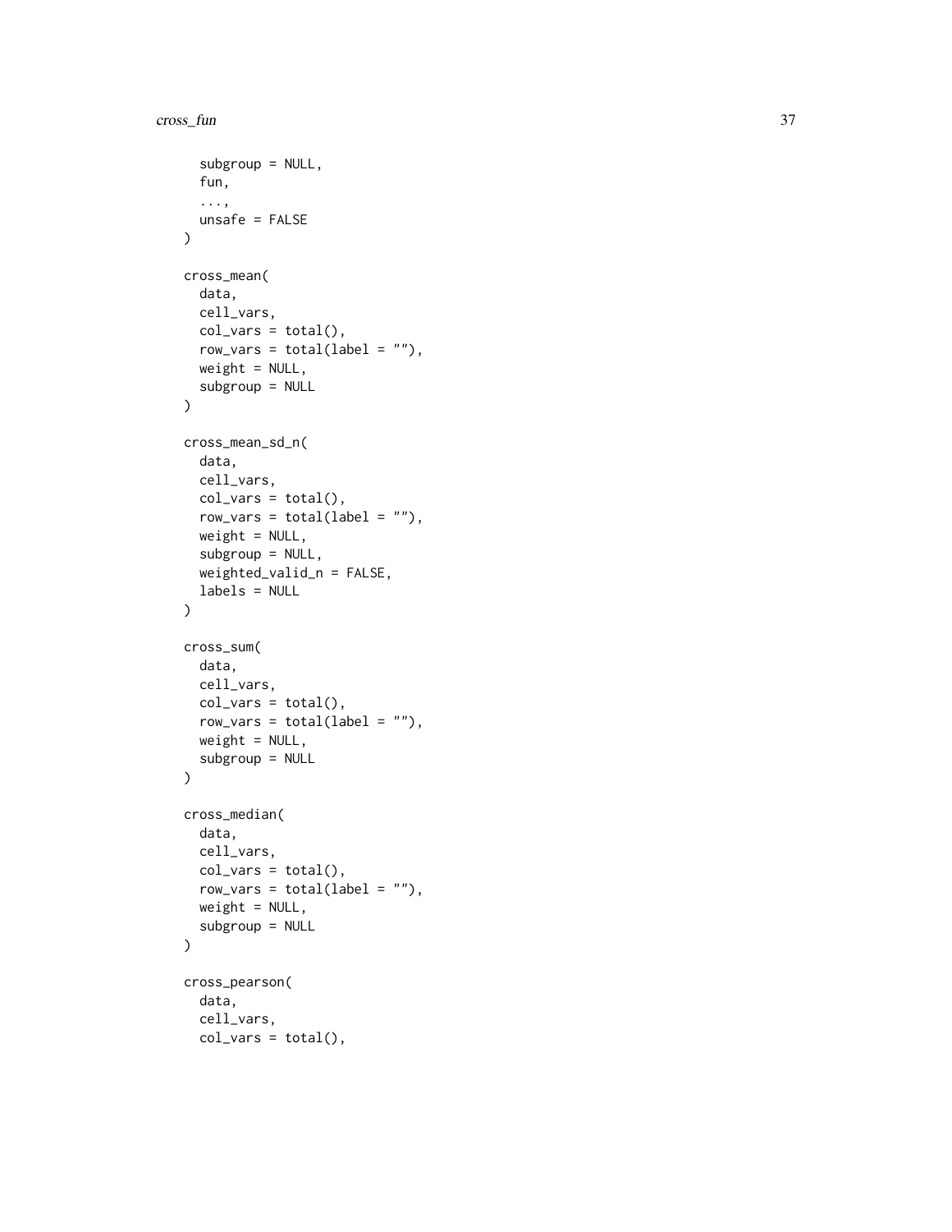```
  subgroup = NULL,
  fun,
  ...,
  unsafe = FALSE
)

cross_mean(
  data,
  cell_vars,
  col_vars = total(),
  row_vars = total(label = ""),
  weight = NULL,
  subgroup = NULL
)

cross_mean_sd_n(
  data,
  cell_vars,
  col_vars = total(),
  row_vars = total(label = ""),
  weight = NULL,
  subgroup = NULL,
  weighted_valid_n = FALSE,
  labels = NULL
)

cross_sum(
  data,
  cell_vars,
  col_vars = total(),
  row_vars = total(label = ""),
  weight = NULL,
  subgroup = NULL
)

cross_median(
  data,
  cell_vars,
  col_vars = total(),
  row_vars = total(label = ""),
  weight = NULL,
  subgroup = NULL
)

cross_pearson(
  data,
  cell_vars,
  col_vars = total(),
```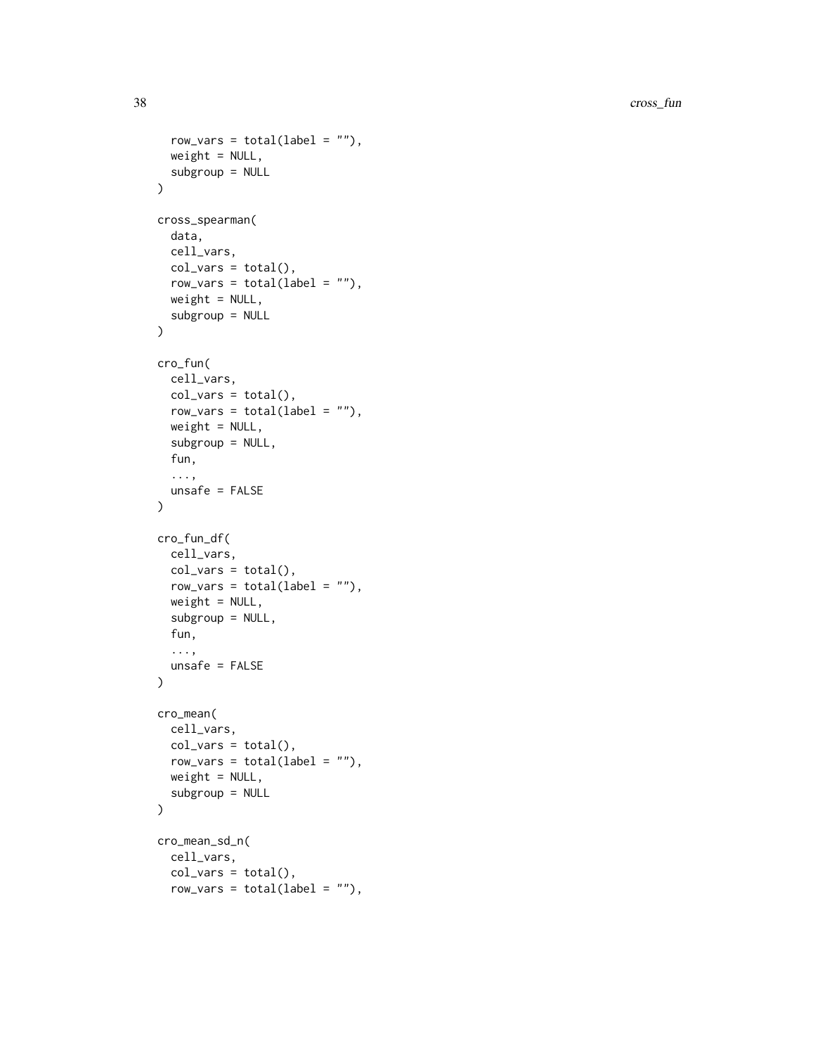```
  row_vars = total(label = ""),
  weight = NULL,
  subgroup = NULL
)

cross_spearman(
  data,
  cell_vars,
  col_vars = total(),
  row_vars = total(label = ""),
  weight = NULL,
  subgroup = NULL
)

cro_fun(
  cell_vars,
  col_vars = total(),
  row_vars = total(label = ""),
  weight = NULL,
  subgroup = NULL,
  fun,
  ...,
  unsafe = FALSE
)

cro_fun_df(
  cell_vars,
  col_vars = total(),
  row_vars = total(label = ""),
  weight = NULL,
  subgroup = NULL,
  fun,
  ...,
  unsafe = FALSE
)

cro_mean(
  cell_vars,
  col_vars = total(),
  row_vars = total(label = ""),
  weight = NULL,
  subgroup = NULL
)

cro_mean_sd_n(
  cell_vars,
  col_vars = total(),
  row_vars = total(label = ""),
```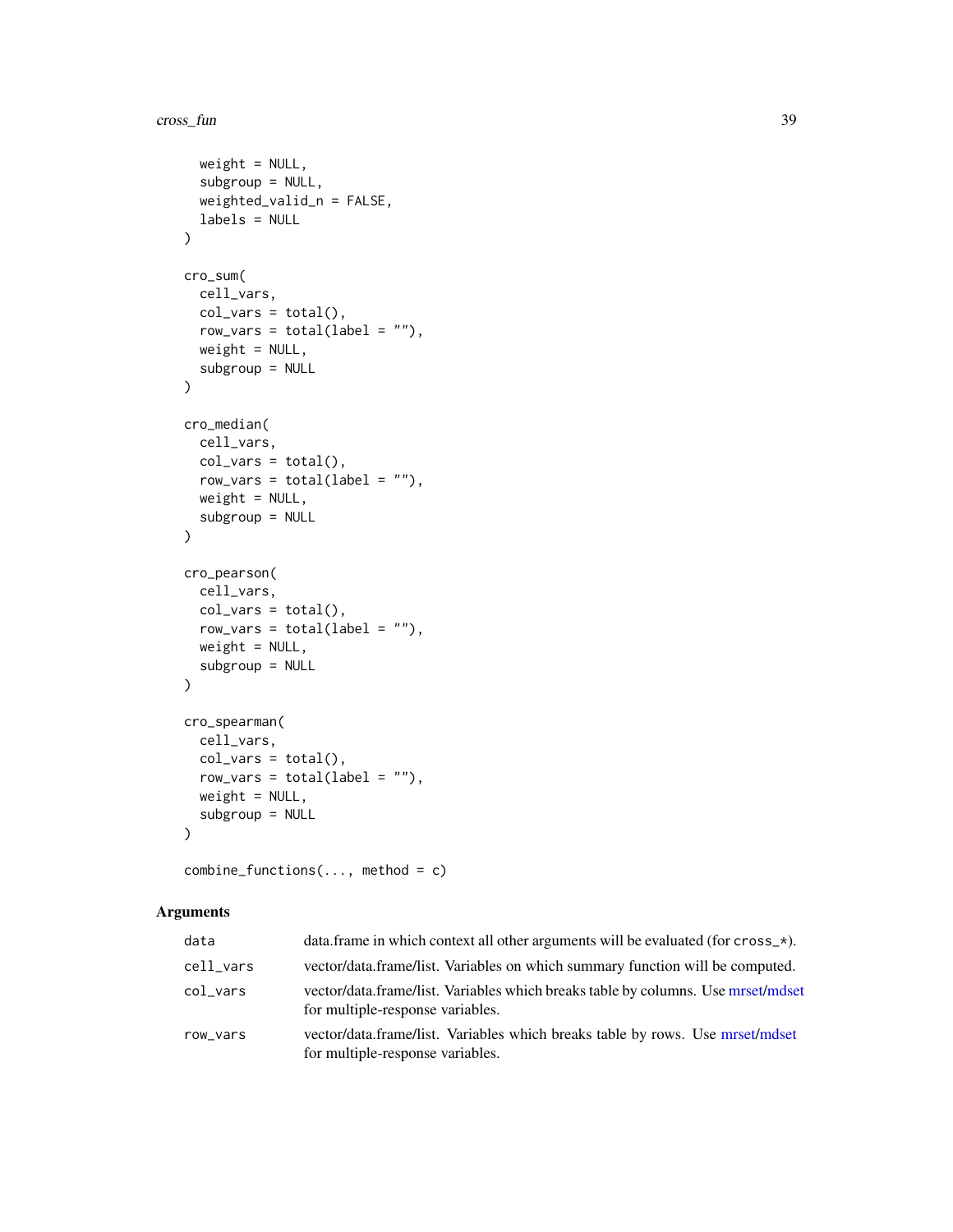```
  weight = NULL,
  subgroup = NULL,
  weighted_valid_n = FALSE,
  labels = NULL
)

cro_sum(
  cell_vars,
  col_vars = total(),
  row_vars = total(label = ""),
  weight = NULL,
  subgroup = NULL
)

cro_median(
  cell_vars,
  col_vars = total(),
  row_vars = total(label = ""),
  weight = NULL,
  subgroup = NULL
)

cro_pearson(
  cell_vars,
  col_vars = total(),
  row_vars = total(label = ""),
  weight = NULL,
  subgroup = NULL
)

cro_spearman(
  cell_vars,
  col_vars = total(),
  row_vars = total(label = ""),
  weight = NULL,
  subgroup = NULL
)

combine_functions(..., method = c)
```

## Arguments

| | |
|---|---|
| `data` | data.frame in which context all other arguments will be evaluated (for `cross_*`). |
| `cell_vars` | vector/data.frame/list. Variables on which summary function will be computed. |
| `col_vars` | vector/data.frame/list. Variables which breaks table by columns. Use mrset/mdset for multiple-response variables. |
| `row_vars` | vector/data.frame/list. Variables which breaks table by rows. Use mrset/mdset for multiple-response variables. |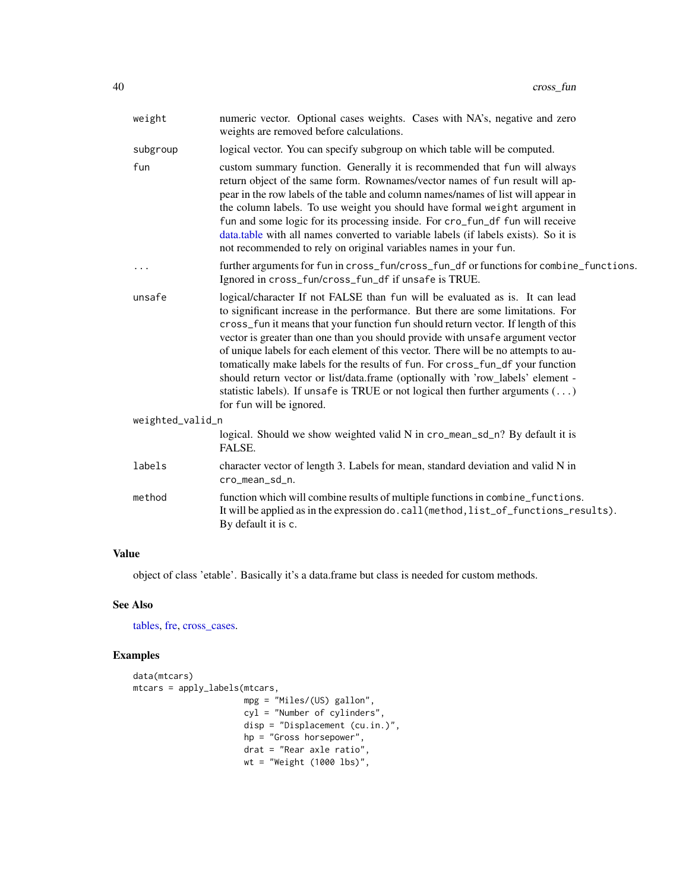| | |
|---|---|
| weight | numeric vector. Optional cases weights. Cases with NA's, negative and zero weights are removed before calculations. |
| subgroup | logical vector. You can specify subgroup on which table will be computed. |
| fun | custom summary function. Generally it is recommended that fun will always return object of the same form. Rownames/vector names of fun result will appear in the row labels of the table and column names/names of list will appear in the column labels. To use weight you should have formal weight argument in fun and some logic for its processing inside. For cro_fun_df fun will receive data.table with all names converted to variable labels (if labels exists). So it is not recommended to rely on original variables names in your fun. |
| ... | further arguments for fun in cross_fun/cross_fun_df or functions for combine_functions. Ignored in cross_fun/cross_fun_df if unsafe is TRUE. |
| unsafe | logical/character If not FALSE than fun will be evaluated as is. It can lead to significant increase in the performance. But there are some limitations. For cross_fun it means that your function fun should return vector. If length of this vector is greater than one than you should provide with unsafe argument vector of unique labels for each element of this vector. There will be no attempts to automatically make labels for the results of fun. For cross_fun_df your function should return vector or list/data.frame (optionally with 'row_labels' element - statistic labels). If unsafe is TRUE or not logical then further arguments (...) for fun will be ignored. |
| weighted_valid_n | logical. Should we show weighted valid N in cro_mean_sd_n? By default it is FALSE. |
| labels | character vector of length 3. Labels for mean, standard deviation and valid N in cro_mean_sd_n. |
| method | function which will combine results of multiple functions in combine_functions. It will be applied as in the expression do.call(method,list_of_functions_results). By default it is c. |

## Value

object of class 'etable'. Basically it's a data.frame but class is needed for custom methods.

## See Also

tables, fre, cross_cases.

## Examples

```
data(mtcars)
mtcars = apply_labels(mtcars,
                      mpg = "Miles/(US) gallon",
                      cyl = "Number of cylinders",
                      disp = "Displacement (cu.in.)",
                      hp = "Gross horsepower",
                      drat = "Rear axle ratio",
                      wt = "Weight (1000 lbs)",
```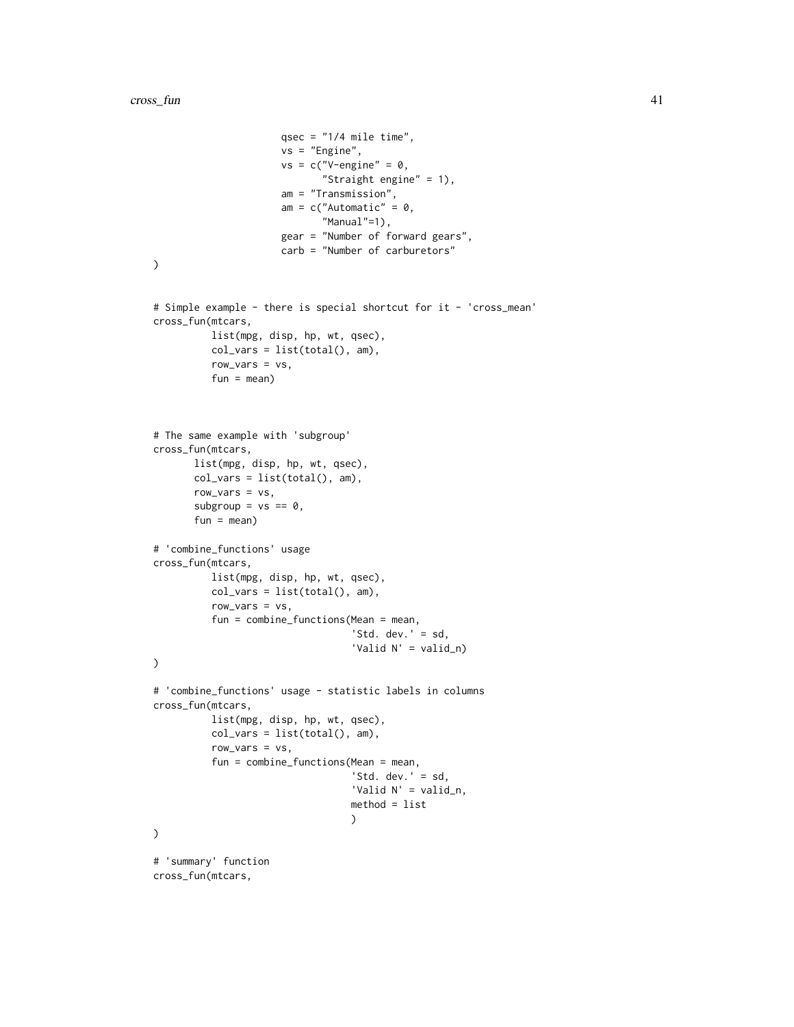```
                         qsec = "1/4 mile time",
                         vs = "Engine",
                         vs = c("V-engine" = 0,
                                "Straight engine" = 1),
                         am = "Transmission",
                         am = c("Automatic" = 0,
                                "Manual"=1),
                         gear = "Number of forward gears",
                         carb = "Number of carburetors"
)


# Simple example - there is special shortcut for it - 'cross_mean'
cross_fun(mtcars,
          list(mpg, disp, hp, wt, qsec),
          col_vars = list(total(), am),
          row_vars = vs,
          fun = mean)



# The same example with 'subgroup'
cross_fun(mtcars,
       list(mpg, disp, hp, wt, qsec),
       col_vars = list(total(), am),
       row_vars = vs,
       subgroup = vs == 0,
       fun = mean)

# 'combine_functions' usage
cross_fun(mtcars,
          list(mpg, disp, hp, wt, qsec),
          col_vars = list(total(), am),
          row_vars = vs,
          fun = combine_functions(Mean = mean,
                                  'Std. dev.' = sd,
                                  'Valid N' = valid_n)
)

# 'combine_functions' usage - statistic labels in columns
cross_fun(mtcars,
          list(mpg, disp, hp, wt, qsec),
          col_vars = list(total(), am),
          row_vars = vs,
          fun = combine_functions(Mean = mean,
                                  'Std. dev.' = sd,
                                  'Valid N' = valid_n,
                                  method = list
                                  )
)

# 'summary' function
cross_fun(mtcars,
```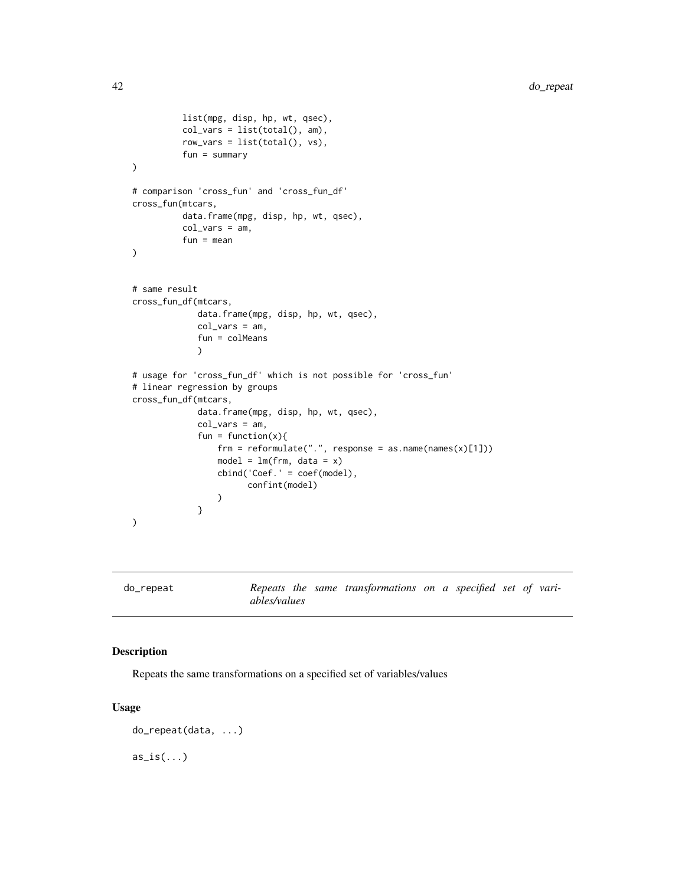```
          list(mpg, disp, hp, wt, qsec),
          col_vars = list(total(), am),
          row_vars = list(total(), vs),
          fun = summary
)

# comparison 'cross_fun' and 'cross_fun_df'
cross_fun(mtcars,
          data.frame(mpg, disp, hp, wt, qsec),
          col_vars = am,
          fun = mean
)


# same result
cross_fun_df(mtcars,
             data.frame(mpg, disp, hp, wt, qsec),
             col_vars = am,
             fun = colMeans
             )

# usage for 'cross_fun_df' which is not possible for 'cross_fun'
# linear regression by groups
cross_fun_df(mtcars,
             data.frame(mpg, disp, hp, wt, qsec),
             col_vars = am,
             fun = function(x){
                 frm = reformulate(".", response = as.name(names(x)[1]))
                 model = lm(frm, data = x)
                 cbind('Coef.' = coef(model),
                       confint(model)
                 )
             }
)
```

---

**do_repeat** — *Repeats the same transformations on a specified set of variables/values*

---

## Description

Repeats the same transformations on a specified set of variables/values

## Usage

```
do_repeat(data, ...)

as_is(...)
```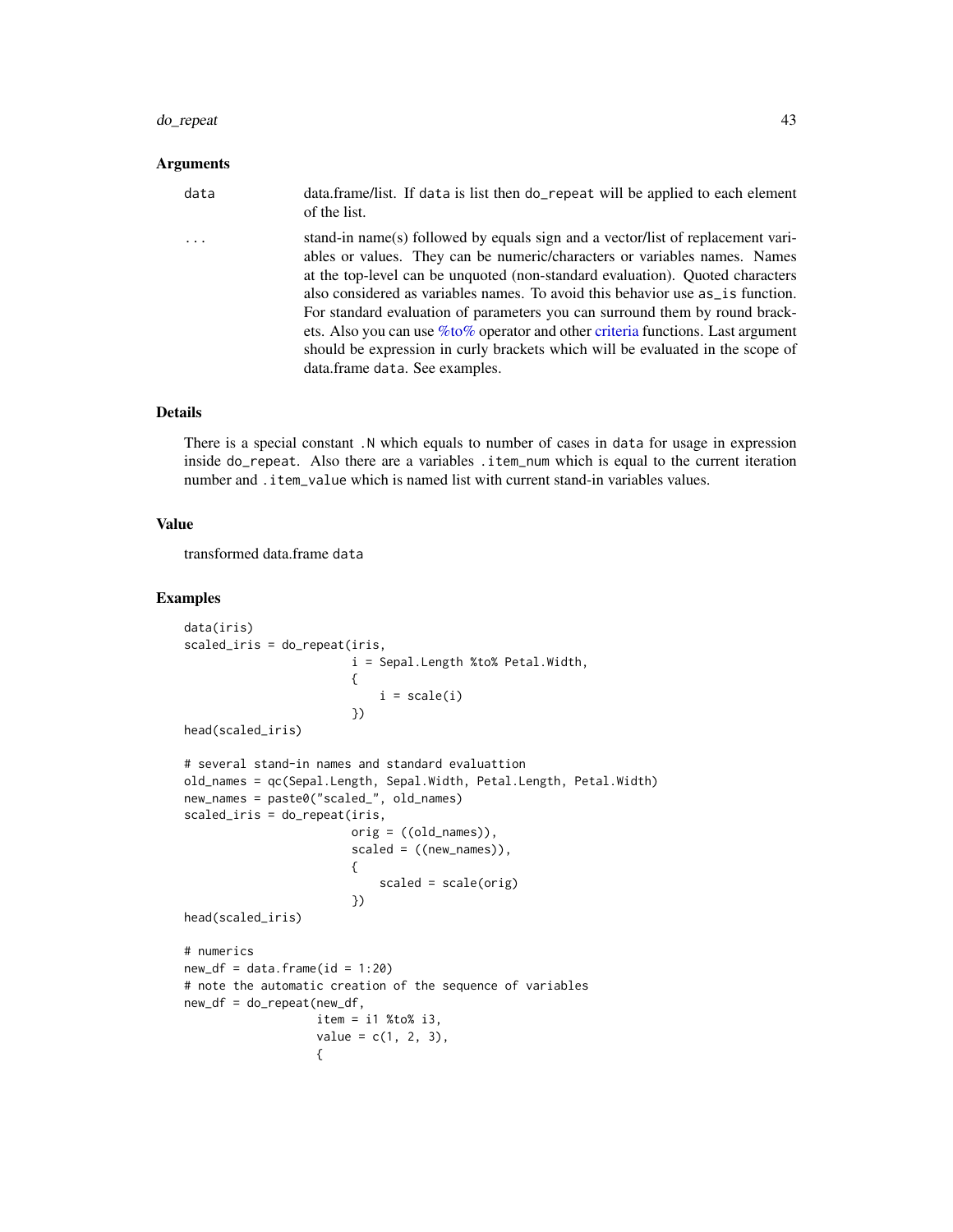### Arguments

| | |
|---|---|
| data | data.frame/list. If data is list then do_repeat will be applied to each element of the list. |
| ... | stand-in name(s) followed by equals sign and a vector/list of replacement variables or values. They can be numeric/characters or variables names. Names at the top-level can be unquoted (non-standard evaluation). Quoted characters also considered as variables names. To avoid this behavior use as_is function. For standard evaluation of parameters you can surround them by round brackets. Also you can use %to% operator and other criteria functions. Last argument should be expression in curly brackets which will be evaluated in the scope of data.frame data. See examples. |

### Details

There is a special constant .N which equals to number of cases in data for usage in expression inside do_repeat. Also there are a variables .item_num which is equal to the current iteration number and .item_value which is named list with current stand-in variables values.

### Value

transformed data.frame data

### Examples

```
data(iris)
scaled_iris = do_repeat(iris,
                        i = Sepal.Length %to% Petal.Width,
                        {
                            i = scale(i)
                        })
head(scaled_iris)

# several stand-in names and standard evaluattion
old_names = qc(Sepal.Length, Sepal.Width, Petal.Length, Petal.Width)
new_names = paste0("scaled_", old_names)
scaled_iris = do_repeat(iris,
                        orig = ((old_names)),
                        scaled = ((new_names)),
                        {
                            scaled = scale(orig)
                        })
head(scaled_iris)

# numerics
new_df = data.frame(id = 1:20)
# note the automatic creation of the sequence of variables
new_df = do_repeat(new_df,
                   item = i1 %to% i3,
                   value = c(1, 2, 3),
                   {
```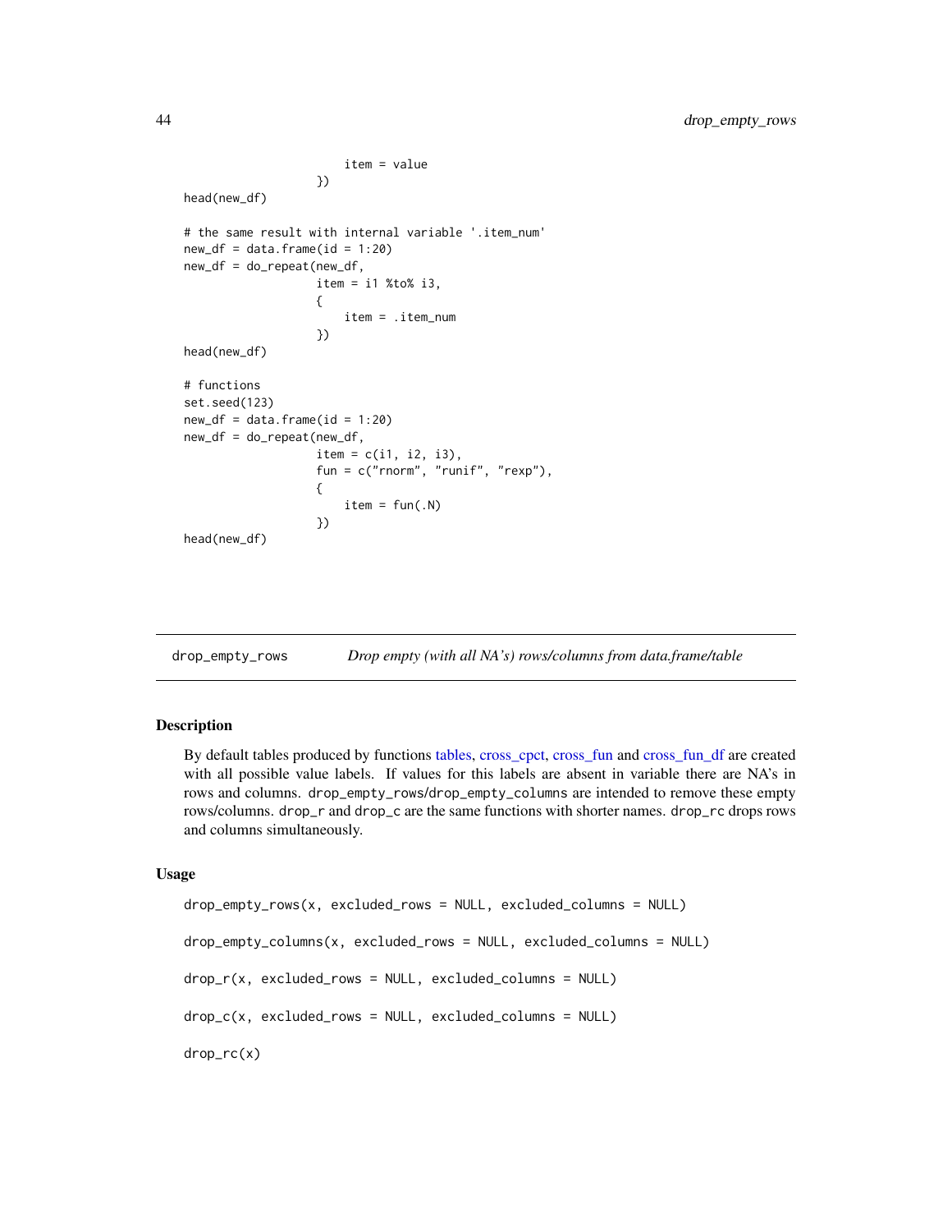```
                    item = value
                })
head(new_df)

# the same result with internal variable '.item_num'
new_df = data.frame(id = 1:20)
new_df = do_repeat(new_df,
                item = i1 %to% i3,
                {
                    item = .item_num
                })
head(new_df)

# functions
set.seed(123)
new_df = data.frame(id = 1:20)
new_df = do_repeat(new_df,
                item = c(i1, i2, i3),
                fun = c("rnorm", "runif", "rexp"),
                {
                    item = fun(.N)
                })
head(new_df)
```

## drop_empty_rows — *Drop empty (with all NA's) rows/columns from data.frame/table*

### Description

By default tables produced by functions tables, cross_cpct, cross_fun and cross_fun_df are created with all possible value labels. If values for this labels are absent in variable there are NA's in rows and columns. `drop_empty_rows`/`drop_empty_columns` are intended to remove these empty rows/columns. `drop_r` and `drop_c` are the same functions with shorter names. `drop_rc` drops rows and columns simultaneously.

### Usage

```
drop_empty_rows(x, excluded_rows = NULL, excluded_columns = NULL)

drop_empty_columns(x, excluded_rows = NULL, excluded_columns = NULL)

drop_r(x, excluded_rows = NULL, excluded_columns = NULL)

drop_c(x, excluded_rows = NULL, excluded_columns = NULL)

drop_rc(x)
```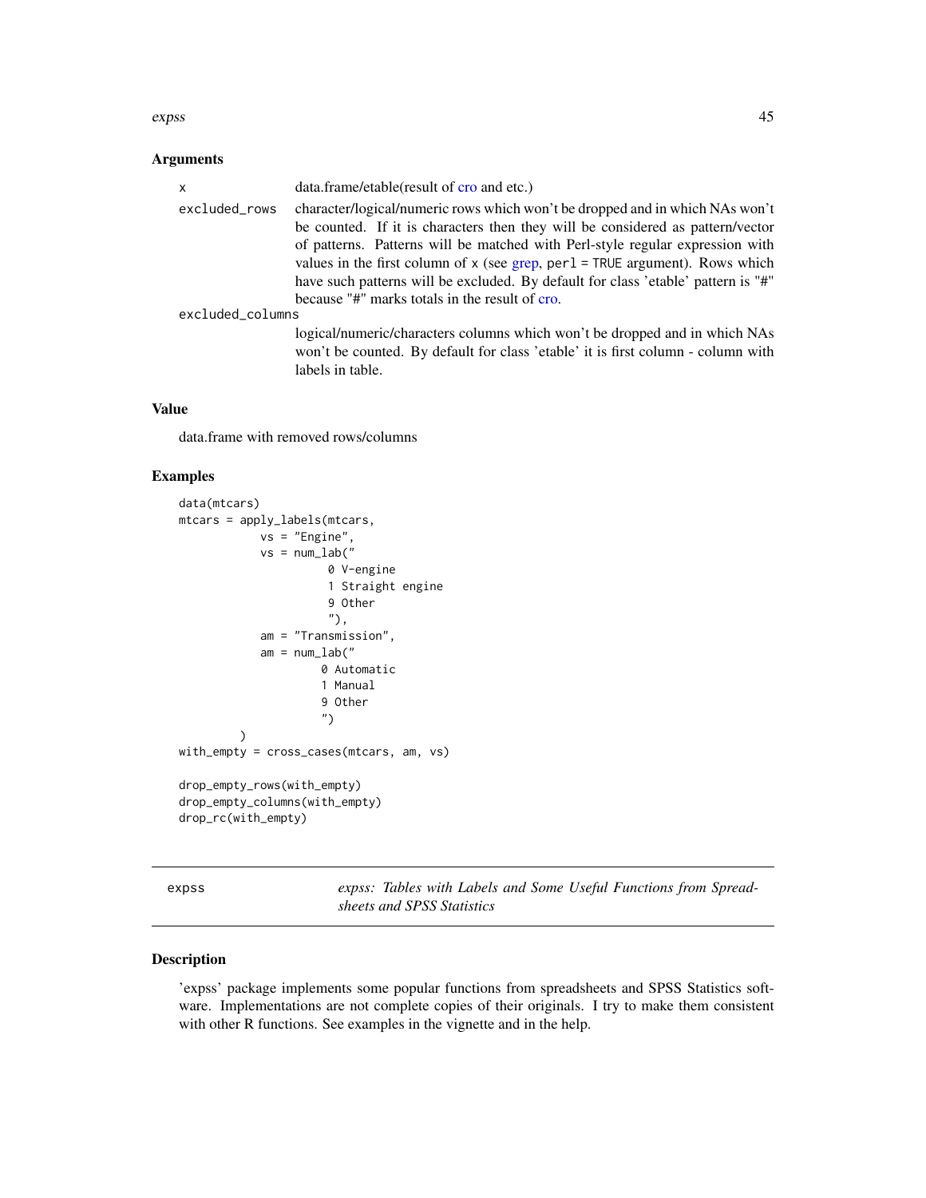### Arguments

| | |
|---|---|
| x | data.frame/etable(result of cro and etc.) |
| excluded_rows | character/logical/numeric rows which won't be dropped and in which NAs won't be counted. If it is characters then they will be considered as pattern/vector of patterns. Patterns will be matched with Perl-style regular expression with values in the first column of x (see grep, perl = TRUE argument). Rows which have such patterns will be excluded. By default for class 'etable' pattern is "#" because "#" marks totals in the result of cro. |
| excluded_columns | logical/numeric/characters columns which won't be dropped and in which NAs won't be counted. By default for class 'etable' it is first column - column with labels in table. |

### Value

data.frame with removed rows/columns

### Examples

```
data(mtcars)
mtcars = apply_labels(mtcars,
            vs = "Engine",
            vs = num_lab("
                      0 V-engine
                      1 Straight engine
                      9 Other
                      "),
            am = "Transmission",
            am = num_lab("
                     0 Automatic
                     1 Manual
                     9 Other
                     ")
         )
with_empty = cross_cases(mtcars, am, vs)

drop_empty_rows(with_empty)
drop_empty_columns(with_empty)
drop_rc(with_empty)
```

---

## expss — *expss: Tables with Labels and Some Useful Functions from Spreadsheets and SPSS Statistics*

### Description

'expss' package implements some popular functions from spreadsheets and SPSS Statistics software. Implementations are not complete copies of their originals. I try to make them consistent with other R functions. See examples in the vignette and in the help.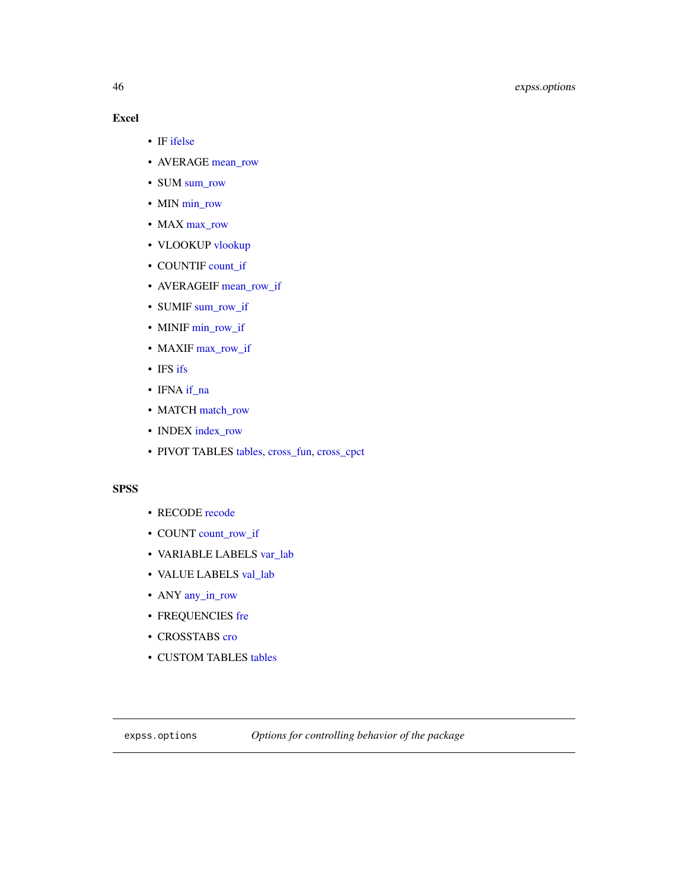**Excel**

- IF ifelse
- AVERAGE mean_row
- SUM sum_row
- MIN min_row
- MAX max_row
- VLOOKUP vlookup
- COUNTIF count_if
- AVERAGEIF mean_row_if
- SUMIF sum_row_if
- MINIF min_row_if
- MAXIF max_row_if
- IFS ifs
- IFNA if_na
- MATCH match_row
- INDEX index_row
- PIVOT TABLES tables, cross_fun, cross_cpct

**SPSS**

- RECODE recode
- COUNT count_row_if
- VARIABLE LABELS var_lab
- VALUE LABELS val_lab
- ANY any_in_row
- FREQUENCIES fre
- CROSSTABS cro
- CUSTOM TABLES tables

---

`expss.options` *Options for controlling behavior of the package*

---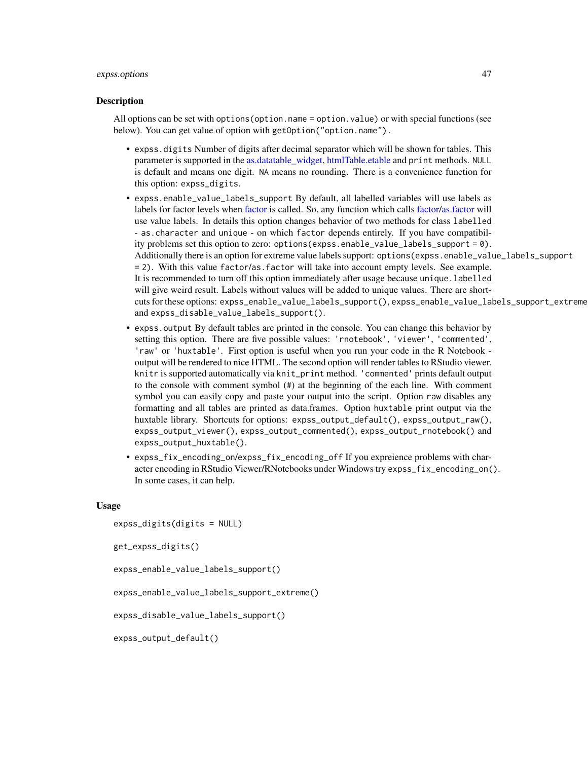### Description

All options can be set with `options(option.name = option.value)` or with special functions (see below). You can get value of option with `getOption("option.name")`.

- `expss.digits` Number of digits after decimal separator which will be shown for tables. This parameter is supported in the as.datatable_widget, htmlTable.etable and `print` methods. `NULL` is default and means one digit. `NA` means no rounding. There is a convenience function for this option: `expss_digits`.
- `expss.enable_value_labels_support` By default, all labelled variables will use labels as labels for factor levels when factor is called. So, any function which calls factor/as.factor will use value labels. In details this option changes behavior of two methods for class `labelled` - `as.character` and `unique` - on which `factor` depends entirely. If you have compatibility problems set this option to zero: `options(expss.enable_value_labels_support = 0)`. Additionally there is an option for extreme value labels support: `options(expss.enable_value_labels_support = 2)`. With this value `factor`/`as.factor` will take into account empty levels. See example. It is recommended to turn off this option immediately after usage because `unique.labelled` will give weird result. Labels without values will be added to unique values. There are shortcuts for these options: `expss_enable_value_labels_support()`, `expss_enable_value_labels_support_extreme()` and `expss_disable_value_labels_support()`.
- `expss.output` By default tables are printed in the console. You can change this behavior by setting this option. There are five possible values: `'rnotebook'`, `'viewer'`, `'commented'`, `'raw'` or `'huxtable'`. First option is useful when you run your code in the R Notebook - output will be rendered to nice HTML. The second option will render tables to RStudio viewer. `knitr` is supported automatically via `knit_print` method. `'commented'` prints default output to the console with comment symbol (`#`) at the beginning of the each line. With comment symbol you can easily copy and paste your output into the script. Option `raw` disables any formatting and all tables are printed as data.frames. Option `huxtable` print output via the huxtable library. Shortcuts for options: `expss_output_default()`, `expss_output_raw()`, `expss_output_viewer()`, `expss_output_commented()`, `expss_output_rnotebook()` and `expss_output_huxtable()`.
- `expss_fix_encoding_on`/`expss_fix_encoding_off` If you expreience problems with character encoding in RStudio Viewer/RNotebooks under Windows try `expss_fix_encoding_on()`. In some cases, it can help.

### Usage

```
expss_digits(digits = NULL)

get_expss_digits()

expss_enable_value_labels_support()

expss_enable_value_labels_support_extreme()

expss_disable_value_labels_support()

expss_output_default()
```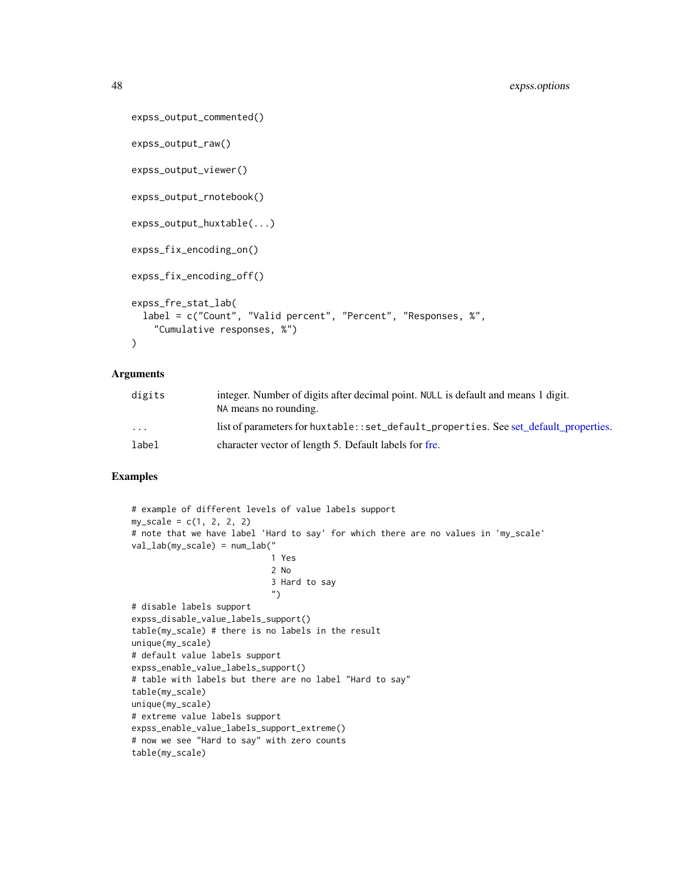```
expss_output_commented()

expss_output_raw()

expss_output_viewer()

expss_output_rnotebook()

expss_output_huxtable(...)

expss_fix_encoding_on()

expss_fix_encoding_off()

expss_fre_stat_lab(
  label = c("Count", "Valid percent", "Percent", "Responses, %",
    "Cumulative responses, %")
)
```

## Arguments

| | |
|---|---|
| digits | integer. Number of digits after decimal point. NULL is default and means 1 digit. NA means no rounding. |
| ... | list of parameters for huxtable::set_default_properties. See set_default_properties. |
| label | character vector of length 5. Default labels for fre. |

## Examples

```
# example of different levels of value labels support
my_scale = c(1, 2, 2, 2)
# note that we have label 'Hard to say' for which there are no values in 'my_scale'
val_lab(my_scale) = num_lab("
                            1 Yes
                            2 No
                            3 Hard to say
                            ")
# disable labels support
expss_disable_value_labels_support()
table(my_scale) # there is no labels in the result
unique(my_scale)
# default value labels support
expss_enable_value_labels_support()
# table with labels but there are no label "Hard to say"
table(my_scale)
unique(my_scale)
# extreme value labels support
expss_enable_value_labels_support_extreme()
# now we see "Hard to say" with zero counts
table(my_scale)
```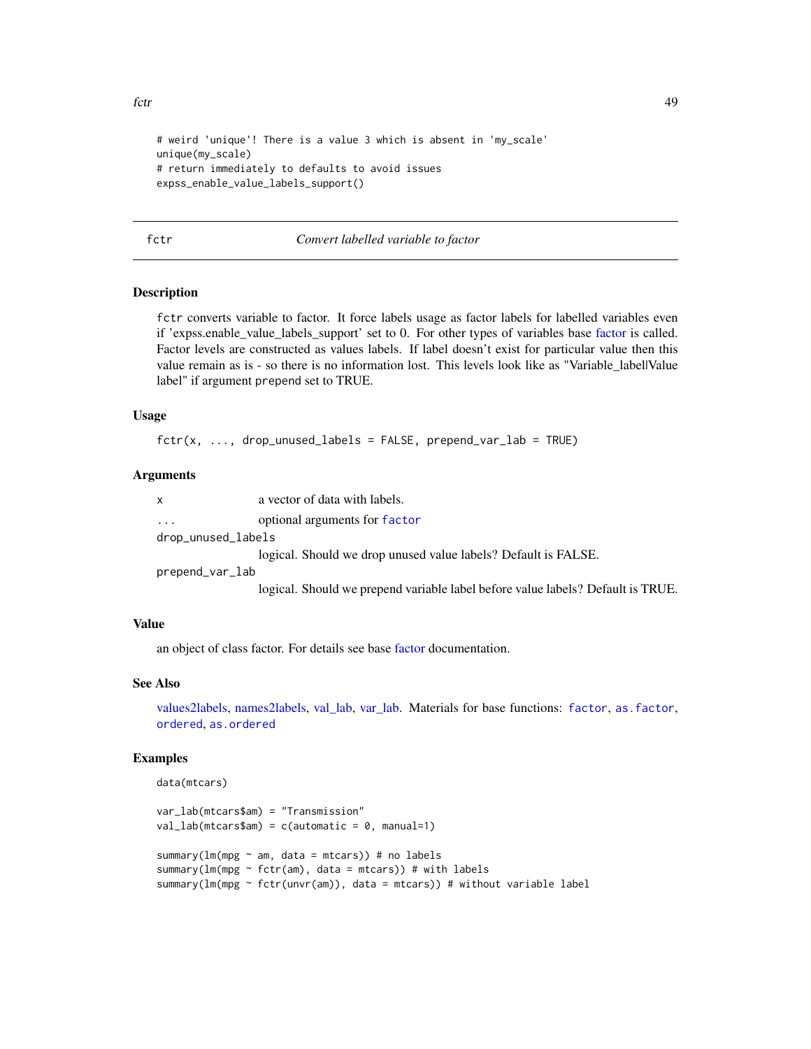```
# weird 'unique'! There is a value 3 which is absent in 'my_scale'
unique(my_scale)
# return immediately to defaults to avoid issues
expss_enable_value_labels_support()
```

---

## fctr — *Convert labelled variable to factor*

### Description

`fctr` converts variable to factor. It force labels usage as factor labels for labelled variables even if 'expss.enable_value_labels_support' set to 0. For other types of variables base factor is called. Factor levels are constructed as values labels. If label doesn't exist for particular value then this value remain as is - so there is no information lost. This levels look like as "Variable_label|Value label" if argument prepend set to TRUE.

### Usage

```
fctr(x, ..., drop_unused_labels = FALSE, prepend_var_lab = TRUE)
```

### Arguments

`x` — a vector of data with labels.

`...` — optional arguments for `factor`

`drop_unused_labels` — logical. Should we drop unused value labels? Default is FALSE.

`prepend_var_lab` — logical. Should we prepend variable label before value labels? Default is TRUE.

### Value

an object of class factor. For details see base factor documentation.

### See Also

values2labels, names2labels, val_lab, var_lab. Materials for base functions: `factor`, `as.factor`, `ordered`, `as.ordered`

### Examples

```
data(mtcars)

var_lab(mtcars$am) = "Transmission"
val_lab(mtcars$am) = c(automatic = 0, manual=1)

summary(lm(mpg ~ am, data = mtcars)) # no labels
summary(lm(mpg ~ fctr(am), data = mtcars)) # with labels
summary(lm(mpg ~ fctr(unvr(am)), data = mtcars)) # without variable label
```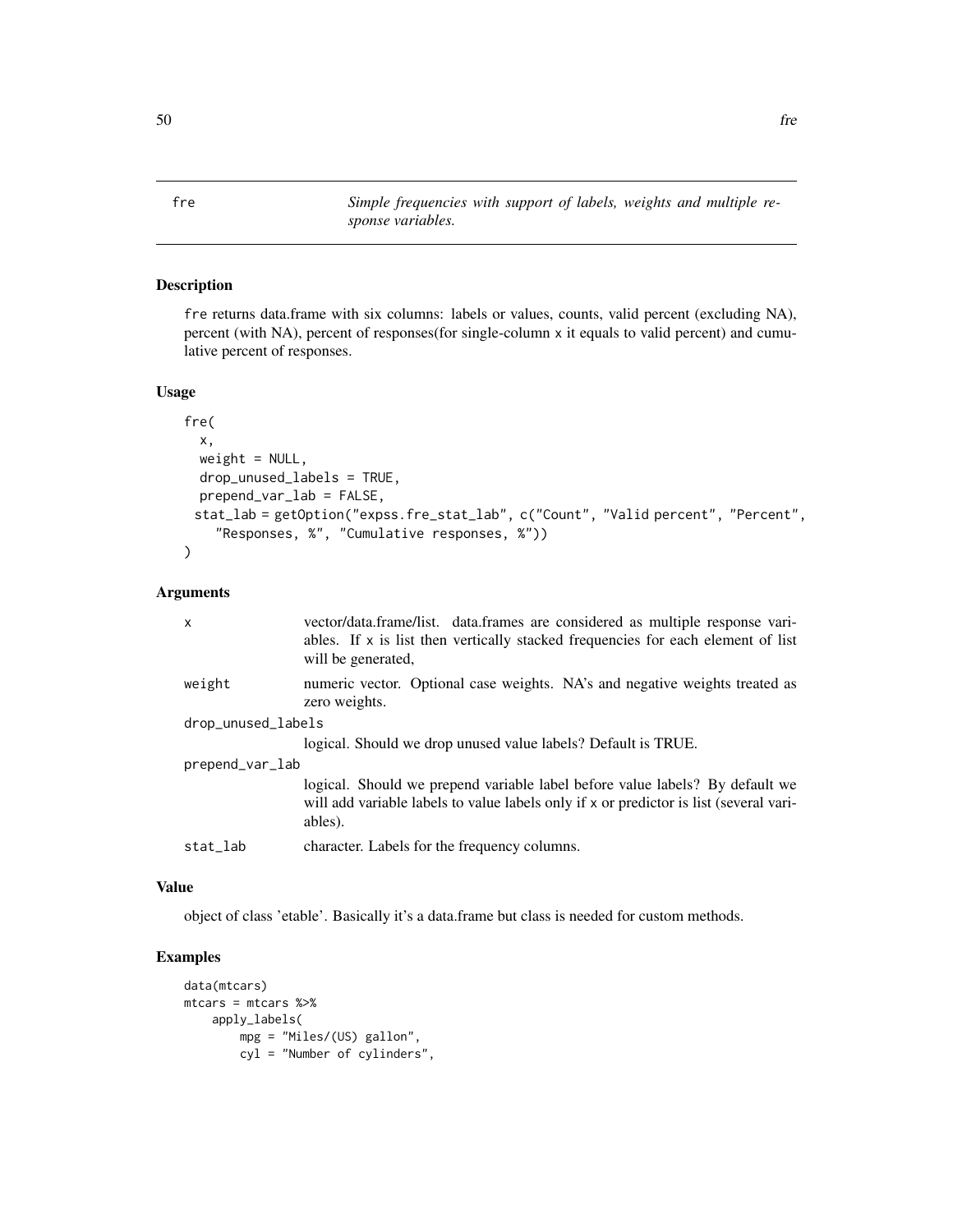# fre

*Simple frequencies with support of labels, weights and multiple response variables.*

## Description

fre returns data.frame with six columns: labels or values, counts, valid percent (excluding NA), percent (with NA), percent of responses(for single-column x it equals to valid percent) and cumulative percent of responses.

## Usage

```
fre(
  x,
  weight = NULL,
  drop_unused_labels = TRUE,
  prepend_var_lab = FALSE,
  stat_lab = getOption("expss.fre_stat_lab", c("Count", "Valid percent", "Percent",
    "Responses, %", "Cumulative responses, %"))
)
```

## Arguments

| | |
|---|---|
| x | vector/data.frame/list. data.frames are considered as multiple response variables. If x is list then vertically stacked frequencies for each element of list will be generated, |
| weight | numeric vector. Optional case weights. NA's and negative weights treated as zero weights. |
| drop_unused_labels | logical. Should we drop unused value labels? Default is TRUE. |
| prepend_var_lab | logical. Should we prepend variable label before value labels? By default we will add variable labels to value labels only if x or predictor is list (several variables). |
| stat_lab | character. Labels for the frequency columns. |

## Value

object of class 'etable'. Basically it's a data.frame but class is needed for custom methods.

## Examples

```
data(mtcars)
mtcars = mtcars %>%
    apply_labels(
        mpg = "Miles/(US) gallon",
        cyl = "Number of cylinders",
```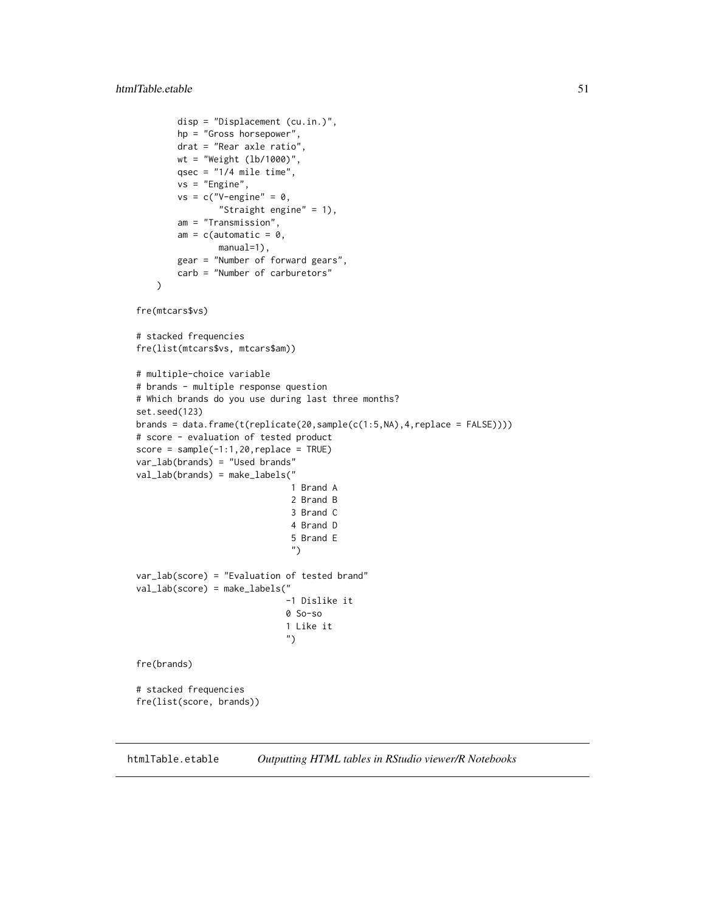```
        disp = "Displacement (cu.in.)",
        hp = "Gross horsepower",
        drat = "Rear axle ratio",
        wt = "Weight (lb/1000)",
        qsec = "1/4 mile time",
        vs = "Engine",
        vs = c("V-engine" = 0,
               "Straight engine" = 1),
        am = "Transmission",
        am = c(automatic = 0,
               manual=1),
        gear = "Number of forward gears",
        carb = "Number of carburetors"
    )

fre(mtcars$vs)

# stacked frequencies
fre(list(mtcars$vs, mtcars$am))

# multiple-choice variable
# brands - multiple response question
# Which brands do you use during last three months?
set.seed(123)
brands = data.frame(t(replicate(20,sample(c(1:5,NA),4,replace = FALSE))))
# score - evaluation of tested product
score = sample(-1:1,20,replace = TRUE)
var_lab(brands) = "Used brands"
val_lab(brands) = make_labels("
                              1 Brand A
                              2 Brand B
                              3 Brand C
                              4 Brand D
                              5 Brand E
                              ")

var_lab(score) = "Evaluation of tested brand"
val_lab(score) = make_labels("
                             -1 Dislike it
                             0 So-so
                             1 Like it
                             ")

fre(brands)

# stacked frequencies
fre(list(score, brands))
```

---

`htmlTable.etable` *Outputting HTML tables in RStudio viewer/R Notebooks*

---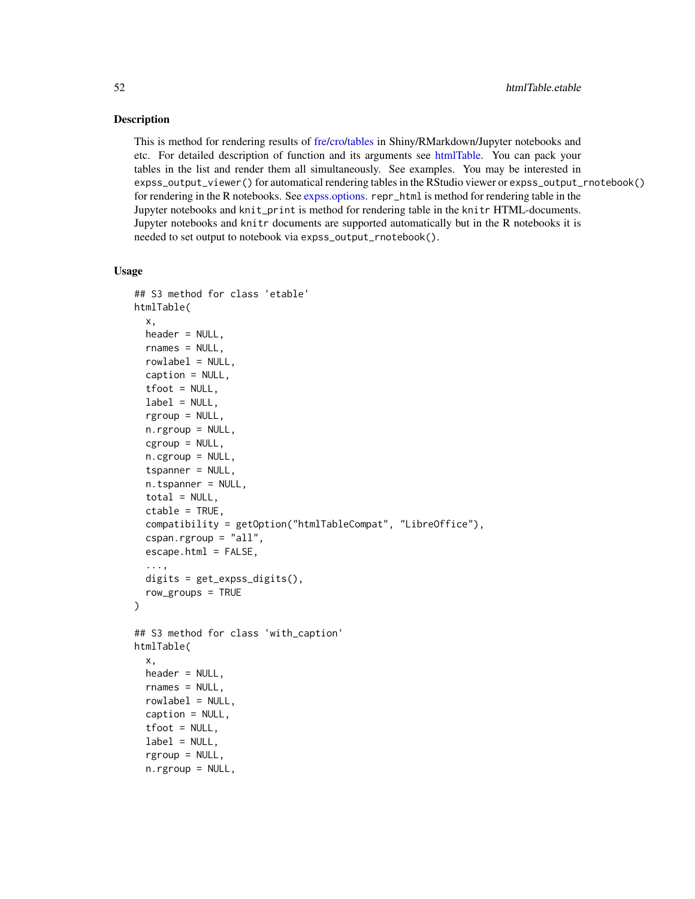## Description

This is method for rendering results of fre/cro/tables in Shiny/RMarkdown/Jupyter notebooks and etc. For detailed description of function and its arguments see htmlTable. You can pack your tables in the list and render them all simultaneously. See examples. You may be interested in `expss_output_viewer()` for automatical rendering tables in the RStudio viewer or `expss_output_rnotebook()` for rendering in the R notebooks. See expss.options. `repr_html` is method for rendering table in the Jupyter notebooks and `knit_print` is method for rendering table in the `knitr` HTML-documents. Jupyter notebooks and `knitr` documents are supported automatically but in the R notebooks it is needed to set output to notebook via `expss_output_rnotebook()`.

## Usage

```
## S3 method for class 'etable'
htmlTable(
  x,
  header = NULL,
  rnames = NULL,
  rowlabel = NULL,
  caption = NULL,
  tfoot = NULL,
  label = NULL,
  rgroup = NULL,
  n.rgroup = NULL,
  cgroup = NULL,
  n.cgroup = NULL,
  tspanner = NULL,
  n.tspanner = NULL,
  total = NULL,
  ctable = TRUE,
  compatibility = getOption("htmlTableCompat", "LibreOffice"),
  cspan.rgroup = "all",
  escape.html = FALSE,
  ...,
  digits = get_expss_digits(),
  row_groups = TRUE
)

## S3 method for class 'with_caption'
htmlTable(
  x,
  header = NULL,
  rnames = NULL,
  rowlabel = NULL,
  caption = NULL,
  tfoot = NULL,
  label = NULL,
  rgroup = NULL,
  n.rgroup = NULL,
```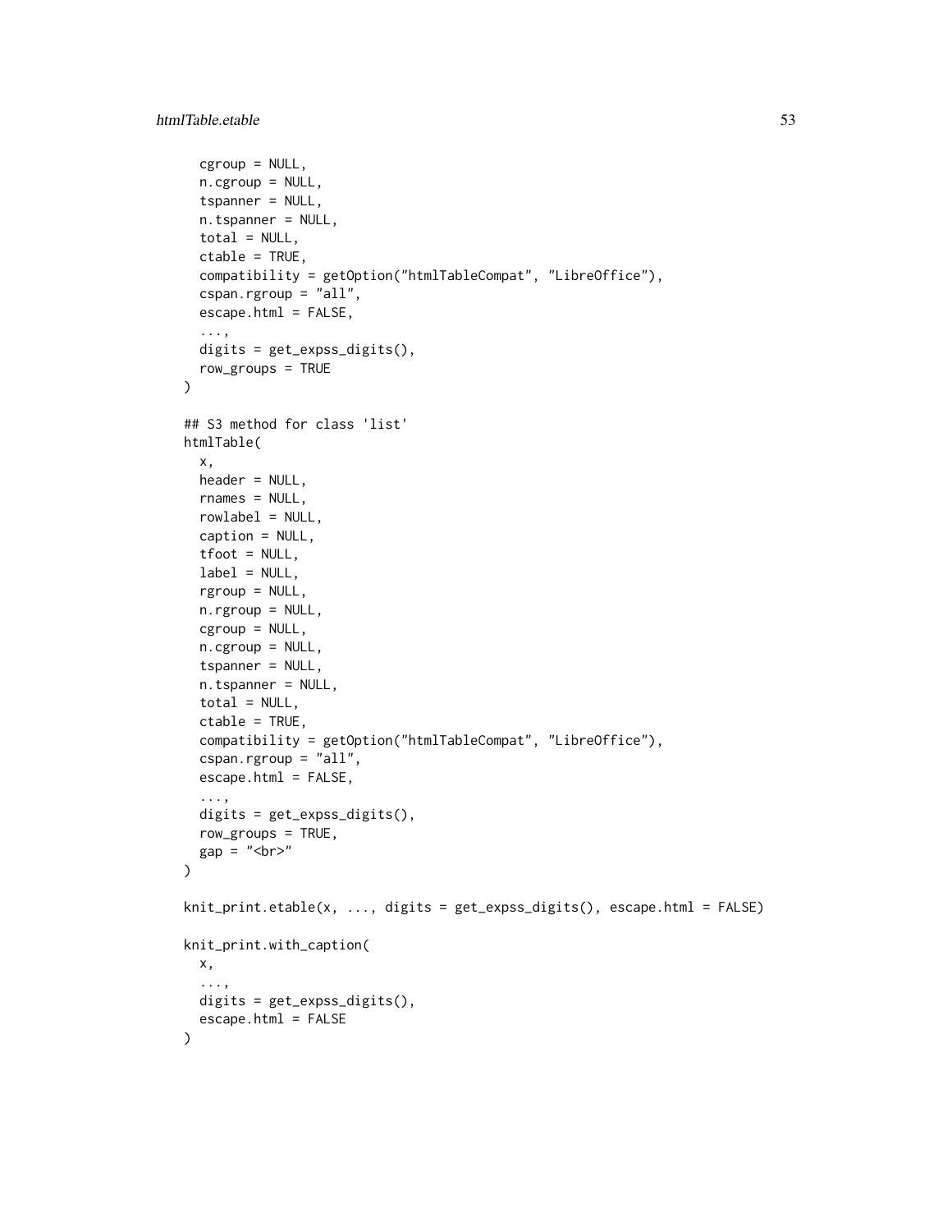```
  cgroup = NULL,
  n.cgroup = NULL,
  tspanner = NULL,
  n.tspanner = NULL,
  total = NULL,
  ctable = TRUE,
  compatibility = getOption("htmlTableCompat", "LibreOffice"),
  cspan.rgroup = "all",
  escape.html = FALSE,
  ...,
  digits = get_expss_digits(),
  row_groups = TRUE
)

## S3 method for class 'list'
htmlTable(
  x,
  header = NULL,
  rnames = NULL,
  rowlabel = NULL,
  caption = NULL,
  tfoot = NULL,
  label = NULL,
  rgroup = NULL,
  n.rgroup = NULL,
  cgroup = NULL,
  n.cgroup = NULL,
  tspanner = NULL,
  n.tspanner = NULL,
  total = NULL,
  ctable = TRUE,
  compatibility = getOption("htmlTableCompat", "LibreOffice"),
  cspan.rgroup = "all",
  escape.html = FALSE,
  ...,
  digits = get_expss_digits(),
  row_groups = TRUE,
  gap = "<br>"
)

knit_print.etable(x, ..., digits = get_expss_digits(), escape.html = FALSE)

knit_print.with_caption(
  x,
  ...,
  digits = get_expss_digits(),
  escape.html = FALSE
)
```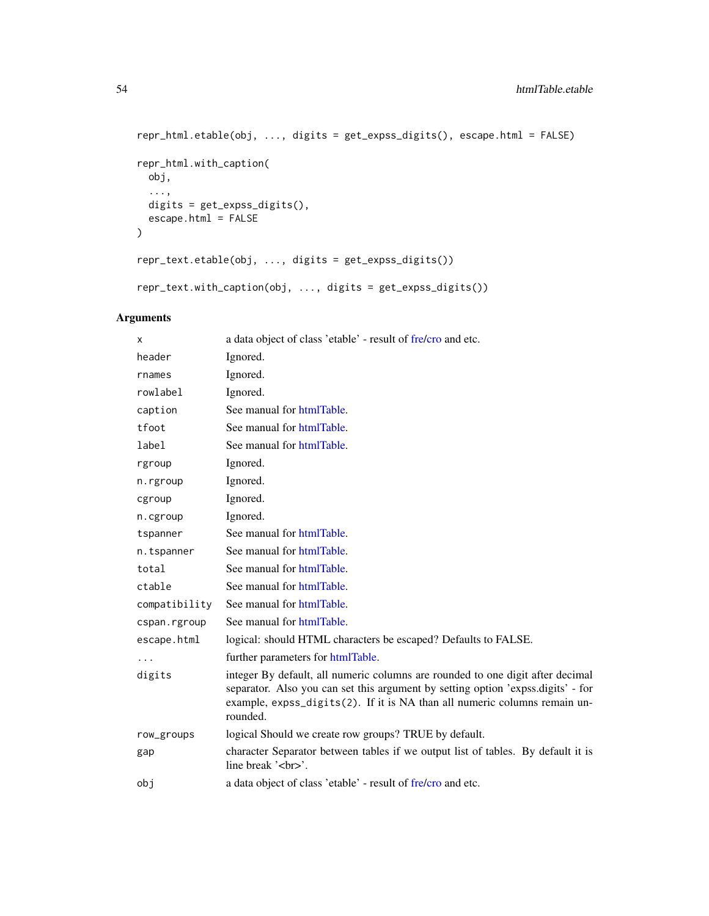```
repr_html.etable(obj, ..., digits = get_expss_digits(), escape.html = FALSE)

repr_html.with_caption(
  obj,
  ...,
  digits = get_expss_digits(),
  escape.html = FALSE
)

repr_text.etable(obj, ..., digits = get_expss_digits())

repr_text.with_caption(obj, ..., digits = get_expss_digits())
```

## Arguments

| | |
|---|---|
| `x` | a data object of class 'etable' - result of fre/cro and etc. |
| `header` | Ignored. |
| `rnames` | Ignored. |
| `rowlabel` | Ignored. |
| `caption` | See manual for htmlTable. |
| `tfoot` | See manual for htmlTable. |
| `label` | See manual for htmlTable. |
| `rgroup` | Ignored. |
| `n.rgroup` | Ignored. |
| `cgroup` | Ignored. |
| `n.cgroup` | Ignored. |
| `tspanner` | See manual for htmlTable. |
| `n.tspanner` | See manual for htmlTable. |
| `total` | See manual for htmlTable. |
| `ctable` | See manual for htmlTable. |
| `compatibility` | See manual for htmlTable. |
| `cspan.rgroup` | See manual for htmlTable. |
| `escape.html` | logical: should HTML characters be escaped? Defaults to FALSE. |
| `...` | further parameters for htmlTable. |
| `digits` | integer By default, all numeric columns are rounded to one digit after decimal separator. Also you can set this argument by setting option 'expss.digits' - for example, `expss_digits(2)`. If it is NA than all numeric columns remain unrounded. |
| `row_groups` | logical Should we create row groups? TRUE by default. |
| `gap` | character Separator between tables if we output list of tables. By default it is line break '<br>'. |
| `obj` | a data object of class 'etable' - result of fre/cro and etc. |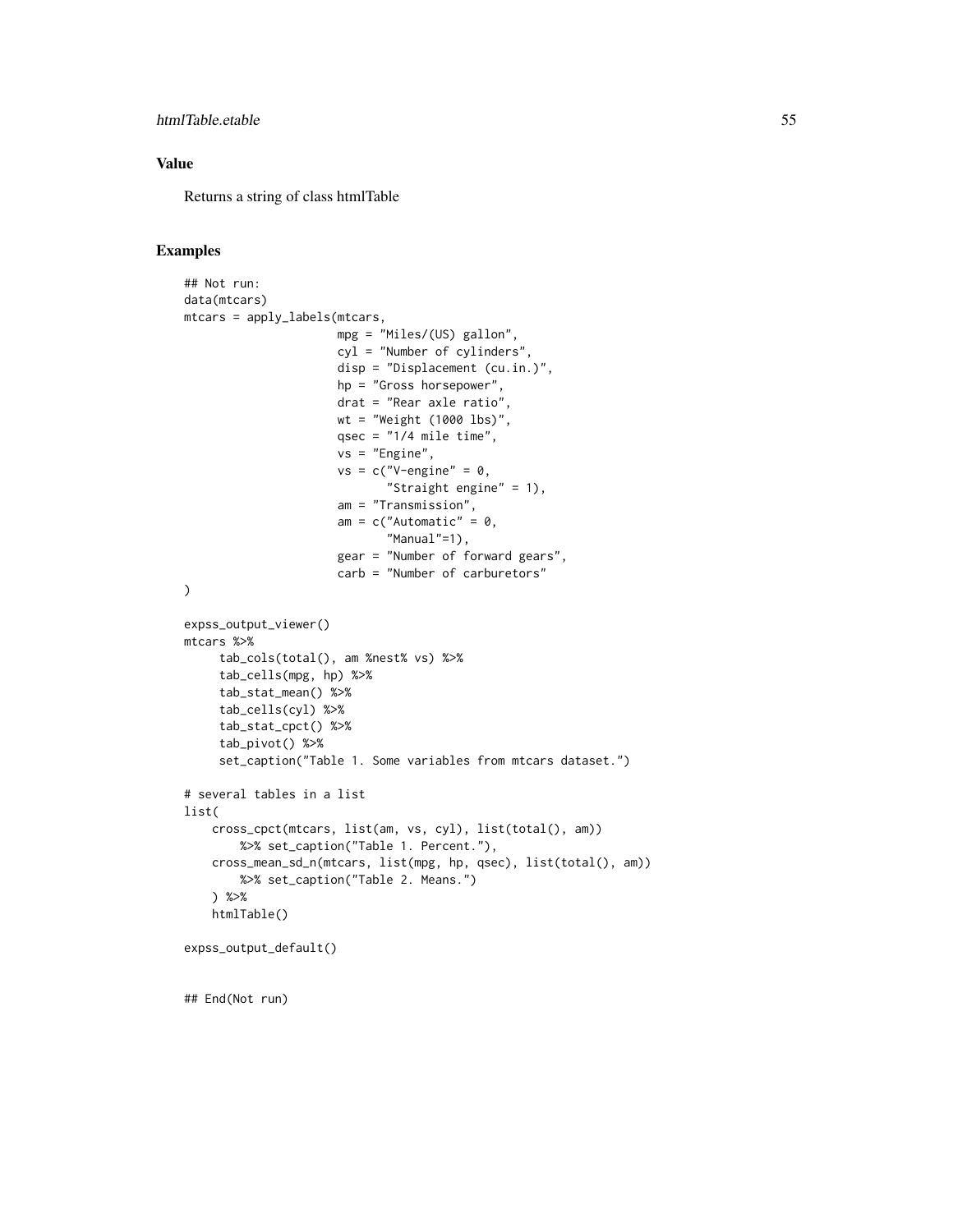## Value

Returns a string of class htmlTable

## Examples

```
## Not run:
data(mtcars)
mtcars = apply_labels(mtcars,
                      mpg = "Miles/(US) gallon",
                      cyl = "Number of cylinders",
                      disp = "Displacement (cu.in.)",
                      hp = "Gross horsepower",
                      drat = "Rear axle ratio",
                      wt = "Weight (1000 lbs)",
                      qsec = "1/4 mile time",
                      vs = "Engine",
                      vs = c("V-engine" = 0,
                             "Straight engine" = 1),
                      am = "Transmission",
                      am = c("Automatic" = 0,
                             "Manual"=1),
                      gear = "Number of forward gears",
                      carb = "Number of carburetors"
)

expss_output_viewer()
mtcars %>%
     tab_cols(total(), am %nest% vs) %>%
     tab_cells(mpg, hp) %>%
     tab_stat_mean() %>%
     tab_cells(cyl) %>%
     tab_stat_cpct() %>%
     tab_pivot() %>%
     set_caption("Table 1. Some variables from mtcars dataset.")

# several tables in a list
list(
    cross_cpct(mtcars, list(am, vs, cyl), list(total(), am))
        %>% set_caption("Table 1. Percent."),
    cross_mean_sd_n(mtcars, list(mpg, hp, qsec), list(total(), am))
        %>% set_caption("Table 2. Means.")
    ) %>%
    htmlTable()

expss_output_default()


## End(Not run)
```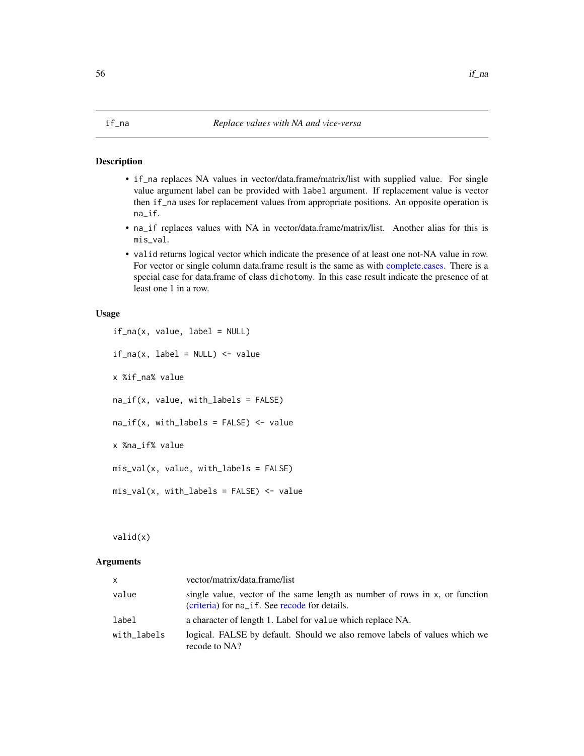## if_na — *Replace values with NA and vice-versa*

### Description

- `if_na` replaces NA values in vector/data.frame/matrix/list with supplied value. For single value argument label can be provided with `label` argument. If replacement value is vector then `if_na` uses for replacement values from appropriate positions. An opposite operation is `na_if`.
- `na_if` replaces values with NA in vector/data.frame/matrix/list. Another alias for this is `mis_val`.
- `valid` returns logical vector which indicate the presence of at least one not-NA value in row. For vector or single column data.frame result is the same as with complete.cases. There is a special case for data.frame of class `dichotomy`. In this case result indicate the presence of at least one 1 in a row.

### Usage

```
if_na(x, value, label = NULL)

if_na(x, label = NULL) <- value

x %if_na% value

na_if(x, value, with_labels = FALSE)

na_if(x, with_labels = FALSE) <- value

x %na_if% value

mis_val(x, value, with_labels = FALSE)

mis_val(x, with_labels = FALSE) <- value



valid(x)
```

### Arguments

| | |
|---|---|
| `x` | vector/matrix/data.frame/list |
| `value` | single value, vector of the same length as number of rows in `x`, or function (criteria) for `na_if`. See recode for details. |
| `label` | a character of length 1. Label for `value` which replace NA. |
| `with_labels` | logical. FALSE by default. Should we also remove labels of values which we recode to NA? |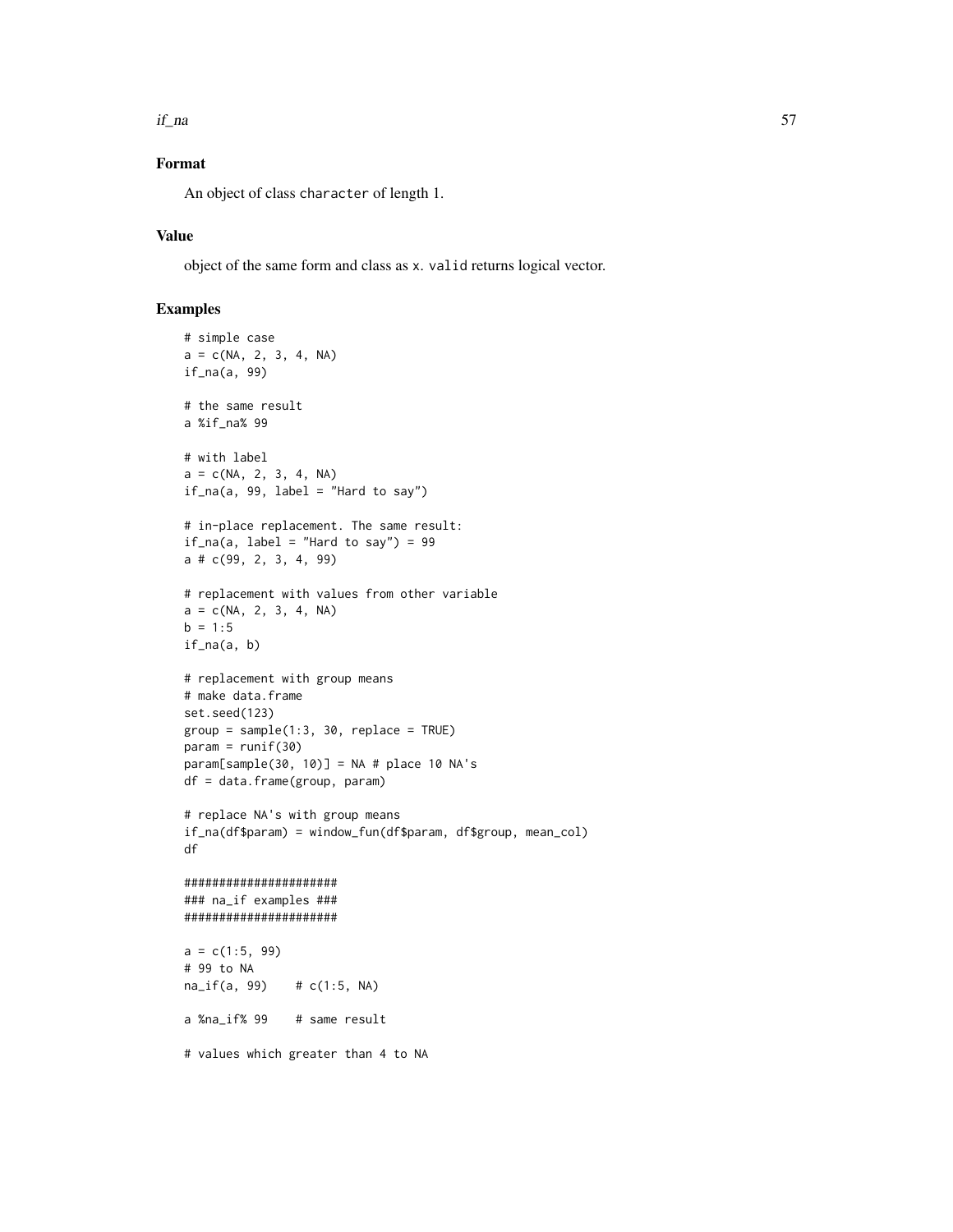## Format

An object of class character of length 1.

## Value

object of the same form and class as x. valid returns logical vector.

## Examples

```
# simple case
a = c(NA, 2, 3, 4, NA)
if_na(a, 99)

# the same result
a %if_na% 99

# with label
a = c(NA, 2, 3, 4, NA)
if_na(a, 99, label = "Hard to say")

# in-place replacement. The same result:
if_na(a, label = "Hard to say") = 99
a # c(99, 2, 3, 4, 99)

# replacement with values from other variable
a = c(NA, 2, 3, 4, NA)
b = 1:5
if_na(a, b)

# replacement with group means
# make data.frame
set.seed(123)
group = sample(1:3, 30, replace = TRUE)
param = runif(30)
param[sample(30, 10)] = NA # place 10 NA's
df = data.frame(group, param)

# replace NA's with group means
if_na(df$param) = window_fun(df$param, df$group, mean_col)
df

######################
### na_if examples ###
######################

a = c(1:5, 99)
# 99 to NA
na_if(a, 99)    # c(1:5, NA)

a %na_if% 99    # same result

# values which greater than 4 to NA
```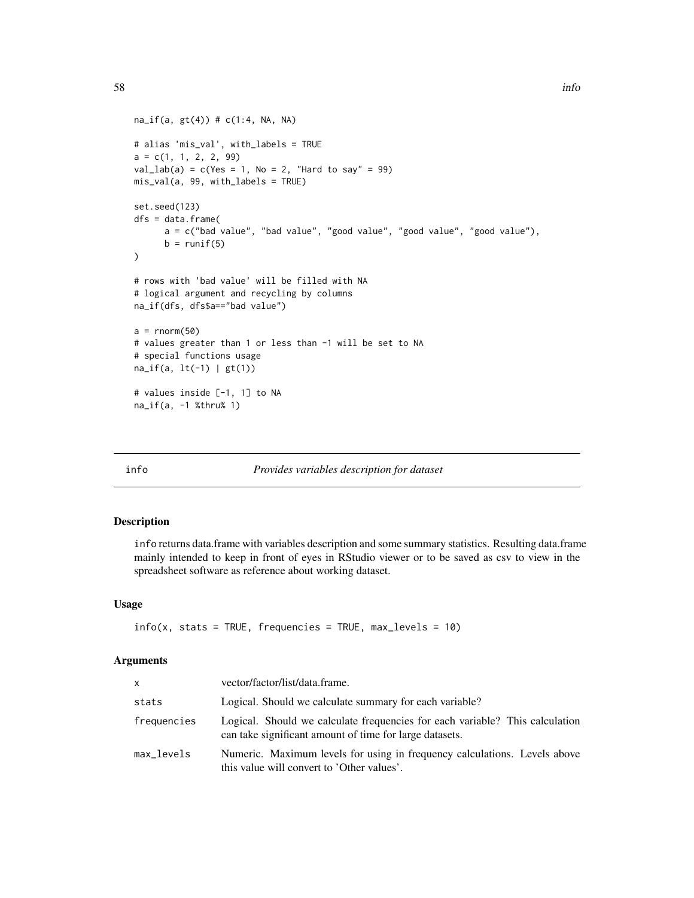```
na_if(a, gt(4)) # c(1:4, NA, NA)

# alias 'mis_val', with_labels = TRUE
a = c(1, 1, 2, 2, 99)
val_lab(a) = c(Yes = 1, No = 2, "Hard to say" = 99)
mis_val(a, 99, with_labels = TRUE)

set.seed(123)
dfs = data.frame(
      a = c("bad value", "bad value", "good value", "good value", "good value"),
      b = runif(5)
)

# rows with 'bad value' will be filled with NA
# logical argument and recycling by columns
na_if(dfs, dfs$a=="bad value")

a = rnorm(50)
# values greater than 1 or less than -1 will be set to NA
# special functions usage
na_if(a, lt(-1) | gt(1))

# values inside [-1, 1] to NA
na_if(a, -1 %thru% 1)
```

---

## info — *Provides variables description for dataset*

### Description

`info` returns data.frame with variables description and some summary statistics. Resulting data.frame mainly intended to keep in front of eyes in RStudio viewer or to be saved as csv to view in the spreadsheet software as reference about working dataset.

### Usage

```
info(x, stats = TRUE, frequencies = TRUE, max_levels = 10)
```

### Arguments

| | |
|---|---|
| x | vector/factor/list/data.frame. |
| stats | Logical. Should we calculate summary for each variable? |
| frequencies | Logical. Should we calculate frequencies for each variable? This calculation can take significant amount of time for large datasets. |
| max_levels | Numeric. Maximum levels for using in frequency calculations. Levels above this value will convert to 'Other values'. |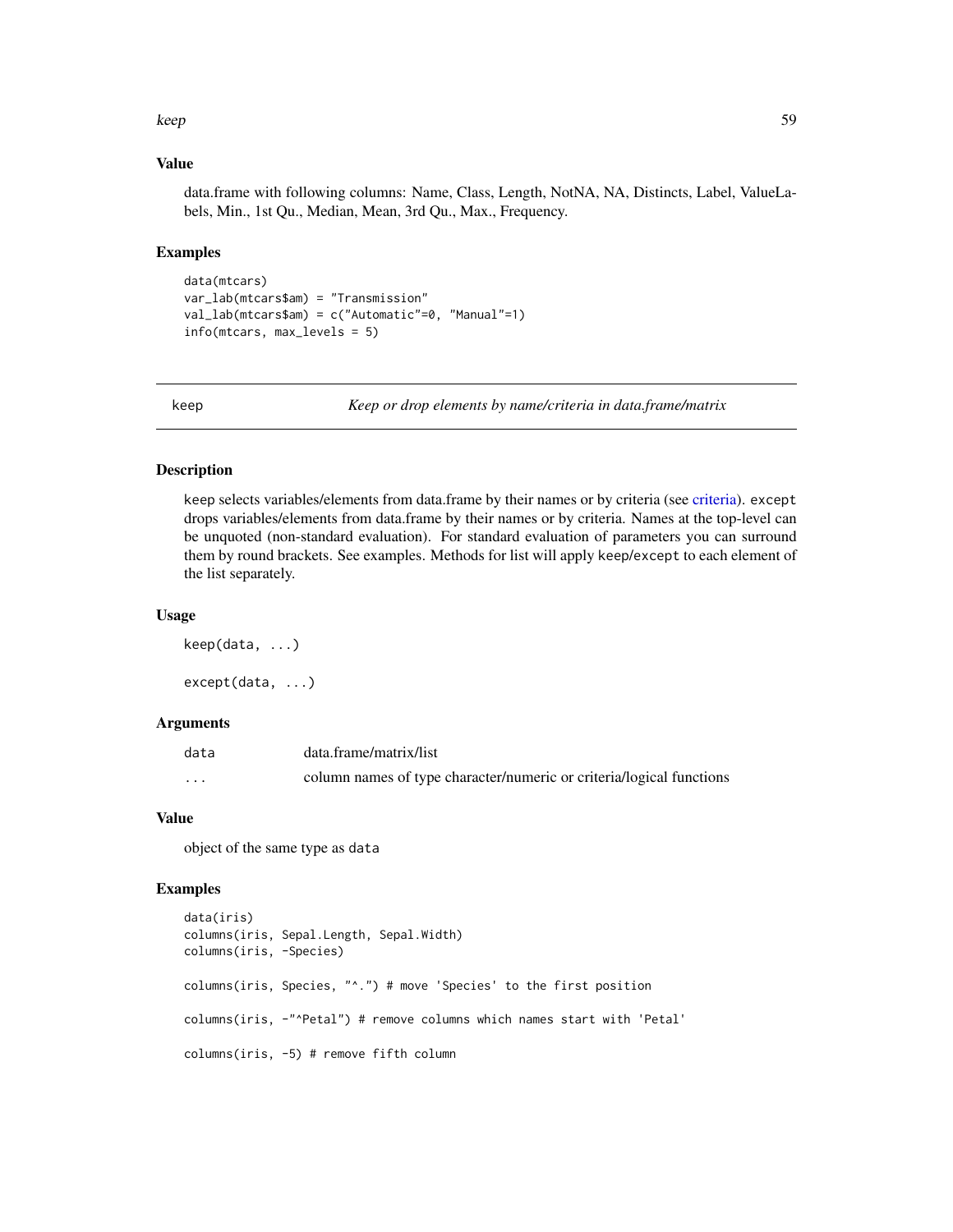### Value

data.frame with following columns: Name, Class, Length, NotNA, NA, Distincts, Label, ValueLabels, Min., 1st Qu., Median, Mean, 3rd Qu., Max., Frequency.

### Examples

```
data(mtcars)
var_lab(mtcars$am) = "Transmission"
val_lab(mtcars$am) = c("Automatic"=0, "Manual"=1)
info(mtcars, max_levels = 5)
```

---

## keep — *Keep or drop elements by name/criteria in data.frame/matrix*

---

### Description

keep selects variables/elements from data.frame by their names or by criteria (see criteria). except drops variables/elements from data.frame by their names or by criteria. Names at the top-level can be unquoted (non-standard evaluation). For standard evaluation of parameters you can surround them by round brackets. See examples. Methods for list will apply keep/except to each element of the list separately.

### Usage

```
keep(data, ...)

except(data, ...)
```

### Arguments

| | |
|---|---|
| data | data.frame/matrix/list |
| ... | column names of type character/numeric or criteria/logical functions |

### Value

object of the same type as data

### Examples

```
data(iris)
columns(iris, Sepal.Length, Sepal.Width)
columns(iris, -Species)

columns(iris, Species, "^.") # move 'Species' to the first position

columns(iris, -"^Petal") # remove columns which names start with 'Petal'

columns(iris, -5) # remove fifth column
```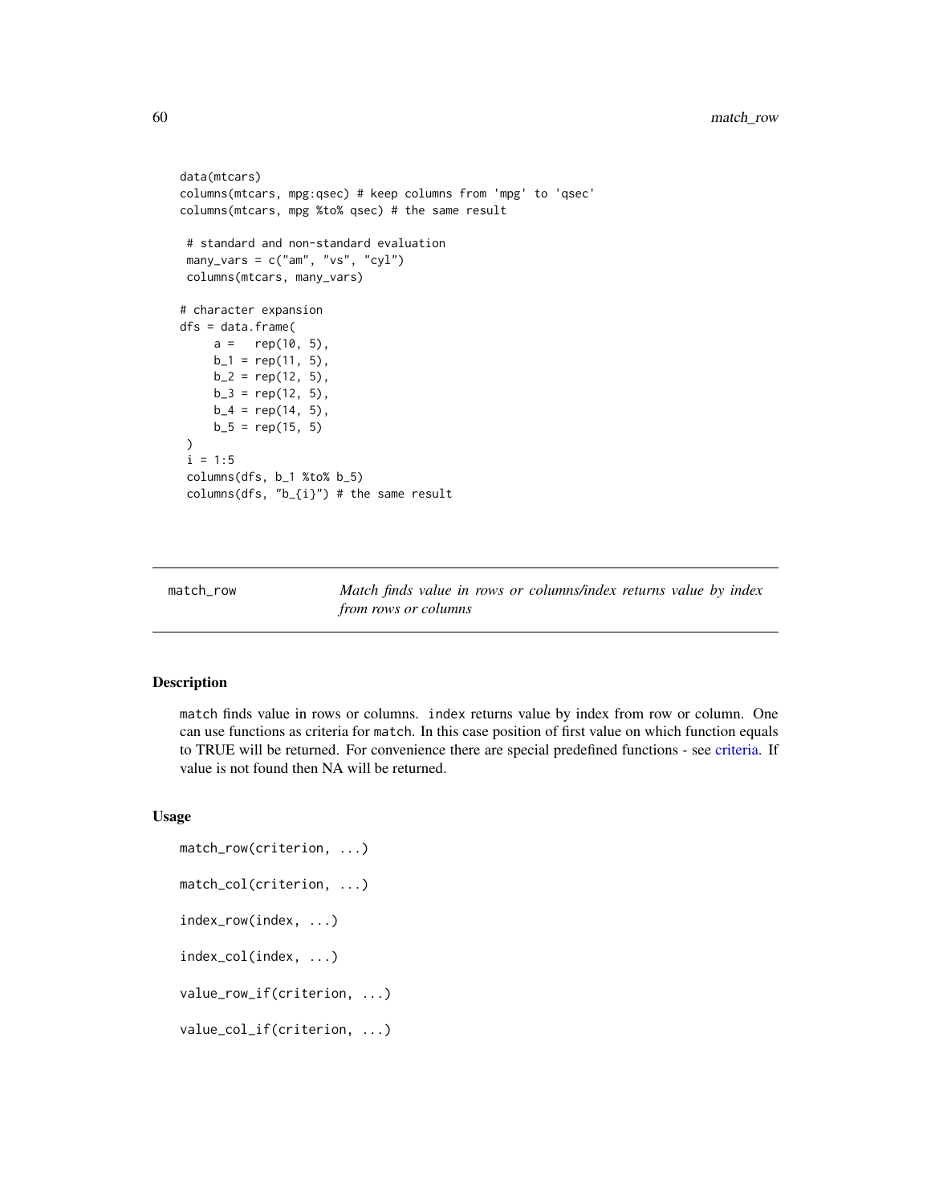```
data(mtcars)
columns(mtcars, mpg:qsec) # keep columns from 'mpg' to 'qsec'
columns(mtcars, mpg %to% qsec) # the same result

 # standard and non-standard evaluation
 many_vars = c("am", "vs", "cyl")
 columns(mtcars, many_vars)

# character expansion
dfs = data.frame(
     a =   rep(10, 5),
     b_1 = rep(11, 5),
     b_2 = rep(12, 5),
     b_3 = rep(12, 5),
     b_4 = rep(14, 5),
     b_5 = rep(15, 5)
 )
 i = 1:5
 columns(dfs, b_1 %to% b_5)
 columns(dfs, "b_{i}") # the same result
```

---

## match_row — *Match finds value in rows or columns/index returns value by index from rows or columns*

---

### Description

match finds value in rows or columns. index returns value by index from row or column. One can use functions as criteria for match. In this case position of first value on which function equals to TRUE will be returned. For convenience there are special predefined functions - see criteria. If value is not found then NA will be returned.

### Usage

```
match_row(criterion, ...)

match_col(criterion, ...)

index_row(index, ...)

index_col(index, ...)

value_row_if(criterion, ...)

value_col_if(criterion, ...)
```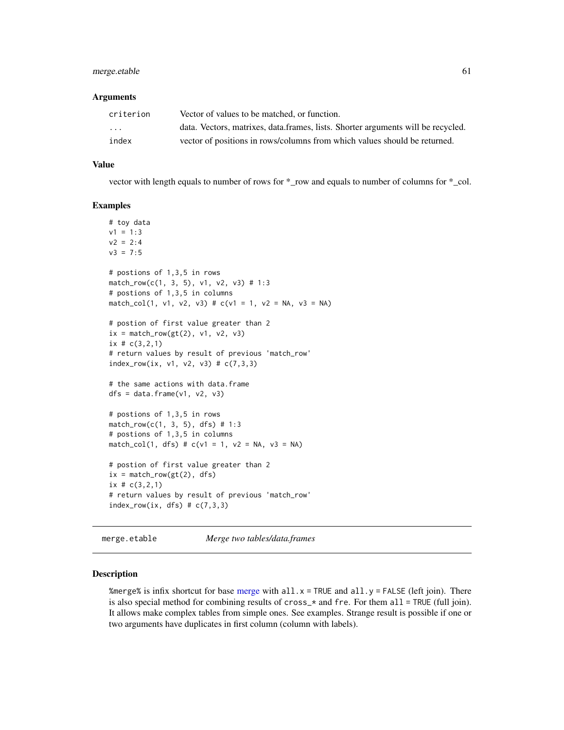### Arguments

| | |
|---|---|
| criterion | Vector of values to be matched, or function. |
| ... | data. Vectors, matrixes, data.frames, lists. Shorter arguments will be recycled. |
| index | vector of positions in rows/columns from which values should be returned. |

### Value

vector with length equals to number of rows for *_row and equals to number of columns for *_col.

### Examples

```
# toy data
v1 = 1:3
v2 = 2:4
v3 = 7:5

# postions of 1,3,5 in rows
match_row(c(1, 3, 5), v1, v2, v3) # 1:3
# postions of 1,3,5 in columns
match_col(1, v1, v2, v3) # c(v1 = 1, v2 = NA, v3 = NA)

# postion of first value greater than 2
ix = match_row(gt(2), v1, v2, v3)
ix # c(3,2,1)
# return values by result of previous 'match_row'
index_row(ix, v1, v2, v3) # c(7,3,3)

# the same actions with data.frame
dfs = data.frame(v1, v2, v3)

# postions of 1,3,5 in rows
match_row(c(1, 3, 5), dfs) # 1:3
# postions of 1,3,5 in columns
match_col(1, dfs) # c(v1 = 1, v2 = NA, v3 = NA)

# postion of first value greater than 2
ix = match_row(gt(2), dfs)
ix # c(3,2,1)
# return values by result of previous 'match_row'
index_row(ix, dfs) # c(7,3,3)
```

## merge.etable    *Merge two tables/data.frames*

### Description

%merge% is infix shortcut for base merge with all.x = TRUE and all.y = FALSE (left join). There is also special method for combining results of cross_* and fre. For them all = TRUE (full join). It allows make complex tables from simple ones. See examples. Strange result is possible if one or two arguments have duplicates in first column (column with labels).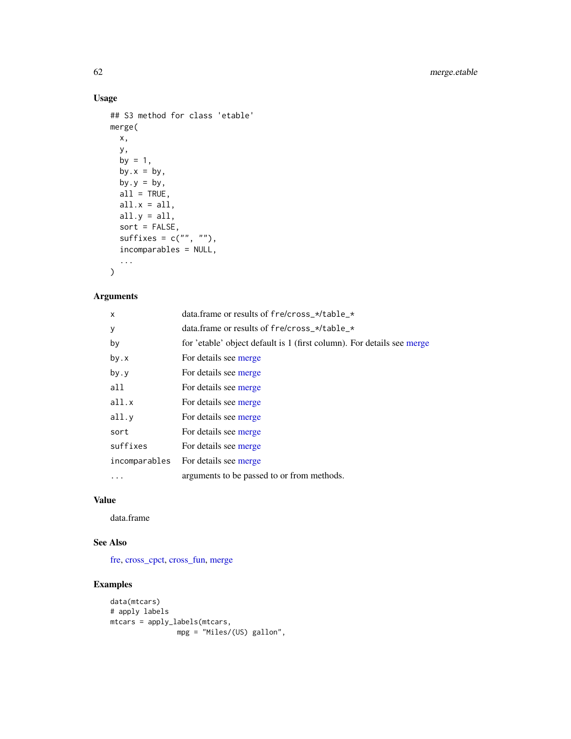## Usage

```
## S3 method for class 'etable'
merge(
  x,
  y,
  by = 1,
  by.x = by,
  by.y = by,
  all = TRUE,
  all.x = all,
  all.y = all,
  sort = FALSE,
  suffixes = c("", ""),
  incomparables = NULL,
  ...
)
```

## Arguments

| | |
|---|---|
| x | data.frame or results of fre/cross_*/table_* |
| y | data.frame or results of fre/cross_*/table_* |
| by | for 'etable' object default is 1 (first column). For details see merge |
| by.x | For details see merge |
| by.y | For details see merge |
| all | For details see merge |
| all.x | For details see merge |
| all.y | For details see merge |
| sort | For details see merge |
| suffixes | For details see merge |
| incomparables | For details see merge |
| ... | arguments to be passed to or from methods. |

## Value

data.frame

## See Also

fre, cross_cpct, cross_fun, merge

## Examples

```
data(mtcars)
# apply labels
mtcars = apply_labels(mtcars,
                mpg = "Miles/(US) gallon",
```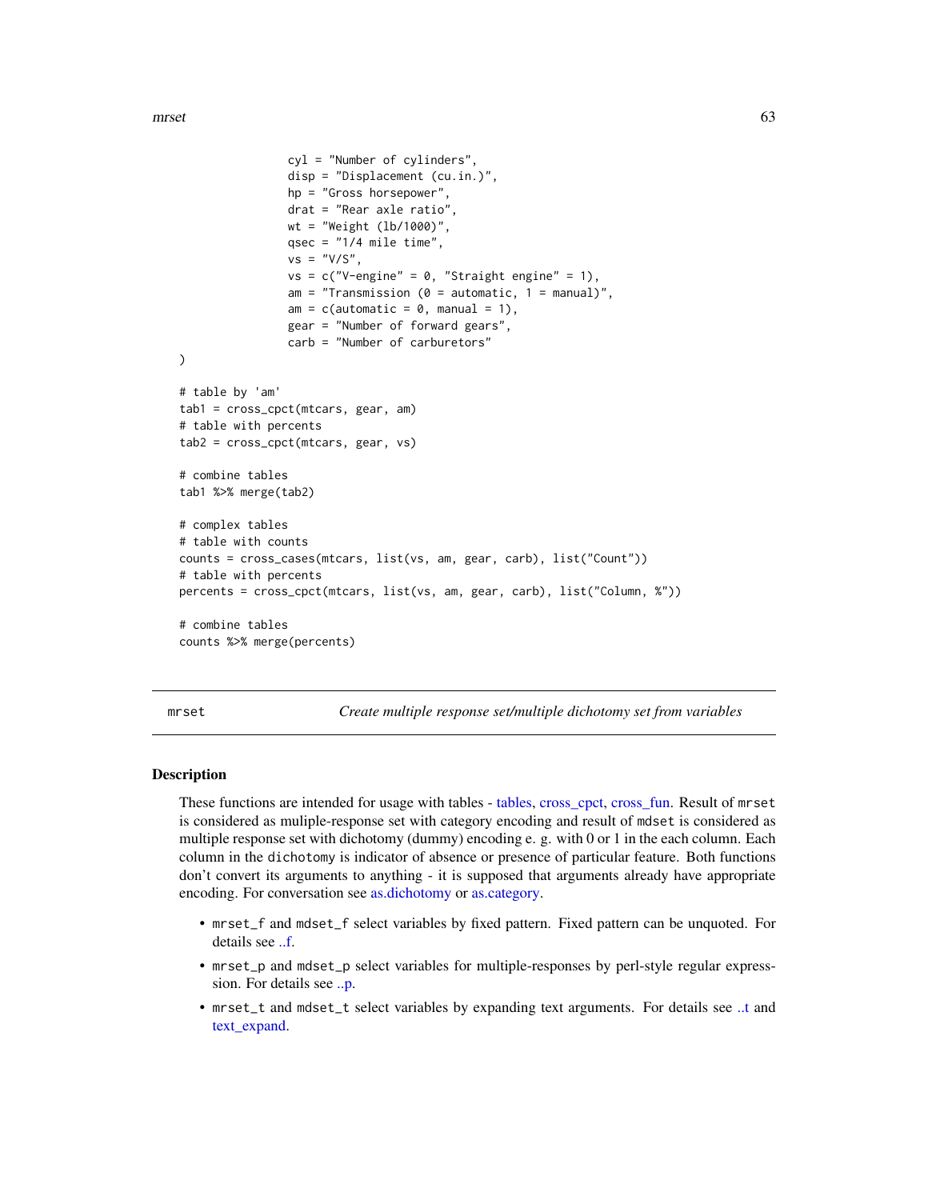```
                 cyl = "Number of cylinders",
                 disp = "Displacement (cu.in.)",
                 hp = "Gross horsepower",
                 drat = "Rear axle ratio",
                 wt = "Weight (lb/1000)",
                 qsec = "1/4 mile time",
                 vs = "V/S",
                 vs = c("V-engine" = 0, "Straight engine" = 1),
                 am = "Transmission (0 = automatic, 1 = manual)",
                 am = c(automatic = 0, manual = 1),
                 gear = "Number of forward gears",
                 carb = "Number of carburetors"
)

# table by 'am'
tab1 = cross_cpct(mtcars, gear, am)
# table with percents
tab2 = cross_cpct(mtcars, gear, vs)

# combine tables
tab1 %>% merge(tab2)

# complex tables
# table with counts
counts = cross_cases(mtcars, list(vs, am, gear, carb), list("Count"))
# table with percents
percents = cross_cpct(mtcars, list(vs, am, gear, carb), list("Column, %"))

# combine tables
counts %>% merge(percents)
```

## mrset — *Create multiple response set/multiple dichotomy set from variables*

### Description

These functions are intended for usage with tables - tables, cross_cpct, cross_fun. Result of `mrset` is considered as muliple-response set with category encoding and result of `mdset` is considered as multiple response set with dichotomy (dummy) encoding e. g. with 0 or 1 in the each column. Each column in the `dichotomy` is indicator of absence or presence of particular feature. Both functions don't convert its arguments to anything - it is supposed that arguments already have appropriate encoding. For conversation see as.dichotomy or as.category.

- `mrset_f` and `mdset_f` select variables by fixed pattern. Fixed pattern can be unquoted. For details see ..f.
- `mrset_p` and `mdset_p` select variables for multiple-responses by perl-style regular expresssion. For details see ..p.
- `mrset_t` and `mdset_t` select variables by expanding text arguments. For details see ..t and text_expand.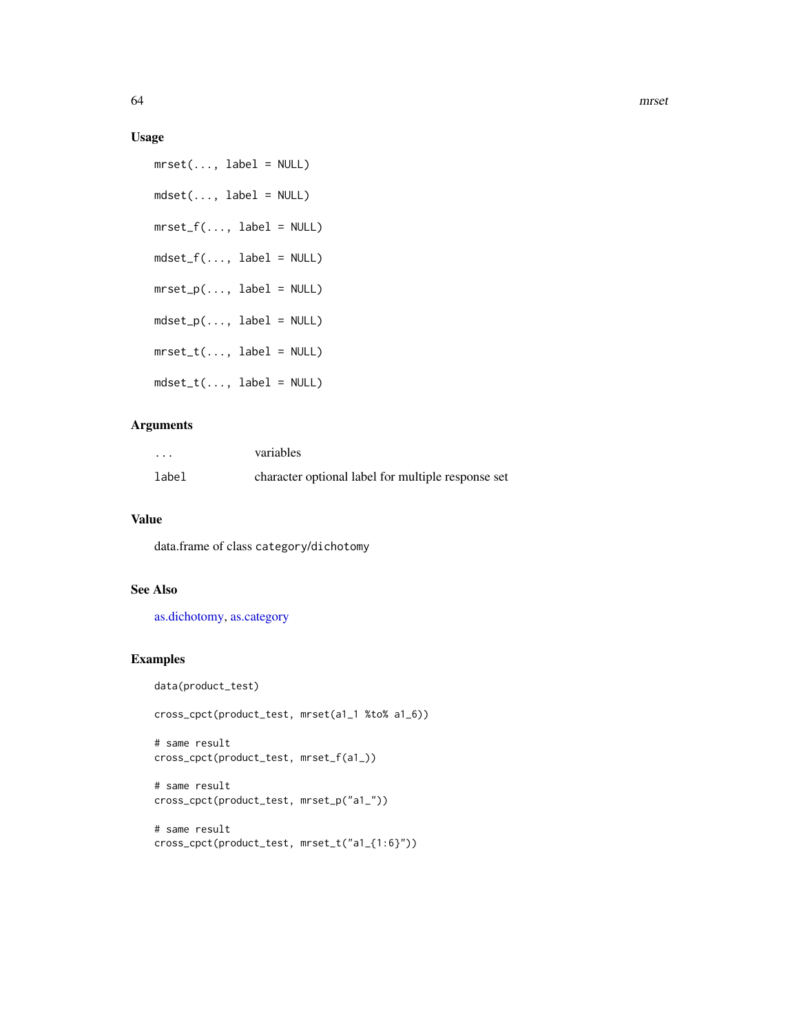### Usage

```
mrset(..., label = NULL)

mdset(..., label = NULL)

mrset_f(..., label = NULL)

mdset_f(..., label = NULL)

mrset_p(..., label = NULL)

mdset_p(..., label = NULL)

mrset_t(..., label = NULL)

mdset_t(..., label = NULL)
```

### Arguments

| | |
|---|---|
| `...` | variables |
| `label` | character optional label for multiple response set |

### Value

data.frame of class `category`/`dichotomy`

### See Also

as.dichotomy, as.category

### Examples

```
data(product_test)

cross_cpct(product_test, mrset(a1_1 %to% a1_6))

# same result
cross_cpct(product_test, mrset_f(a1_))

# same result
cross_cpct(product_test, mrset_p("a1_"))

# same result
cross_cpct(product_test, mrset_t("a1_{1:6}"))
```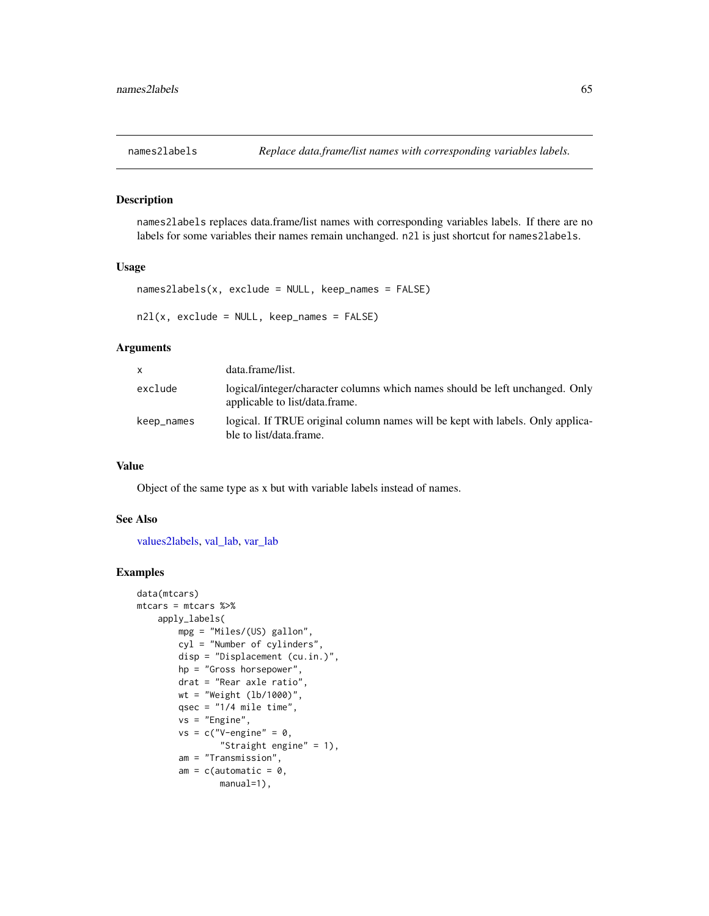## names2labels    *Replace data.frame/list names with corresponding variables labels.*

### Description

names2labels replaces data.frame/list names with corresponding variables labels. If there are no labels for some variables their names remain unchanged. n2l is just shortcut for names2labels.

### Usage

```
names2labels(x, exclude = NULL, keep_names = FALSE)

n2l(x, exclude = NULL, keep_names = FALSE)
```

### Arguments

| | |
|---|---|
| x | data.frame/list. |
| exclude | logical/integer/character columns which names should be left unchanged. Only applicable to list/data.frame. |
| keep_names | logical. If TRUE original column names will be kept with labels. Only applicable to list/data.frame. |

### Value

Object of the same type as x but with variable labels instead of names.

### See Also

values2labels, val_lab, var_lab

### Examples

```
data(mtcars)
mtcars = mtcars %>%
    apply_labels(
        mpg = "Miles/(US) gallon",
        cyl = "Number of cylinders",
        disp = "Displacement (cu.in.)",
        hp = "Gross horsepower",
        drat = "Rear axle ratio",
        wt = "Weight (lb/1000)",
        qsec = "1/4 mile time",
        vs = "Engine",
        vs = c("V-engine" = 0,
               "Straight engine" = 1),
        am = "Transmission",
        am = c(automatic = 0,
               manual=1),
```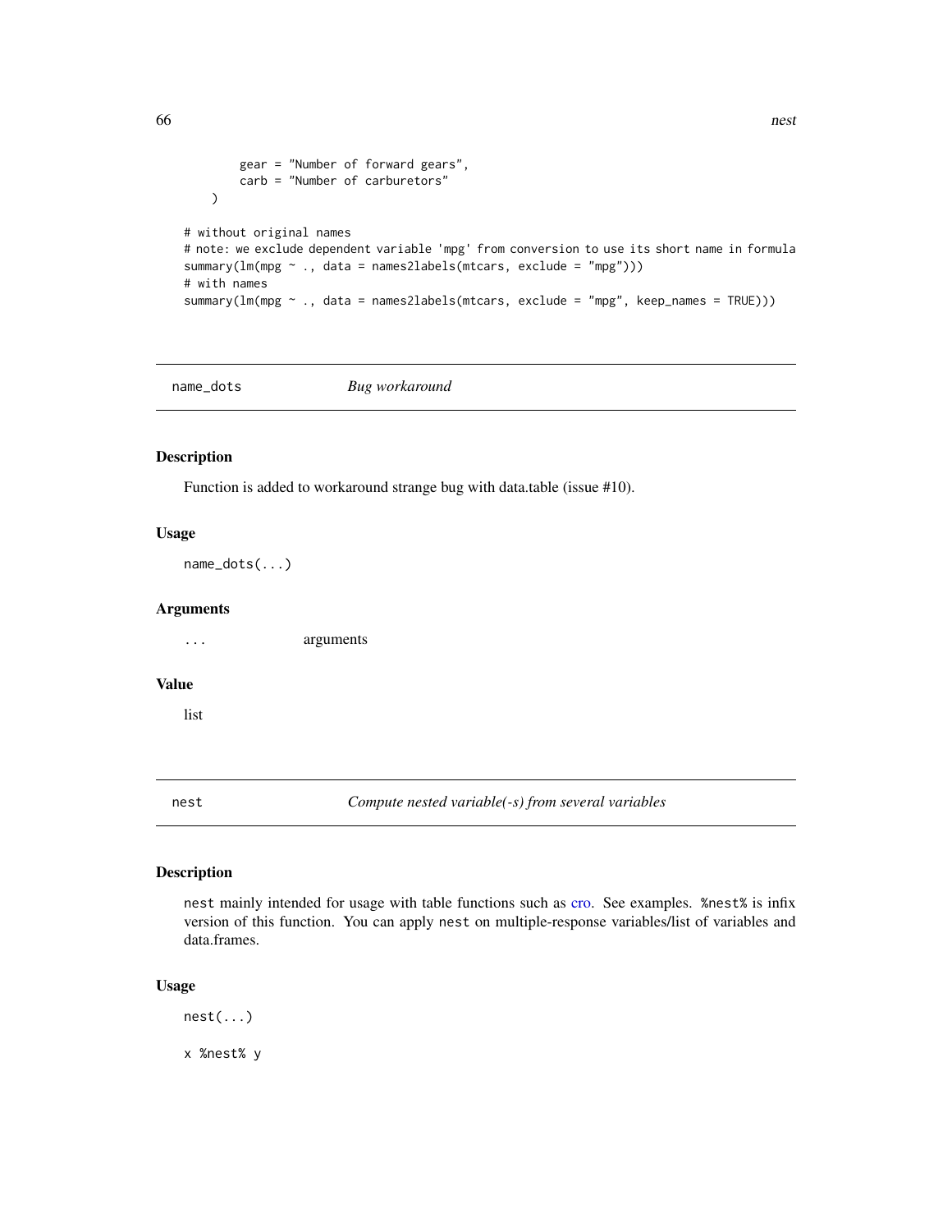```
        gear = "Number of forward gears",
        carb = "Number of carburetors"
    )

# without original names
# note: we exclude dependent variable 'mpg' from conversion to use its short name in formula
summary(lm(mpg ~ ., data = names2labels(mtcars, exclude = "mpg")))
# with names
summary(lm(mpg ~ ., data = names2labels(mtcars, exclude = "mpg", keep_names = TRUE)))
```

## name_dots — *Bug workaround*

### Description

Function is added to workaround strange bug with data.table (issue #10).

### Usage

```
name_dots(...)
```

### Arguments

| | |
|---|---|
| ... | arguments |

### Value

list

## nest — *Compute nested variable(-s) from several variables*

### Description

nest mainly intended for usage with table functions such as cro. See examples. %nest% is infix version of this function. You can apply nest on multiple-response variables/list of variables and data.frames.

### Usage

```
nest(...)

x %nest% y
```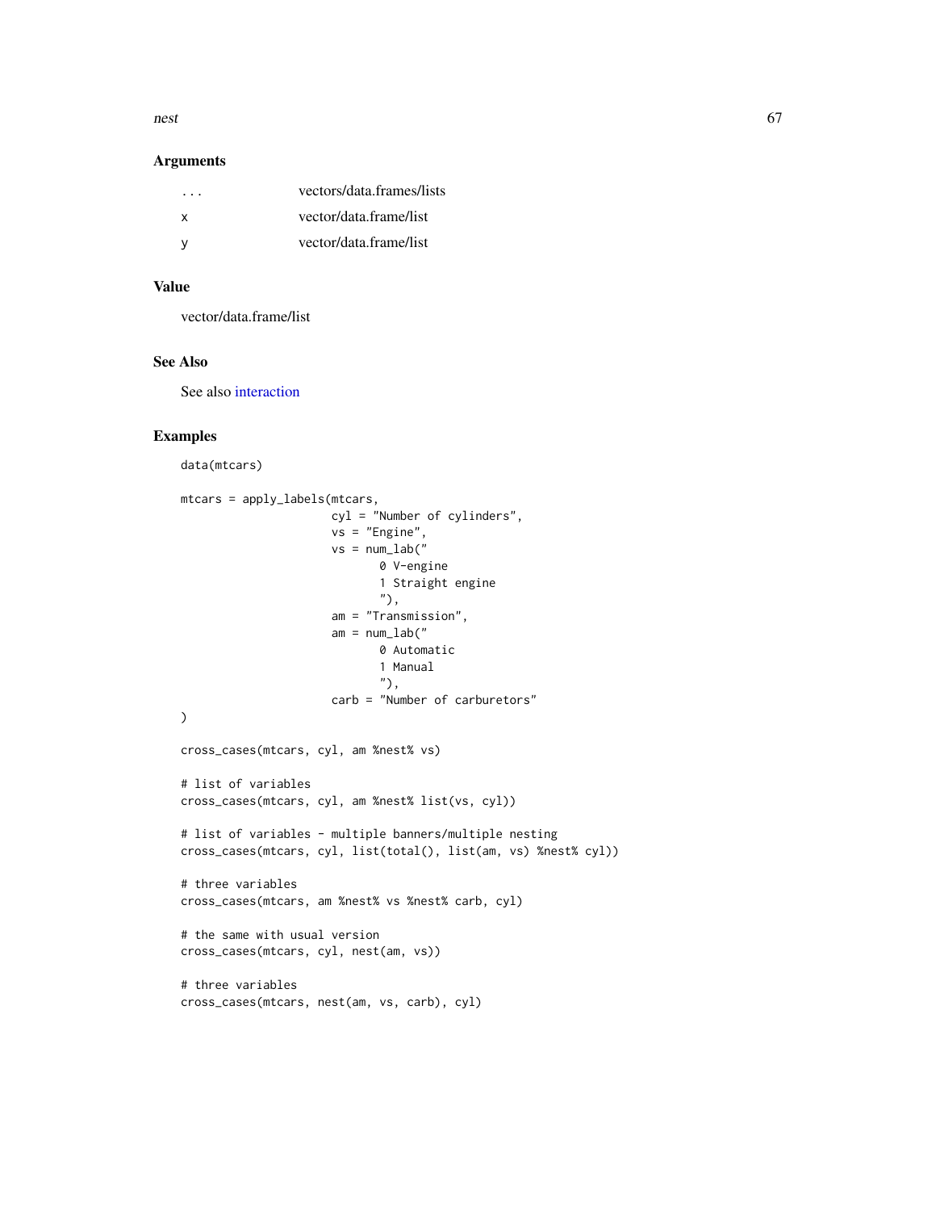### Arguments

| | |
|---|---|
| ... | vectors/data.frames/lists |
| x | vector/data.frame/list |
| y | vector/data.frame/list |

### Value

vector/data.frame/list

### See Also

See also interaction

### Examples

```
data(mtcars)

mtcars = apply_labels(mtcars,
                      cyl = "Number of cylinders",
                      vs = "Engine",
                      vs = num_lab("
                             0 V-engine
                             1 Straight engine
                             "),
                      am = "Transmission",
                      am = num_lab("
                             0 Automatic
                             1 Manual
                             "),
                      carb = "Number of carburetors"
)

cross_cases(mtcars, cyl, am %nest% vs)

# list of variables
cross_cases(mtcars, cyl, am %nest% list(vs, cyl))

# list of variables - multiple banners/multiple nesting
cross_cases(mtcars, cyl, list(total(), list(am, vs) %nest% cyl))

# three variables
cross_cases(mtcars, am %nest% vs %nest% carb, cyl)

# the same with usual version
cross_cases(mtcars, cyl, nest(am, vs))

# three variables
cross_cases(mtcars, nest(am, vs, carb), cyl)
```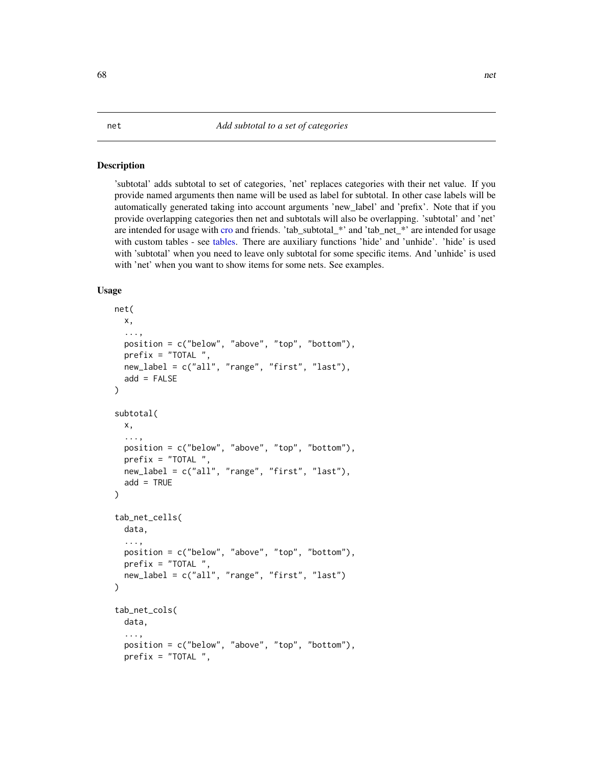## net — Add subtotal to a set of categories

### Description

'subtotal' adds subtotal to set of categories, 'net' replaces categories with their net value. If you provide named arguments then name will be used as label for subtotal. In other case labels will be automatically generated taking into account arguments 'new_label' and 'prefix'. Note that if you provide overlapping categories then net and subtotals will also be overlapping. 'subtotal' and 'net' are intended for usage with cro and friends. 'tab_subtotal_*' and 'tab_net_*' are intended for usage with custom tables - see tables. There are auxiliary functions 'hide' and 'unhide'. 'hide' is used with 'subtotal' when you need to leave only subtotal for some specific items. And 'unhide' is used with 'net' when you want to show items for some nets. See examples.

### Usage

```
net(
  x,
  ...,
  position = c("below", "above", "top", "bottom"),
  prefix = "TOTAL ",
  new_label = c("all", "range", "first", "last"),
  add = FALSE
)

subtotal(
  x,
  ...,
  position = c("below", "above", "top", "bottom"),
  prefix = "TOTAL ",
  new_label = c("all", "range", "first", "last"),
  add = TRUE
)

tab_net_cells(
  data,
  ...,
  position = c("below", "above", "top", "bottom"),
  prefix = "TOTAL ",
  new_label = c("all", "range", "first", "last")
)

tab_net_cols(
  data,
  ...,
  position = c("below", "above", "top", "bottom"),
  prefix = "TOTAL ",
```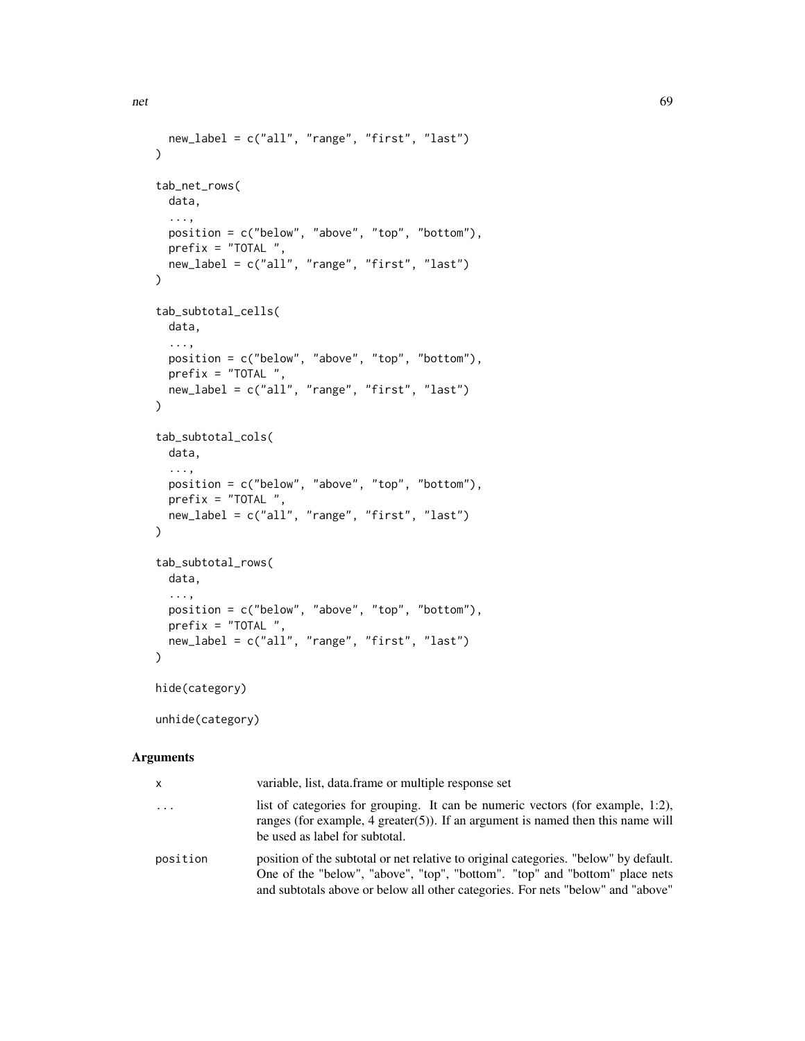```
  new_label = c("all", "range", "first", "last")
)

tab_net_rows(
  data,
  ...,
  position = c("below", "above", "top", "bottom"),
  prefix = "TOTAL ",
  new_label = c("all", "range", "first", "last")
)

tab_subtotal_cells(
  data,
  ...,
  position = c("below", "above", "top", "bottom"),
  prefix = "TOTAL ",
  new_label = c("all", "range", "first", "last")
)

tab_subtotal_cols(
  data,
  ...,
  position = c("below", "above", "top", "bottom"),
  prefix = "TOTAL ",
  new_label = c("all", "range", "first", "last")
)

tab_subtotal_rows(
  data,
  ...,
  position = c("below", "above", "top", "bottom"),
  prefix = "TOTAL ",
  new_label = c("all", "range", "first", "last")
)

hide(category)

unhide(category)
```

## Arguments

| | |
|---|---|
| `x` | variable, list, data.frame or multiple response set |
| `...` | list of categories for grouping. It can be numeric vectors (for example, 1:2), ranges (for example, 4 greater(5)). If an argument is named then this name will be used as label for subtotal. |
| `position` | position of the subtotal or net relative to original categories. "below" by default. One of the "below", "above", "top", "bottom". "top" and "bottom" place nets and subtotals above or below all other categories. For nets "below" and "above" |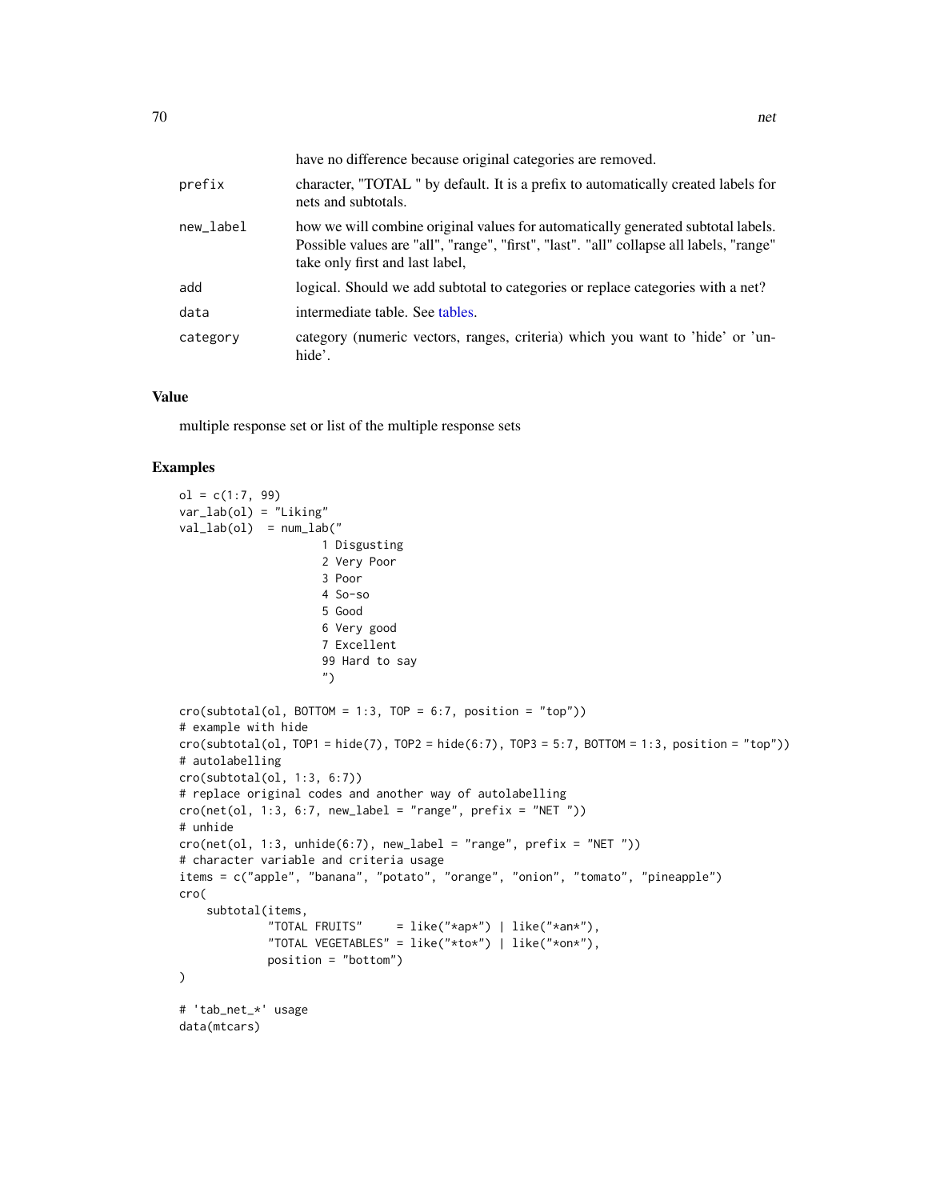|  |  |
|---|---|
|  | have no difference because original categories are removed. |
| prefix | character, "TOTAL " by default. It is a prefix to automatically created labels for nets and subtotals. |
| new_label | how we will combine original values for automatically generated subtotal labels. Possible values are "all", "range", "first", "last". "all" collapse all labels, "range" take only first and last label, |
| add | logical. Should we add subtotal to categories or replace categories with a net? |
| data | intermediate table. See tables. |
| category | category (numeric vectors, ranges, criteria) which you want to 'hide' or 'unhide'. |

## Value

multiple response set or list of the multiple response sets

## Examples

```
ol = c(1:7, 99)
var_lab(ol) = "Liking"
val_lab(ol)  = num_lab("
                     1 Disgusting
                     2 Very Poor
                     3 Poor
                     4 So-so
                     5 Good
                     6 Very good
                     7 Excellent
                     99 Hard to say
                     ")

cro(subtotal(ol, BOTTOM = 1:3, TOP = 6:7, position = "top"))
# example with hide
cro(subtotal(ol, TOP1 = hide(7), TOP2 = hide(6:7), TOP3 = 5:7, BOTTOM = 1:3, position = "top"))
# autolabelling
cro(subtotal(ol, 1:3, 6:7))
# replace original codes and another way of autolabelling
cro(net(ol, 1:3, 6:7, new_label = "range", prefix = "NET "))
# unhide
cro(net(ol, 1:3, unhide(6:7), new_label = "range", prefix = "NET "))
# character variable and criteria usage
items = c("apple", "banana", "potato", "orange", "onion", "tomato", "pineapple")
cro(
    subtotal(items,
             "TOTAL FRUITS"     = like("*ap*") | like("*an*"),
             "TOTAL VEGETABLES" = like("*to*") | like("*on*"),
             position = "bottom")
)

# 'tab_net_*' usage
data(mtcars)
```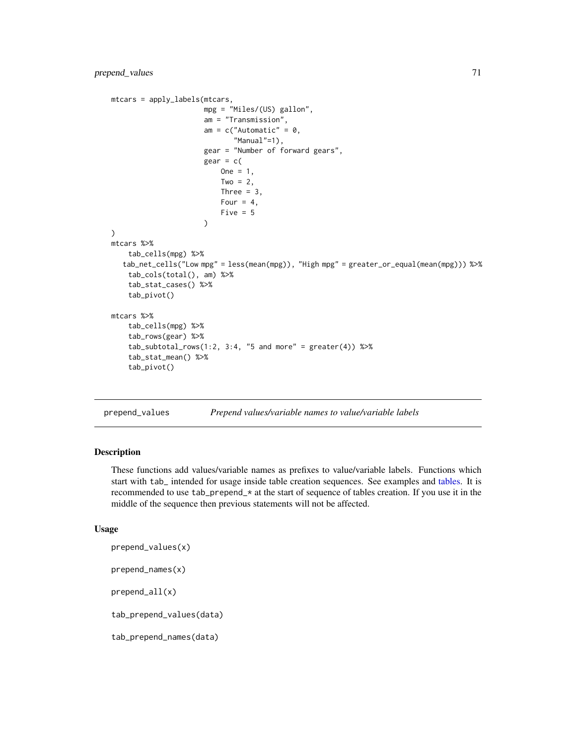```
mtcars = apply_labels(mtcars,
                      mpg = "Miles/(US) gallon",
                      am = "Transmission",
                      am = c("Automatic" = 0,
                             "Manual"=1),
                      gear = "Number of forward gears",
                      gear = c(
                          One = 1,
                          Two = 2,
                          Three = 3,
                          Four = 4,
                          Five = 5
                      )
)
mtcars %>%
    tab_cells(mpg) %>%
   tab_net_cells("Low mpg" = less(mean(mpg)), "High mpg" = greater_or_equal(mean(mpg))) %>%
    tab_cols(total(), am) %>%
    tab_stat_cases() %>%
    tab_pivot()

mtcars %>%
    tab_cells(mpg) %>%
    tab_rows(gear) %>%
    tab_subtotal_rows(1:2, 3:4, "5 and more" = greater(4)) %>%
    tab_stat_mean() %>%
    tab_pivot()
```

## prepend_values — *Prepend values/variable names to value/variable labels*

### Description

These functions add values/variable names as prefixes to value/variable labels. Functions which start with tab_ intended for usage inside table creation sequences. See examples and tables. It is recommended to use tab_prepend_* at the start of sequence of tables creation. If you use it in the middle of the sequence then previous statements will not be affected.

### Usage

```
prepend_values(x)

prepend_names(x)

prepend_all(x)

tab_prepend_values(data)

tab_prepend_names(data)
```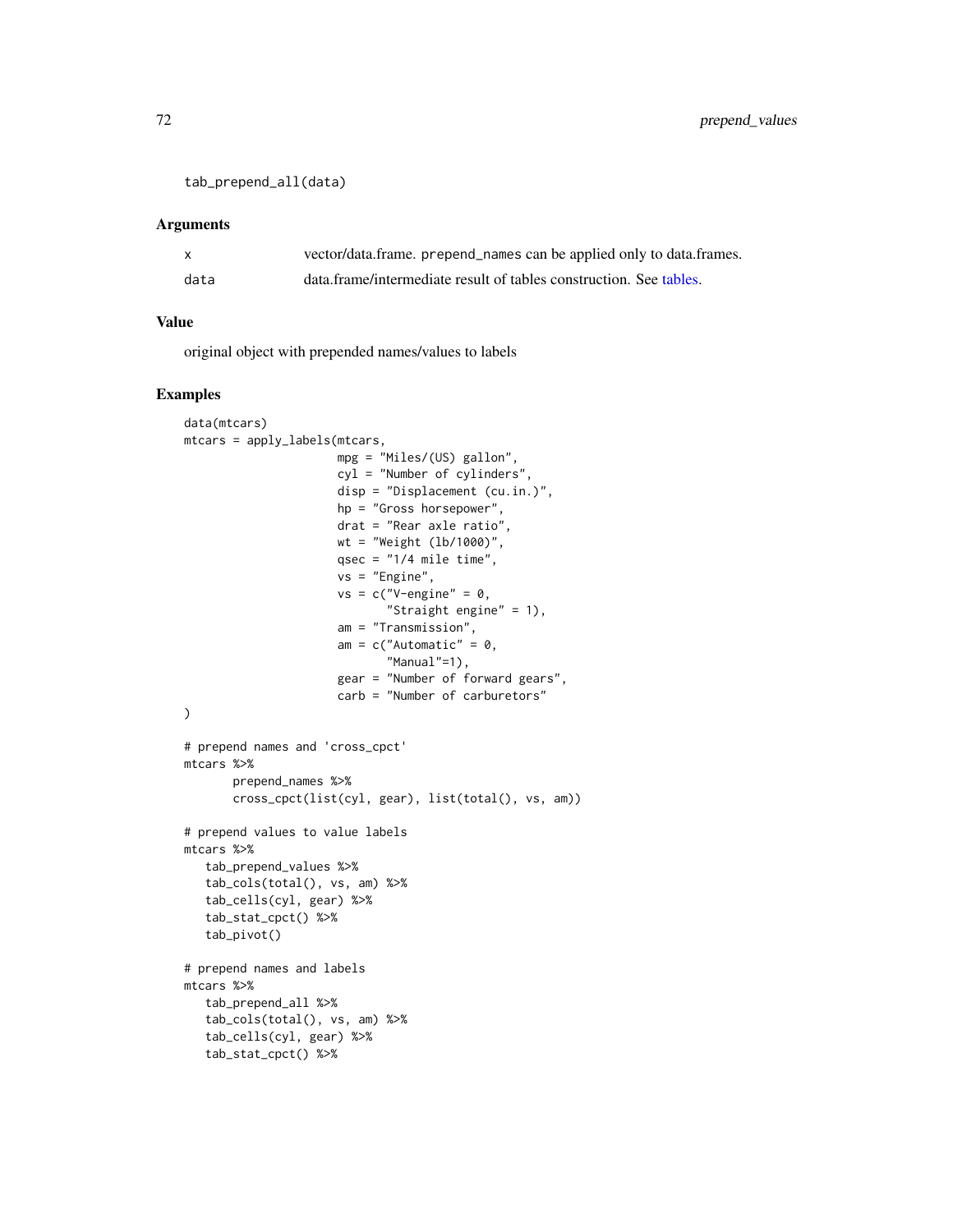```
tab_prepend_all(data)
```

### Arguments

| | |
|---|---|
| x | vector/data.frame. `prepend_names` can be applied only to data.frames. |
| data | data.frame/intermediate result of tables construction. See tables. |

### Value

original object with prepended names/values to labels

### Examples

```
data(mtcars)
mtcars = apply_labels(mtcars,
                      mpg = "Miles/(US) gallon",
                      cyl = "Number of cylinders",
                      disp = "Displacement (cu.in.)",
                      hp = "Gross horsepower",
                      drat = "Rear axle ratio",
                      wt = "Weight (lb/1000)",
                      qsec = "1/4 mile time",
                      vs = "Engine",
                      vs = c("V-engine" = 0,
                             "Straight engine" = 1),
                      am = "Transmission",
                      am = c("Automatic" = 0,
                             "Manual"=1),
                      gear = "Number of forward gears",
                      carb = "Number of carburetors"
)

# prepend names and 'cross_cpct'
mtcars %>%
       prepend_names %>%
       cross_cpct(list(cyl, gear), list(total(), vs, am))

# prepend values to value labels
mtcars %>%
   tab_prepend_values %>%
   tab_cols(total(), vs, am) %>%
   tab_cells(cyl, gear) %>%
   tab_stat_cpct() %>%
   tab_pivot()

# prepend names and labels
mtcars %>%
   tab_prepend_all %>%
   tab_cols(total(), vs, am) %>%
   tab_cells(cyl, gear) %>%
   tab_stat_cpct() %>%
```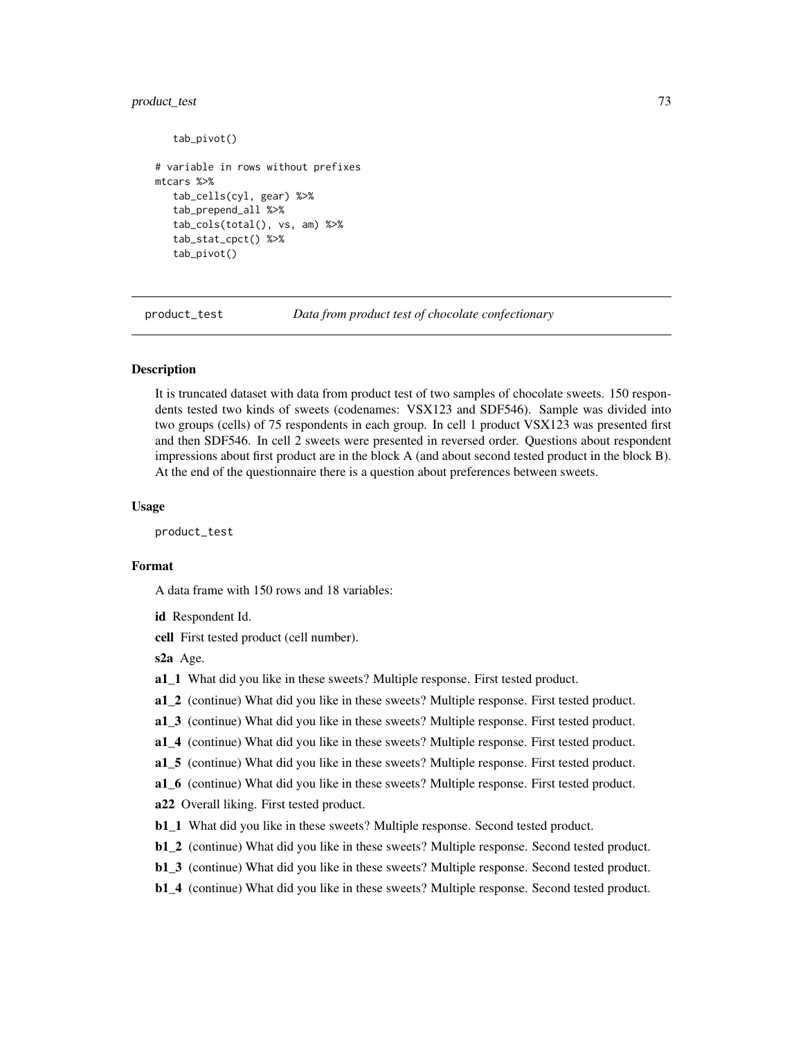```
    tab_pivot()

# variable in rows without prefixes
mtcars %>%
    tab_cells(cyl, gear) %>%
    tab_prepend_all %>%
    tab_cols(total(), vs, am) %>%
    tab_stat_cpct() %>%
    tab_pivot()
```

---

## product_test    *Data from product test of chocolate confectionary*

---

### Description

It is truncated dataset with data from product test of two samples of chocolate sweets. 150 respondents tested two kinds of sweets (codenames: VSX123 and SDF546). Sample was divided into two groups (cells) of 75 respondents in each group. In cell 1 product VSX123 was presented first and then SDF546. In cell 2 sweets were presented in reversed order. Questions about respondent impressions about first product are in the block A (and about second tested product in the block B). At the end of the questionnaire there is a question about preferences between sweets.

### Usage

```
product_test
```

### Format

A data frame with 150 rows and 18 variables:

**id** Respondent Id.

**cell** First tested product (cell number).

**s2a** Age.

**a1_1** What did you like in these sweets? Multiple response. First tested product.

**a1_2** (continue) What did you like in these sweets? Multiple response. First tested product.

**a1_3** (continue) What did you like in these sweets? Multiple response. First tested product.

**a1_4** (continue) What did you like in these sweets? Multiple response. First tested product.

**a1_5** (continue) What did you like in these sweets? Multiple response. First tested product.

**a1_6** (continue) What did you like in these sweets? Multiple response. First tested product.

**a22** Overall liking. First tested product.

**b1_1** What did you like in these sweets? Multiple response. Second tested product.

**b1_2** (continue) What did you like in these sweets? Multiple response. Second tested product.

**b1_3** (continue) What did you like in these sweets? Multiple response. Second tested product.

**b1_4** (continue) What did you like in these sweets? Multiple response. Second tested product.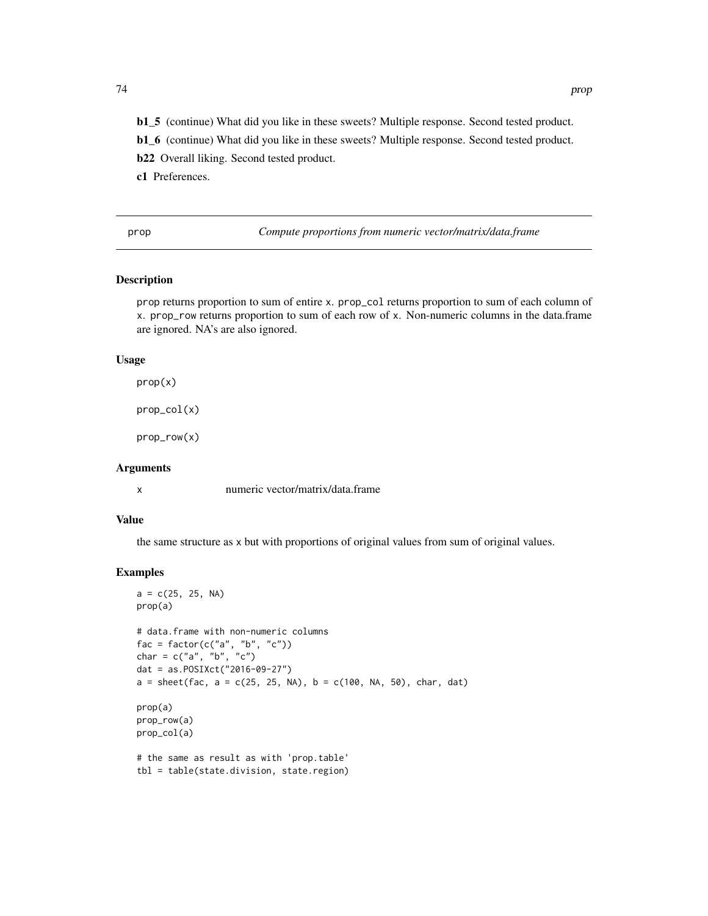**b1_5** (continue) What did you like in these sweets? Multiple response. Second tested product.

**b1_6** (continue) What did you like in these sweets? Multiple response. Second tested product.

**b22** Overall liking. Second tested product.

**c1** Preferences.

---

## prop — *Compute proportions from numeric vector/matrix/data.frame*

### Description

`prop` returns proportion to sum of entire `x`. `prop_col` returns proportion to sum of each column of `x`. `prop_row` returns proportion to sum of each row of `x`. Non-numeric columns in the data.frame are ignored. NA's are also ignored.

### Usage

```
prop(x)

prop_col(x)

prop_row(x)
```

### Arguments

| | |
|---|---|
| x | numeric vector/matrix/data.frame |

### Value

the same structure as `x` but with proportions of original values from sum of original values.

### Examples

```
a = c(25, 25, NA)
prop(a)

# data.frame with non-numeric columns
fac = factor(c("a", "b", "c"))
char = c("a", "b", "c")
dat = as.POSIXct("2016-09-27")
a = sheet(fac, a = c(25, 25, NA), b = c(100, NA, 50), char, dat)

prop(a)
prop_row(a)
prop_col(a)

# the same as result as with 'prop.table'
tbl = table(state.division, state.region)
```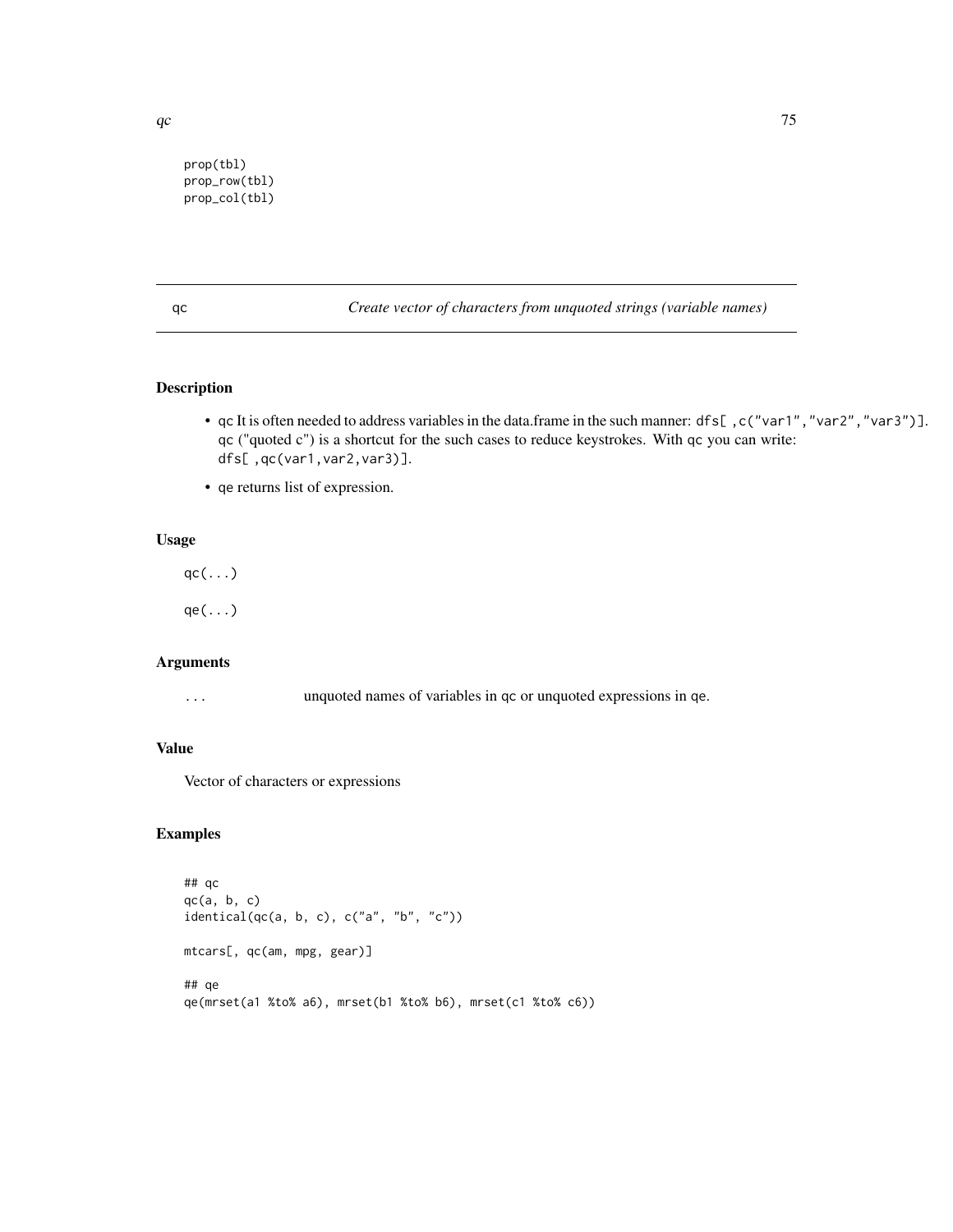```
prop(tbl)
prop_row(tbl)
prop_col(tbl)
```

---

qc *Create vector of characters from unquoted strings (variable names)*

---

## Description

- qc It is often needed to address variables in the data.frame in the such manner: `dfs[ ,c("var1","var2","var3")]`. qc ("quoted c") is a shortcut for the such cases to reduce keystrokes. With qc you can write: `dfs[ ,qc(var1,var2,var3)]`.
- qe returns list of expression.

## Usage

```
qc(...)

qe(...)
```

## Arguments

| | |
|---|---|
| ... | unquoted names of variables in qc or unquoted expressions in qe. |

## Value

Vector of characters or expressions

## Examples

```
## qc
qc(a, b, c)
identical(qc(a, b, c), c("a", "b", "c"))

mtcars[, qc(am, mpg, gear)]

## qe
qe(mrset(a1 %to% a6), mrset(b1 %to% b6), mrset(c1 %to% c6))
```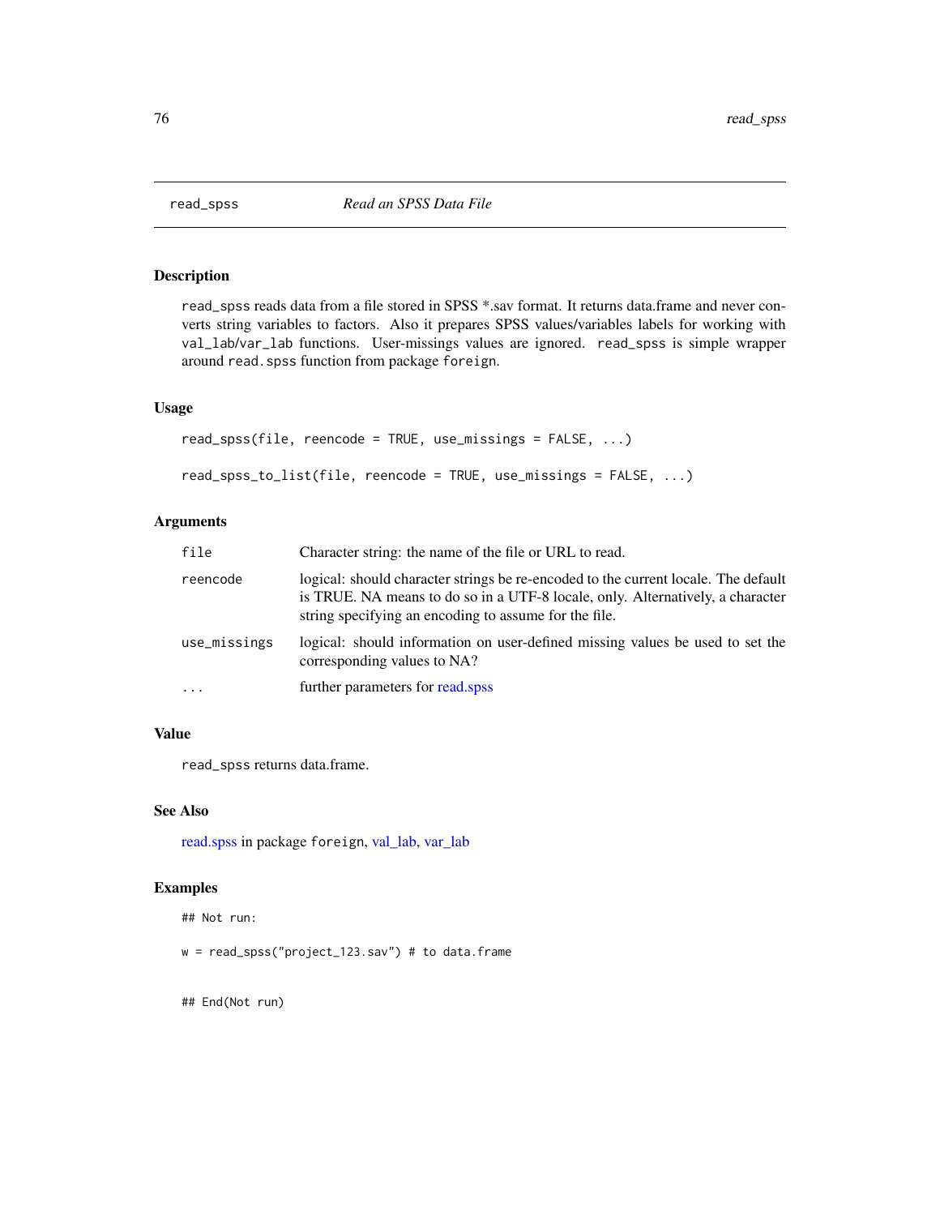# read_spss *Read an SPSS Data File*

## Description

`read_spss` reads data from a file stored in SPSS *.sav format. It returns data.frame and never converts string variables to factors. Also it prepares SPSS values/variables labels for working with `val_lab`/`var_lab` functions. User-missings values are ignored. `read_spss` is simple wrapper around `read.spss` function from package `foreign`.

## Usage

```
read_spss(file, reencode = TRUE, use_missings = FALSE, ...)

read_spss_to_list(file, reencode = TRUE, use_missings = FALSE, ...)
```

## Arguments

| | |
|---|---|
| `file` | Character string: the name of the file or URL to read. |
| `reencode` | logical: should character strings be re-encoded to the current locale. The default is TRUE. NA means to do so in a UTF-8 locale, only. Alternatively, a character string specifying an encoding to assume for the file. |
| `use_missings` | logical: should information on user-defined missing values be used to set the corresponding values to NA? |
| `...` | further parameters for read.spss |

## Value

`read_spss` returns data.frame.

## See Also

read.spss in package `foreign`, val_lab, var_lab

## Examples

```
## Not run:

w = read_spss("project_123.sav") # to data.frame


## End(Not run)
```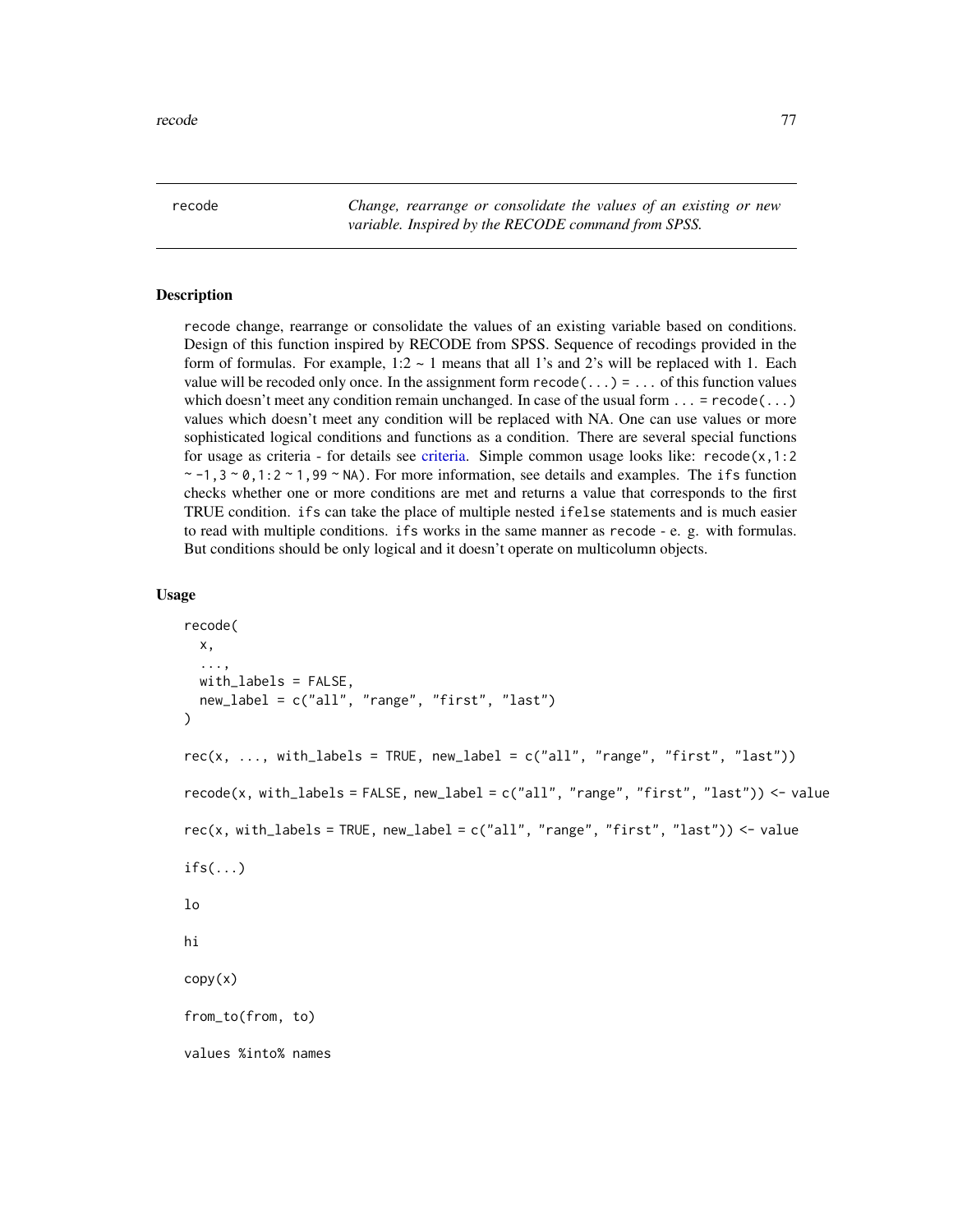recode — *Change, rearrange or consolidate the values of an existing or new variable. Inspired by the RECODE command from SPSS.*

## Description

recode change, rearrange or consolidate the values of an existing variable based on conditions. Design of this function inspired by RECODE from SPSS. Sequence of recodings provided in the form of formulas. For example, 1:2 ~ 1 means that all 1's and 2's will be replaced with 1. Each value will be recoded only once. In the assignment form `recode(...) = ...` of this function values which doesn't meet any condition remain unchanged. In case of the usual form `... = recode(...)` values which doesn't meet any condition will be replaced with NA. One can use values or more sophisticated logical conditions and functions as a condition. There are several special functions for usage as criteria - for details see criteria. Simple common usage looks like: `recode(x,1:2 ~ -1,3 ~ 0,1:2 ~ 1,99 ~ NA)`. For more information, see details and examples. The `ifs` function checks whether one or more conditions are met and returns a value that corresponds to the first TRUE condition. `ifs` can take the place of multiple nested `ifelse` statements and is much easier to read with multiple conditions. `ifs` works in the same manner as `recode` - e. g. with formulas. But conditions should be only logical and it doesn't operate on multicolumn objects.

## Usage

```
recode(
  x,
  ...,
  with_labels = FALSE,
  new_label = c("all", "range", "first", "last")
)

rec(x, ..., with_labels = TRUE, new_label = c("all", "range", "first", "last"))

recode(x, with_labels = FALSE, new_label = c("all", "range", "first", "last")) <- value

rec(x, with_labels = TRUE, new_label = c("all", "range", "first", "last")) <- value

ifs(...)

lo

hi

copy(x)

from_to(from, to)

values %into% names
```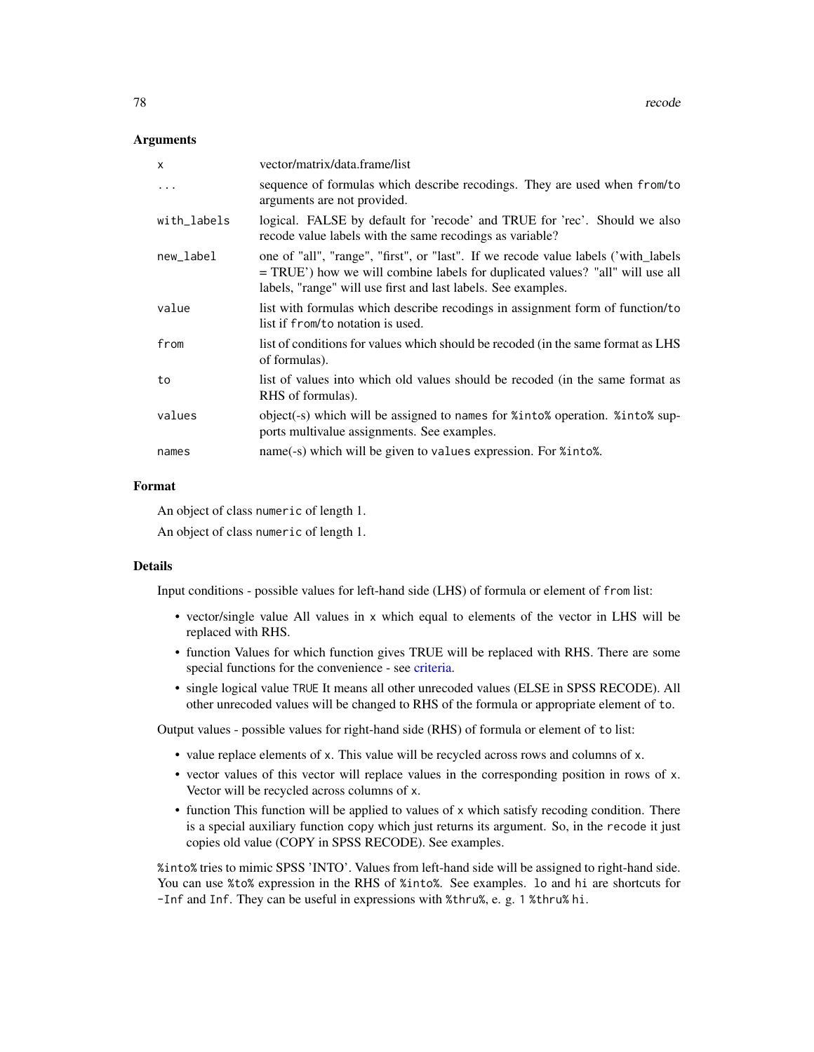### Arguments

| | |
|---|---|
| `x` | vector/matrix/data.frame/list |
| `...` | sequence of formulas which describe recodings. They are used when `from`/`to` arguments are not provided. |
| `with_labels` | logical. FALSE by default for 'recode' and TRUE for 'rec'. Should we also recode value labels with the same recodings as variable? |
| `new_label` | one of "all", "range", "first", or "last". If we recode value labels ('with_labels = TRUE') how we will combine labels for duplicated values? "all" will use all labels, "range" will use first and last labels. See examples. |
| `value` | list with formulas which describe recodings in assignment form of function/`to` list if `from`/`to` notation is used. |
| `from` | list of conditions for values which should be recoded (in the same format as LHS of formulas). |
| `to` | list of values into which old values should be recoded (in the same format as RHS of formulas). |
| `values` | object(-s) which will be assigned to `names` for `%into%` operation. `%into%` supports multivalue assignments. See examples. |
| `names` | name(-s) which will be given to `values` expression. For `%into%`. |

### Format

An object of class `numeric` of length 1.

An object of class `numeric` of length 1.

### Details

Input conditions - possible values for left-hand side (LHS) of formula or element of `from` list:

- vector/single value All values in `x` which equal to elements of the vector in LHS will be replaced with RHS.
- function Values for which function gives TRUE will be replaced with RHS. There are some special functions for the convenience - see criteria.
- single logical value `TRUE` It means all other unrecoded values (ELSE in SPSS RECODE). All other unrecoded values will be changed to RHS of the formula or appropriate element of `to`.

Output values - possible values for right-hand side (RHS) of formula or element of `to` list:

- value replace elements of `x`. This value will be recycled across rows and columns of `x`.
- vector values of this vector will replace values in the corresponding position in rows of `x`. Vector will be recycled across columns of `x`.
- function This function will be applied to values of `x` which satisfy recoding condition. There is a special auxiliary function `copy` which just returns its argument. So, in the `recode` it just copies old value (COPY in SPSS RECODE). See examples.

`%into%` tries to mimic SPSS 'INTO'. Values from left-hand side will be assigned to right-hand side. You can use `%to%` expression in the RHS of `%into%`. See examples. `lo` and `hi` are shortcuts for `-Inf` and `Inf`. They can be useful in expressions with `%thru%`, e. g. `1 %thru% hi`.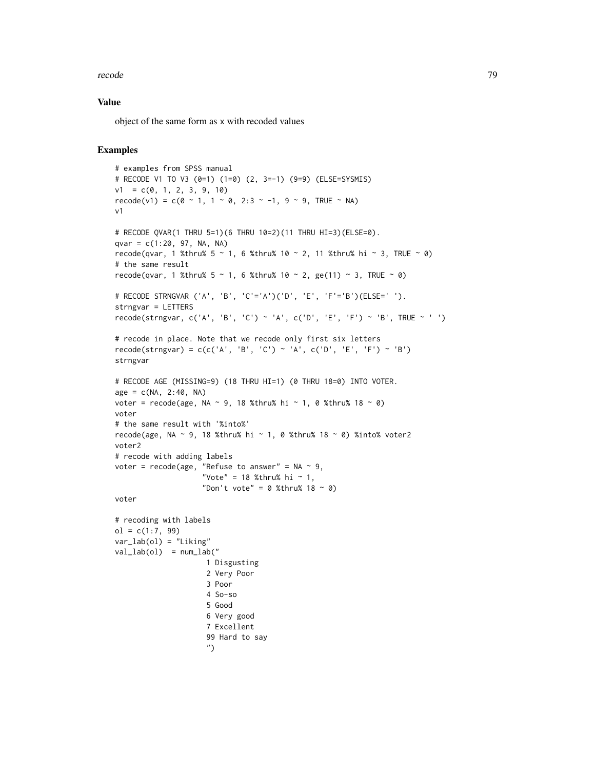## Value

object of the same form as x with recoded values

## Examples

```
# examples from SPSS manual
# RECODE V1 TO V3 (0=1) (1=0) (2, 3=-1) (9=9) (ELSE=SYSMIS)
v1  = c(0, 1, 2, 3, 9, 10)
recode(v1) = c(0 ~ 1, 1 ~ 0, 2:3 ~ -1, 9 ~ 9, TRUE ~ NA)
v1

# RECODE QVAR(1 THRU 5=1)(6 THRU 10=2)(11 THRU HI=3)(ELSE=0).
qvar = c(1:20, 97, NA, NA)
recode(qvar, 1 %thru% 5 ~ 1, 6 %thru% 10 ~ 2, 11 %thru% hi ~ 3, TRUE ~ 0)
# the same result
recode(qvar, 1 %thru% 5 ~ 1, 6 %thru% 10 ~ 2, ge(11) ~ 3, TRUE ~ 0)

# RECODE STRNGVAR ('A', 'B', 'C'='A')('D', 'E', 'F'='B')(ELSE=' ').
strngvar = LETTERS
recode(strngvar, c('A', 'B', 'C') ~ 'A', c('D', 'E', 'F') ~ 'B', TRUE ~ ' ')

# recode in place. Note that we recode only first six letters
recode(strngvar) = c(c('A', 'B', 'C') ~ 'A', c('D', 'E', 'F') ~ 'B')
strngvar

# RECODE AGE (MISSING=9) (18 THRU HI=1) (0 THRU 18=0) INTO VOTER.
age = c(NA, 2:40, NA)
voter = recode(age, NA ~ 9, 18 %thru% hi ~ 1, 0 %thru% 18 ~ 0)
voter
# the same result with '%into%'
recode(age, NA ~ 9, 18 %thru% hi ~ 1, 0 %thru% 18 ~ 0) %into% voter2
voter2
# recode with adding labels
voter = recode(age, "Refuse to answer" = NA ~ 9,
                    "Vote" = 18 %thru% hi ~ 1,
                    "Don't vote" = 0 %thru% 18 ~ 0)
voter

# recoding with labels
ol = c(1:7, 99)
var_lab(ol) = "Liking"
val_lab(ol)  = num_lab("
                     1 Disgusting
                     2 Very Poor
                     3 Poor
                     4 So-so
                     5 Good
                     6 Very good
                     7 Excellent
                     99 Hard to say
                     ")
```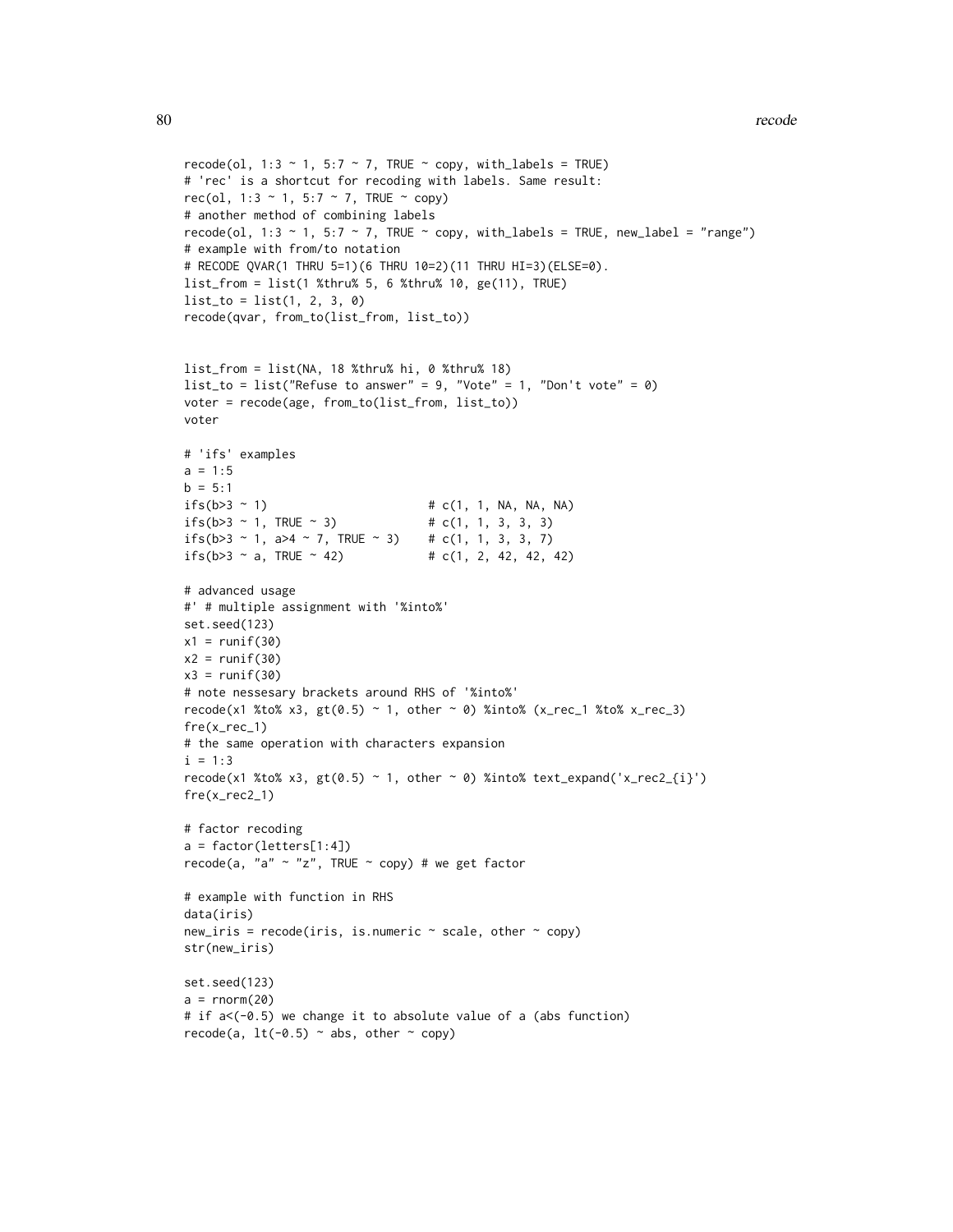```
recode(ol, 1:3 ~ 1, 5:7 ~ 7, TRUE ~ copy, with_labels = TRUE)
# 'rec' is a shortcut for recoding with labels. Same result:
rec(ol, 1:3 ~ 1, 5:7 ~ 7, TRUE ~ copy)
# another method of combining labels
recode(ol, 1:3 ~ 1, 5:7 ~ 7, TRUE ~ copy, with_labels = TRUE, new_label = "range")
# example with from/to notation
# RECODE QVAR(1 THRU 5=1)(6 THRU 10=2)(11 THRU HI=3)(ELSE=0).
list_from = list(1 %thru% 5, 6 %thru% 10, ge(11), TRUE)
list_to = list(1, 2, 3, 0)
recode(qvar, from_to(list_from, list_to))


list_from = list(NA, 18 %thru% hi, 0 %thru% 18)
list_to = list("Refuse to answer" = 9, "Vote" = 1, "Don't vote" = 0)
voter = recode(age, from_to(list_from, list_to))
voter

# 'ifs' examples
a = 1:5
b = 5:1
ifs(b>3 ~ 1)                        # c(1, 1, NA, NA, NA)
ifs(b>3 ~ 1, TRUE ~ 3)              # c(1, 1, 3, 3, 3)
ifs(b>3 ~ 1, a>4 ~ 7, TRUE ~ 3)     # c(1, 1, 3, 3, 7)
ifs(b>3 ~ a, TRUE ~ 42)             # c(1, 2, 42, 42, 42)

# advanced usage
#' # multiple assignment with '%into%'
set.seed(123)
x1 = runif(30)
x2 = runif(30)
x3 = runif(30)
# note nessesary brackets around RHS of '%into%'
recode(x1 %to% x3, gt(0.5) ~ 1, other ~ 0) %into% (x_rec_1 %to% x_rec_3)
fre(x_rec_1)
# the same operation with characters expansion
i = 1:3
recode(x1 %to% x3, gt(0.5) ~ 1, other ~ 0) %into% text_expand('x_rec2_{i}')
fre(x_rec2_1)

# factor recoding
a = factor(letters[1:4])
recode(a, "a" ~ "z", TRUE ~ copy) # we get factor

# example with function in RHS
data(iris)
new_iris = recode(iris, is.numeric ~ scale, other ~ copy)
str(new_iris)

set.seed(123)
a = rnorm(20)
# if a<(-0.5) we change it to absolute value of a (abs function)
recode(a, lt(-0.5) ~ abs, other ~ copy)
```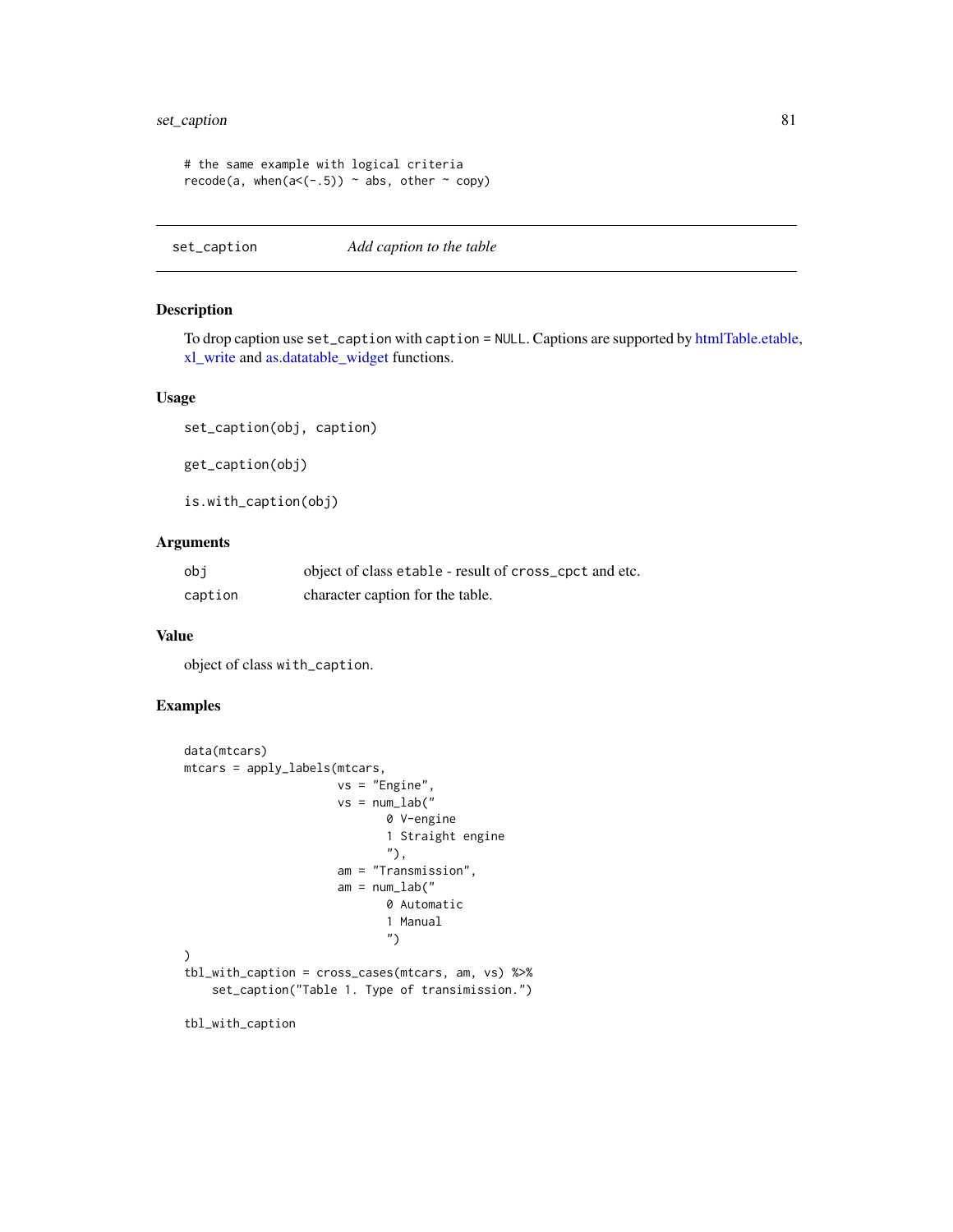```
# the same example with logical criteria
recode(a, when(a<(-.5)) ~ abs, other ~ copy)
```

---

## set_caption — *Add caption to the table*

### Description

To drop caption use `set_caption` with `caption` = `NULL`. Captions are supported by htmlTable.etable, xl_write and as.datatable_widget functions.

### Usage

```
set_caption(obj, caption)

get_caption(obj)

is.with_caption(obj)
```

### Arguments

| | |
|---|---|
| `obj` | object of class `etable` - result of `cross_cpct` and etc. |
| `caption` | character caption for the table. |

### Value

object of class `with_caption`.

### Examples

```
data(mtcars)
mtcars = apply_labels(mtcars,
                      vs = "Engine",
                      vs = num_lab("
                             0 V-engine
                             1 Straight engine
                             "),
                      am = "Transmission",
                      am = num_lab("
                             0 Automatic
                             1 Manual
                             ")
)
tbl_with_caption = cross_cases(mtcars, am, vs) %>%
    set_caption("Table 1. Type of transimission.")

tbl_with_caption
```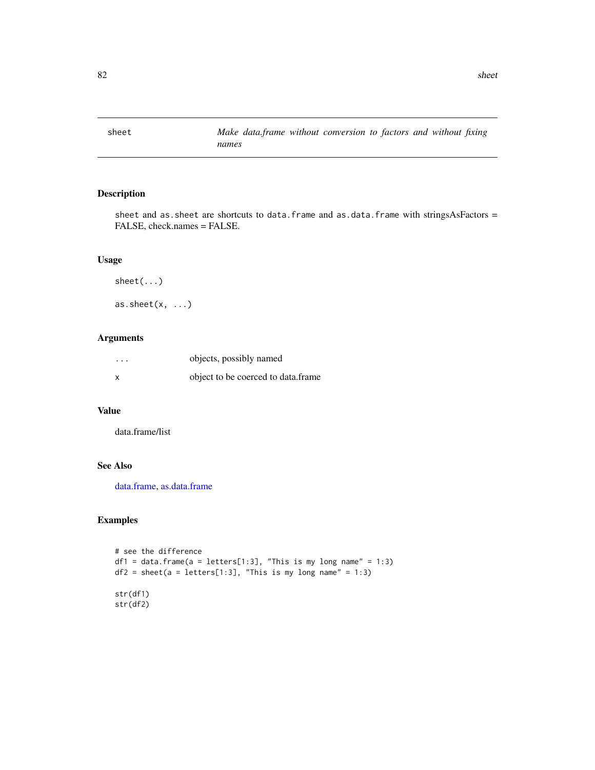## sheet — *Make data.frame without conversion to factors and without fixing names*

### Description

`sheet` and `as.sheet` are shortcuts to `data.frame` and `as.data.frame` with stringsAsFactors = FALSE, check.names = FALSE.

### Usage

```
sheet(...)

as.sheet(x, ...)
```

### Arguments

| | |
|---|---|
| `...` | objects, possibly named |
| `x` | object to be coerced to data.frame |

### Value

data.frame/list

### See Also

data.frame, as.data.frame

### Examples

```
# see the difference
df1 = data.frame(a = letters[1:3], "This is my long name" = 1:3)
df2 = sheet(a = letters[1:3], "This is my long name" = 1:3)

str(df1)
str(df2)
```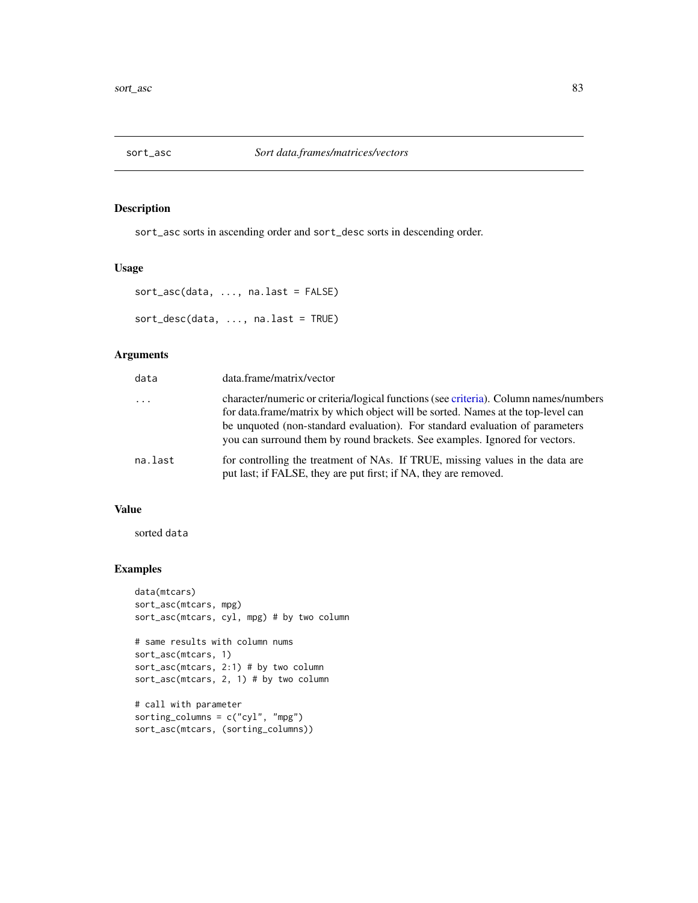## sort_asc *Sort data.frames/matrices/vectors*

### Description

sort_asc sorts in ascending order and sort_desc sorts in descending order.

### Usage

```
sort_asc(data, ..., na.last = FALSE)

sort_desc(data, ..., na.last = TRUE)
```

### Arguments

| | |
|---|---|
| data | data.frame/matrix/vector |
| ... | character/numeric or criteria/logical functions (see criteria). Column names/numbers for data.frame/matrix by which object will be sorted. Names at the top-level can be unquoted (non-standard evaluation). For standard evaluation of parameters you can surround them by round brackets. See examples. Ignored for vectors. |
| na.last | for controlling the treatment of NAs. If TRUE, missing values in the data are put last; if FALSE, they are put first; if NA, they are removed. |

### Value

sorted data

### Examples

```
data(mtcars)
sort_asc(mtcars, mpg)
sort_asc(mtcars, cyl, mpg) # by two column

# same results with column nums
sort_asc(mtcars, 1)
sort_asc(mtcars, 2:1) # by two column
sort_asc(mtcars, 2, 1) # by two column

# call with parameter
sorting_columns = c("cyl", "mpg")
sort_asc(mtcars, (sorting_columns))
```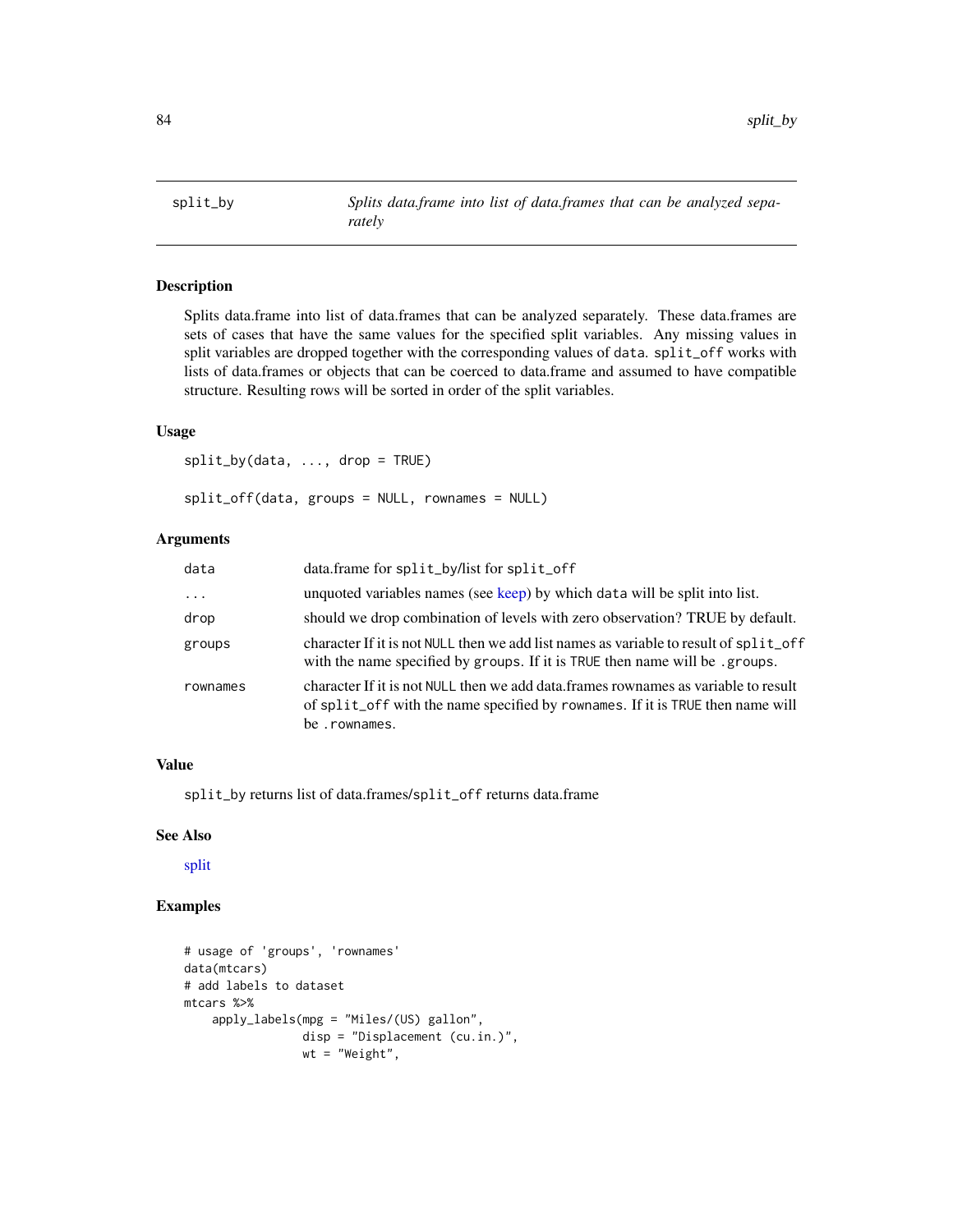## split_by *Splits data.frame into list of data.frames that can be analyzed separately*

### Description

Splits data.frame into list of data.frames that can be analyzed separately. These data.frames are sets of cases that have the same values for the specified split variables. Any missing values in split variables are dropped together with the corresponding values of `data`. `split_off` works with lists of data.frames or objects that can be coerced to data.frame and assumed to have compatible structure. Resulting rows will be sorted in order of the split variables.

### Usage

```
split_by(data, ..., drop = TRUE)

split_off(data, groups = NULL, rownames = NULL)
```

### Arguments

| | |
|---|---|
| `data` | data.frame for `split_by`/list for `split_off` |
| `...` | unquoted variables names (see keep) by which `data` will be split into list. |
| `drop` | should we drop combination of levels with zero observation? TRUE by default. |
| `groups` | character If it is not `NULL` then we add list names as variable to result of `split_off` with the name specified by `groups`. If it is `TRUE` then name will be `.groups`. |
| `rownames` | character If it is not `NULL` then we add data.frames rownames as variable to result of `split_off` with the name specified by `rownames`. If it is `TRUE` then name will be `.rownames`. |

### Value

`split_by` returns list of data.frames/`split_off` returns data.frame

### See Also

split

### Examples

```
# usage of 'groups', 'rownames'
data(mtcars)
# add labels to dataset
mtcars %>%
    apply_labels(mpg = "Miles/(US) gallon",
                 disp = "Displacement (cu.in.)",
                 wt = "Weight",
```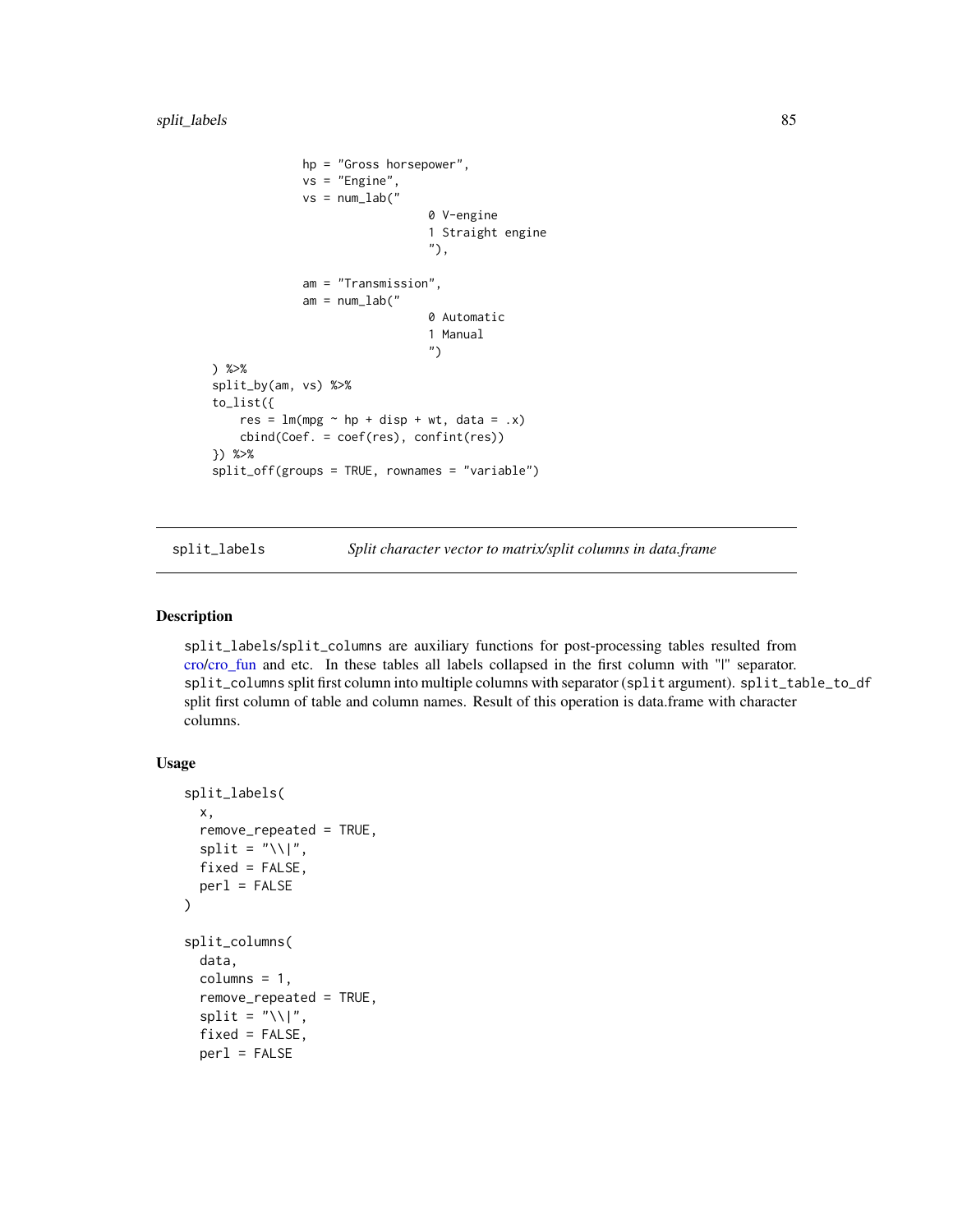```
                hp = "Gross horsepower",
                vs = "Engine",
                vs = num_lab("
                                 0 V-engine
                                 1 Straight engine
                                 "),

                am = "Transmission",
                am = num_lab("
                                 0 Automatic
                                 1 Manual
                                 ")
    ) %>%
    split_by(am, vs) %>%
    to_list({
        res = lm(mpg ~ hp + disp + wt, data = .x)
        cbind(Coef. = coef(res), confint(res))
    }) %>%
    split_off(groups = TRUE, rownames = "variable")
```

---

`split_labels` &nbsp;&nbsp;&nbsp;&nbsp; *Split character vector to matrix/split columns in data.frame*

---

### Description

split_labels/split_columns are auxiliary functions for post-processing tables resulted from cro/cro_fun and etc. In these tables all labels collapsed in the first column with "|" separator. split_columns split first column into multiple columns with separator (split argument). split_table_to_df split first column of table and column names. Result of this operation is data.frame with character columns.

### Usage

```
split_labels(
  x,
  remove_repeated = TRUE,
  split = "\\|",
  fixed = FALSE,
  perl = FALSE
)

split_columns(
  data,
  columns = 1,
  remove_repeated = TRUE,
  split = "\\|",
  fixed = FALSE,
  perl = FALSE
```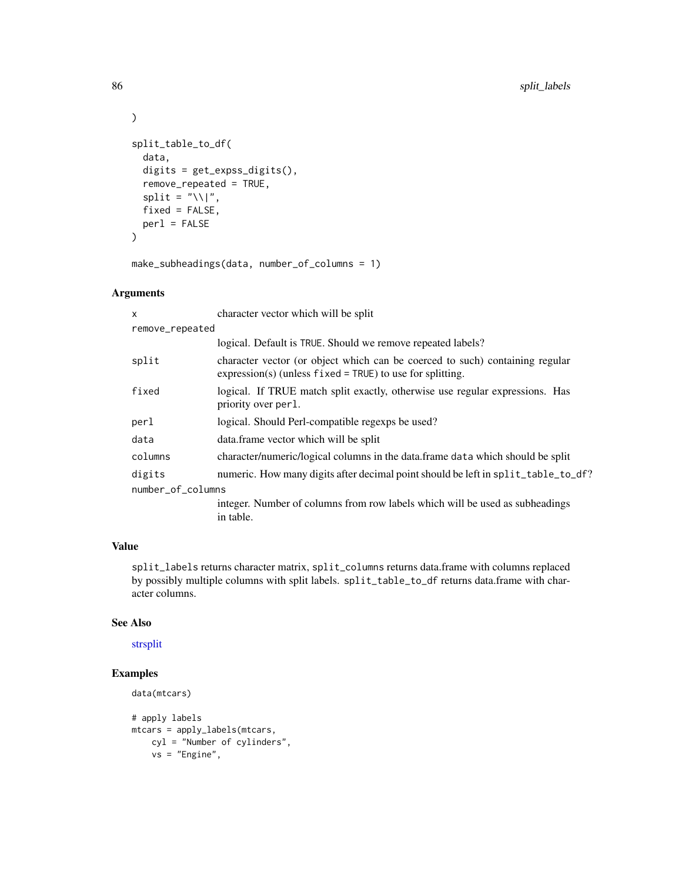```
)

split_table_to_df(
  data,
  digits = get_expss_digits(),
  remove_repeated = TRUE,
  split = "\\|",
  fixed = FALSE,
  perl = FALSE
)

make_subheadings(data, number_of_columns = 1)
```

### Arguments

| | |
|---|---|
| `x` | character vector which will be split |
| `remove_repeated` | logical. Default is `TRUE`. Should we remove repeated labels? |
| `split` | character vector (or object which can be coerced to such) containing regular expression(s) (unless `fixed = TRUE`) to use for splitting. |
| `fixed` | logical. If TRUE match split exactly, otherwise use regular expressions. Has priority over `perl`. |
| `perl` | logical. Should Perl-compatible regexps be used? |
| `data` | data.frame vector which will be split |
| `columns` | character/numeric/logical columns in the data.frame `data` which should be split |
| `digits` | numeric. How many digits after decimal point should be left in `split_table_to_df`? |
| `number_of_columns` | integer. Number of columns from row labels which will be used as subheadings in table. |

### Value

`split_labels` returns character matrix, `split_columns` returns data.frame with columns replaced by possibly multiple columns with split labels. `split_table_to_df` returns data.frame with character columns.

### See Also

strsplit

### Examples

```
data(mtcars)

# apply labels
mtcars = apply_labels(mtcars,
    cyl = "Number of cylinders",
    vs = "Engine",
```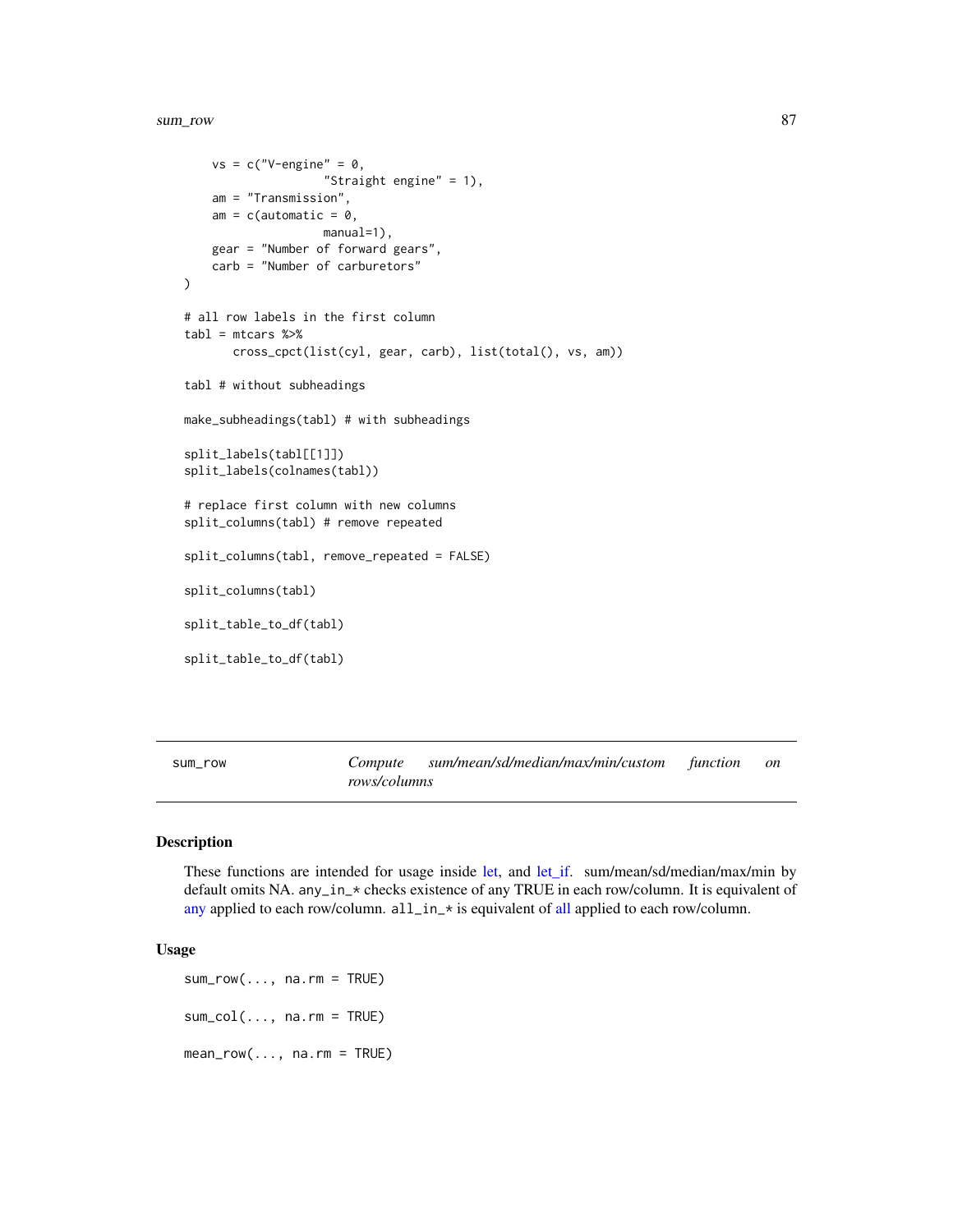```
    vs = c("V-engine" = 0,
                    "Straight engine" = 1),
    am = "Transmission",
    am = c(automatic = 0,
                    manual=1),
    gear = "Number of forward gears",
    carb = "Number of carburetors"
)

# all row labels in the first column
tabl = mtcars %>%
      cross_cpct(list(cyl, gear, carb), list(total(), vs, am))

tabl # without subheadings

make_subheadings(tabl) # with subheadings

split_labels(tabl[[1]])
split_labels(colnames(tabl))

# replace first column with new columns
split_columns(tabl) # remove repeated

split_columns(tabl, remove_repeated = FALSE)

split_columns(tabl)

split_table_to_df(tabl)

split_table_to_df(tabl)
```

## sum_row — *Compute sum/mean/sd/median/max/min/custom function on rows/columns*

### Description

These functions are intended for usage inside let, and let_if. sum/mean/sd/median/max/min by default omits NA. any_in_* checks existence of any TRUE in each row/column. It is equivalent of any applied to each row/column. all_in_* is equivalent of all applied to each row/column.

### Usage

```
sum_row(..., na.rm = TRUE)

sum_col(..., na.rm = TRUE)

mean_row(..., na.rm = TRUE)
```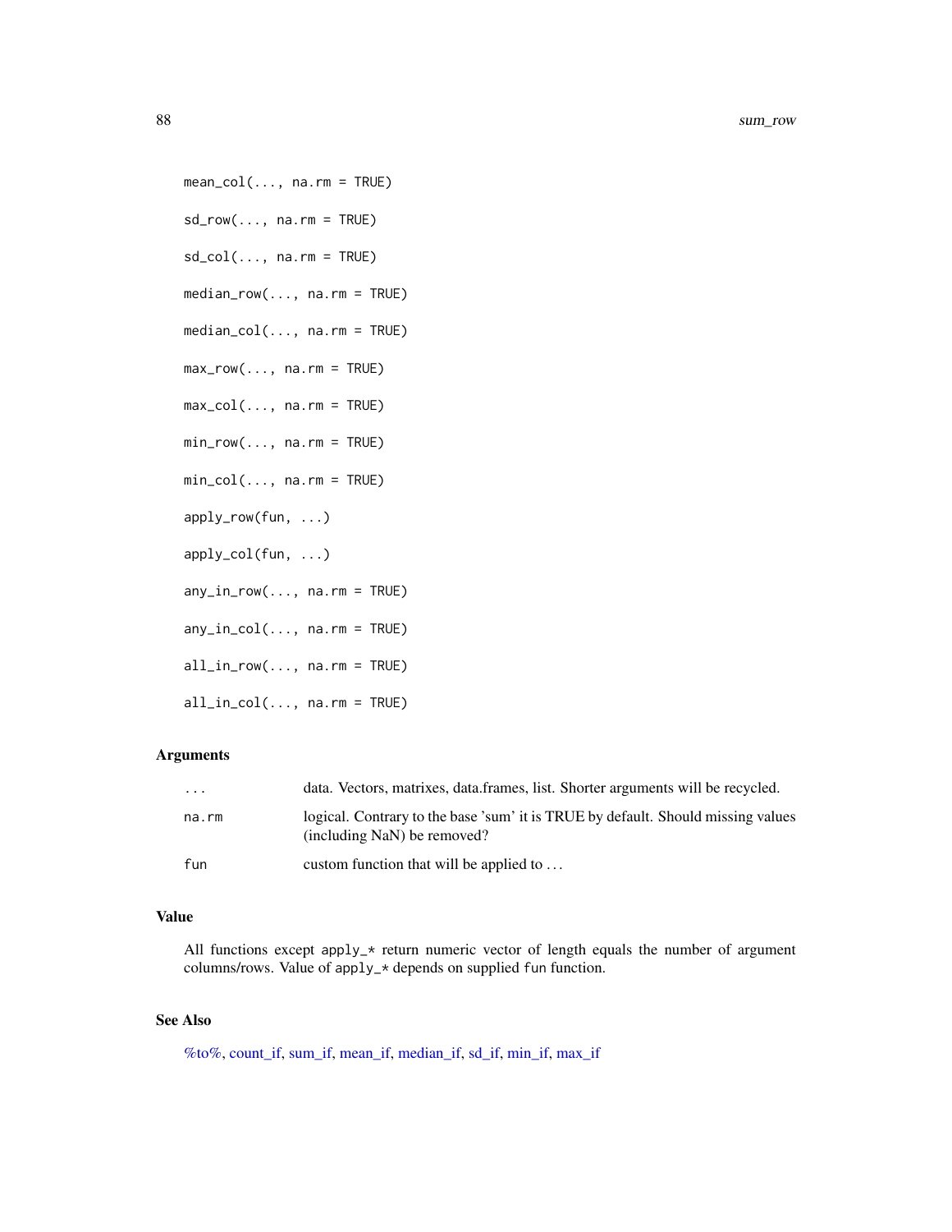```
mean_col(..., na.rm = TRUE)

sd_row(..., na.rm = TRUE)

sd_col(..., na.rm = TRUE)

median_row(..., na.rm = TRUE)

median_col(..., na.rm = TRUE)

max_row(..., na.rm = TRUE)

max_col(..., na.rm = TRUE)

min_row(..., na.rm = TRUE)

min_col(..., na.rm = TRUE)

apply_row(fun, ...)

apply_col(fun, ...)

any_in_row(..., na.rm = TRUE)

any_in_col(..., na.rm = TRUE)

all_in_row(..., na.rm = TRUE)

all_in_col(..., na.rm = TRUE)
```

### Arguments

| | |
|---|---|
| `...` | data. Vectors, matrixes, data.frames, list. Shorter arguments will be recycled. |
| `na.rm` | logical. Contrary to the base 'sum' it is TRUE by default. Should missing values (including NaN) be removed? |
| `fun` | custom function that will be applied to ... |

### Value

All functions except `apply_*` return numeric vector of length equals the number of argument columns/rows. Value of `apply_*` depends on supplied `fun` function.

### See Also

%to%, count_if, sum_if, mean_if, median_if, sd_if, min_if, max_if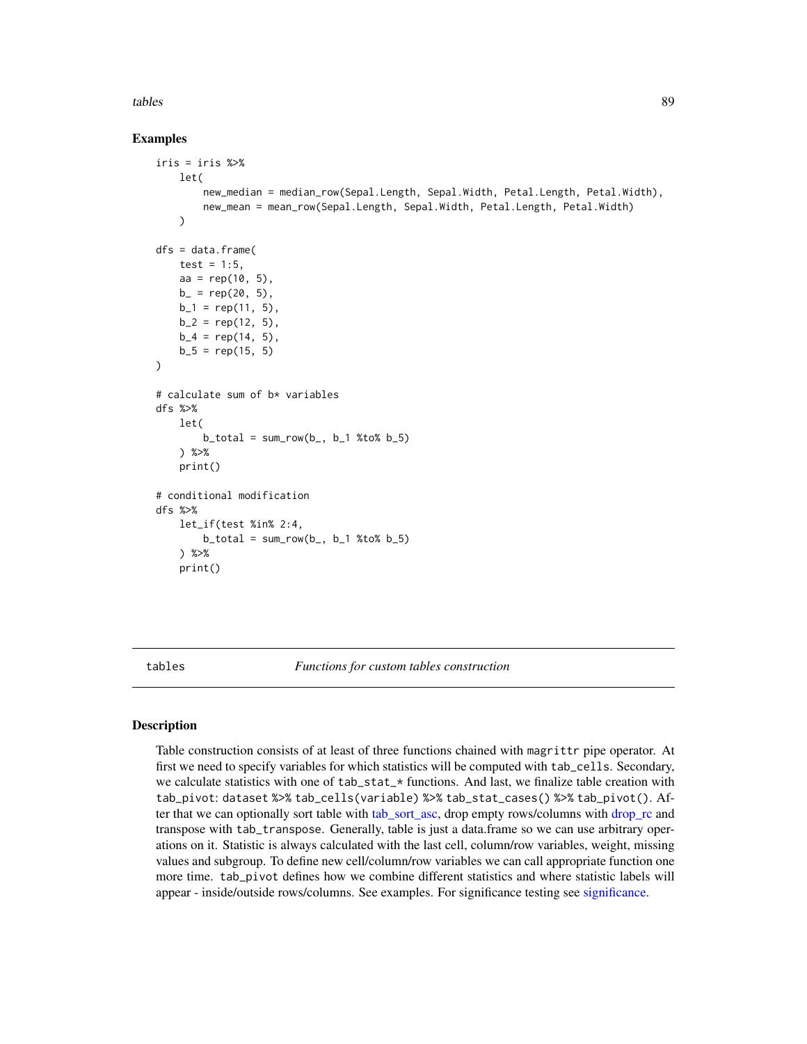## Examples

```
iris = iris %>%
    let(
        new_median = median_row(Sepal.Length, Sepal.Width, Petal.Length, Petal.Width),
        new_mean = mean_row(Sepal.Length, Sepal.Width, Petal.Length, Petal.Width)
    )

dfs = data.frame(
    test = 1:5,
    aa = rep(10, 5),
    b_ = rep(20, 5),
    b_1 = rep(11, 5),
    b_2 = rep(12, 5),
    b_4 = rep(14, 5),
    b_5 = rep(15, 5)
)

# calculate sum of b* variables
dfs %>%
    let(
        b_total = sum_row(b_, b_1 %to% b_5)
    ) %>%
    print()

# conditional modification
dfs %>%
    let_if(test %in% 2:4,
        b_total = sum_row(b_, b_1 %to% b_5)
    ) %>%
    print()
```

---

`tables` *Functions for custom tables construction*

---

## Description

Table construction consists of at least of three functions chained with `magrittr` pipe operator. At first we need to specify variables for which statistics will be computed with `tab_cells`. Secondary, we calculate statistics with one of `tab_stat_*` functions. And last, we finalize table creation with `tab_pivot`: `dataset %>% tab_cells(variable) %>% tab_stat_cases() %>% tab_pivot()`. After that we can optionally sort table with tab_sort_asc, drop empty rows/columns with drop_rc and transpose with `tab_transpose`. Generally, table is just a data.frame so we can use arbitrary operations on it. Statistic is always calculated with the last cell, column/row variables, weight, missing values and subgroup. To define new cell/column/row variables we can call appropriate function one more time. `tab_pivot` defines how we combine different statistics and where statistic labels will appear - inside/outside rows/columns. See examples. For significance testing see significance.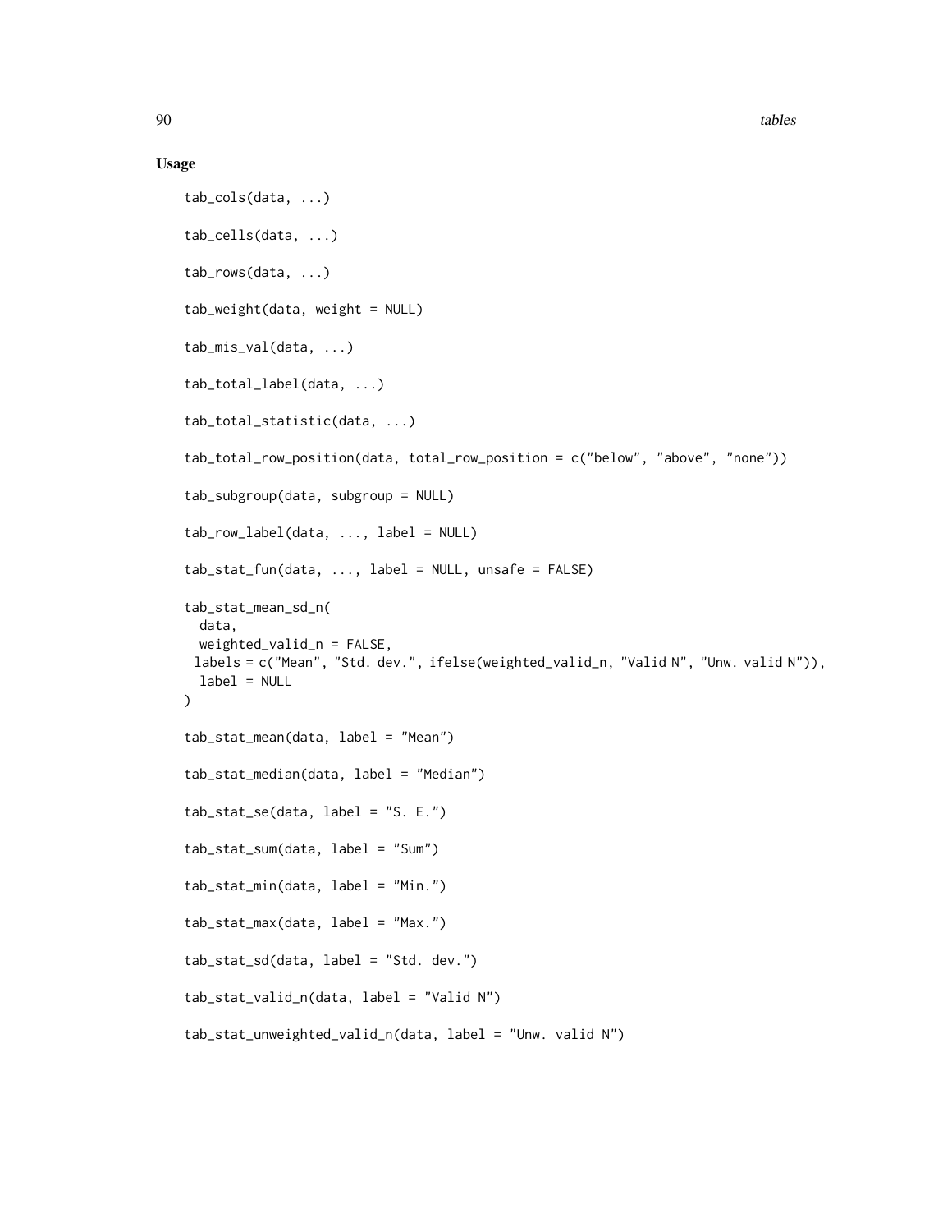## Usage

```
tab_cols(data, ...)

tab_cells(data, ...)

tab_rows(data, ...)

tab_weight(data, weight = NULL)

tab_mis_val(data, ...)

tab_total_label(data, ...)

tab_total_statistic(data, ...)

tab_total_row_position(data, total_row_position = c("below", "above", "none"))

tab_subgroup(data, subgroup = NULL)

tab_row_label(data, ..., label = NULL)

tab_stat_fun(data, ..., label = NULL, unsafe = FALSE)

tab_stat_mean_sd_n(
  data,
  weighted_valid_n = FALSE,
  labels = c("Mean", "Std. dev.", ifelse(weighted_valid_n, "Valid N", "Unw. valid N")),
  label = NULL
)

tab_stat_mean(data, label = "Mean")

tab_stat_median(data, label = "Median")

tab_stat_se(data, label = "S. E.")

tab_stat_sum(data, label = "Sum")

tab_stat_min(data, label = "Min.")

tab_stat_max(data, label = "Max.")

tab_stat_sd(data, label = "Std. dev.")

tab_stat_valid_n(data, label = "Valid N")

tab_stat_unweighted_valid_n(data, label = "Unw. valid N")
```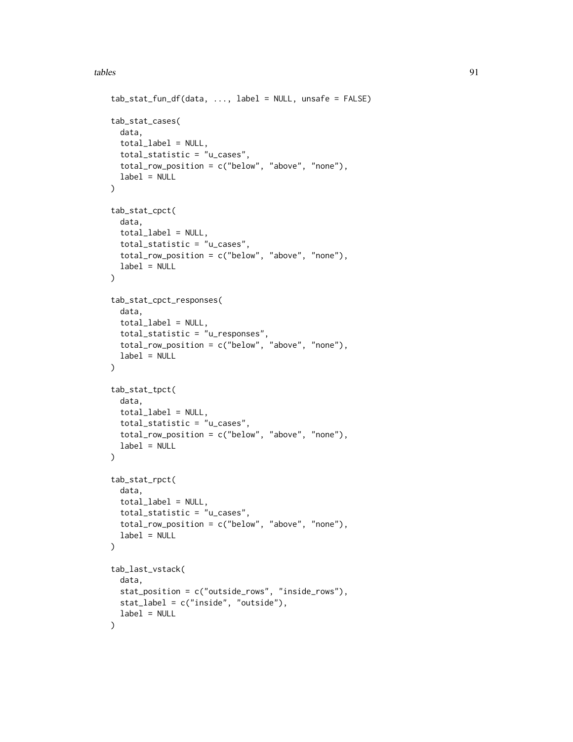```
tab_stat_fun_df(data, ..., label = NULL, unsafe = FALSE)

tab_stat_cases(
  data,
  total_label = NULL,
  total_statistic = "u_cases",
  total_row_position = c("below", "above", "none"),
  label = NULL
)

tab_stat_cpct(
  data,
  total_label = NULL,
  total_statistic = "u_cases",
  total_row_position = c("below", "above", "none"),
  label = NULL
)

tab_stat_cpct_responses(
  data,
  total_label = NULL,
  total_statistic = "u_responses",
  total_row_position = c("below", "above", "none"),
  label = NULL
)

tab_stat_tpct(
  data,
  total_label = NULL,
  total_statistic = "u_cases",
  total_row_position = c("below", "above", "none"),
  label = NULL
)

tab_stat_rpct(
  data,
  total_label = NULL,
  total_statistic = "u_cases",
  total_row_position = c("below", "above", "none"),
  label = NULL
)

tab_last_vstack(
  data,
  stat_position = c("outside_rows", "inside_rows"),
  stat_label = c("inside", "outside"),
  label = NULL
)
```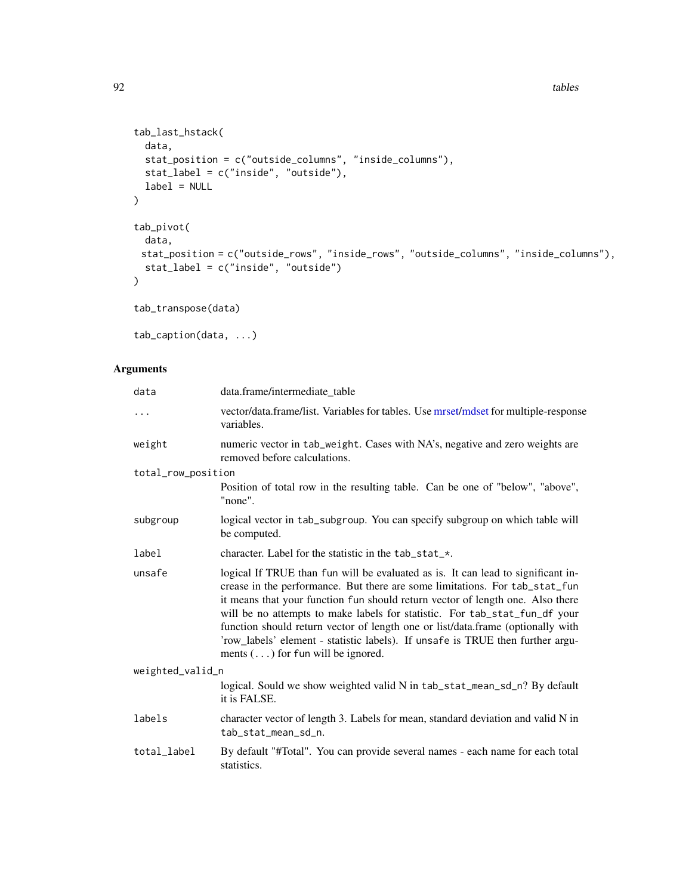```
tab_last_hstack(
  data,
  stat_position = c("outside_columns", "inside_columns"),
  stat_label = c("inside", "outside"),
  label = NULL
)

tab_pivot(
  data,
 stat_position = c("outside_rows", "inside_rows", "outside_columns", "inside_columns"),
  stat_label = c("inside", "outside")
)

tab_transpose(data)

tab_caption(data, ...)
```

## Arguments

| | |
|---|---|
| data | data.frame/intermediate_table |
| ... | vector/data.frame/list. Variables for tables. Use mrset/mdset for multiple-response variables. |
| weight | numeric vector in tab_weight. Cases with NA's, negative and zero weights are removed before calculations. |
| total_row_position | Position of total row in the resulting table. Can be one of "below", "above", "none". |
| subgroup | logical vector in tab_subgroup. You can specify subgroup on which table will be computed. |
| label | character. Label for the statistic in the tab_stat_*. |
| unsafe | logical If TRUE than fun will be evaluated as is. It can lead to significant increase in the performance. But there are some limitations. For tab_stat_fun it means that your function fun should return vector of length one. Also there will be no attempts to make labels for statistic. For tab_stat_fun_df your function should return vector of length one or list/data.frame (optionally with 'row_labels' element - statistic labels). If unsafe is TRUE then further arguments (...) for fun will be ignored. |
| weighted_valid_n | logical. Sould we show weighted valid N in tab_stat_mean_sd_n? By default it is FALSE. |
| labels | character vector of length 3. Labels for mean, standard deviation and valid N in tab_stat_mean_sd_n. |
| total_label | By default "#Total". You can provide several names - each name for each total statistics. |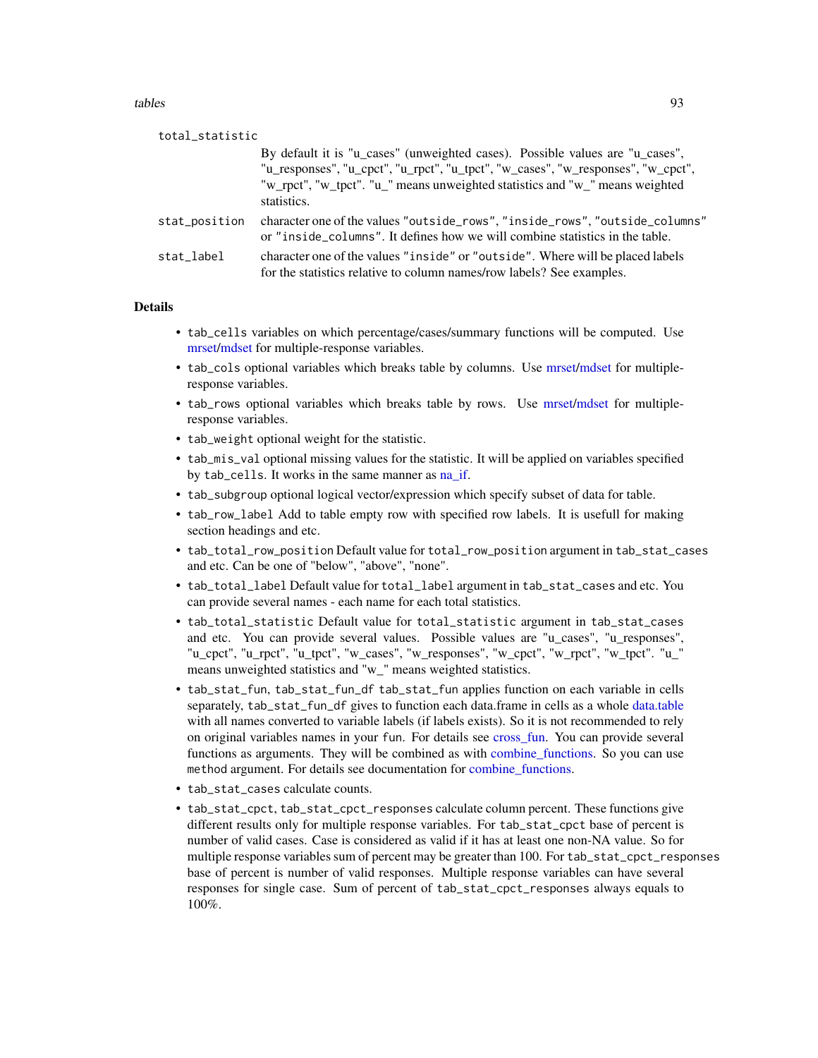total_statistic

By default it is "u_cases" (unweighted cases). Possible values are "u_cases", "u_responses", "u_cpct", "u_rpct", "u_tpct", "w_cases", "w_responses", "w_cpct", "w_rpct", "w_tpct". "u_" means unweighted statistics and "w_" means weighted statistics.

stat_position
character one of the values `"outside_rows"`, `"inside_rows"`, `"outside_columns"` or `"inside_columns"`. It defines how we will combine statistics in the table.

stat_label
character one of the values `"inside"` or `"outside"`. Where will be placed labels for the statistics relative to column names/row labels? See examples.

## Details

- `tab_cells` variables on which percentage/cases/summary functions will be computed. Use mrset/mdset for multiple-response variables.
- `tab_cols` optional variables which breaks table by columns. Use mrset/mdset for multiple-response variables.
- `tab_rows` optional variables which breaks table by rows. Use mrset/mdset for multiple-response variables.
- `tab_weight` optional weight for the statistic.
- `tab_mis_val` optional missing values for the statistic. It will be applied on variables specified by `tab_cells`. It works in the same manner as na_if.
- `tab_subgroup` optional logical vector/expression which specify subset of data for table.
- `tab_row_label` Add to table empty row with specified row labels. It is usefull for making section headings and etc.
- `tab_total_row_position` Default value for `total_row_position` argument in `tab_stat_cases` and etc. Can be one of "below", "above", "none".
- `tab_total_label` Default value for `total_label` argument in `tab_stat_cases` and etc. You can provide several names - each name for each total statistics.
- `tab_total_statistic` Default value for `total_statistic` argument in `tab_stat_cases` and etc. You can provide several values. Possible values are "u_cases", "u_responses", "u_cpct", "u_rpct", "u_tpct", "w_cases", "w_responses", "w_cpct", "w_rpct", "w_tpct". "u_" means unweighted statistics and "w_" means weighted statistics.
- `tab_stat_fun`, `tab_stat_fun_df` `tab_stat_fun` applies function on each variable in cells separately, `tab_stat_fun_df` gives to function each data.frame in cells as a whole data.table with all names converted to variable labels (if labels exists). So it is not recommended to rely on original variables names in your `fun`. For details see cross_fun. You can provide several functions as arguments. They will be combined with combine_functions. So you can use `method` argument. For details see documentation for combine_functions.
- `tab_stat_cases` calculate counts.
- `tab_stat_cpct`, `tab_stat_cpct_responses` calculate column percent. These functions give different results only for multiple response variables. For `tab_stat_cpct` base of percent is number of valid cases. Case is considered as valid if it has at least one non-NA value. So for multiple response variables sum of percent may be greater than 100. For `tab_stat_cpct_responses` base of percent is number of valid responses. Multiple response variables can have several responses for single case. Sum of percent of `tab_stat_cpct_responses` always equals to 100%.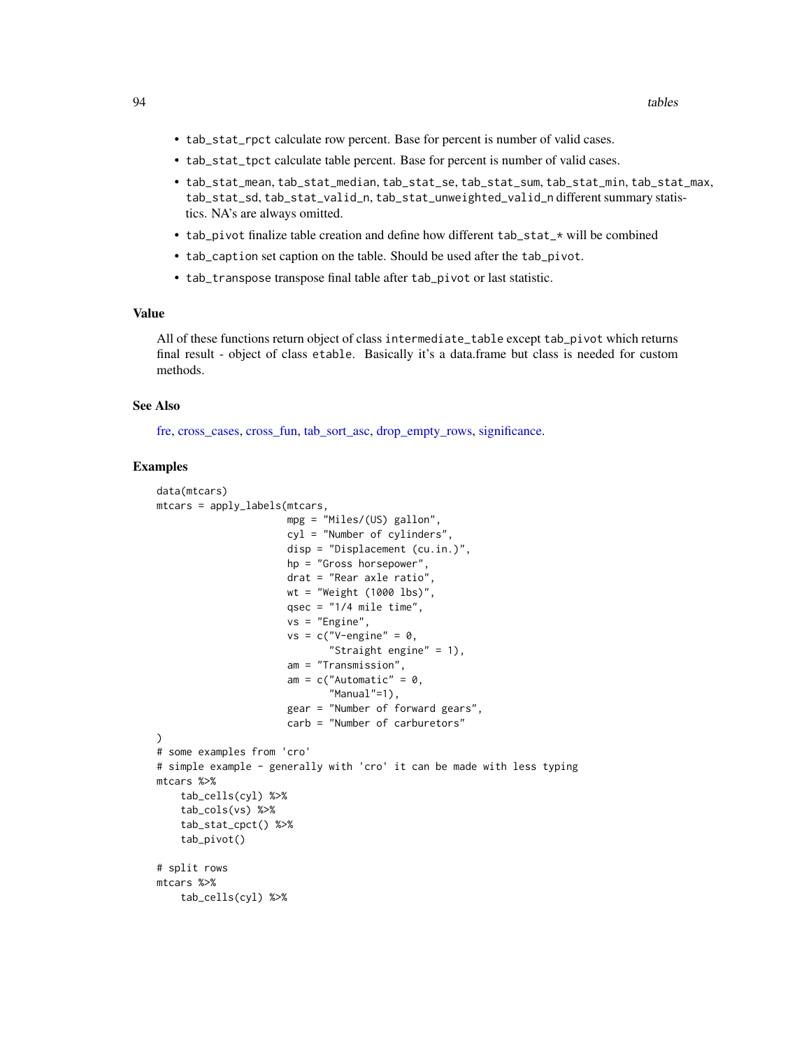- `tab_stat_rpct` calculate row percent. Base for percent is number of valid cases.
- `tab_stat_tpct` calculate table percent. Base for percent is number of valid cases.
- `tab_stat_mean`, `tab_stat_median`, `tab_stat_se`, `tab_stat_sum`, `tab_stat_min`, `tab_stat_max`, `tab_stat_sd`, `tab_stat_valid_n`, `tab_stat_unweighted_valid_n` different summary statistics. NA's are always omitted.
- `tab_pivot` finalize table creation and define how different `tab_stat_*` will be combined
- `tab_caption` set caption on the table. Should be used after the `tab_pivot`.
- `tab_transpose` transpose final table after `tab_pivot` or last statistic.

### Value

All of these functions return object of class `intermediate_table` except `tab_pivot` which returns final result - object of class `etable`. Basically it's a data.frame but class is needed for custom methods.

### See Also

fre, cross_cases, cross_fun, tab_sort_asc, drop_empty_rows, significance.

### Examples

```
data(mtcars)
mtcars = apply_labels(mtcars,
                      mpg = "Miles/(US) gallon",
                      cyl = "Number of cylinders",
                      disp = "Displacement (cu.in.)",
                      hp = "Gross horsepower",
                      drat = "Rear axle ratio",
                      wt = "Weight (1000 lbs)",
                      qsec = "1/4 mile time",
                      vs = "Engine",
                      vs = c("V-engine" = 0,
                             "Straight engine" = 1),
                      am = "Transmission",
                      am = c("Automatic" = 0,
                             "Manual"=1),
                      gear = "Number of forward gears",
                      carb = "Number of carburetors"
)
# some examples from 'cro'
# simple example - generally with 'cro' it can be made with less typing
mtcars %>%
    tab_cells(cyl) %>%
    tab_cols(vs) %>%
    tab_stat_cpct() %>%
    tab_pivot()

# split rows
mtcars %>%
    tab_cells(cyl) %>%
```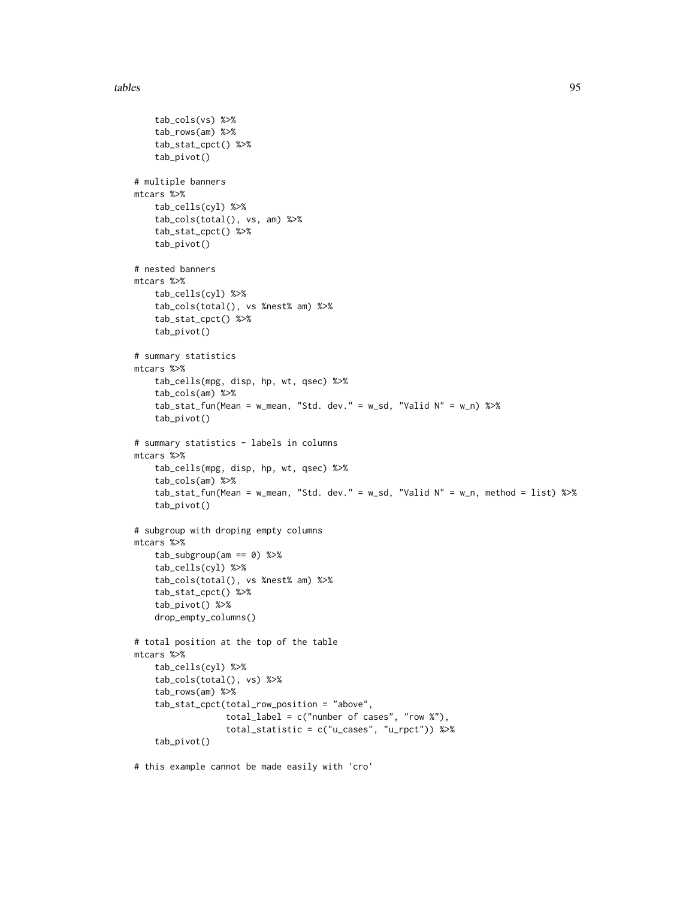```
    tab_cols(vs) %>%
    tab_rows(am) %>%
    tab_stat_cpct() %>%
    tab_pivot()

# multiple banners
mtcars %>%
    tab_cells(cyl) %>%
    tab_cols(total(), vs, am) %>%
    tab_stat_cpct() %>%
    tab_pivot()

# nested banners
mtcars %>%
    tab_cells(cyl) %>%
    tab_cols(total(), vs %nest% am) %>%
    tab_stat_cpct() %>%
    tab_pivot()

# summary statistics
mtcars %>%
    tab_cells(mpg, disp, hp, wt, qsec) %>%
    tab_cols(am) %>%
    tab_stat_fun(Mean = w_mean, "Std. dev." = w_sd, "Valid N" = w_n) %>%
    tab_pivot()

# summary statistics - labels in columns
mtcars %>%
    tab_cells(mpg, disp, hp, wt, qsec) %>%
    tab_cols(am) %>%
    tab_stat_fun(Mean = w_mean, "Std. dev." = w_sd, "Valid N" = w_n, method = list) %>%
    tab_pivot()

# subgroup with droping empty columns
mtcars %>%
    tab_subgroup(am == 0) %>%
    tab_cells(cyl) %>%
    tab_cols(total(), vs %nest% am) %>%
    tab_stat_cpct() %>%
    tab_pivot() %>%
    drop_empty_columns()

# total position at the top of the table
mtcars %>%
    tab_cells(cyl) %>%
    tab_cols(total(), vs) %>%
    tab_rows(am) %>%
    tab_stat_cpct(total_row_position = "above",
                  total_label = c("number of cases", "row %"),
                  total_statistic = c("u_cases", "u_rpct")) %>%
    tab_pivot()

# this example cannot be made easily with 'cro'
```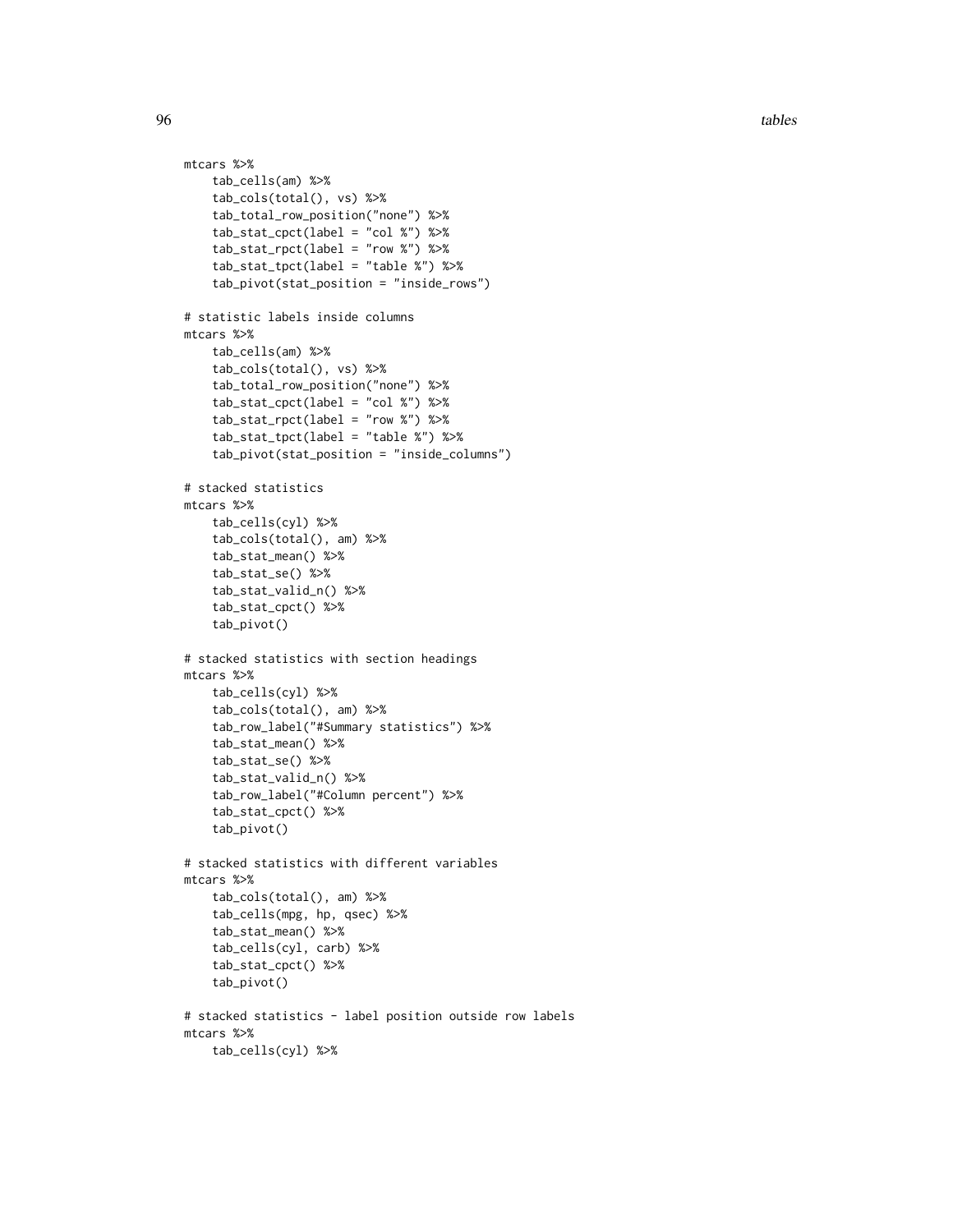```
mtcars %>%
    tab_cells(am) %>%
    tab_cols(total(), vs) %>%
    tab_total_row_position("none") %>%
    tab_stat_cpct(label = "col %") %>%
    tab_stat_rpct(label = "row %") %>%
    tab_stat_tpct(label = "table %") %>%
    tab_pivot(stat_position = "inside_rows")

# statistic labels inside columns
mtcars %>%
    tab_cells(am) %>%
    tab_cols(total(), vs) %>%
    tab_total_row_position("none") %>%
    tab_stat_cpct(label = "col %") %>%
    tab_stat_rpct(label = "row %") %>%
    tab_stat_tpct(label = "table %") %>%
    tab_pivot(stat_position = "inside_columns")

# stacked statistics
mtcars %>%
    tab_cells(cyl) %>%
    tab_cols(total(), am) %>%
    tab_stat_mean() %>%
    tab_stat_se() %>%
    tab_stat_valid_n() %>%
    tab_stat_cpct() %>%
    tab_pivot()

# stacked statistics with section headings
mtcars %>%
    tab_cells(cyl) %>%
    tab_cols(total(), am) %>%
    tab_row_label("#Summary statistics") %>%
    tab_stat_mean() %>%
    tab_stat_se() %>%
    tab_stat_valid_n() %>%
    tab_row_label("#Column percent") %>%
    tab_stat_cpct() %>%
    tab_pivot()

# stacked statistics with different variables
mtcars %>%
    tab_cols(total(), am) %>%
    tab_cells(mpg, hp, qsec) %>%
    tab_stat_mean() %>%
    tab_cells(cyl, carb) %>%
    tab_stat_cpct() %>%
    tab_pivot()

# stacked statistics - label position outside row labels
mtcars %>%
    tab_cells(cyl) %>%
```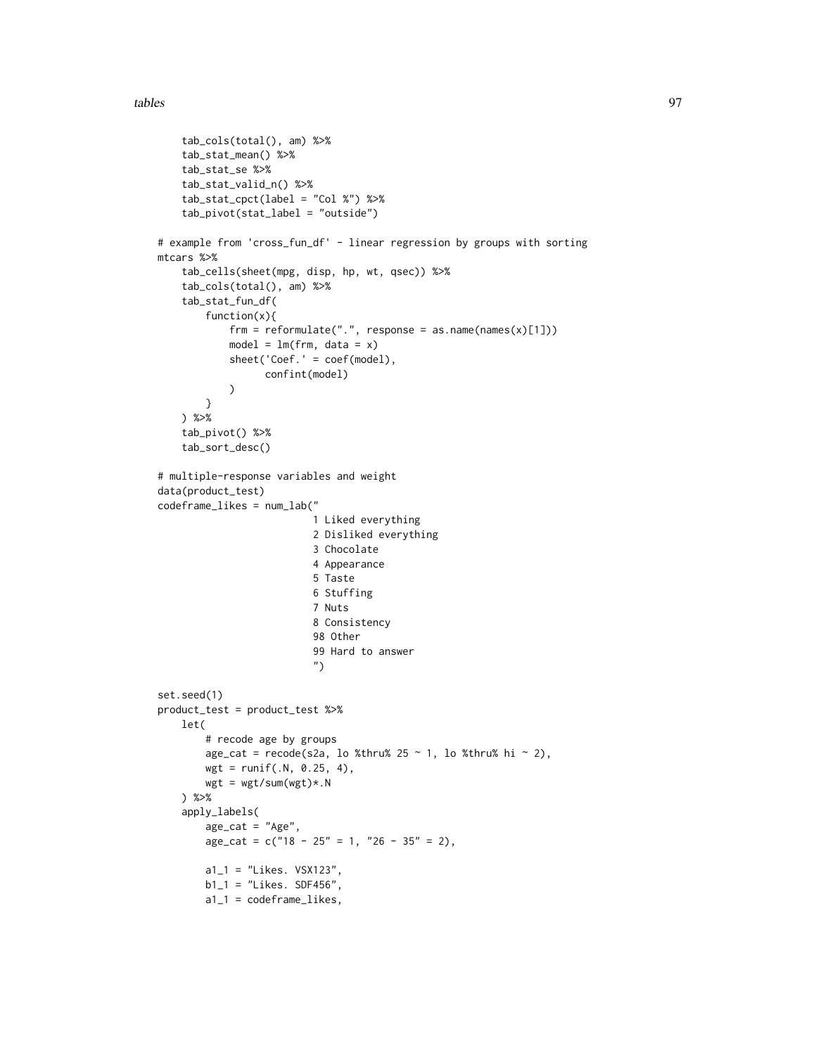```
    tab_cols(total(), am) %>%
    tab_stat_mean() %>%
    tab_stat_se %>%
    tab_stat_valid_n() %>%
    tab_stat_cpct(label = "Col %") %>%
    tab_pivot(stat_label = "outside")

# example from 'cross_fun_df' - linear regression by groups with sorting
mtcars %>%
    tab_cells(sheet(mpg, disp, hp, wt, qsec)) %>%
    tab_cols(total(), am) %>%
    tab_stat_fun_df(
        function(x){
            frm = reformulate(".", response = as.name(names(x)[1]))
            model = lm(frm, data = x)
            sheet('Coef.' = coef(model),
                  confint(model)
            )
        }
    ) %>%
    tab_pivot() %>%
    tab_sort_desc()

# multiple-response variables and weight
data(product_test)
codeframe_likes = num_lab("
                          1 Liked everything
                          2 Disliked everything
                          3 Chocolate
                          4 Appearance
                          5 Taste
                          6 Stuffing
                          7 Nuts
                          8 Consistency
                          98 Other
                          99 Hard to answer
                          ")

set.seed(1)
product_test = product_test %>%
    let(
        # recode age by groups
        age_cat = recode(s2a, lo %thru% 25 ~ 1, lo %thru% hi ~ 2),
        wgt = runif(.N, 0.25, 4),
        wgt = wgt/sum(wgt)*.N
    ) %>%
    apply_labels(
        age_cat = "Age",
        age_cat = c("18 - 25" = 1, "26 - 35" = 2),

        a1_1 = "Likes. VSX123",
        b1_1 = "Likes. SDF456",
        a1_1 = codeframe_likes,
```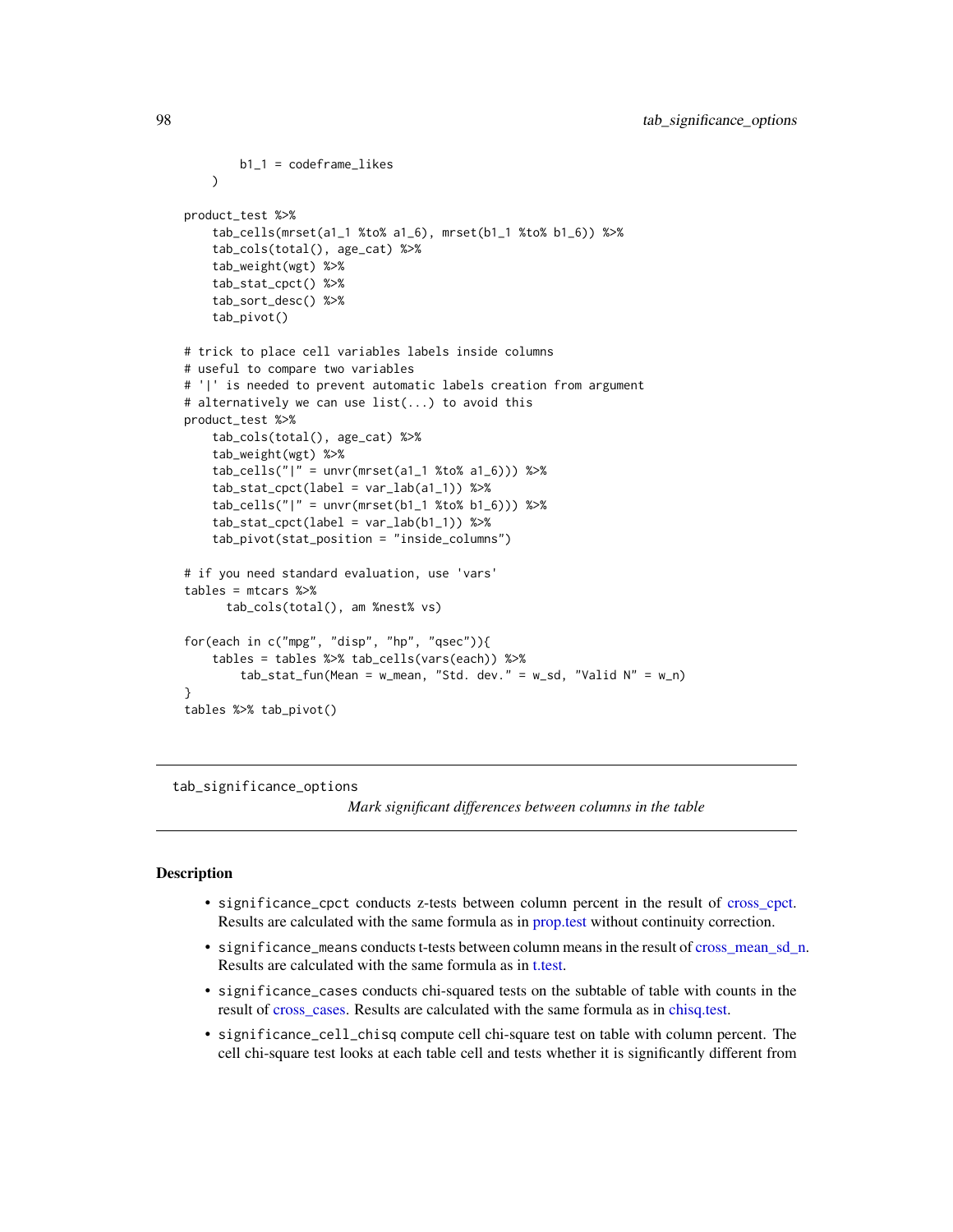```
        b1_1 = codeframe_likes
    )

product_test %>%
    tab_cells(mrset(a1_1 %to% a1_6), mrset(b1_1 %to% b1_6)) %>%
    tab_cols(total(), age_cat) %>%
    tab_weight(wgt) %>%
    tab_stat_cpct() %>%
    tab_sort_desc() %>%
    tab_pivot()

# trick to place cell variables labels inside columns
# useful to compare two variables
# '|' is needed to prevent automatic labels creation from argument
# alternatively we can use list(...) to avoid this
product_test %>%
    tab_cols(total(), age_cat) %>%
    tab_weight(wgt) %>%
    tab_cells("|" = unvr(mrset(a1_1 %to% a1_6))) %>%
    tab_stat_cpct(label = var_lab(a1_1)) %>%
    tab_cells("|" = unvr(mrset(b1_1 %to% b1_6))) %>%
    tab_stat_cpct(label = var_lab(b1_1)) %>%
    tab_pivot(stat_position = "inside_columns")

# if you need standard evaluation, use 'vars'
tables = mtcars %>%
      tab_cols(total(), am %nest% vs)

for(each in c("mpg", "disp", "hp", "qsec")){
    tables = tables %>% tab_cells(vars(each)) %>%
        tab_stat_fun(Mean = w_mean, "Std. dev." = w_sd, "Valid N" = w_n)
}
tables %>% tab_pivot()
```

## tab_significance_options

*Mark significant differences between columns in the table*

### Description

- significance_cpct conducts z-tests between column percent in the result of cross_cpct. Results are calculated with the same formula as in prop.test without continuity correction.
- significance_means conducts t-tests between column means in the result of cross_mean_sd_n. Results are calculated with the same formula as in t.test.
- significance_cases conducts chi-squared tests on the subtable of table with counts in the result of cross_cases. Results are calculated with the same formula as in chisq.test.
- significance_cell_chisq compute cell chi-square test on table with column percent. The cell chi-square test looks at each table cell and tests whether it is significantly different from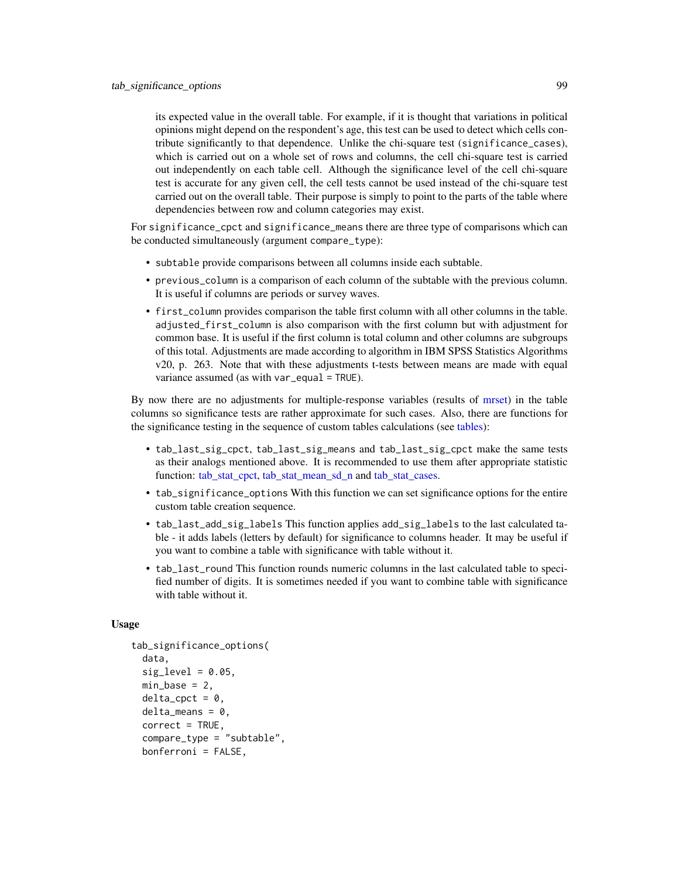its expected value in the overall table. For example, if it is thought that variations in political opinions might depend on the respondent's age, this test can be used to detect which cells contribute significantly to that dependence. Unlike the chi-square test (`significance_cases`), which is carried out on a whole set of rows and columns, the cell chi-square test is carried out independently on each table cell. Although the significance level of the cell chi-square test is accurate for any given cell, the cell tests cannot be used instead of the chi-square test carried out on the overall table. Their purpose is simply to point to the parts of the table where dependencies between row and column categories may exist.

For `significance_cpct` and `significance_means` there are three type of comparisons which can be conducted simultaneously (argument `compare_type`):

- `subtable` provide comparisons between all columns inside each subtable.
- `previous_column` is a comparison of each column of the subtable with the previous column. It is useful if columns are periods or survey waves.
- `first_column` provides comparison the table first column with all other columns in the table. `adjusted_first_column` is also comparison with the first column but with adjustment for common base. It is useful if the first column is total column and other columns are subgroups of this total. Adjustments are made according to algorithm in IBM SPSS Statistics Algorithms v20, p. 263. Note that with these adjustments t-tests between means are made with equal variance assumed (as with `var_equal = TRUE`).

By now there are no adjustments for multiple-response variables (results of mrset) in the table columns so significance tests are rather approximate for such cases. Also, there are functions for the significance testing in the sequence of custom tables calculations (see tables):

- `tab_last_sig_cpct`, `tab_last_sig_means` and `tab_last_sig_cpct` make the same tests as their analogs mentioned above. It is recommended to use them after appropriate statistic function: tab_stat_cpct, tab_stat_mean_sd_n and tab_stat_cases.
- `tab_significance_options` With this function we can set significance options for the entire custom table creation sequence.
- `tab_last_add_sig_labels` This function applies `add_sig_labels` to the last calculated table - it adds labels (letters by default) for significance to columns header. It may be useful if you want to combine a table with significance with table without it.
- `tab_last_round` This function rounds numeric columns in the last calculated table to specified number of digits. It is sometimes needed if you want to combine table with significance with table without it.

### Usage

```
tab_significance_options(
  data,
  sig_level = 0.05,
  min_base = 2,
  delta_cpct = 0,
  delta_means = 0,
  correct = TRUE,
  compare_type = "subtable",
  bonferroni = FALSE,
```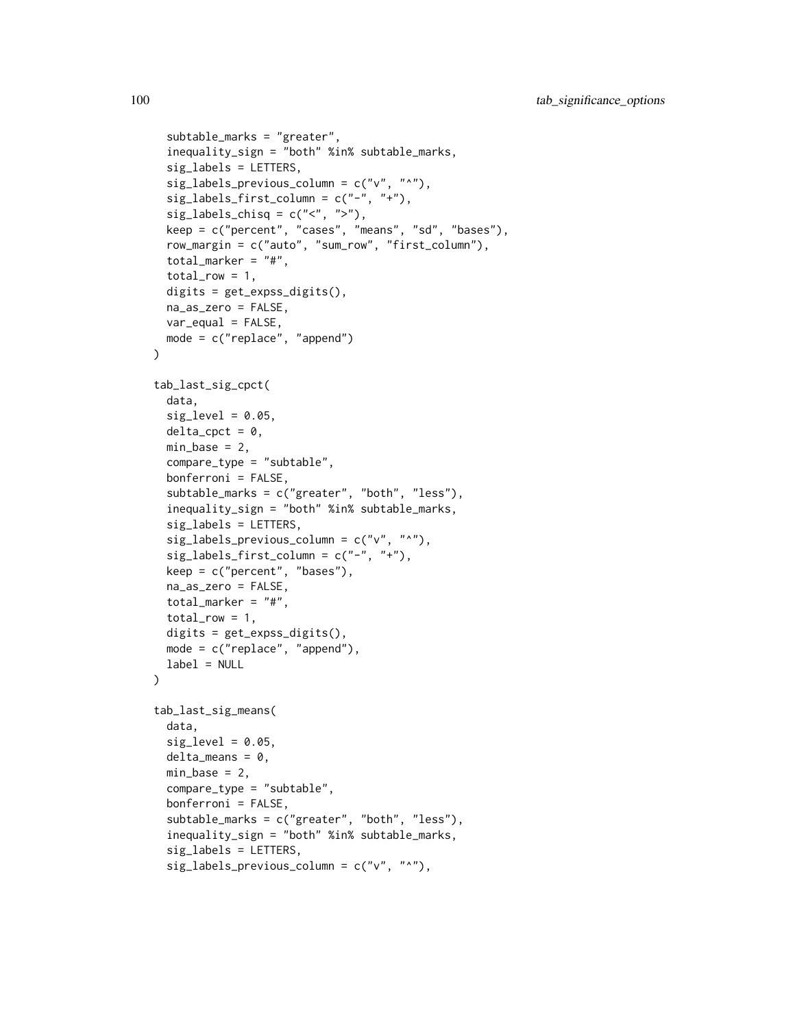```
  subtable_marks = "greater",
  inequality_sign = "both" %in% subtable_marks,
  sig_labels = LETTERS,
  sig_labels_previous_column = c("v", "^"),
  sig_labels_first_column = c("-", "+"),
  sig_labels_chisq = c("<", ">"),
  keep = c("percent", "cases", "means", "sd", "bases"),
  row_margin = c("auto", "sum_row", "first_column"),
  total_marker = "#",
  total_row = 1,
  digits = get_expss_digits(),
  na_as_zero = FALSE,
  var_equal = FALSE,
  mode = c("replace", "append")
)

tab_last_sig_cpct(
  data,
  sig_level = 0.05,
  delta_cpct = 0,
  min_base = 2,
  compare_type = "subtable",
  bonferroni = FALSE,
  subtable_marks = c("greater", "both", "less"),
  inequality_sign = "both" %in% subtable_marks,
  sig_labels = LETTERS,
  sig_labels_previous_column = c("v", "^"),
  sig_labels_first_column = c("-", "+"),
  keep = c("percent", "bases"),
  na_as_zero = FALSE,
  total_marker = "#",
  total_row = 1,
  digits = get_expss_digits(),
  mode = c("replace", "append"),
  label = NULL
)

tab_last_sig_means(
  data,
  sig_level = 0.05,
  delta_means = 0,
  min_base = 2,
  compare_type = "subtable",
  bonferroni = FALSE,
  subtable_marks = c("greater", "both", "less"),
  inequality_sign = "both" %in% subtable_marks,
  sig_labels = LETTERS,
  sig_labels_previous_column = c("v", "^"),
```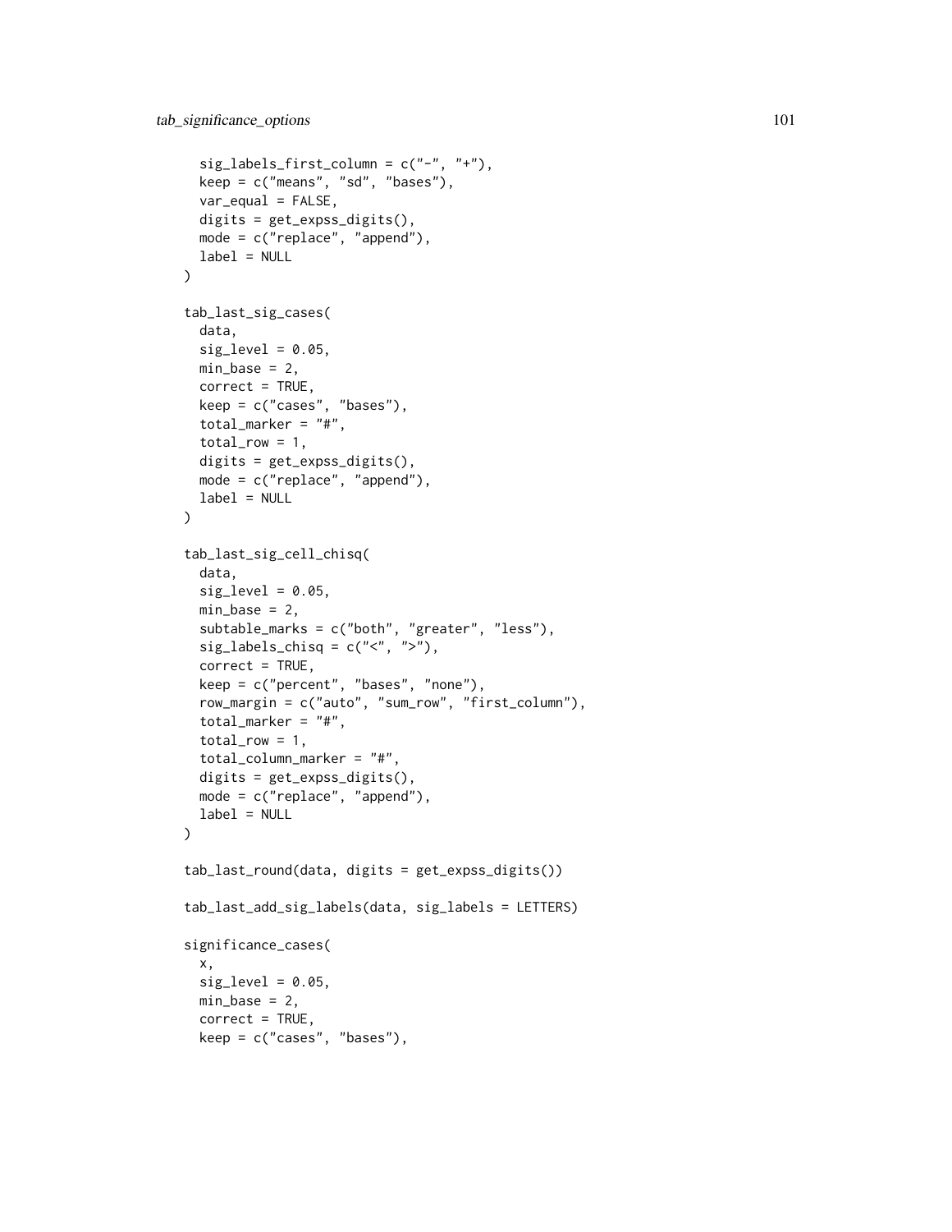```
  sig_labels_first_column = c("-", "+"),
  keep = c("means", "sd", "bases"),
  var_equal = FALSE,
  digits = get_expss_digits(),
  mode = c("replace", "append"),
  label = NULL
)

tab_last_sig_cases(
  data,
  sig_level = 0.05,
  min_base = 2,
  correct = TRUE,
  keep = c("cases", "bases"),
  total_marker = "#",
  total_row = 1,
  digits = get_expss_digits(),
  mode = c("replace", "append"),
  label = NULL
)

tab_last_sig_cell_chisq(
  data,
  sig_level = 0.05,
  min_base = 2,
  subtable_marks = c("both", "greater", "less"),
  sig_labels_chisq = c("<", ">"),
  correct = TRUE,
  keep = c("percent", "bases", "none"),
  row_margin = c("auto", "sum_row", "first_column"),
  total_marker = "#",
  total_row = 1,
  total_column_marker = "#",
  digits = get_expss_digits(),
  mode = c("replace", "append"),
  label = NULL
)

tab_last_round(data, digits = get_expss_digits())

tab_last_add_sig_labels(data, sig_labels = LETTERS)

significance_cases(
  x,
  sig_level = 0.05,
  min_base = 2,
  correct = TRUE,
  keep = c("cases", "bases"),
```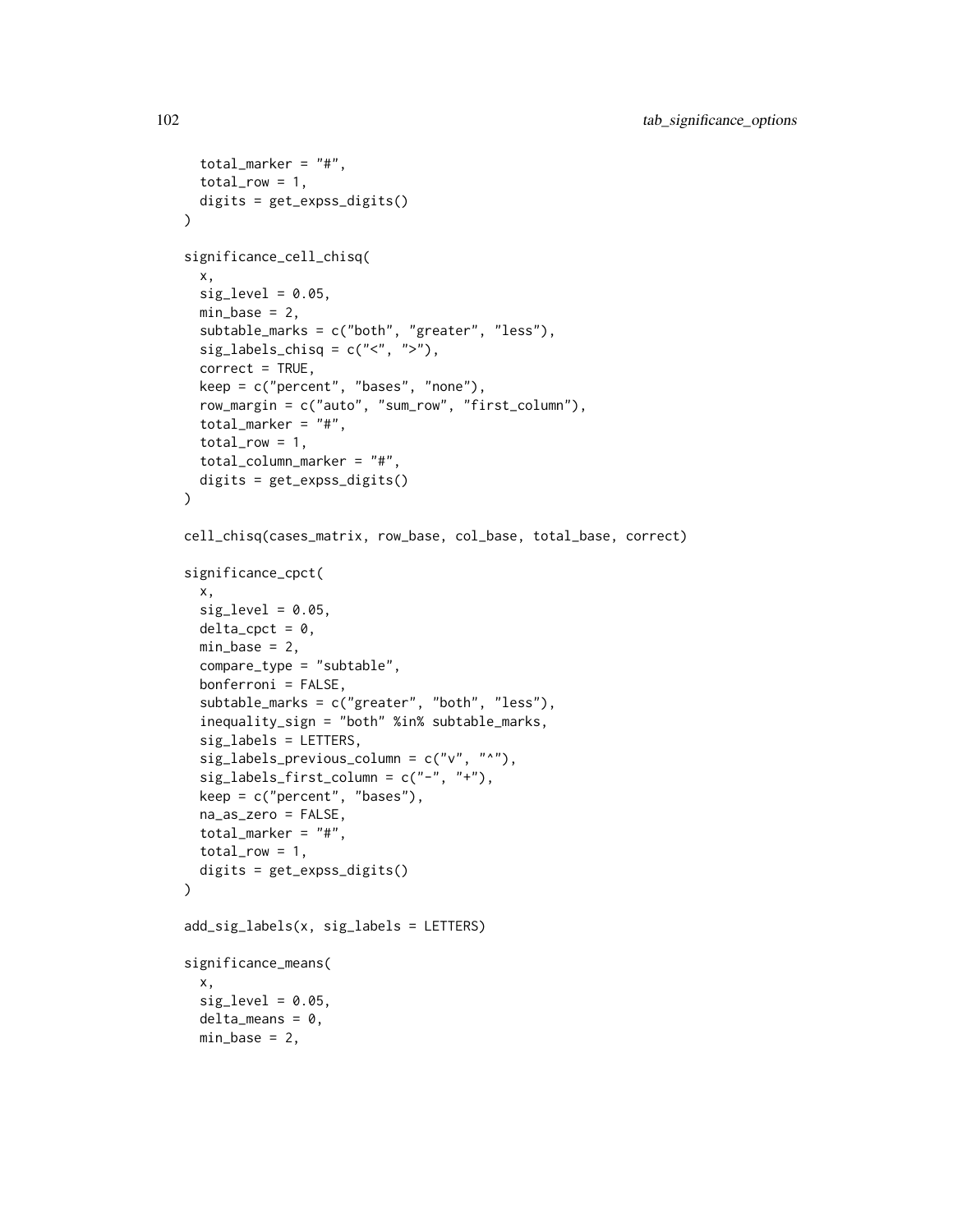```
  total_marker = "#",
  total_row = 1,
  digits = get_expss_digits()
)

significance_cell_chisq(
  x,
  sig_level = 0.05,
  min_base = 2,
  subtable_marks = c("both", "greater", "less"),
  sig_labels_chisq = c("<", ">"),
  correct = TRUE,
  keep = c("percent", "bases", "none"),
  row_margin = c("auto", "sum_row", "first_column"),
  total_marker = "#",
  total_row = 1,
  total_column_marker = "#",
  digits = get_expss_digits()
)

cell_chisq(cases_matrix, row_base, col_base, total_base, correct)

significance_cpct(
  x,
  sig_level = 0.05,
  delta_cpct = 0,
  min_base = 2,
  compare_type = "subtable",
  bonferroni = FALSE,
  subtable_marks = c("greater", "both", "less"),
  inequality_sign = "both" %in% subtable_marks,
  sig_labels = LETTERS,
  sig_labels_previous_column = c("v", "^"),
  sig_labels_first_column = c("-", "+"),
  keep = c("percent", "bases"),
  na_as_zero = FALSE,
  total_marker = "#",
  total_row = 1,
  digits = get_expss_digits()
)

add_sig_labels(x, sig_labels = LETTERS)

significance_means(
  x,
  sig_level = 0.05,
  delta_means = 0,
  min_base = 2,
```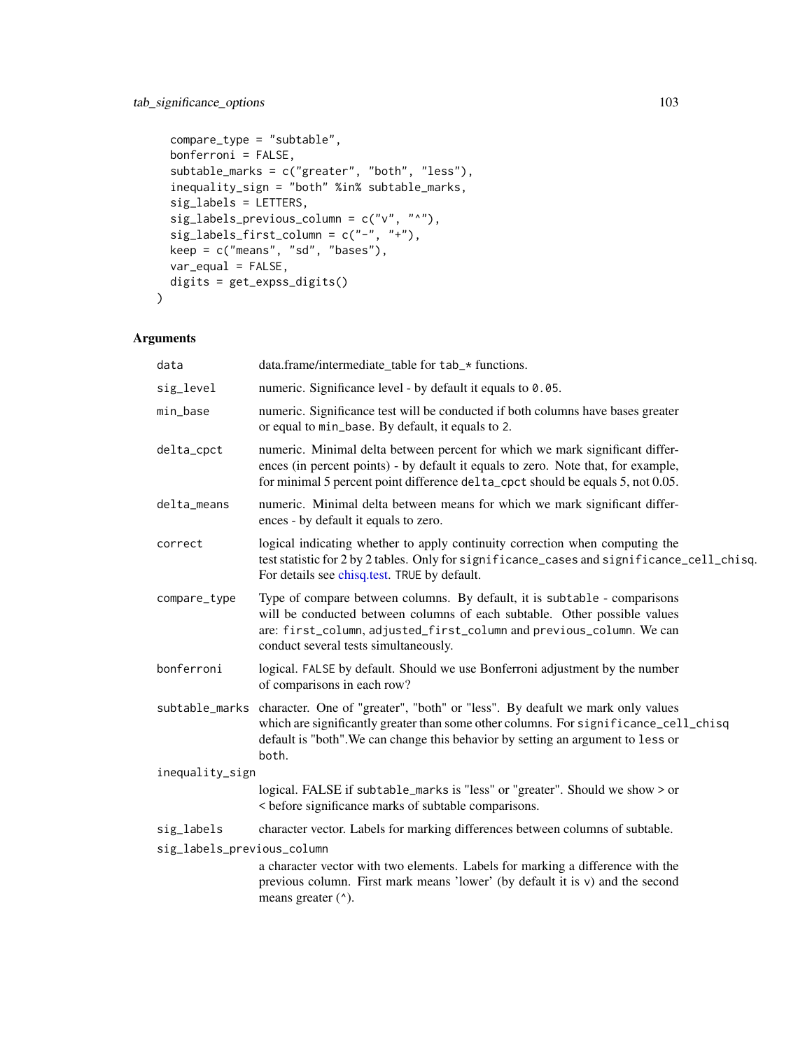```
  compare_type = "subtable",
  bonferroni = FALSE,
  subtable_marks = c("greater", "both", "less"),
  inequality_sign = "both" %in% subtable_marks,
  sig_labels = LETTERS,
  sig_labels_previous_column = c("v", "^"),
  sig_labels_first_column = c("-", "+"),
  keep = c("means", "sd", "bases"),
  var_equal = FALSE,
  digits = get_expss_digits()
)
```

## Arguments

| | |
|---|---|
| `data` | data.frame/intermediate_table for `tab_*` functions. |
| `sig_level` | numeric. Significance level - by default it equals to `0.05`. |
| `min_base` | numeric. Significance test will be conducted if both columns have bases greater or equal to `min_base`. By default, it equals to `2`. |
| `delta_cpct` | numeric. Minimal delta between percent for which we mark significant differences (in percent points) - by default it equals to zero. Note that, for example, for minimal 5 percent point difference `delta_cpct` should be equals 5, not 0.05. |
| `delta_means` | numeric. Minimal delta between means for which we mark significant differences - by default it equals to zero. |
| `correct` | logical indicating whether to apply continuity correction when computing the test statistic for 2 by 2 tables. Only for `significance_cases` and `significance_cell_chisq`. For details see chisq.test. `TRUE` by default. |
| `compare_type` | Type of compare between columns. By default, it is `subtable` - comparisons will be conducted between columns of each subtable. Other possible values are: `first_column`, `adjusted_first_column` and `previous_column`. We can conduct several tests simultaneously. |
| `bonferroni` | logical. `FALSE` by default. Should we use Bonferroni adjustment by the number of comparisons in each row? |
| `subtable_marks` | character. One of "greater", "both" or "less". By deafult we mark only values which are significantly greater than some other columns. For `significance_cell_chisq` default is "both".We can change this behavior by setting an argument to `less` or `both`. |
| `inequality_sign` | logical. FALSE if `subtable_marks` is "less" or "greater". Should we show > or < before significance marks of subtable comparisons. |
| `sig_labels` | character vector. Labels for marking differences between columns of subtable. |
| `sig_labels_previous_column` | a character vector with two elements. Labels for marking a difference with the previous column. First mark means 'lower' (by default it is `v`) and the second means greater (`^`). |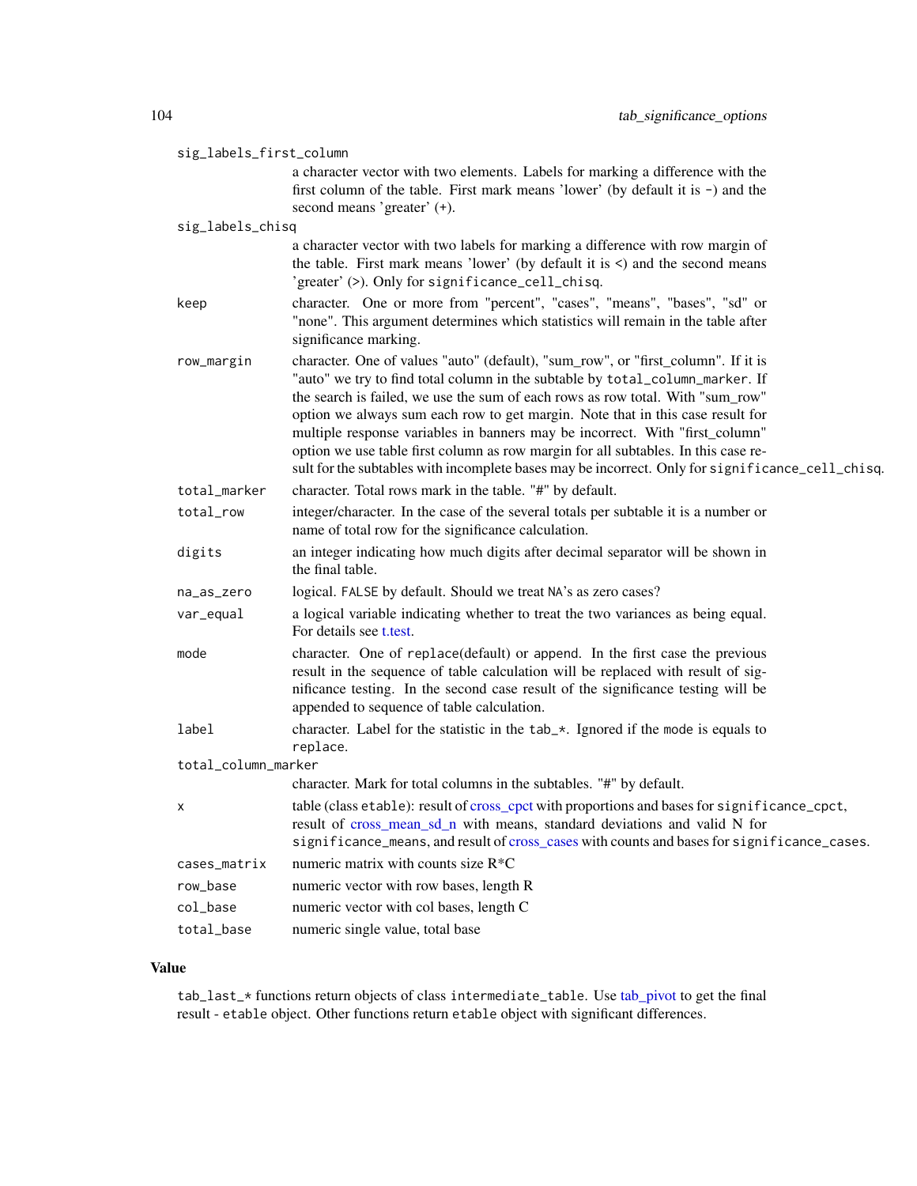| | |
|---|---|
| `sig_labels_first_column` | a character vector with two elements. Labels for marking a difference with the first column of the table. First mark means 'lower' (by default it is `-`) and the second means 'greater' (`+`). |
| `sig_labels_chisq` | a character vector with two labels for marking a difference with row margin of the table. First mark means 'lower' (by default it is `<`) and the second means 'greater' (`>`). Only for `significance_cell_chisq`. |
| `keep` | character. One or more from "percent", "cases", "means", "bases", "sd" or "none". This argument determines which statistics will remain in the table after significance marking. |
| `row_margin` | character. One of values "auto" (default), "sum_row", or "first_column". If it is "auto" we try to find total column in the subtable by `total_column_marker`. If the search is failed, we use the sum of each rows as row total. With "sum_row" option we always sum each row to get margin. Note that in this case result for multiple response variables in banners may be incorrect. With "first_column" option we use table first column as row margin for all subtables. In this case result for the subtables with incomplete bases may be incorrect. Only for `significance_cell_chisq`. |
| `total_marker` | character. Total rows mark in the table. "#" by default. |
| `total_row` | integer/character. In the case of the several totals per subtable it is a number or name of total row for the significance calculation. |
| `digits` | an integer indicating how much digits after decimal separator will be shown in the final table. |
| `na_as_zero` | logical. `FALSE` by default. Should we treat `NA`'s as zero cases? |
| `var_equal` | a logical variable indicating whether to treat the two variances as being equal. For details see t.test. |
| `mode` | character. One of `replace`(default) or `append`. In the first case the previous result in the sequence of table calculation will be replaced with result of significance testing. In the second case result of the significance testing will be appended to sequence of table calculation. |
| `label` | character. Label for the statistic in the `tab_*`. Ignored if the `mode` is equals to `replace`. |
| `total_column_marker` | character. Mark for total columns in the subtables. "#" by default. |
| `x` | table (class `etable`): result of cross_cpct with proportions and bases for `significance_cpct`, result of cross_mean_sd_n with means, standard deviations and valid N for `significance_means`, and result of cross_cases with counts and bases for `significance_cases`. |
| `cases_matrix` | numeric matrix with counts size R*C |
| `row_base` | numeric vector with row bases, length R |
| `col_base` | numeric vector with col bases, length C |
| `total_base` | numeric single value, total base |

## Value

`tab_last_*` functions return objects of class `intermediate_table`. Use tab_pivot to get the final result - `etable` object. Other functions return `etable` object with significant differences.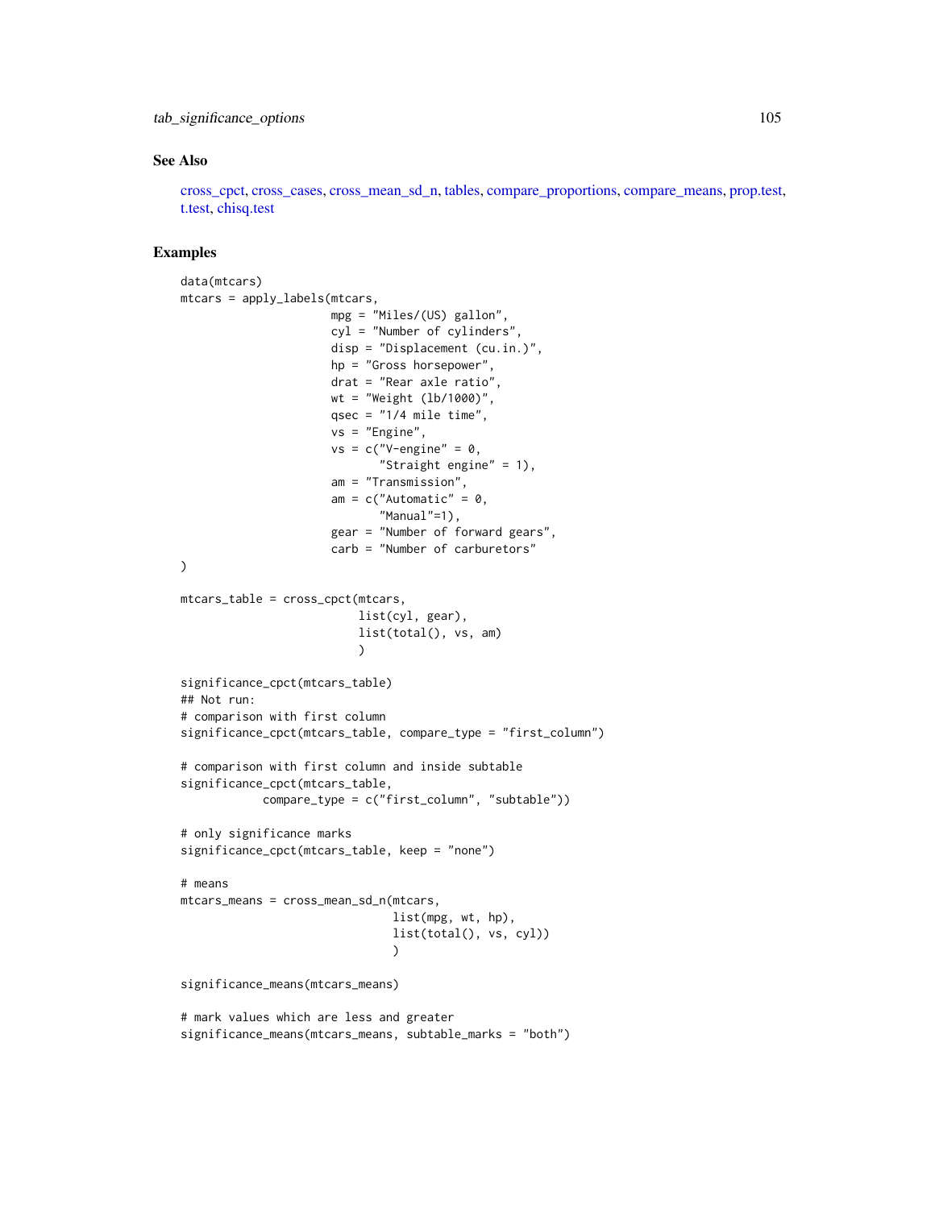### See Also

cross_cpct, cross_cases, cross_mean_sd_n, tables, compare_proportions, compare_means, prop.test, t.test, chisq.test

### Examples

```
data(mtcars)
mtcars = apply_labels(mtcars,
                      mpg = "Miles/(US) gallon",
                      cyl = "Number of cylinders",
                      disp = "Displacement (cu.in.)",
                      hp = "Gross horsepower",
                      drat = "Rear axle ratio",
                      wt = "Weight (lb/1000)",
                      qsec = "1/4 mile time",
                      vs = "Engine",
                      vs = c("V-engine" = 0,
                             "Straight engine" = 1),
                      am = "Transmission",
                      am = c("Automatic" = 0,
                             "Manual"=1),
                      gear = "Number of forward gears",
                      carb = "Number of carburetors"
)

mtcars_table = cross_cpct(mtcars,
                          list(cyl, gear),
                          list(total(), vs, am)
                          )

significance_cpct(mtcars_table)
## Not run:
# comparison with first column
significance_cpct(mtcars_table, compare_type = "first_column")

# comparison with first column and inside subtable
significance_cpct(mtcars_table,
            compare_type = c("first_column", "subtable"))

# only significance marks
significance_cpct(mtcars_table, keep = "none")

# means
mtcars_means = cross_mean_sd_n(mtcars,
                               list(mpg, wt, hp),
                               list(total(), vs, cyl))
                               )

significance_means(mtcars_means)

# mark values which are less and greater
significance_means(mtcars_means, subtable_marks = "both")
```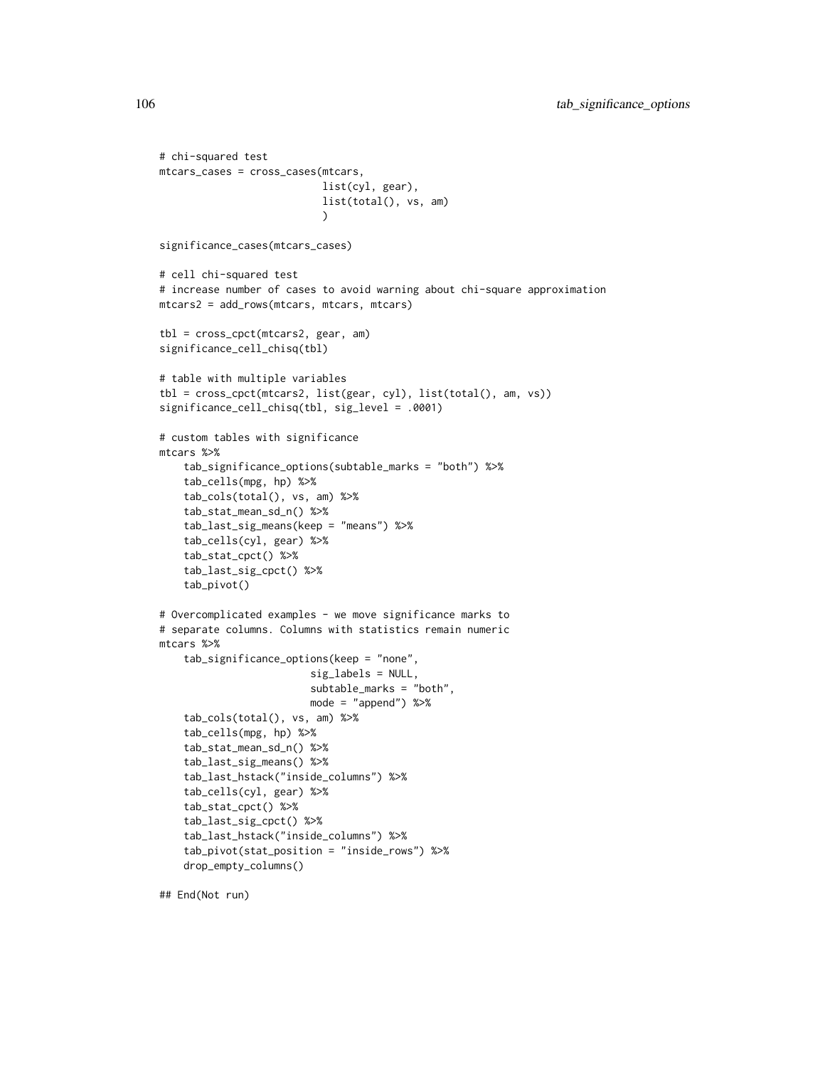```
# chi-squared test
mtcars_cases = cross_cases(mtcars,
                           list(cyl, gear),
                           list(total(), vs, am)
                           )

significance_cases(mtcars_cases)

# cell chi-squared test
# increase number of cases to avoid warning about chi-square approximation
mtcars2 = add_rows(mtcars, mtcars, mtcars)

tbl = cross_cpct(mtcars2, gear, am)
significance_cell_chisq(tbl)

# table with multiple variables
tbl = cross_cpct(mtcars2, list(gear, cyl), list(total(), am, vs))
significance_cell_chisq(tbl, sig_level = .0001)

# custom tables with significance
mtcars %>%
    tab_significance_options(subtable_marks = "both") %>%
    tab_cells(mpg, hp) %>%
    tab_cols(total(), vs, am) %>%
    tab_stat_mean_sd_n() %>%
    tab_last_sig_means(keep = "means") %>%
    tab_cells(cyl, gear) %>%
    tab_stat_cpct() %>%
    tab_last_sig_cpct() %>%
    tab_pivot()

# Overcomplicated examples - we move significance marks to
# separate columns. Columns with statistics remain numeric
mtcars %>%
    tab_significance_options(keep = "none",
                         sig_labels = NULL,
                         subtable_marks = "both",
                         mode = "append") %>%
    tab_cols(total(), vs, am) %>%
    tab_cells(mpg, hp) %>%
    tab_stat_mean_sd_n() %>%
    tab_last_sig_means() %>%
    tab_last_hstack("inside_columns") %>%
    tab_cells(cyl, gear) %>%
    tab_stat_cpct() %>%
    tab_last_sig_cpct() %>%
    tab_last_hstack("inside_columns") %>%
    tab_pivot(stat_position = "inside_rows") %>%
    drop_empty_columns()

## End(Not run)
```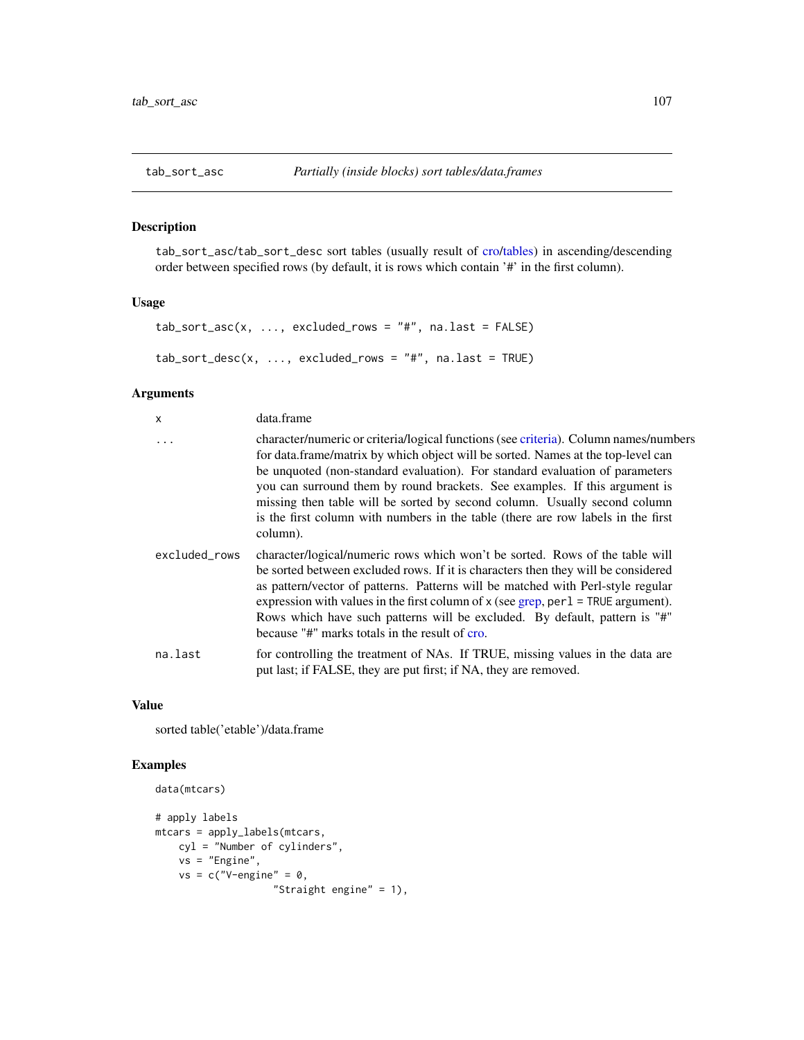## tab_sort_asc — *Partially (inside blocks) sort tables/data.frames*

### Description

`tab_sort_asc`/`tab_sort_desc` sort tables (usually result of cro/tables) in ascending/descending order between specified rows (by default, it is rows which contain '#' in the first column).

### Usage

```
tab_sort_asc(x, ..., excluded_rows = "#", na.last = FALSE)

tab_sort_desc(x, ..., excluded_rows = "#", na.last = TRUE)
```

### Arguments

| | |
|---|---|
| `x` | data.frame |
| `...` | character/numeric or criteria/logical functions (see criteria). Column names/numbers for data.frame/matrix by which object will be sorted. Names at the top-level can be unquoted (non-standard evaluation). For standard evaluation of parameters you can surround them by round brackets. See examples. If this argument is missing then table will be sorted by second column. Usually second column is the first column with numbers in the table (there are row labels in the first column). |
| `excluded_rows` | character/logical/numeric rows which won't be sorted. Rows of the table will be sorted between excluded rows. If it is characters then they will be considered as pattern/vector of patterns. Patterns will be matched with Perl-style regular expression with values in the first column of `x` (see grep, `perl = TRUE` argument). Rows which have such patterns will be excluded. By default, pattern is "#" because "#" marks totals in the result of cro. |
| `na.last` | for controlling the treatment of NAs. If TRUE, missing values in the data are put last; if FALSE, they are put first; if NA, they are removed. |

### Value

sorted table('etable')/data.frame

### Examples

```
data(mtcars)

# apply labels
mtcars = apply_labels(mtcars,
    cyl = "Number of cylinders",
    vs = "Engine",
    vs = c("V-engine" = 0,
                    "Straight engine" = 1),
```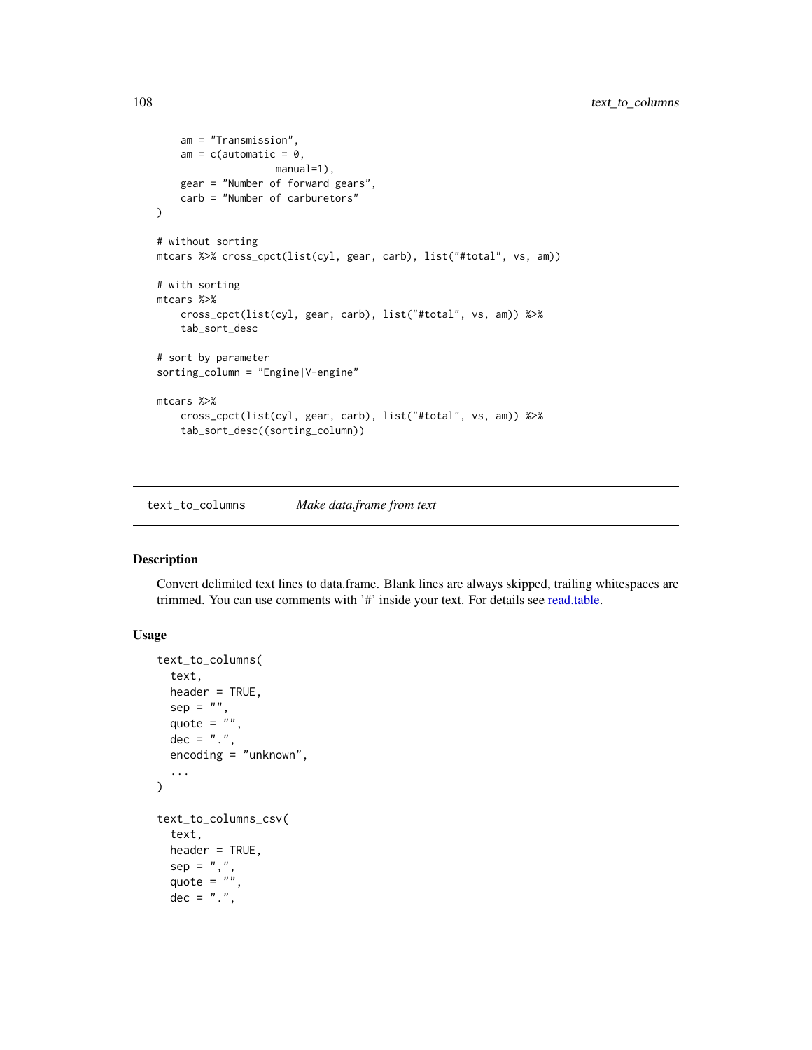```
    am = "Transmission",
    am = c(automatic = 0,
                manual=1),
    gear = "Number of forward gears",
    carb = "Number of carburetors"
)

# without sorting
mtcars %>% cross_cpct(list(cyl, gear, carb), list("#total", vs, am))

# with sorting
mtcars %>%
    cross_cpct(list(cyl, gear, carb), list("#total", vs, am)) %>%
    tab_sort_desc

# sort by parameter
sorting_column = "Engine|V-engine"

mtcars %>%
    cross_cpct(list(cyl, gear, carb), list("#total", vs, am)) %>%
    tab_sort_desc((sorting_column))
```

## text_to_columns *Make data.frame from text*

### Description

Convert delimited text lines to data.frame. Blank lines are always skipped, trailing whitespaces are trimmed. You can use comments with '#' inside your text. For details see read.table.

### Usage

```
text_to_columns(
  text,
  header = TRUE,
  sep = "",
  quote = "",
  dec = ".",
  encoding = "unknown",
  ...
)

text_to_columns_csv(
  text,
  header = TRUE,
  sep = ",",
  quote = "",
  dec = ".",
```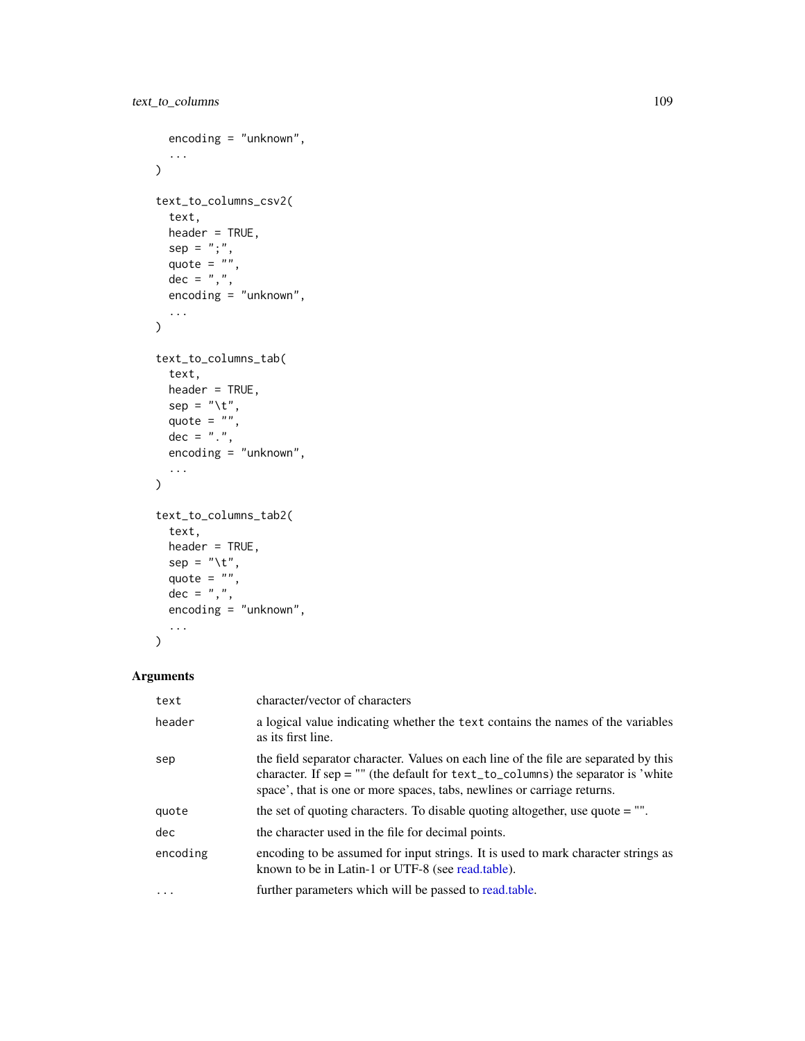```
  encoding = "unknown",
  ...
)

text_to_columns_csv2(
  text,
  header = TRUE,
  sep = ";",
  quote = "",
  dec = ",",
  encoding = "unknown",
  ...
)

text_to_columns_tab(
  text,
  header = TRUE,
  sep = "\t",
  quote = "",
  dec = ".",
  encoding = "unknown",
  ...
)

text_to_columns_tab2(
  text,
  header = TRUE,
  sep = "\t",
  quote = "",
  dec = ",",
  encoding = "unknown",
  ...
)
```

## Arguments

| | |
|---|---|
| `text` | character/vector of characters |
| `header` | a logical value indicating whether the `text` contains the names of the variables as its first line. |
| `sep` | the field separator character. Values on each line of the file are separated by this character. If sep = "" (the default for `text_to_columns`) the separator is 'white space', that is one or more spaces, tabs, newlines or carriage returns. |
| `quote` | the set of quoting characters. To disable quoting altogether, use quote = "". |
| `dec` | the character used in the file for decimal points. |
| `encoding` | encoding to be assumed for input strings. It is used to mark character strings as known to be in Latin-1 or UTF-8 (see read.table). |
| `...` | further parameters which will be passed to read.table. |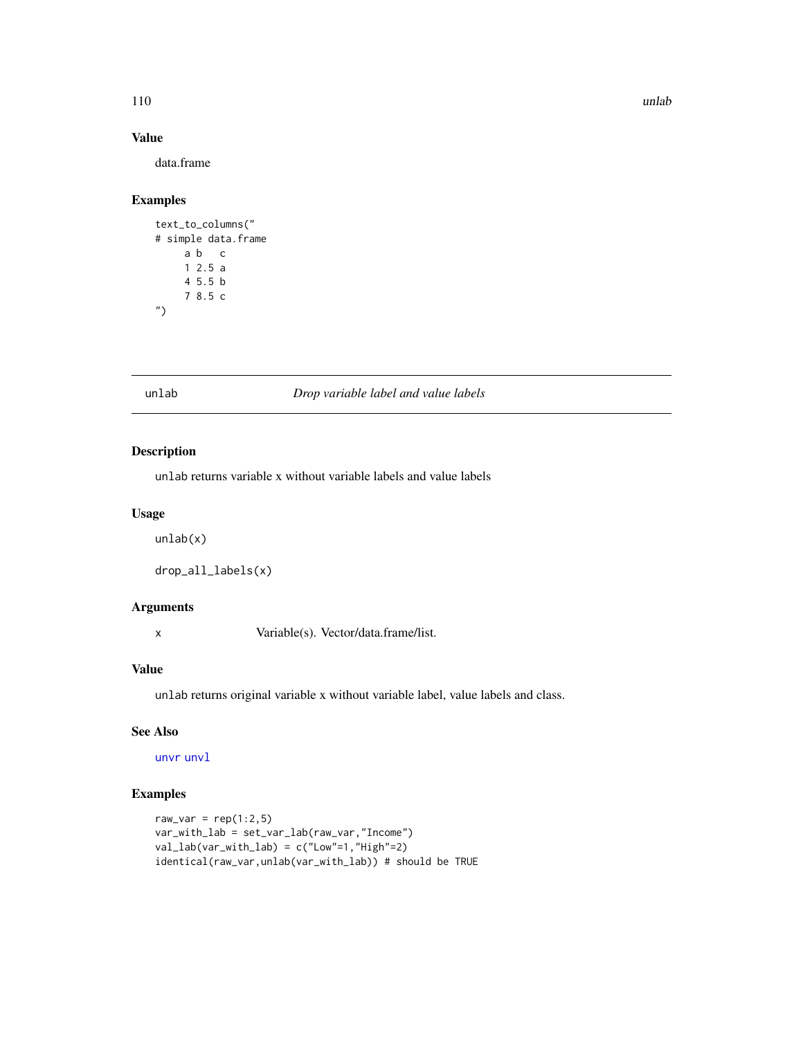## Value

data.frame

## Examples

```
text_to_columns("
# simple data.frame
     a b   c
     1 2.5 a
     4 5.5 b
     7 8.5 c
")
```

---

# unlab *Drop variable label and value labels*

## Description

unlab returns variable x without variable labels and value labels

## Usage

```
unlab(x)

drop_all_labels(x)
```

## Arguments

| | |
|---|---|
| x | Variable(s). Vector/data.frame/list. |

## Value

unlab returns original variable x without variable label, value labels and class.

## See Also

unvr unvl

## Examples

```
raw_var = rep(1:2,5)
var_with_lab = set_var_lab(raw_var,"Income")
val_lab(var_with_lab) = c("Low"=1,"High"=2)
identical(raw_var,unlab(var_with_lab)) # should be TRUE
```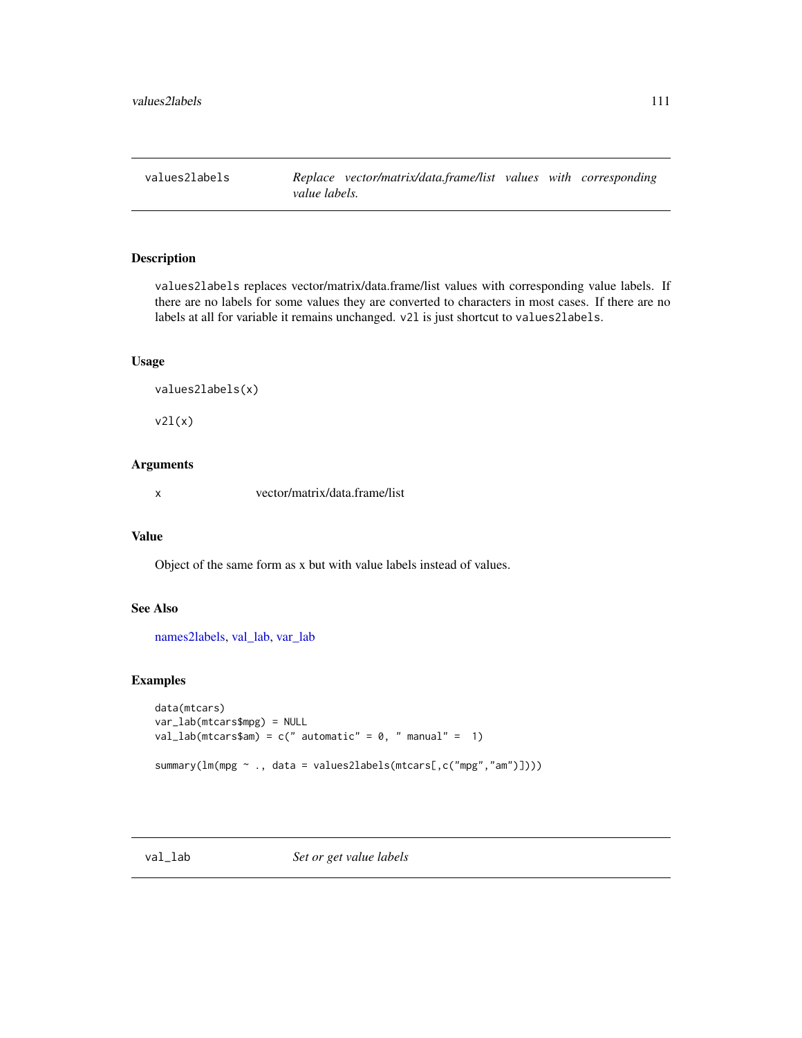## values2labels — *Replace vector/matrix/data.frame/list values with corresponding value labels.*

### Description

values2labels replaces vector/matrix/data.frame/list values with corresponding value labels. If there are no labels for some values they are converted to characters in most cases. If there are no labels at all for variable it remains unchanged. v2l is just shortcut to values2labels.

### Usage

```
values2labels(x)

v2l(x)
```

### Arguments

| | |
|---|---|
| x | vector/matrix/data.frame/list |

### Value

Object of the same form as x but with value labels instead of values.

### See Also

names2labels, val_lab, var_lab

### Examples

```
data(mtcars)
var_lab(mtcars$mpg) = NULL
val_lab(mtcars$am) = c(" automatic" = 0, " manual" =  1)

summary(lm(mpg ~ ., data = values2labels(mtcars[,c("mpg","am")])))
```

## val_lab — *Set or get value labels*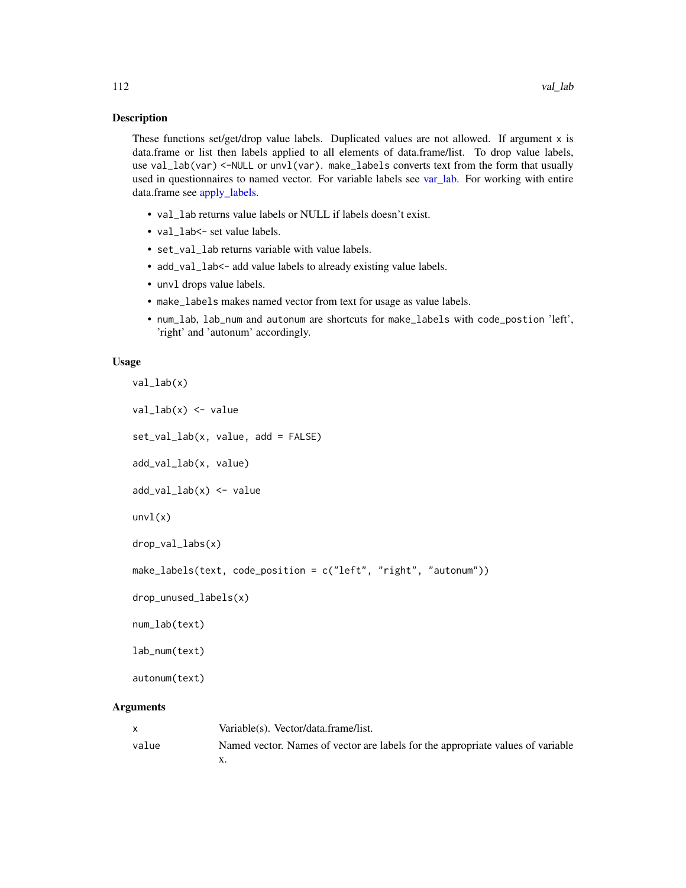## Description

These functions set/get/drop value labels. Duplicated values are not allowed. If argument `x` is data.frame or list then labels applied to all elements of data.frame/list. To drop value labels, use `val_lab(var) <-NULL` or `unvl(var)`. `make_labels` converts text from the form that usually used in questionnaires to named vector. For variable labels see var_lab. For working with entire data.frame see apply_labels.

- `val_lab` returns value labels or NULL if labels doesn't exist.
- `val_lab<-` set value labels.
- `set_val_lab` returns variable with value labels.
- `add_val_lab<-` add value labels to already existing value labels.
- `unvl` drops value labels.
- `make_labels` makes named vector from text for usage as value labels.
- `num_lab`, `lab_num` and `autonum` are shortcuts for `make_labels` with `code_postion` 'left', 'right' and 'autonum' accordingly.

## Usage

```
val_lab(x)

val_lab(x) <- value

set_val_lab(x, value, add = FALSE)

add_val_lab(x, value)

add_val_lab(x) <- value

unvl(x)

drop_val_labs(x)

make_labels(text, code_position = c("left", "right", "autonum"))

drop_unused_labels(x)

num_lab(text)

lab_num(text)

autonum(text)
```

## Arguments

| | |
|---|---|
| `x` | Variable(s). Vector/data.frame/list. |
| `value` | Named vector. Names of vector are labels for the appropriate values of variable x. |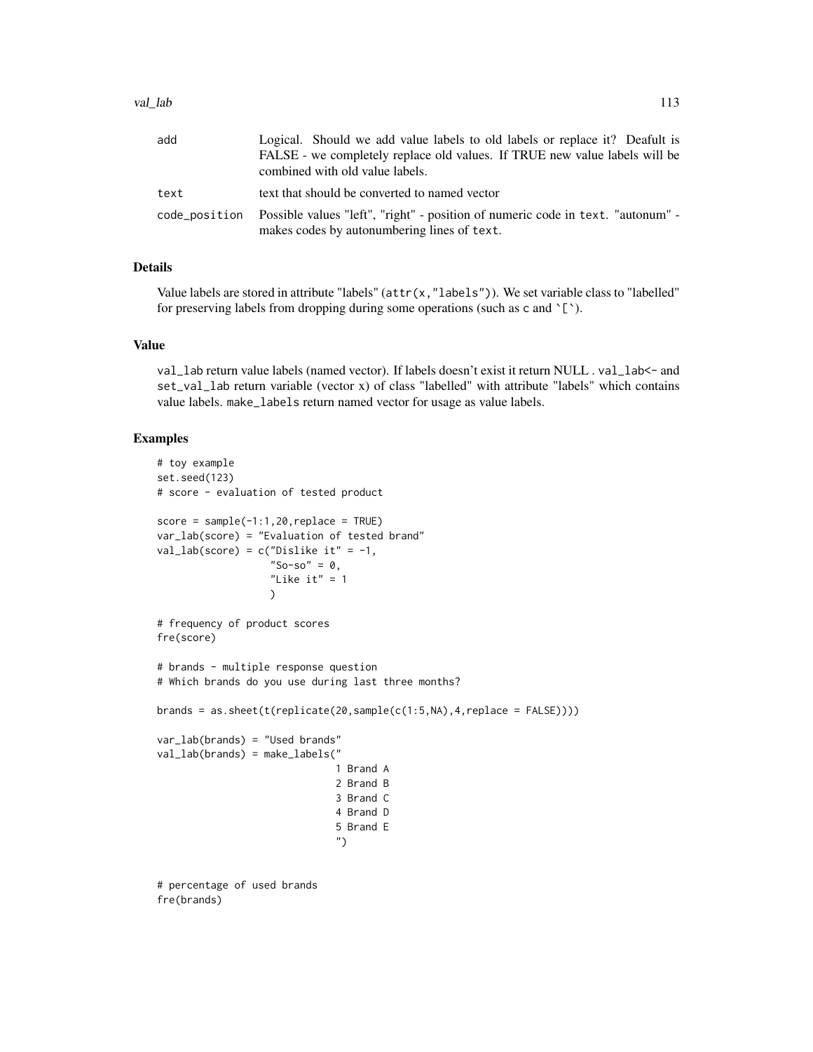| | |
|---|---|
| add | Logical. Should we add value labels to old labels or replace it? Deafult is FALSE - we completely replace old values. If TRUE new value labels will be combined with old value labels. |
| text | text that should be converted to named vector |
| code_position | Possible values "left", "right" - position of numeric code in text. "autonum" - makes codes by autonumbering lines of text. |

### Details

Value labels are stored in attribute "labels" (`attr(x,"labels")`). We set variable class to "labelled" for preserving labels from dropping during some operations (such as `c` and `` `[` ``).

### Value

`val_lab` return value labels (named vector). If labels doesn't exist it return NULL . `val_lab<-` and `set_val_lab` return variable (vector x) of class "labelled" with attribute "labels" which contains value labels. `make_labels` return named vector for usage as value labels.

### Examples

```
# toy example
set.seed(123)
# score - evaluation of tested product

score = sample(-1:1,20,replace = TRUE)
var_lab(score) = "Evaluation of tested brand"
val_lab(score) = c("Dislike it" = -1,
                   "So-so" = 0,
                   "Like it" = 1
                   )

# frequency of product scores
fre(score)

# brands - multiple response question
# Which brands do you use during last three months?

brands = as.sheet(t(replicate(20,sample(c(1:5,NA),4,replace = FALSE))))

var_lab(brands) = "Used brands"
val_lab(brands) = make_labels("
                              1 Brand A
                              2 Brand B
                              3 Brand C
                              4 Brand D
                              5 Brand E
                              ")


# percentage of used brands
fre(brands)
```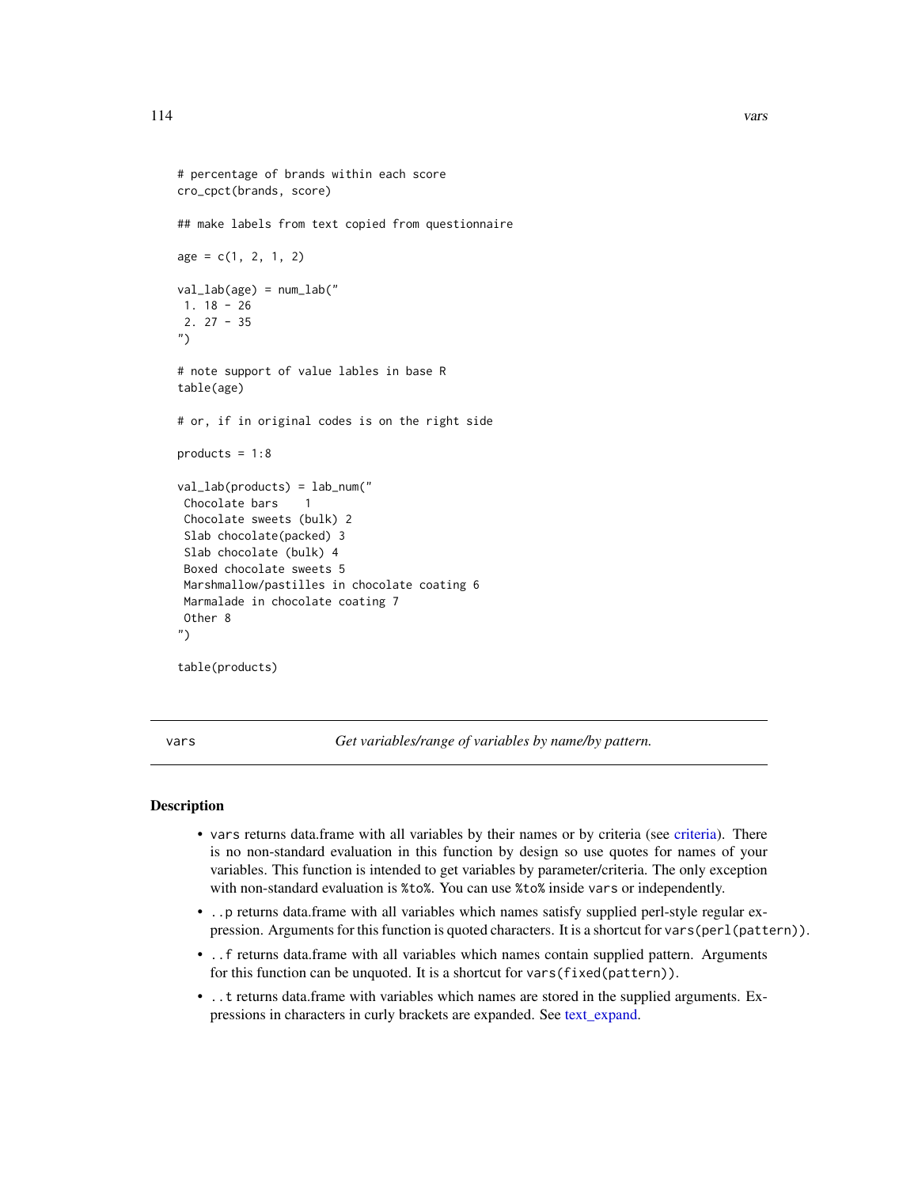```
# percentage of brands within each score
cro_cpct(brands, score)

## make labels from text copied from questionnaire

age = c(1, 2, 1, 2)

val_lab(age) = num_lab("
 1. 18 - 26
 2. 27 - 35
")

# note support of value lables in base R
table(age)

# or, if in original codes is on the right side

products = 1:8

val_lab(products) = lab_num("
 Chocolate bars    1
 Chocolate sweets (bulk) 2
 Slab chocolate(packed) 3
 Slab chocolate (bulk) 4
 Boxed chocolate sweets 5
 Marshmallow/pastilles in chocolate coating 6
 Marmalade in chocolate coating 7
 Other 8
")

table(products)
```

---

## vars — *Get variables/range of variables by name/by pattern.*

### Description

- `vars` returns data.frame with all variables by their names or by criteria (see criteria). There is no non-standard evaluation in this function by design so use quotes for names of your variables. This function is intended to get variables by parameter/criteria. The only exception with non-standard evaluation is `%to%`. You can use `%to%` inside `vars` or independently.
- `..p` returns data.frame with all variables which names satisfy supplied perl-style regular expression. Arguments for this function is quoted characters. It is a shortcut for `vars(perl(pattern))`.
- `..f` returns data.frame with all variables which names contain supplied pattern. Arguments for this function can be unquoted. It is a shortcut for `vars(fixed(pattern))`.
- `..t` returns data.frame with variables which names are stored in the supplied arguments. Expressions in characters in curly brackets are expanded. See text_expand.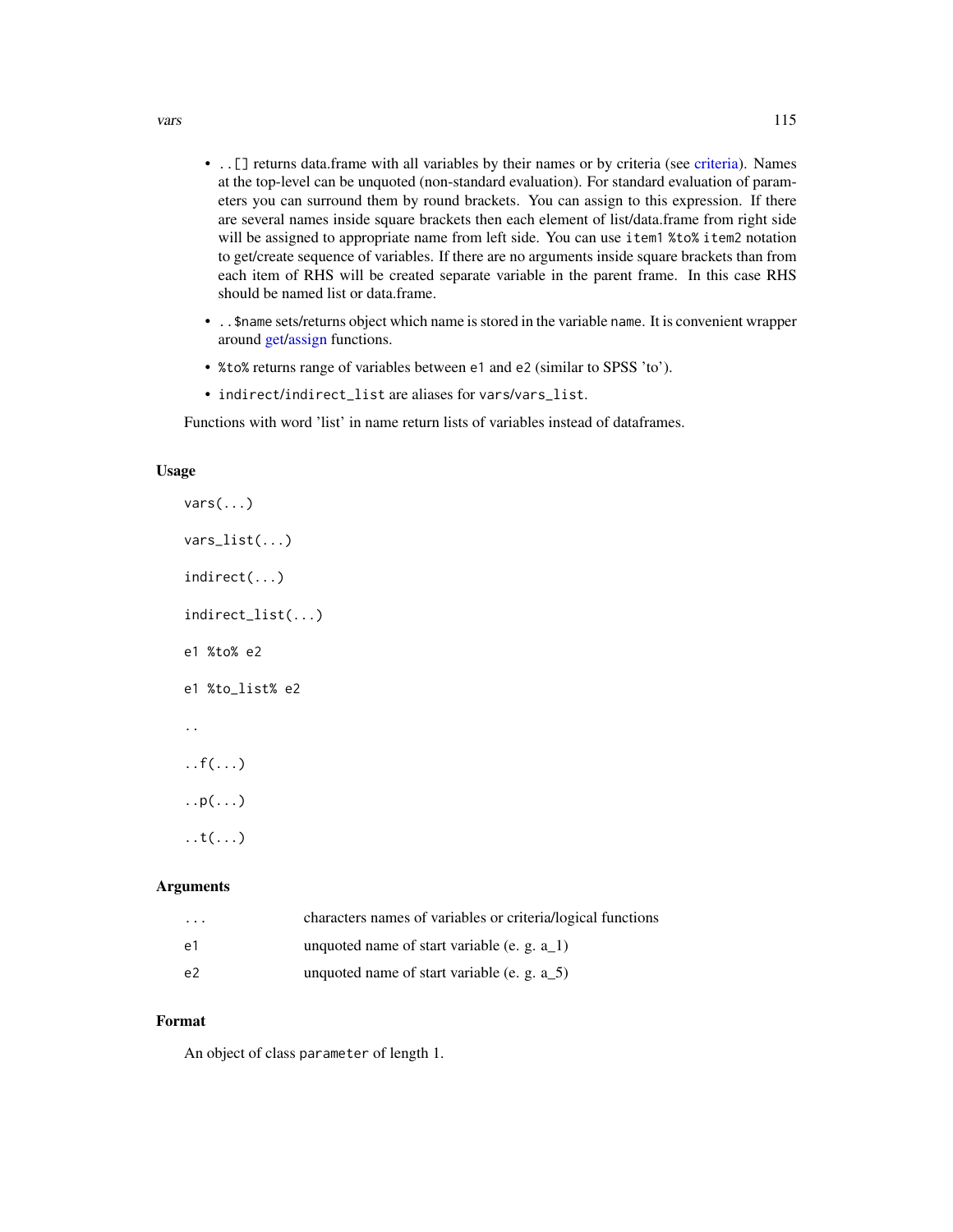- `..[]` returns data.frame with all variables by their names or by criteria (see criteria). Names at the top-level can be unquoted (non-standard evaluation). For standard evaluation of parameters you can surround them by round brackets. You can assign to this expression. If there are several names inside square brackets then each element of list/data.frame from right side will be assigned to appropriate name from left side. You can use `item1 %to% item2` notation to get/create sequence of variables. If there are no arguments inside square brackets than from each item of RHS will be created separate variable in the parent frame. In this case RHS should be named list or data.frame.
- `..$name` sets/returns object which name is stored in the variable `name`. It is convenient wrapper around get/assign functions.
- `%to%` returns range of variables between `e1` and `e2` (similar to SPSS 'to').
- `indirect`/`indirect_list` are aliases for `vars`/`vars_list`.

Functions with word 'list' in name return lists of variables instead of dataframes.

## Usage

```
vars(...)

vars_list(...)

indirect(...)

indirect_list(...)

e1 %to% e2

e1 %to_list% e2

..

..f(...)

..p(...)

..t(...)
```

## Arguments

| | |
|---|---|
| `...` | characters names of variables or criteria/logical functions |
| `e1` | unquoted name of start variable (e. g. a_1) |
| `e2` | unquoted name of start variable (e. g. a_5) |

## Format

An object of class `parameter` of length 1.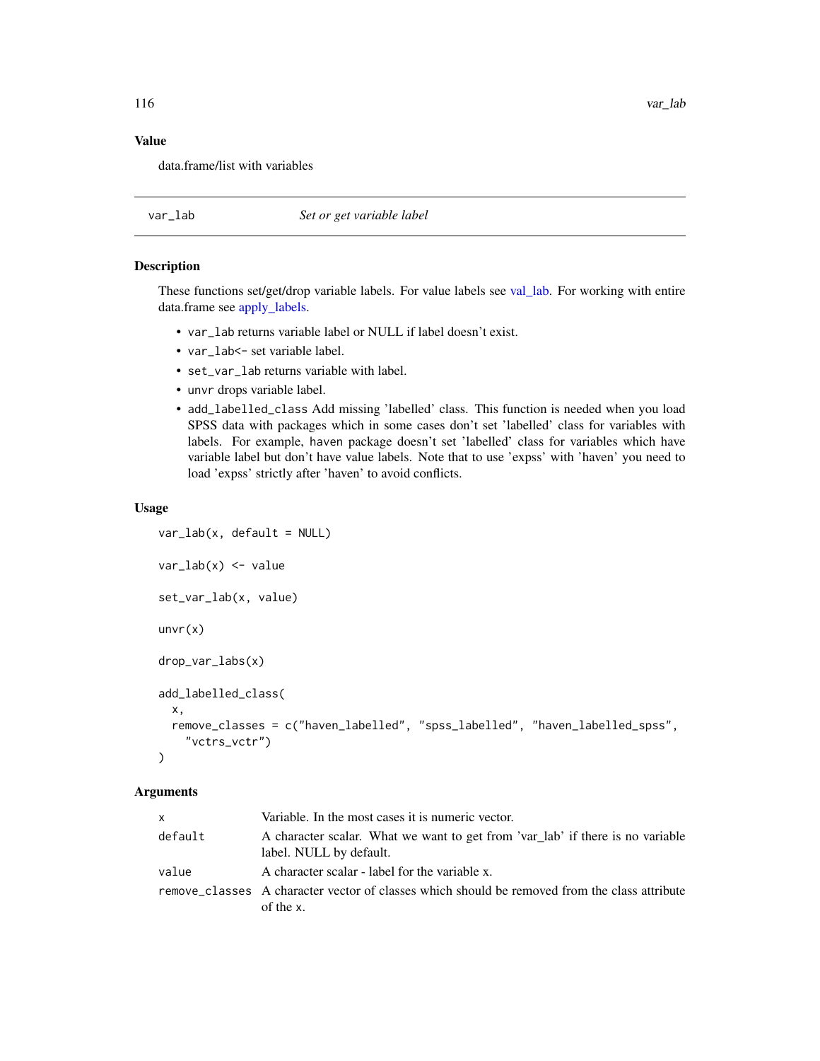## Value

data.frame/list with variables

---

# var_lab — *Set or get variable label*

## Description

These functions set/get/drop variable labels. For value labels see val_lab. For working with entire data.frame see apply_labels.

- `var_lab` returns variable label or NULL if label doesn't exist.
- `var_lab<-` set variable label.
- `set_var_lab` returns variable with label.
- `unvr` drops variable label.
- `add_labelled_class` Add missing 'labelled' class. This function is needed when you load SPSS data with packages which in some cases don't set 'labelled' class for variables with labels. For example, `haven` package doesn't set 'labelled' class for variables which have variable label but don't have value labels. Note that to use 'expss' with 'haven' you need to load 'expss' strictly after 'haven' to avoid conflicts.

## Usage

```
var_lab(x, default = NULL)

var_lab(x) <- value

set_var_lab(x, value)

unvr(x)

drop_var_labs(x)

add_labelled_class(
  x,
  remove_classes = c("haven_labelled", "spss_labelled", "haven_labelled_spss",
    "vctrs_vctr")
)
```

## Arguments

| | |
|---|---|
| `x` | Variable. In the most cases it is numeric vector. |
| `default` | A character scalar. What we want to get from 'var_lab' if there is no variable label. NULL by default. |
| `value` | A character scalar - label for the variable x. |
| `remove_classes` | A character vector of classes which should be removed from the class attribute of the `x`. |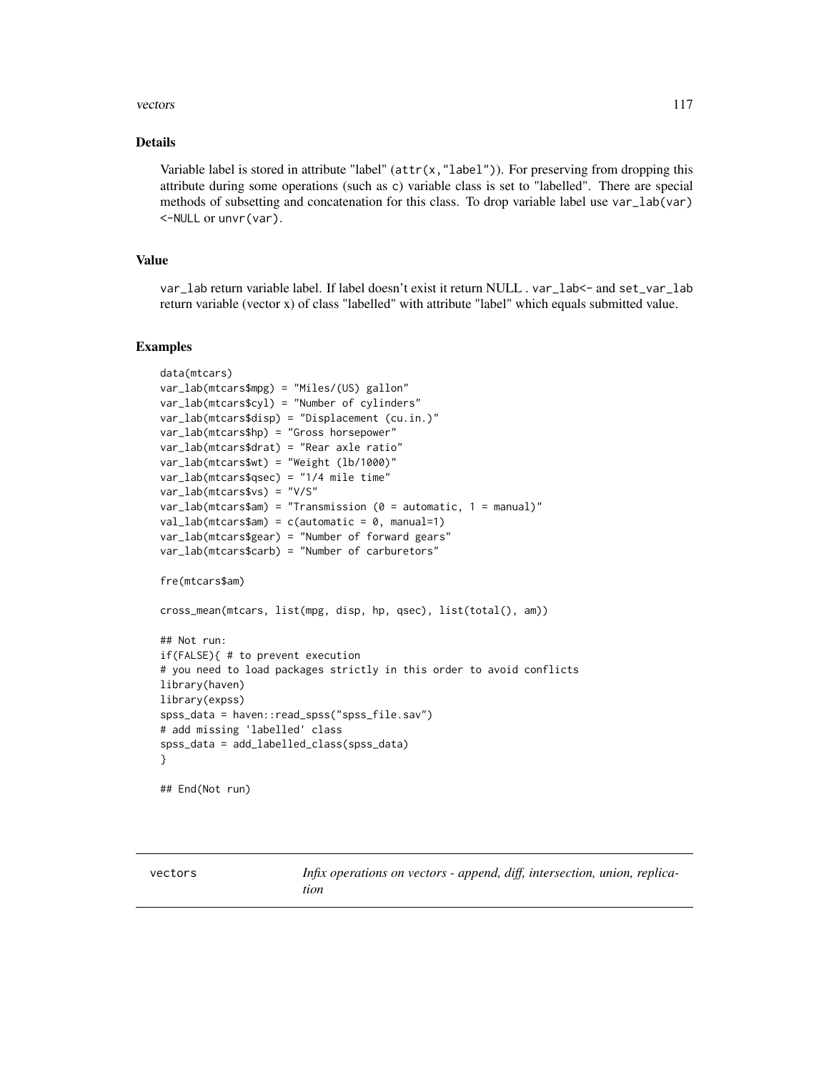## Details

Variable label is stored in attribute "label" (`attr(x,"label")`). For preserving from dropping this attribute during some operations (such as `c`) variable class is set to "labelled". There are special methods of subsetting and concatenation for this class. To drop variable label use `var_lab(var) <-NULL` or `unvr(var)`.

## Value

`var_lab` return variable label. If label doesn't exist it return NULL . `var_lab<-` and `set_var_lab` return variable (vector x) of class "labelled" with attribute "label" which equals submitted value.

## Examples

```
data(mtcars)
var_lab(mtcars$mpg) = "Miles/(US) gallon"
var_lab(mtcars$cyl) = "Number of cylinders"
var_lab(mtcars$disp) = "Displacement (cu.in.)"
var_lab(mtcars$hp) = "Gross horsepower"
var_lab(mtcars$drat) = "Rear axle ratio"
var_lab(mtcars$wt) = "Weight (lb/1000)"
var_lab(mtcars$qsec) = "1/4 mile time"
var_lab(mtcars$vs) = "V/S"
var_lab(mtcars$am) = "Transmission (0 = automatic, 1 = manual)"
val_lab(mtcars$am) = c(automatic = 0, manual=1)
var_lab(mtcars$gear) = "Number of forward gears"
var_lab(mtcars$carb) = "Number of carburetors"

fre(mtcars$am)

cross_mean(mtcars, list(mpg, disp, hp, qsec), list(total(), am))

## Not run:
if(FALSE){ # to prevent execution
# you need to load packages strictly in this order to avoid conflicts
library(haven)
library(expss)
spss_data = haven::read_spss("spss_file.sav")
# add missing 'labelled' class
spss_data = add_labelled_class(spss_data)
}

## End(Not run)
```

---

`vectors` *Infix operations on vectors - append, diff, intersection, union, replication*

---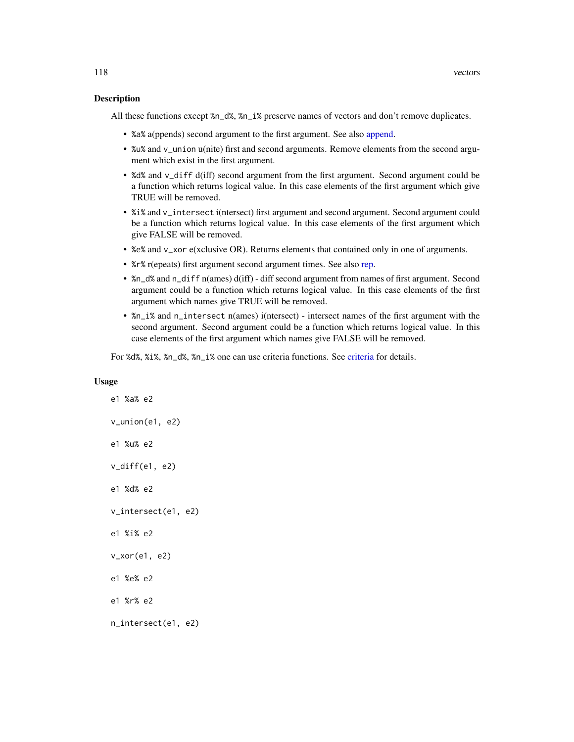## Description

All these functions except `%n_d%`, `%n_i%` preserve names of vectors and don't remove duplicates.

- `%a%` a(ppends) second argument to the first argument. See also append.
- `%u%` and `v_union` u(nite) first and second arguments. Remove elements from the second argument which exist in the first argument.
- `%d%` and `v_diff` d(iff) second argument from the first argument. Second argument could be a function which returns logical value. In this case elements of the first argument which give TRUE will be removed.
- `%i%` and `v_intersect` i(ntersect) first argument and second argument. Second argument could be a function which returns logical value. In this case elements of the first argument which give FALSE will be removed.
- `%e%` and `v_xor` e(xclusive OR). Returns elements that contained only in one of arguments.
- `%r%` r(epeats) first argument second argument times. See also rep.
- `%n_d%` and `n_diff` n(ames) d(iff) - diff second argument from names of first argument. Second argument could be a function which returns logical value. In this case elements of the first argument which names give TRUE will be removed.
- `%n_i%` and `n_intersect` n(ames) i(ntersect) - intersect names of the first argument with the second argument. Second argument could be a function which returns logical value. In this case elements of the first argument which names give FALSE will be removed.

For `%d%`, `%i%`, `%n_d%`, `%n_i%` one can use criteria functions. See criteria for details.

## Usage

```
e1 %a% e2

v_union(e1, e2)

e1 %u% e2

v_diff(e1, e2)

e1 %d% e2

v_intersect(e1, e2)

e1 %i% e2

v_xor(e1, e2)

e1 %e% e2

e1 %r% e2

n_intersect(e1, e2)
```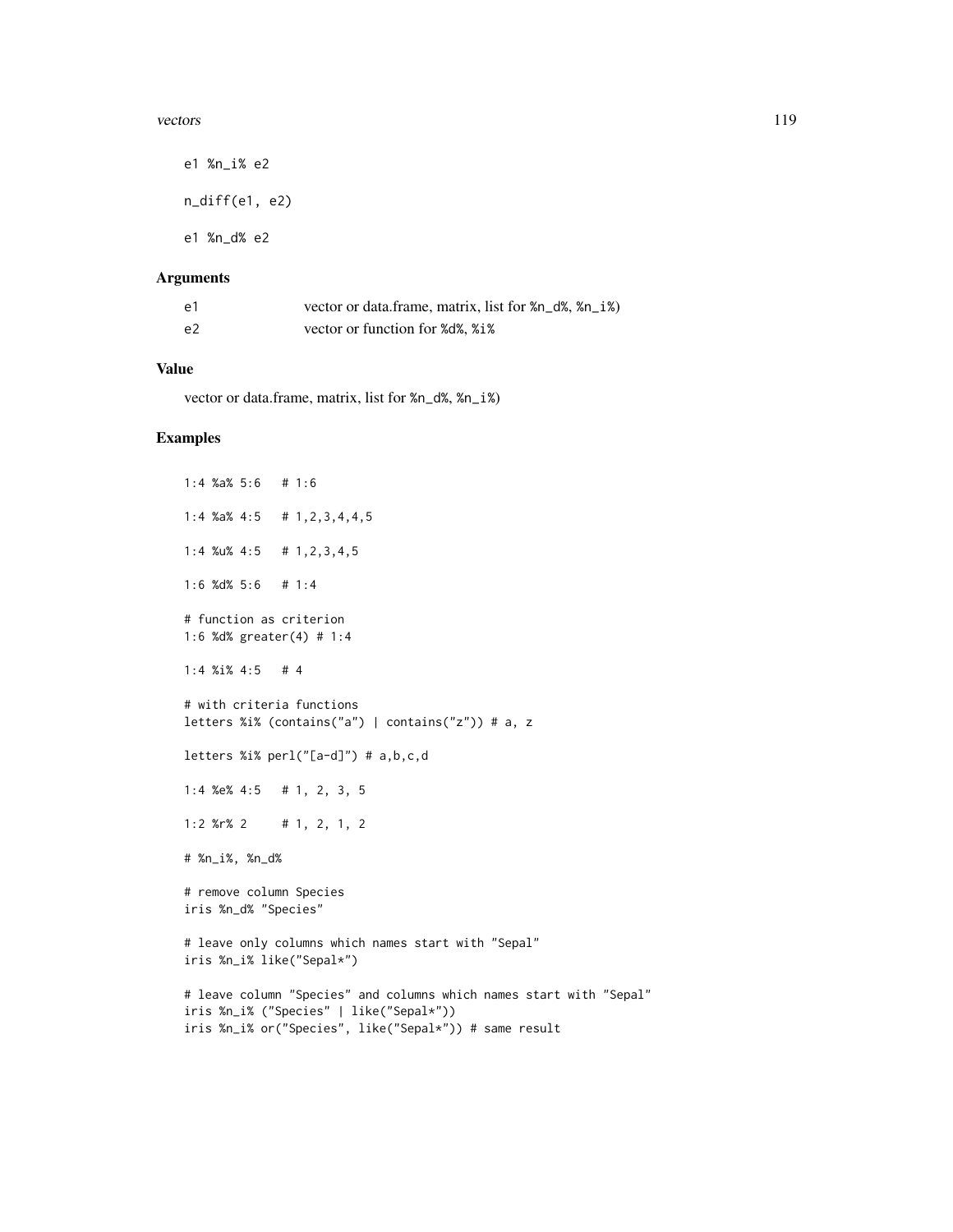```
e1 %n_i% e2

n_diff(e1, e2)

e1 %n_d% e2
```

## Arguments

| | |
|---|---|
| e1 | vector or data.frame, matrix, list for %n_d%, %n_i%) |
| e2 | vector or function for %d%, %i% |

## Value

vector or data.frame, matrix, list for %n_d%, %n_i%)

## Examples

```
1:4 %a% 5:6   # 1:6

1:4 %a% 4:5   # 1,2,3,4,4,5

1:4 %u% 4:5   # 1,2,3,4,5

1:6 %d% 5:6   # 1:4

# function as criterion
1:6 %d% greater(4) # 1:4

1:4 %i% 4:5   # 4

# with criteria functions
letters %i% (contains("a") | contains("z")) # a, z

letters %i% perl("[a-d]") # a,b,c,d

1:4 %e% 4:5   # 1, 2, 3, 5

1:2 %r% 2     # 1, 2, 1, 2

# %n_i%, %n_d%

# remove column Species
iris %n_d% "Species"

# leave only columns which names start with "Sepal"
iris %n_i% like("Sepal*")

# leave column "Species" and columns which names start with "Sepal"
iris %n_i% ("Species" | like("Sepal*"))
iris %n_i% or("Species", like("Sepal*")) # same result
```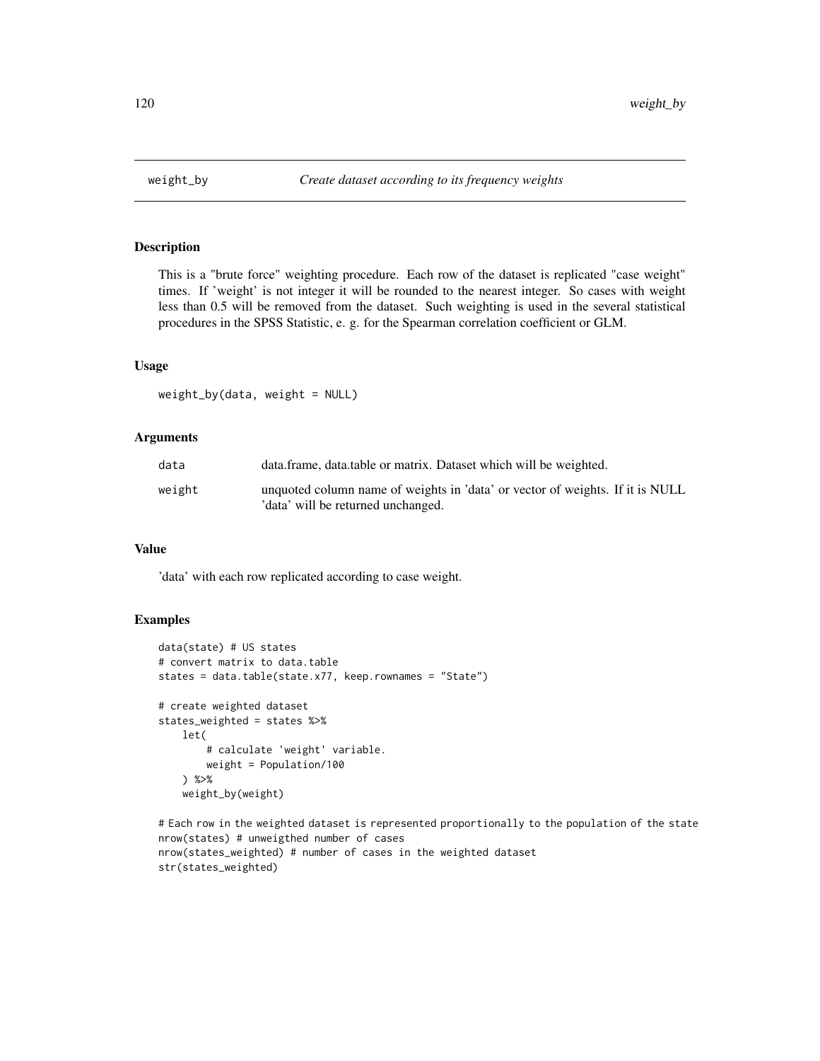## weight_by — *Create dataset according to its frequency weights*

### Description

This is a "brute force" weighting procedure. Each row of the dataset is replicated "case weight" times. If 'weight' is not integer it will be rounded to the nearest integer. So cases with weight less than 0.5 will be removed from the dataset. Such weighting is used in the several statistical procedures in the SPSS Statistic, e. g. for the Spearman correlation coefficient or GLM.

### Usage

```
weight_by(data, weight = NULL)
```

### Arguments

| | |
|---|---|
| data | data.frame, data.table or matrix. Dataset which will be weighted. |
| weight | unquoted column name of weights in 'data' or vector of weights. If it is NULL 'data' will be returned unchanged. |

### Value

'data' with each row replicated according to case weight.

### Examples

```
data(state) # US states
# convert matrix to data.table
states = data.table(state.x77, keep.rownames = "State")

# create weighted dataset
states_weighted = states %>%
    let(
        # calculate 'weight' variable.
        weight = Population/100
    ) %>%
    weight_by(weight)

# Each row in the weighted dataset is represented proportionally to the population of the state
nrow(states) # unweigthed number of cases
nrow(states_weighted) # number of cases in the weighted dataset
str(states_weighted)
```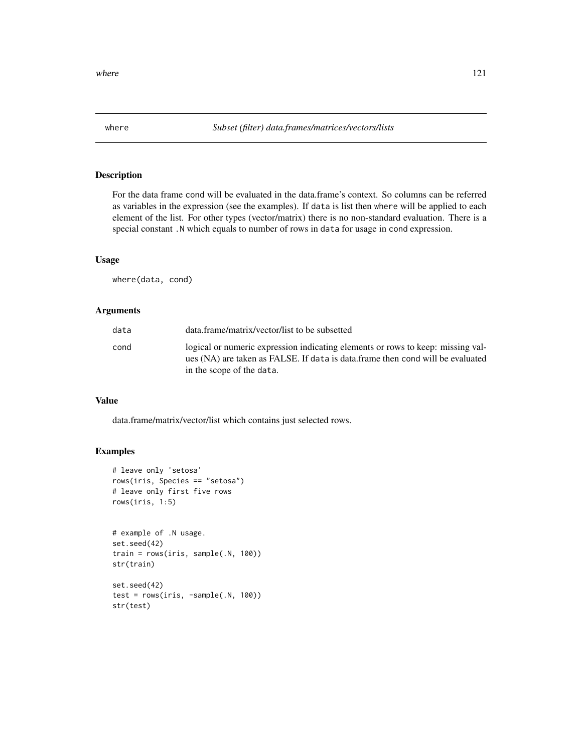## where *Subset (filter) data.frames/matrices/vectors/lists*

### Description

For the data frame `cond` will be evaluated in the data.frame's context. So columns can be referred as variables in the expression (see the examples). If `data` is list then `where` will be applied to each element of the list. For other types (vector/matrix) there is no non-standard evaluation. There is a special constant `.N` which equals to number of rows in `data` for usage in `cond` expression.

### Usage

```
where(data, cond)
```

### Arguments

| | |
|---|---|
| `data` | data.frame/matrix/vector/list to be subsetted |
| `cond` | logical or numeric expression indicating elements or rows to keep: missing values (NA) are taken as FALSE. If `data` is data.frame then `cond` will be evaluated in the scope of the `data`. |

### Value

data.frame/matrix/vector/list which contains just selected rows.

### Examples

```
# leave only 'setosa'
rows(iris, Species == "setosa")
# leave only first five rows
rows(iris, 1:5)


# example of .N usage.
set.seed(42)
train = rows(iris, sample(.N, 100))
str(train)

set.seed(42)
test = rows(iris, -sample(.N, 100))
str(test)
```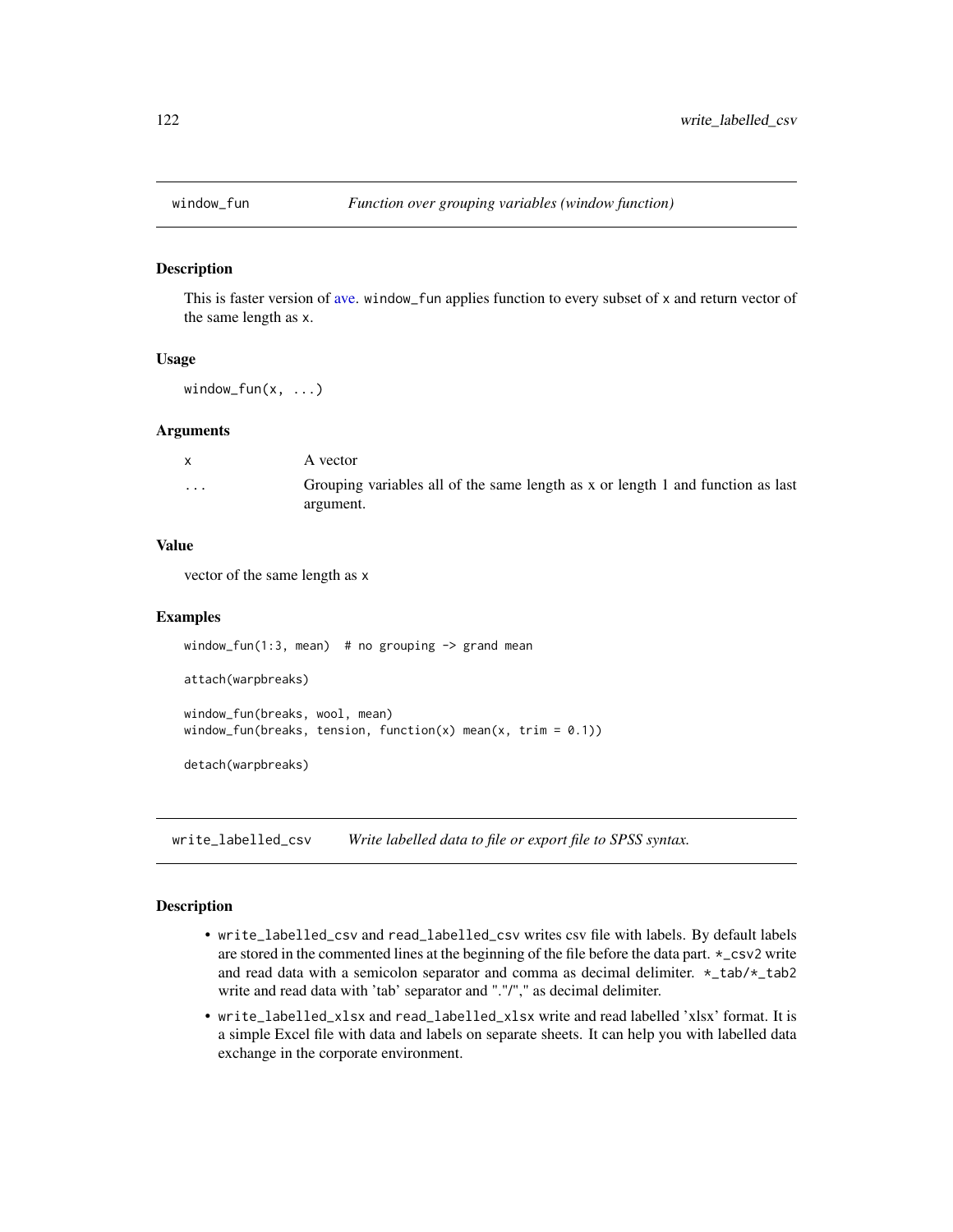## window_fun *Function over grouping variables (window function)*

### Description

This is faster version of ave. window_fun applies function to every subset of x and return vector of the same length as x.

### Usage

```
window_fun(x, ...)
```

### Arguments

| | |
|---|---|
| x | A vector |
| ... | Grouping variables all of the same length as x or length 1 and function as last argument. |

### Value

vector of the same length as x

### Examples

```
window_fun(1:3, mean)  # no grouping -> grand mean

attach(warpbreaks)

window_fun(breaks, wool, mean)
window_fun(breaks, tension, function(x) mean(x, trim = 0.1))

detach(warpbreaks)
```

## write_labelled_csv *Write labelled data to file or export file to SPSS syntax.*

### Description

- write_labelled_csv and read_labelled_csv writes csv file with labels. By default labels are stored in the commented lines at the beginning of the file before the data part. *_csv2 write and read data with a semicolon separator and comma as decimal delimiter. *_tab/*_tab2 write and read data with 'tab' separator and "."/"," as decimal delimiter.
- write_labelled_xlsx and read_labelled_xlsx write and read labelled 'xlsx' format. It is a simple Excel file with data and labels on separate sheets. It can help you with labelled data exchange in the corporate environment.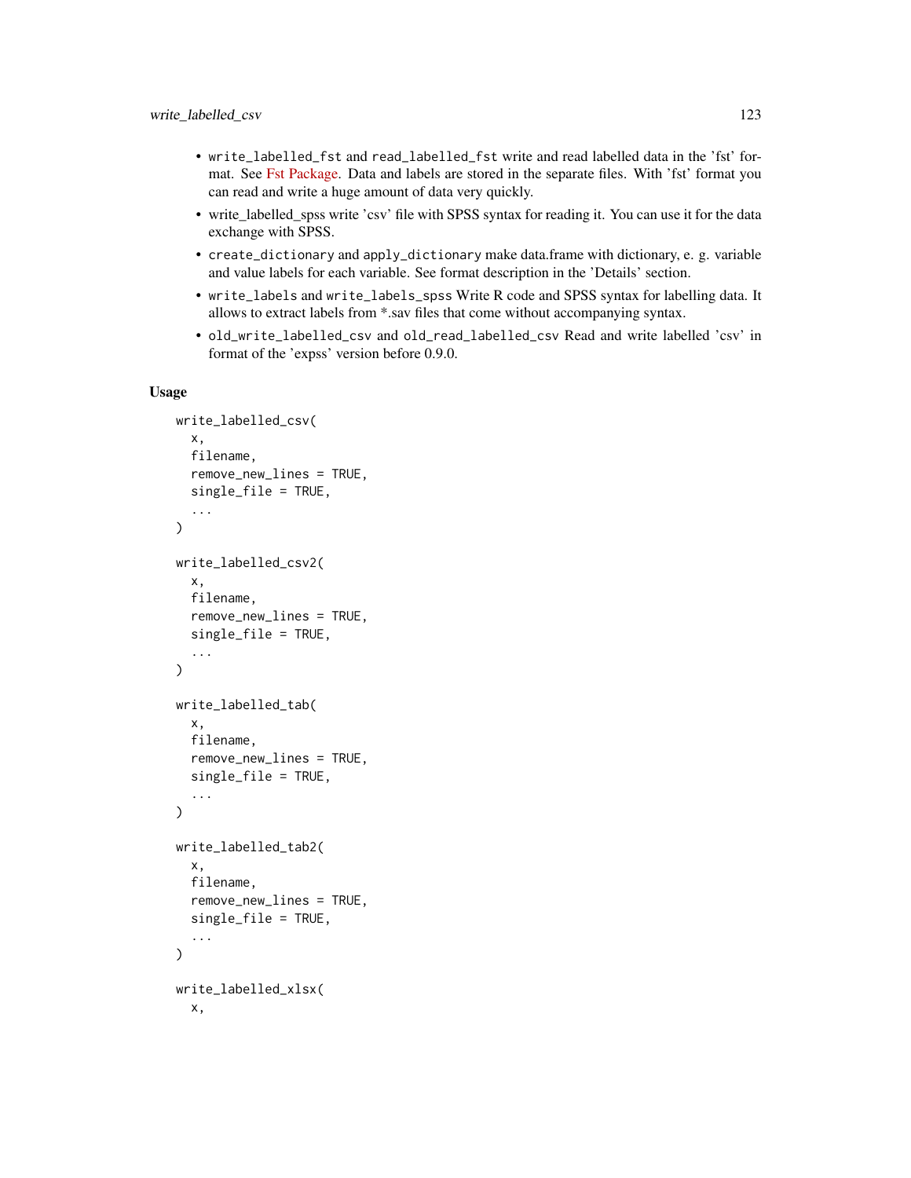- `write_labelled_fst` and `read_labelled_fst` write and read labelled data in the 'fst' format. See Fst Package. Data and labels are stored in the separate files. With 'fst' format you can read and write a huge amount of data very quickly.
- write_labelled_spss write 'csv' file with SPSS syntax for reading it. You can use it for the data exchange with SPSS.
- `create_dictionary` and `apply_dictionary` make data.frame with dictionary, e. g. variable and value labels for each variable. See format description in the 'Details' section.
- `write_labels` and `write_labels_spss` Write R code and SPSS syntax for labelling data. It allows to extract labels from *.sav files that come without accompanying syntax.
- `old_write_labelled_csv` and `old_read_labelled_csv` Read and write labelled 'csv' in format of the 'expss' version before 0.9.0.

## Usage

```
write_labelled_csv(
  x,
  filename,
  remove_new_lines = TRUE,
  single_file = TRUE,
  ...
)

write_labelled_csv2(
  x,
  filename,
  remove_new_lines = TRUE,
  single_file = TRUE,
  ...
)

write_labelled_tab(
  x,
  filename,
  remove_new_lines = TRUE,
  single_file = TRUE,
  ...
)

write_labelled_tab2(
  x,
  filename,
  remove_new_lines = TRUE,
  single_file = TRUE,
  ...
)

write_labelled_xlsx(
  x,
```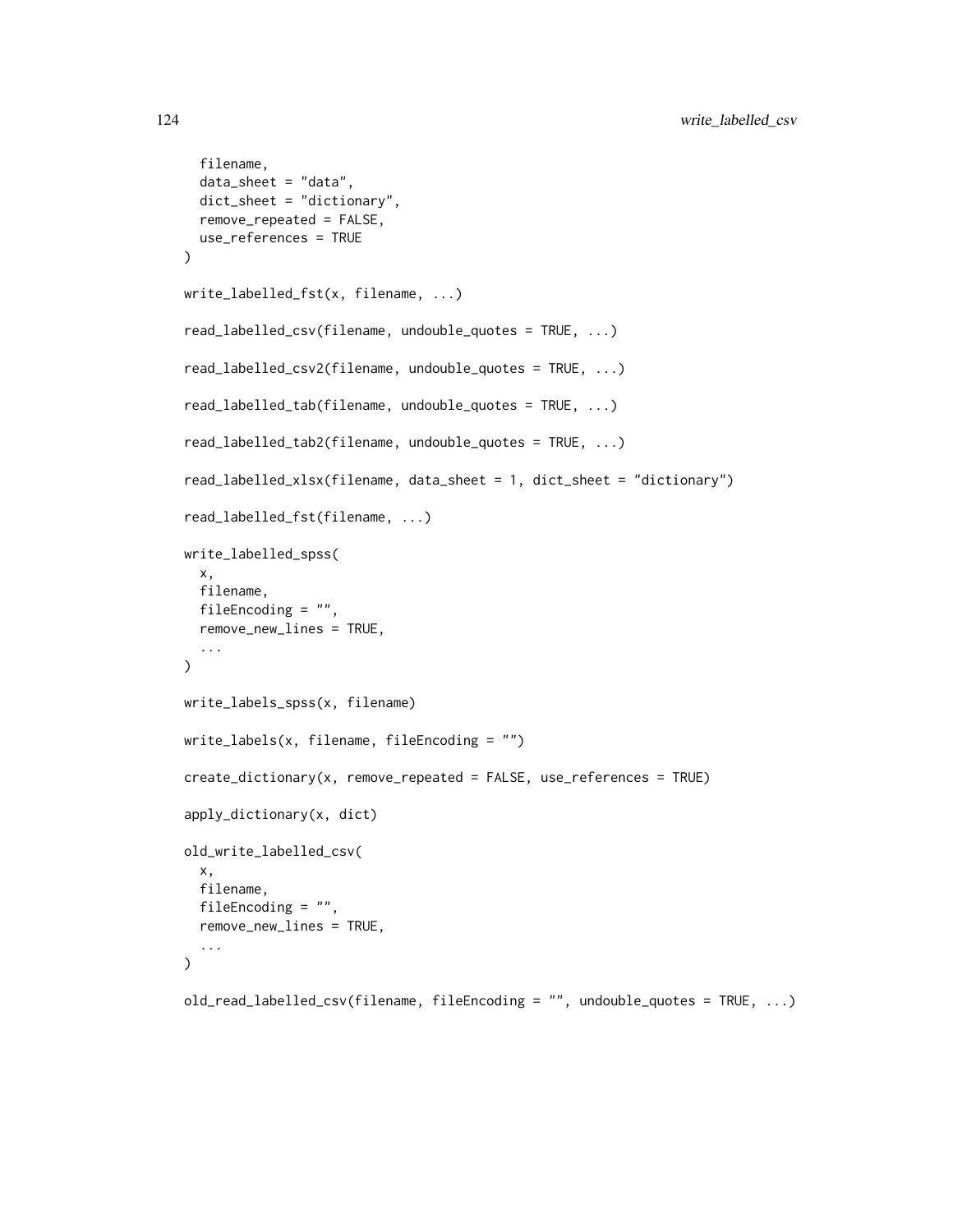```
  filename,
  data_sheet = "data",
  dict_sheet = "dictionary",
  remove_repeated = FALSE,
  use_references = TRUE
)

write_labelled_fst(x, filename, ...)

read_labelled_csv(filename, undouble_quotes = TRUE, ...)

read_labelled_csv2(filename, undouble_quotes = TRUE, ...)

read_labelled_tab(filename, undouble_quotes = TRUE, ...)

read_labelled_tab2(filename, undouble_quotes = TRUE, ...)

read_labelled_xlsx(filename, data_sheet = 1, dict_sheet = "dictionary")

read_labelled_fst(filename, ...)

write_labelled_spss(
  x,
  filename,
  fileEncoding = "",
  remove_new_lines = TRUE,
  ...
)

write_labels_spss(x, filename)

write_labels(x, filename, fileEncoding = "")

create_dictionary(x, remove_repeated = FALSE, use_references = TRUE)

apply_dictionary(x, dict)

old_write_labelled_csv(
  x,
  filename,
  fileEncoding = "",
  remove_new_lines = TRUE,
  ...
)

old_read_labelled_csv(filename, fileEncoding = "", undouble_quotes = TRUE, ...)
```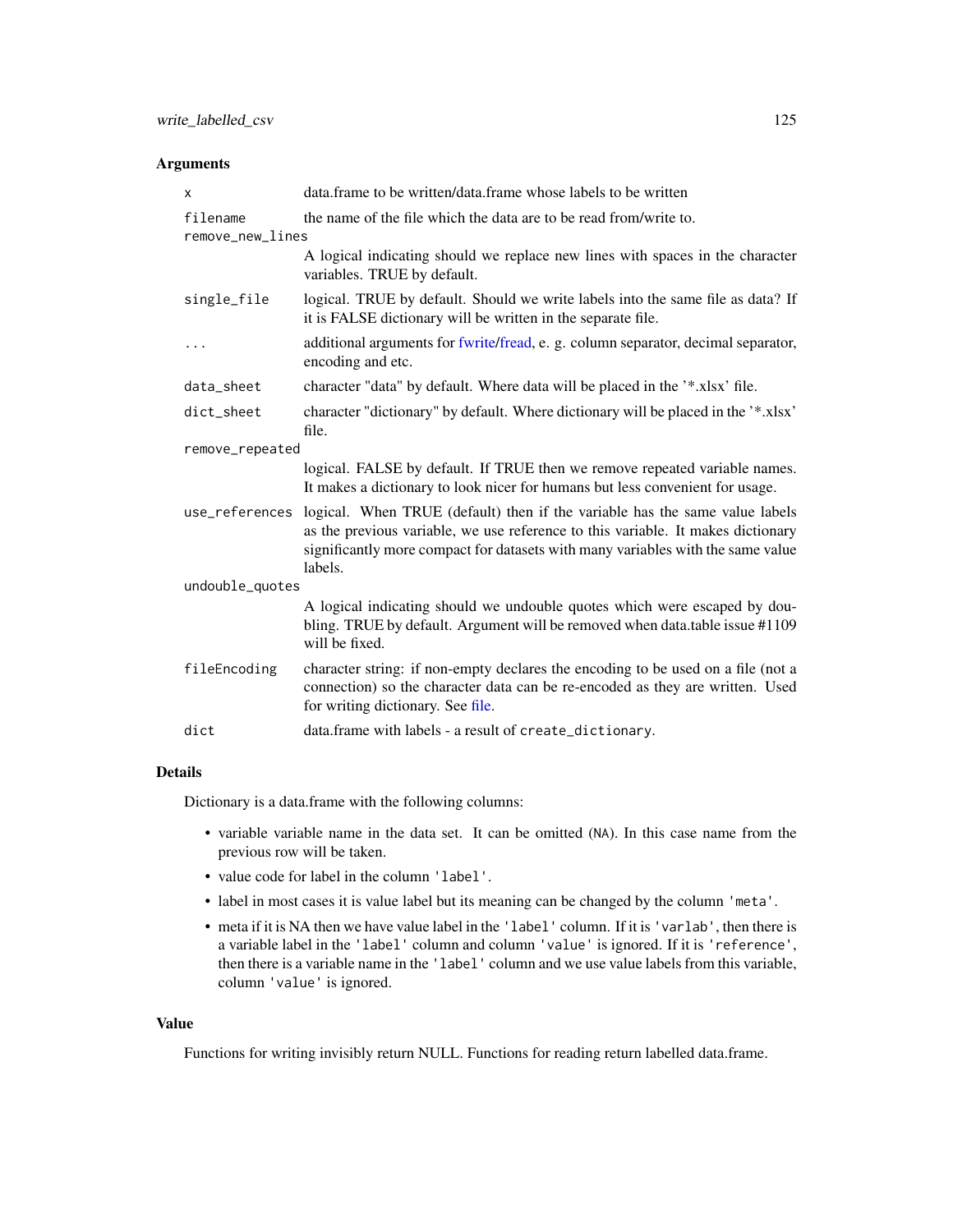## Arguments

| | |
|---|---|
| x | data.frame to be written/data.frame whose labels to be written |
| filename | the name of the file which the data are to be read from/write to. |
| remove_new_lines | A logical indicating should we replace new lines with spaces in the character variables. TRUE by default. |
| single_file | logical. TRUE by default. Should we write labels into the same file as data? If it is FALSE dictionary will be written in the separate file. |
| ... | additional arguments for fwrite/fread, e. g. column separator, decimal separator, encoding and etc. |
| data_sheet | character "data" by default. Where data will be placed in the '*.xlsx' file. |
| dict_sheet | character "dictionary" by default. Where dictionary will be placed in the '*.xlsx' file. |
| remove_repeated | logical. FALSE by default. If TRUE then we remove repeated variable names. It makes a dictionary to look nicer for humans but less convenient for usage. |
| use_references | logical. When TRUE (default) then if the variable has the same value labels as the previous variable, we use reference to this variable. It makes dictionary significantly more compact for datasets with many variables with the same value labels. |
| undouble_quotes | A logical indicating should we undouble quotes which were escaped by doubling. TRUE by default. Argument will be removed when data.table issue #1109 will be fixed. |
| fileEncoding | character string: if non-empty declares the encoding to be used on a file (not a connection) so the character data can be re-encoded as they are written. Used for writing dictionary. See file. |
| dict | data.frame with labels - a result of `create_dictionary`. |

## Details

Dictionary is a data.frame with the following columns:

- variable variable name in the data set. It can be omitted (`NA`). In this case name from the previous row will be taken.
- value code for label in the column `'label'`.
- label in most cases it is value label but its meaning can be changed by the column `'meta'`.
- meta if it is NA then we have value label in the `'label'` column. If it is `'varlab'`, then there is a variable label in the `'label'` column and column `'value'` is ignored. If it is `'reference'`, then there is a variable name in the `'label'` column and we use value labels from this variable, column `'value'` is ignored.

## Value

Functions for writing invisibly return NULL. Functions for reading return labelled data.frame.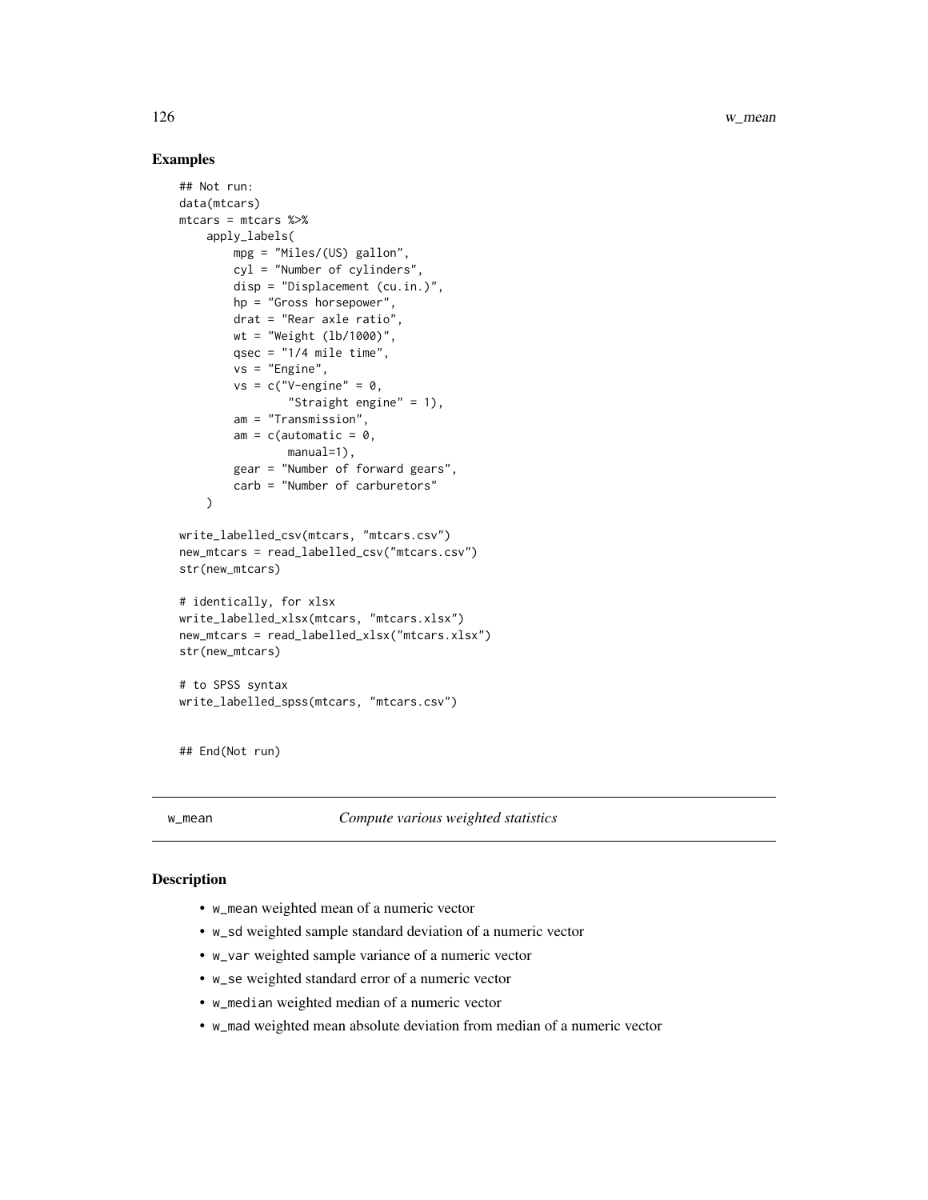## Examples

```
## Not run:
data(mtcars)
mtcars = mtcars %>%
    apply_labels(
        mpg = "Miles/(US) gallon",
        cyl = "Number of cylinders",
        disp = "Displacement (cu.in.)",
        hp = "Gross horsepower",
        drat = "Rear axle ratio",
        wt = "Weight (lb/1000)",
        qsec = "1/4 mile time",
        vs = "Engine",
        vs = c("V-engine" = 0,
               "Straight engine" = 1),
        am = "Transmission",
        am = c(automatic = 0,
               manual=1),
        gear = "Number of forward gears",
        carb = "Number of carburetors"
    )

write_labelled_csv(mtcars, "mtcars.csv")
new_mtcars = read_labelled_csv("mtcars.csv")
str(new_mtcars)

# identically, for xlsx
write_labelled_xlsx(mtcars, "mtcars.xlsx")
new_mtcars = read_labelled_xlsx("mtcars.xlsx")
str(new_mtcars)

# to SPSS syntax
write_labelled_spss(mtcars, "mtcars.csv")


## End(Not run)
```

---

w_mean *Compute various weighted statistics*

---

## Description

- w_mean weighted mean of a numeric vector
- w_sd weighted sample standard deviation of a numeric vector
- w_var weighted sample variance of a numeric vector
- w_se weighted standard error of a numeric vector
- w_median weighted median of a numeric vector
- w_mad weighted mean absolute deviation from median of a numeric vector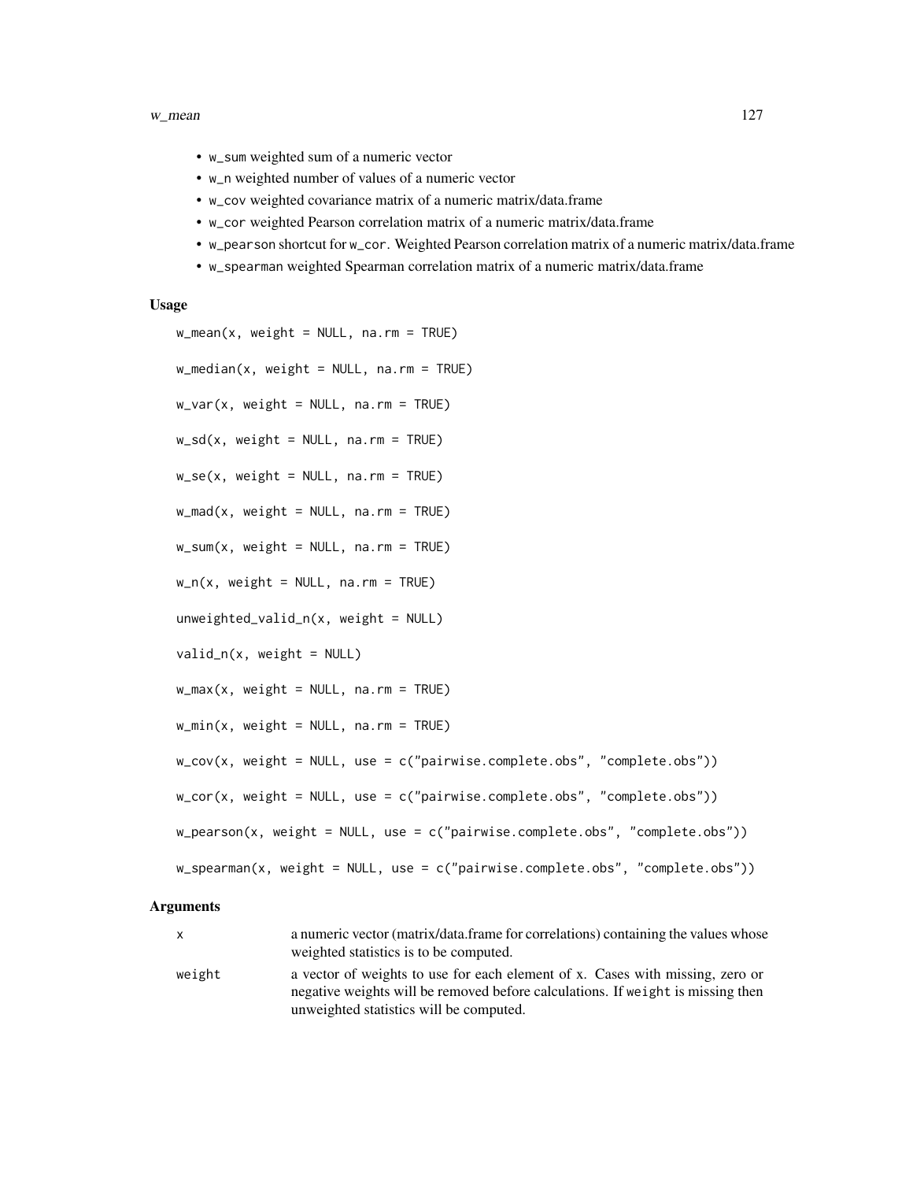- `w_sum` weighted sum of a numeric vector
- `w_n` weighted number of values of a numeric vector
- `w_cov` weighted covariance matrix of a numeric matrix/data.frame
- `w_cor` weighted Pearson correlation matrix of a numeric matrix/data.frame
- `w_pearson` shortcut for `w_cor`. Weighted Pearson correlation matrix of a numeric matrix/data.frame
- `w_spearman` weighted Spearman correlation matrix of a numeric matrix/data.frame

### Usage

```
w_mean(x, weight = NULL, na.rm = TRUE)

w_median(x, weight = NULL, na.rm = TRUE)

w_var(x, weight = NULL, na.rm = TRUE)

w_sd(x, weight = NULL, na.rm = TRUE)

w_se(x, weight = NULL, na.rm = TRUE)

w_mad(x, weight = NULL, na.rm = TRUE)

w_sum(x, weight = NULL, na.rm = TRUE)

w_n(x, weight = NULL, na.rm = TRUE)

unweighted_valid_n(x, weight = NULL)

valid_n(x, weight = NULL)

w_max(x, weight = NULL, na.rm = TRUE)

w_min(x, weight = NULL, na.rm = TRUE)

w_cov(x, weight = NULL, use = c("pairwise.complete.obs", "complete.obs"))

w_cor(x, weight = NULL, use = c("pairwise.complete.obs", "complete.obs"))

w_pearson(x, weight = NULL, use = c("pairwise.complete.obs", "complete.obs"))

w_spearman(x, weight = NULL, use = c("pairwise.complete.obs", "complete.obs"))
```

### Arguments

| | |
|---|---|
| `x` | a numeric vector (matrix/data.frame for correlations) containing the values whose weighted statistics is to be computed. |
| `weight` | a vector of weights to use for each element of x. Cases with missing, zero or negative weights will be removed before calculations. If `weight` is missing then unweighted statistics will be computed. |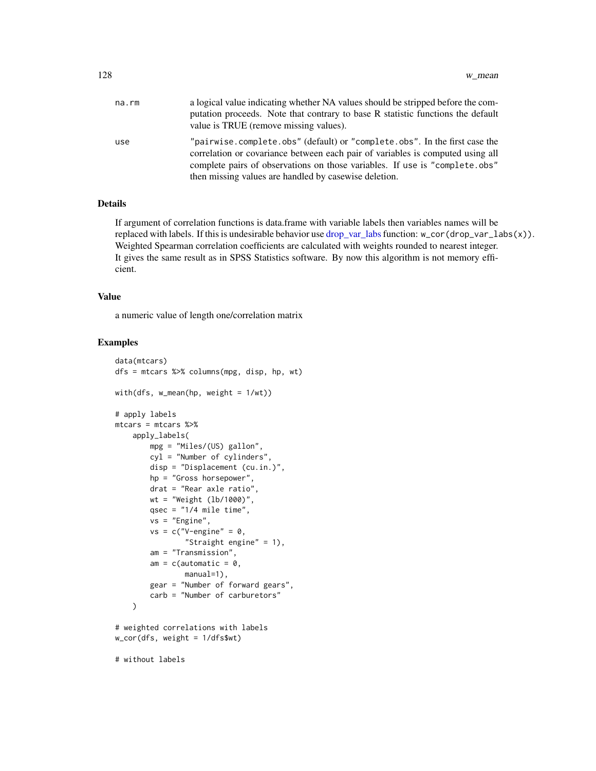| | |
|---|---|
| na.rm | a logical value indicating whether NA values should be stripped before the computation proceeds. Note that contrary to base R statistic functions the default value is TRUE (remove missing values). |
| use | "pairwise.complete.obs" (default) or "complete.obs". In the first case the correlation or covariance between each pair of variables is computed using all complete pairs of observations on those variables. If use is "complete.obs" then missing values are handled by casewise deletion. |

## Details

If argument of correlation functions is data.frame with variable labels then variables names will be replaced with labels. If this is undesirable behavior use drop_var_labs function: `w_cor(drop_var_labs(x))`. Weighted Spearman correlation coefficients are calculated with weights rounded to nearest integer. It gives the same result as in SPSS Statistics software. By now this algorithm is not memory efficient.

## Value

a numeric value of length one/correlation matrix

## Examples

```
data(mtcars)
dfs = mtcars %>% columns(mpg, disp, hp, wt)

with(dfs, w_mean(hp, weight = 1/wt))

# apply labels
mtcars = mtcars %>%
    apply_labels(
        mpg = "Miles/(US) gallon",
        cyl = "Number of cylinders",
        disp = "Displacement (cu.in.)",
        hp = "Gross horsepower",
        drat = "Rear axle ratio",
        wt = "Weight (lb/1000)",
        qsec = "1/4 mile time",
        vs = "Engine",
        vs = c("V-engine" = 0,
                "Straight engine" = 1),
        am = "Transmission",
        am = c(automatic = 0,
                manual=1),
        gear = "Number of forward gears",
        carb = "Number of carburetors"
    )

# weighted correlations with labels
w_cor(dfs, weight = 1/dfs$wt)

# without labels
```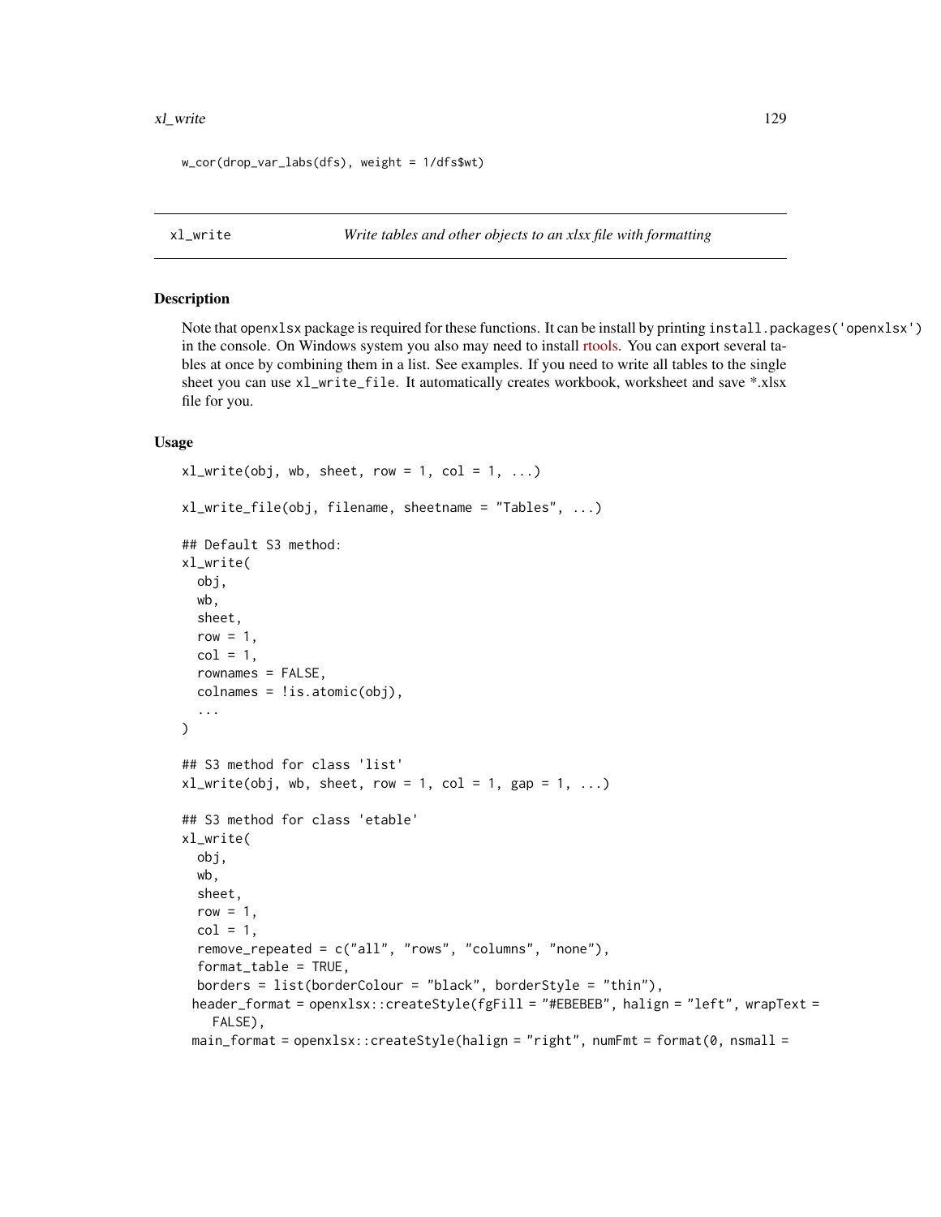```
w_cor(drop_var_labs(dfs), weight = 1/dfs$wt)
```

---

xl_write — *Write tables and other objects to an xlsx file with formatting*

---

## Description

Note that openxlsx package is required for these functions. It can be install by printing `install.packages('openxlsx')` in the console. On Windows system you also may need to install rtools. You can export several tables at once by combining them in a list. See examples. If you need to write all tables to the single sheet you can use `xl_write_file`. It automatically creates workbook, worksheet and save *.xlsx file for you.

## Usage

```
xl_write(obj, wb, sheet, row = 1, col = 1, ...)

xl_write_file(obj, filename, sheetname = "Tables", ...)

## Default S3 method:
xl_write(
  obj,
  wb,
  sheet,
  row = 1,
  col = 1,
  rownames = FALSE,
  colnames = !is.atomic(obj),
  ...
)

## S3 method for class 'list'
xl_write(obj, wb, sheet, row = 1, col = 1, gap = 1, ...)

## S3 method for class 'etable'
xl_write(
  obj,
  wb,
  sheet,
  row = 1,
  col = 1,
  remove_repeated = c("all", "rows", "columns", "none"),
  format_table = TRUE,
  borders = list(borderColour = "black", borderStyle = "thin"),
 header_format = openxlsx::createStyle(fgFill = "#EBEBEB", halign = "left", wrapText =
    FALSE),
 main_format = openxlsx::createStyle(halign = "right", numFmt = format(0, nsmall =
```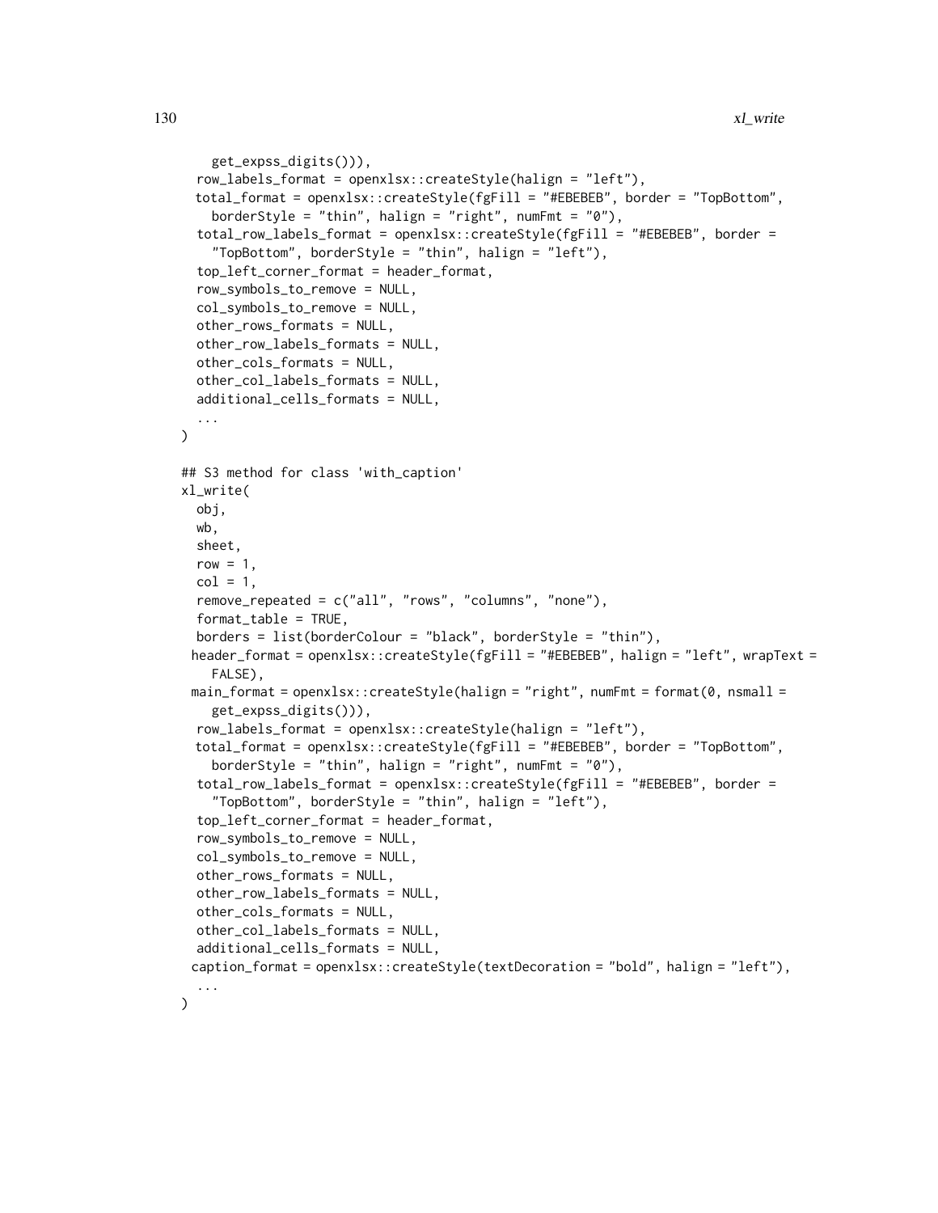```
    get_expss_digits())),
  row_labels_format = openxlsx::createStyle(halign = "left"),
  total_format = openxlsx::createStyle(fgFill = "#EBEBEB", border = "TopBottom",
    borderStyle = "thin", halign = "right", numFmt = "0"),
  total_row_labels_format = openxlsx::createStyle(fgFill = "#EBEBEB", border =
    "TopBottom", borderStyle = "thin", halign = "left"),
  top_left_corner_format = header_format,
  row_symbols_to_remove = NULL,
  col_symbols_to_remove = NULL,
  other_rows_formats = NULL,
  other_row_labels_formats = NULL,
  other_cols_formats = NULL,
  other_col_labels_formats = NULL,
  additional_cells_formats = NULL,
  ...
)

## S3 method for class 'with_caption'
xl_write(
  obj,
  wb,
  sheet,
  row = 1,
  col = 1,
  remove_repeated = c("all", "rows", "columns", "none"),
  format_table = TRUE,
  borders = list(borderColour = "black", borderStyle = "thin"),
  header_format = openxlsx::createStyle(fgFill = "#EBEBEB", halign = "left", wrapText =
    FALSE),
  main_format = openxlsx::createStyle(halign = "right", numFmt = format(0, nsmall =
    get_expss_digits())),
  row_labels_format = openxlsx::createStyle(halign = "left"),
  total_format = openxlsx::createStyle(fgFill = "#EBEBEB", border = "TopBottom",
    borderStyle = "thin", halign = "right", numFmt = "0"),
  total_row_labels_format = openxlsx::createStyle(fgFill = "#EBEBEB", border =
    "TopBottom", borderStyle = "thin", halign = "left"),
  top_left_corner_format = header_format,
  row_symbols_to_remove = NULL,
  col_symbols_to_remove = NULL,
  other_rows_formats = NULL,
  other_row_labels_formats = NULL,
  other_cols_formats = NULL,
  other_col_labels_formats = NULL,
  additional_cells_formats = NULL,
  caption_format = openxlsx::createStyle(textDecoration = "bold", halign = "left"),
  ...
)
```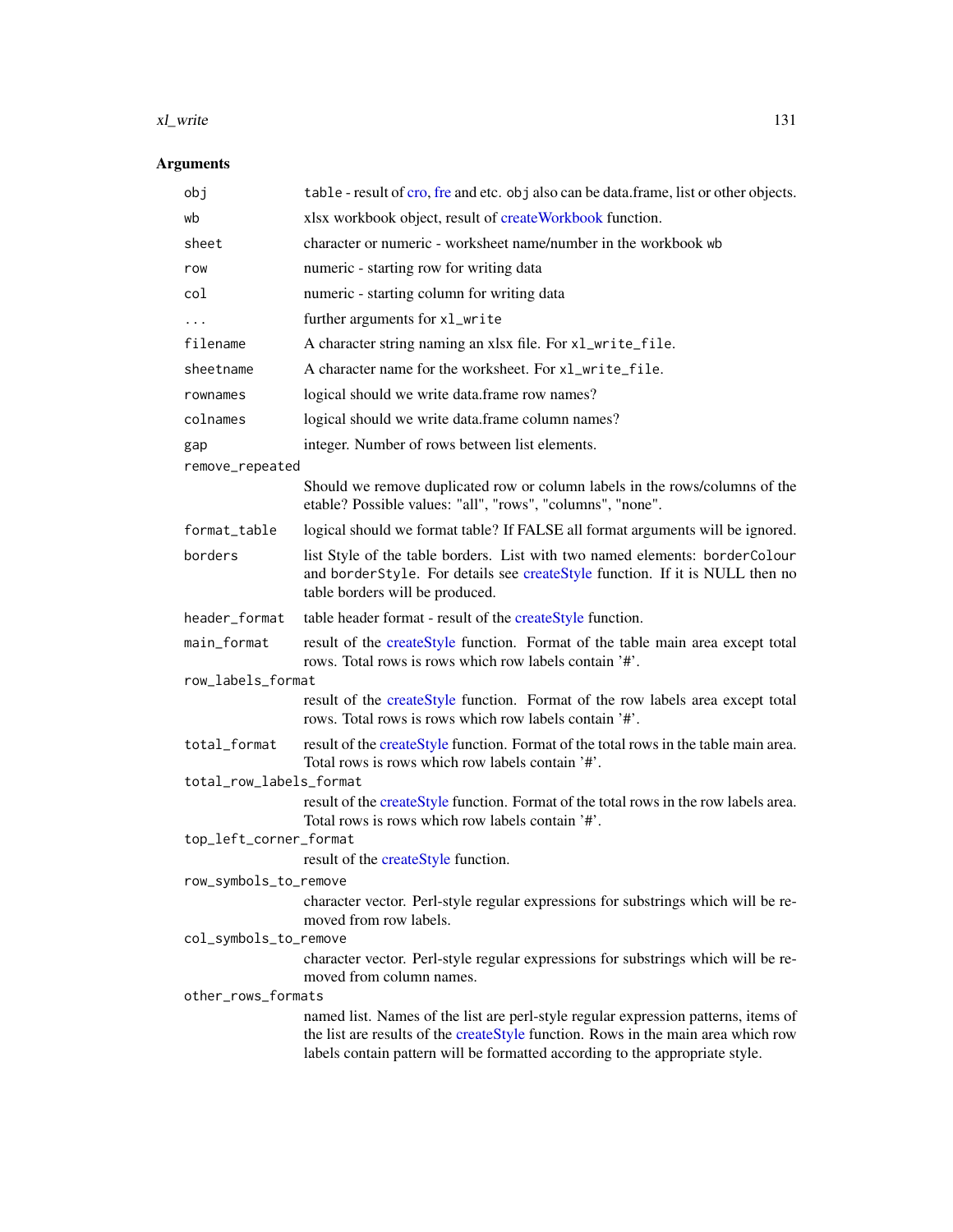### Arguments

| | |
|---|---|
| `obj` | `table` - result of cro, fre and etc. `obj` also can be data.frame, list or other objects. |
| `wb` | xlsx workbook object, result of createWorkbook function. |
| `sheet` | character or numeric - worksheet name/number in the workbook `wb` |
| `row` | numeric - starting row for writing data |
| `col` | numeric - starting column for writing data |
| `...` | further arguments for `xl_write` |
| `filename` | A character string naming an xlsx file. For `xl_write_file`. |
| `sheetname` | A character name for the worksheet. For `xl_write_file`. |
| `rownames` | logical should we write data.frame row names? |
| `colnames` | logical should we write data.frame column names? |
| `gap` | integer. Number of rows between list elements. |
| `remove_repeated` | Should we remove duplicated row or column labels in the rows/columns of the etable? Possible values: "all", "rows", "columns", "none". |
| `format_table` | logical should we format table? If FALSE all format arguments will be ignored. |
| `borders` | list Style of the table borders. List with two named elements: `borderColour` and `borderStyle`. For details see createStyle function. If it is NULL then no table borders will be produced. |
| `header_format` | table header format - result of the createStyle function. |
| `main_format` | result of the createStyle function. Format of the table main area except total rows. Total rows is rows which row labels contain '#'. |
| `row_labels_format` | result of the createStyle function. Format of the row labels area except total rows. Total rows is rows which row labels contain '#'. |
| `total_format` | result of the createStyle function. Format of the total rows in the table main area. Total rows is rows which row labels contain '#'. |
| `total_row_labels_format` | result of the createStyle function. Format of the total rows in the row labels area. Total rows is rows which row labels contain '#'. |
| `top_left_corner_format` | result of the createStyle function. |
| `row_symbols_to_remove` | character vector. Perl-style regular expressions for substrings which will be removed from row labels. |
| `col_symbols_to_remove` | character vector. Perl-style regular expressions for substrings which will be removed from column names. |
| `other_rows_formats` | named list. Names of the list are perl-style regular expression patterns, items of the list are results of the createStyle function. Rows in the main area which row labels contain pattern will be formatted according to the appropriate style. |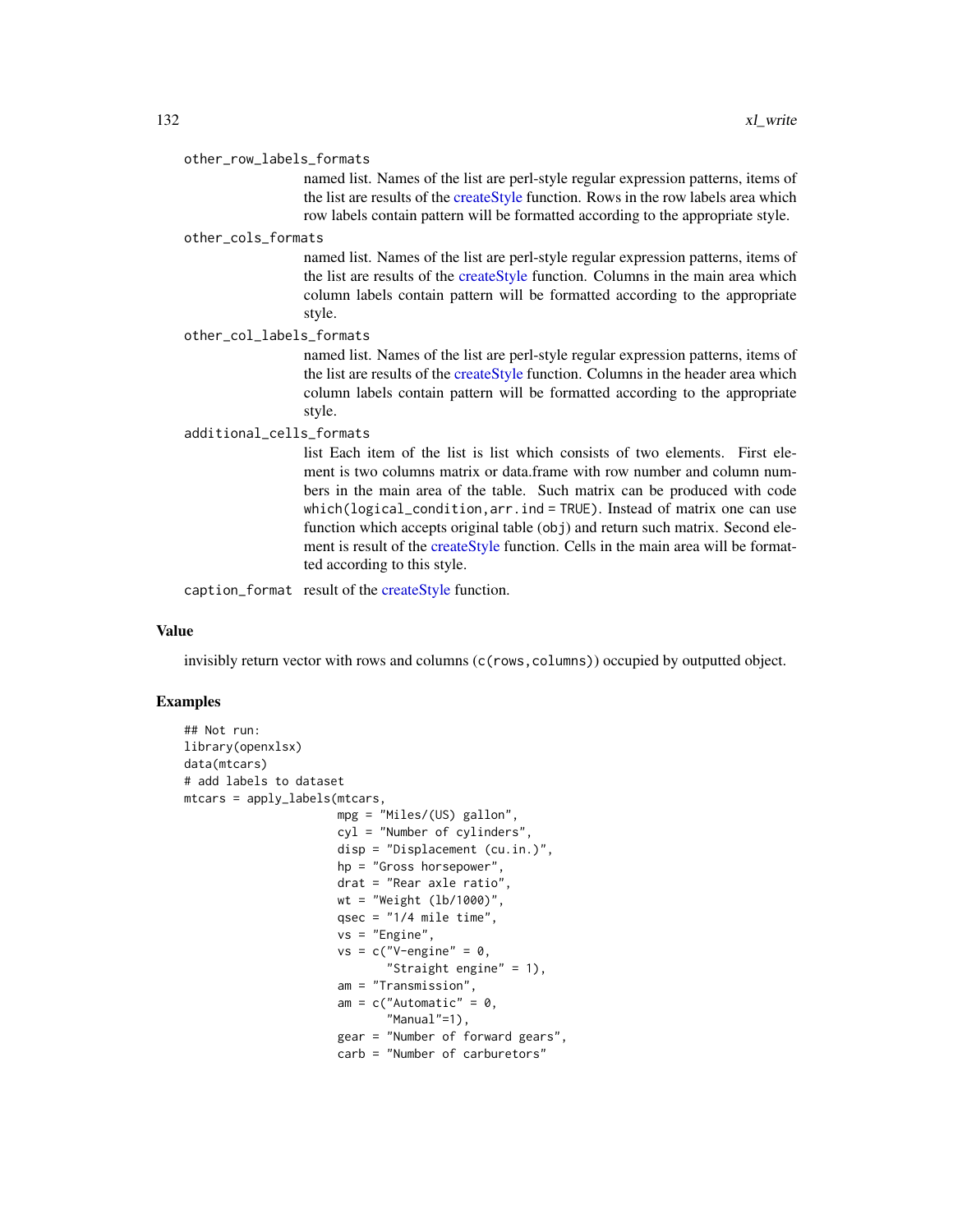other_row_labels_formats
: named list. Names of the list are perl-style regular expression patterns, items of the list are results of the createStyle function. Rows in the row labels area which row labels contain pattern will be formatted according to the appropriate style.

other_cols_formats
: named list. Names of the list are perl-style regular expression patterns, items of the list are results of the createStyle function. Columns in the main area which column labels contain pattern will be formatted according to the appropriate style.

other_col_labels_formats
: named list. Names of the list are perl-style regular expression patterns, items of the list are results of the createStyle function. Columns in the header area which column labels contain pattern will be formatted according to the appropriate style.

additional_cells_formats
: list Each item of the list is list which consists of two elements. First element is two columns matrix or data.frame with row number and column numbers in the main area of the table. Such matrix can be produced with code `which(logical_condition,arr.ind = TRUE)`. Instead of matrix one can use function which accepts original table (`obj`) and return such matrix. Second element is result of the createStyle function. Cells in the main area will be formatted according to this style.

caption_format
: result of the createStyle function.

## Value

invisibly return vector with rows and columns (`c(rows,columns)`) occupied by outputted object.

## Examples

```
## Not run:
library(openxlsx)
data(mtcars)
# add labels to dataset
mtcars = apply_labels(mtcars,
                      mpg = "Miles/(US) gallon",
                      cyl = "Number of cylinders",
                      disp = "Displacement (cu.in.)",
                      hp = "Gross horsepower",
                      drat = "Rear axle ratio",
                      wt = "Weight (lb/1000)",
                      qsec = "1/4 mile time",
                      vs = "Engine",
                      vs = c("V-engine" = 0,
                             "Straight engine" = 1),
                      am = "Transmission",
                      am = c("Automatic" = 0,
                             "Manual"=1),
                      gear = "Number of forward gears",
                      carb = "Number of carburetors"
```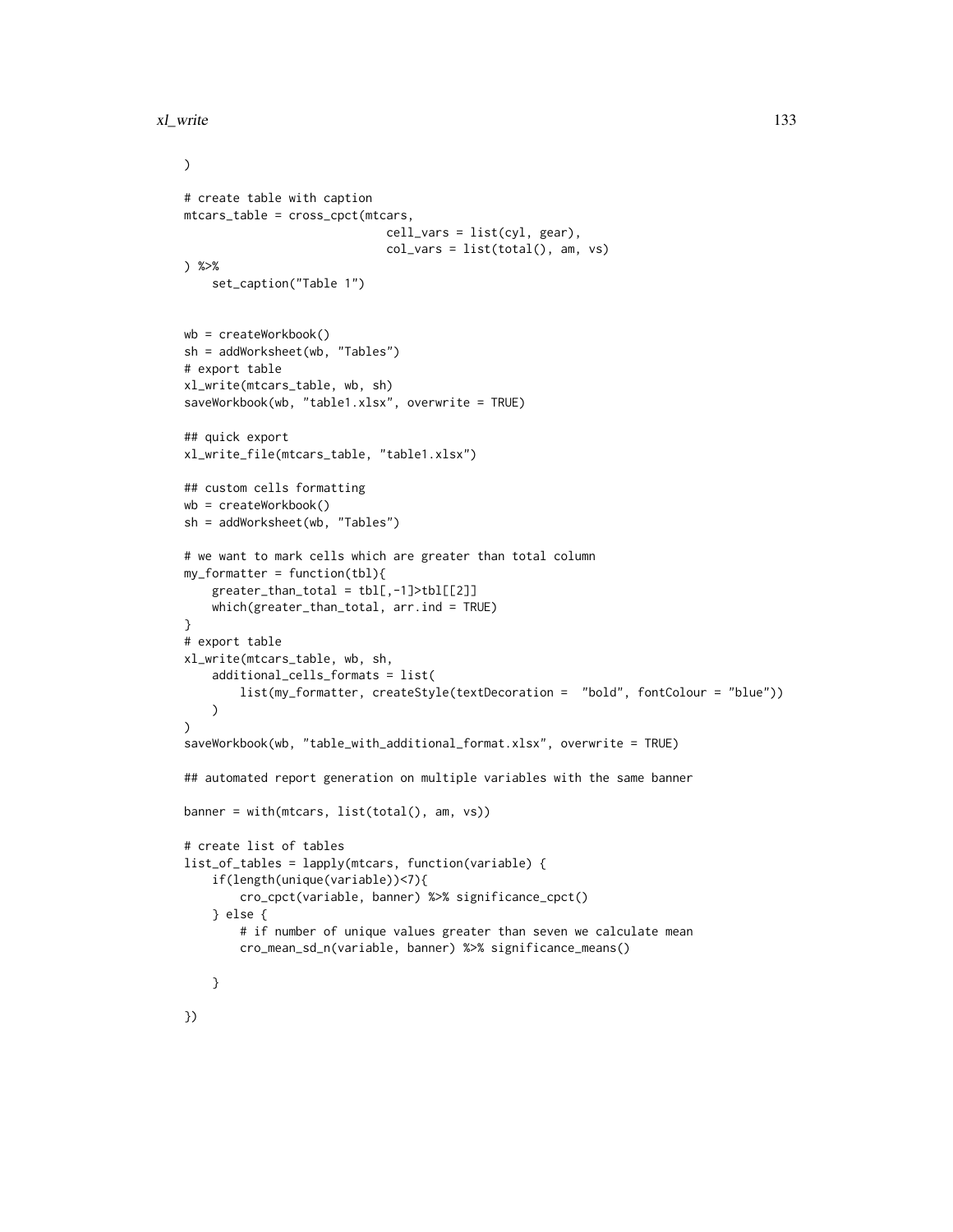```
)

# create table with caption
mtcars_table = cross_cpct(mtcars,
                          cell_vars = list(cyl, gear),
                          col_vars = list(total(), am, vs)
) %>%
    set_caption("Table 1")


wb = createWorkbook()
sh = addWorksheet(wb, "Tables")
# export table
xl_write(mtcars_table, wb, sh)
saveWorkbook(wb, "table1.xlsx", overwrite = TRUE)

## quick export
xl_write_file(mtcars_table, "table1.xlsx")

## custom cells formatting
wb = createWorkbook()
sh = addWorksheet(wb, "Tables")

# we want to mark cells which are greater than total column
my_formatter = function(tbl){
    greater_than_total = tbl[,-1]>tbl[[2]]
    which(greater_than_total, arr.ind = TRUE)
}
# export table
xl_write(mtcars_table, wb, sh,
    additional_cells_formats = list(
        list(my_formatter, createStyle(textDecoration =  "bold", fontColour = "blue"))
    )
)
saveWorkbook(wb, "table_with_additional_format.xlsx", overwrite = TRUE)

## automated report generation on multiple variables with the same banner

banner = with(mtcars, list(total(), am, vs))

# create list of tables
list_of_tables = lapply(mtcars, function(variable) {
    if(length(unique(variable))<7){
        cro_cpct(variable, banner) %>% significance_cpct()
    } else {
        # if number of unique values greater than seven we calculate mean
        cro_mean_sd_n(variable, banner) %>% significance_means()

    }

})
```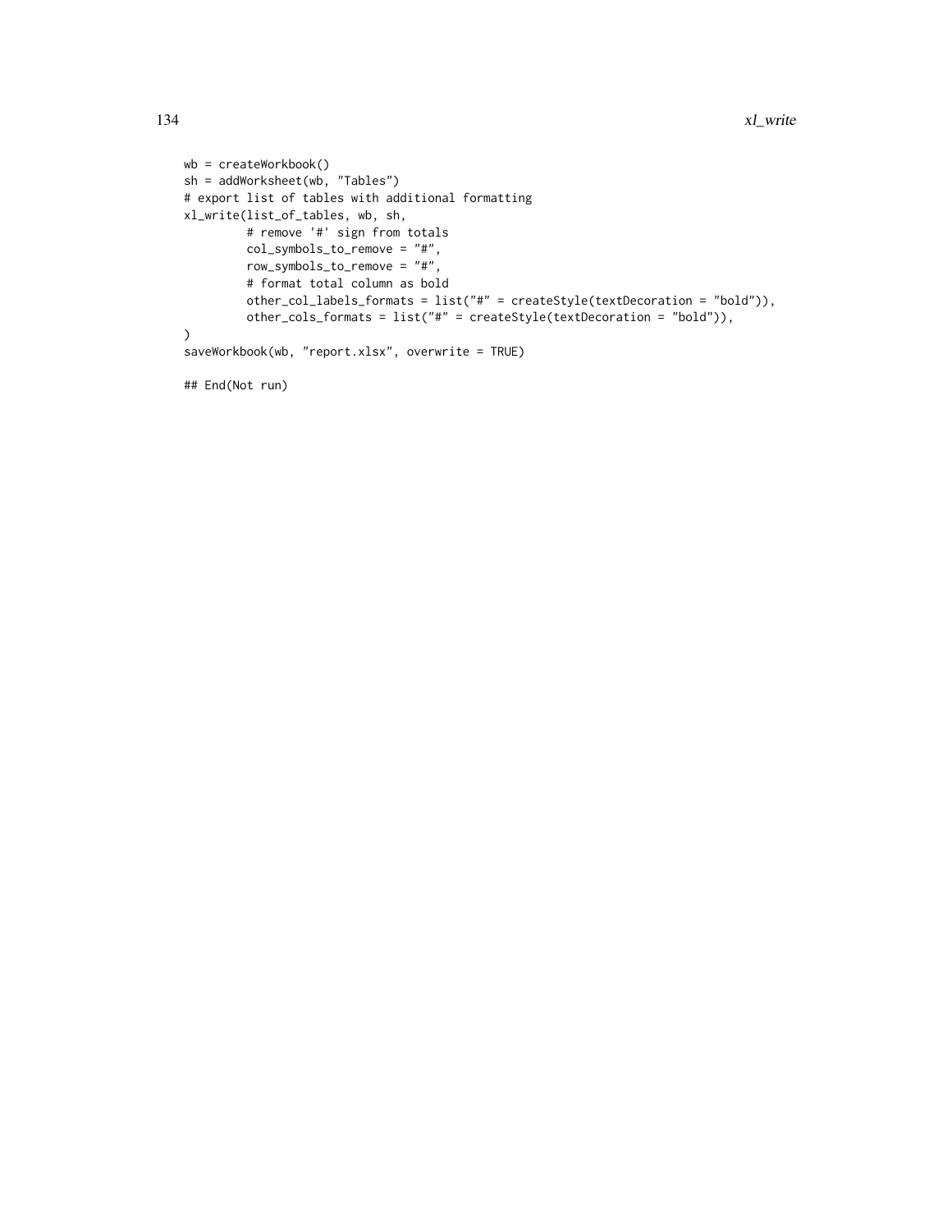```
wb = createWorkbook()
sh = addWorksheet(wb, "Tables")
# export list of tables with additional formatting
xl_write(list_of_tables, wb, sh,
         # remove '#' sign from totals
         col_symbols_to_remove = "#",
         row_symbols_to_remove = "#",
         # format total column as bold
         other_col_labels_formats = list("#" = createStyle(textDecoration = "bold")),
         other_cols_formats = list("#" = createStyle(textDecoration = "bold")),
)
saveWorkbook(wb, "report.xlsx", overwrite = TRUE)

## End(Not run)
```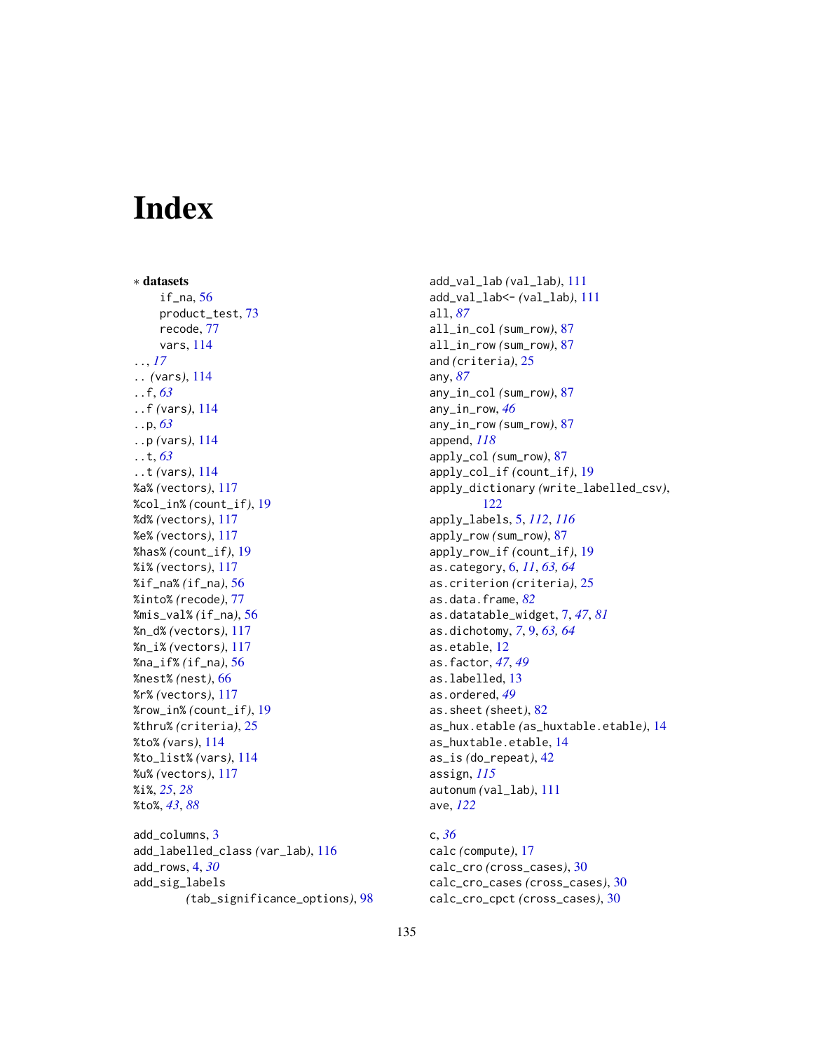# Index

∗ **datasets**
  if_na, 56
  product_test, 73
  recode, 77
  vars, 114
.., *17*
.. (vars), 114
..f, *63*
..f (vars), 114
..p, *63*
..p (vars), 114
..t, *63*
..t (vars), 114
%a% (vectors), 117
%col_in% (count_if), 19
%d% (vectors), 117
%e% (vectors), 117
%has% (count_if), 19
%i% (vectors), 117
%if_na% (if_na), 56
%into% (recode), 77
%mis_val% (if_na), 56
%n_d% (vectors), 117
%n_i% (vectors), 117
%na_if% (if_na), 56
%nest% (nest), 66
%r% (vectors), 117
%row_in% (count_if), 19
%thru% (criteria), 25
%to% (vars), 114
%to_list% (vars), 114
%u% (vectors), 117
%i%, *25*, *28*
%to%, *43*, *88*

add_columns, 3
add_labelled_class (var_lab), 116
add_rows, 4, *30*
add_sig_labels (tab_significance_options), 98
add_val_lab (val_lab), 111
add_val_lab<- (val_lab), 111
all, *87*
all_in_col (sum_row), 87
all_in_row (sum_row), 87
and (criteria), 25
any, *87*
any_in_col (sum_row), 87
any_in_row, *46*
any_in_row (sum_row), 87
append, *118*
apply_col (sum_row), 87
apply_col_if (count_if), 19
apply_dictionary (write_labelled_csv), 122
apply_labels, 5, *112*, *116*
apply_row (sum_row), 87
apply_row_if (count_if), 19
as.category, 6, *11*, *63*, *64*
as.criterion (criteria), 25
as.data.frame, *82*
as.datatable_widget, 7, *47*, *81*
as.dichotomy, *7*, 9, *63*, *64*
as.etable, 12
as.factor, *47*, *49*
as.labelled, 13
as.ordered, *49*
as.sheet (sheet), 82
as_hux.etable (as_huxtable.etable), 14
as_huxtable.etable, 14
as_is (do_repeat), 42
assign, *115*
autonum (val_lab), 111
ave, *122*

c, *36*
calc (compute), 17
calc_cro (cross_cases), 30
calc_cro_cases (cross_cases), 30
calc_cro_cpct (cross_cases), 30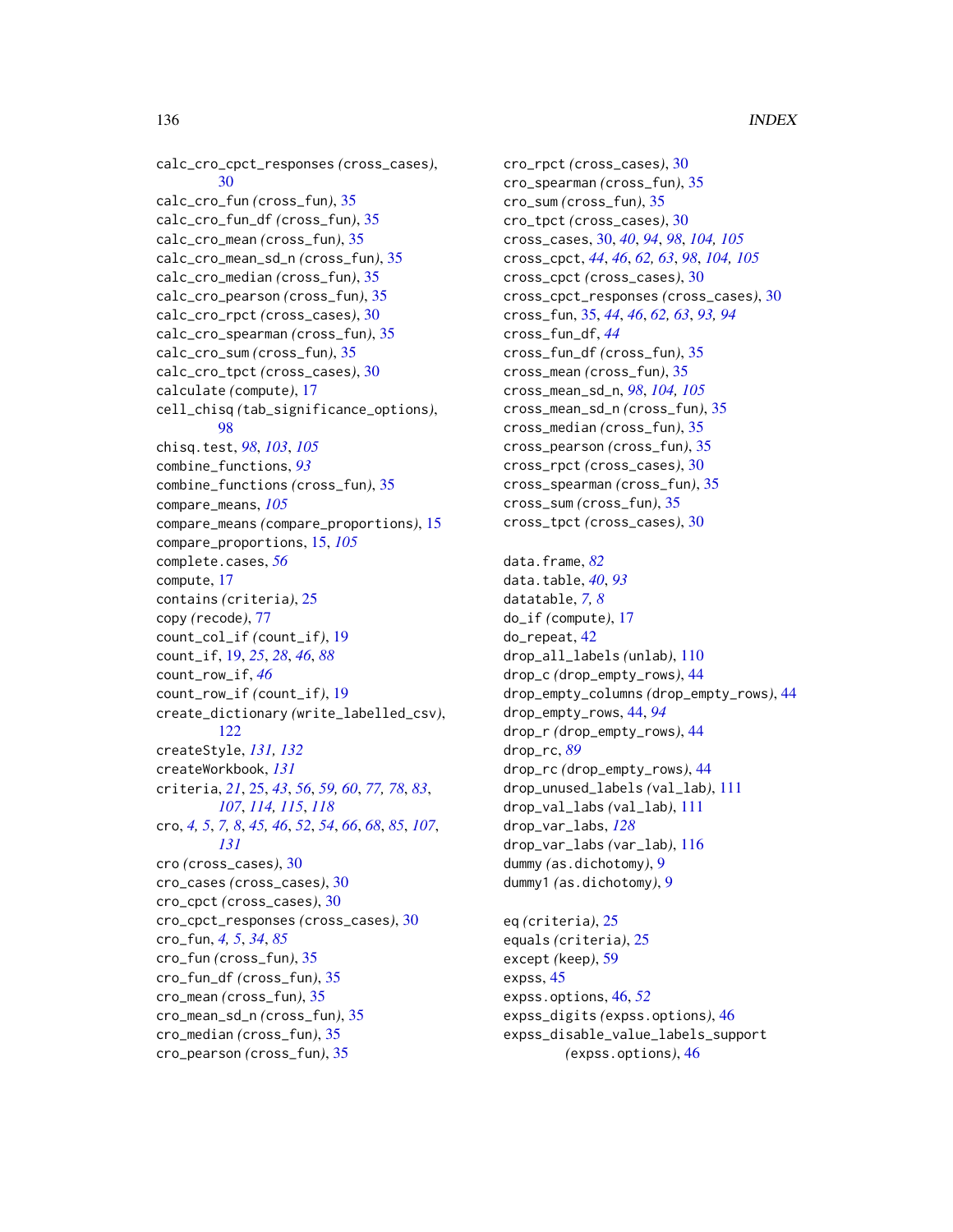calc_cro_cpct_responses *(cross_cases)*, 30
calc_cro_fun *(cross_fun)*, 35
calc_cro_fun_df *(cross_fun)*, 35
calc_cro_mean *(cross_fun)*, 35
calc_cro_mean_sd_n *(cross_fun)*, 35
calc_cro_median *(cross_fun)*, 35
calc_cro_pearson *(cross_fun)*, 35
calc_cro_rpct *(cross_cases)*, 30
calc_cro_spearman *(cross_fun)*, 35
calc_cro_sum *(cross_fun)*, 35
calc_cro_tpct *(cross_cases)*, 30
calculate *(compute)*, 17
cell_chisq *(tab_significance_options)*, 98
chisq.test, *98*, *103*, *105*
combine_functions, *93*
combine_functions *(cross_fun)*, 35
compare_means, *105*
compare_means *(compare_proportions)*, 15
compare_proportions, 15, *105*
complete.cases, *56*
compute, 17
contains *(criteria)*, 25
copy *(recode)*, 77
count_col_if *(count_if)*, 19
count_if, 19, *25*, *28*, *46*, *88*
count_row_if, *46*
count_row_if *(count_if)*, 19
create_dictionary *(write_labelled_csv)*, 122
createStyle, *131, 132*
createWorkbook, *131*
criteria, *21*, 25, *43*, *56*, *59, 60*, *77, 78*, *83*, *107*, *114, 115*, *118*
cro, *4, 5*, *7, 8*, *45, 46*, *52*, *54*, *66*, *68*, *85*, *107*, *131*
cro *(cross_cases)*, 30
cro_cases *(cross_cases)*, 30
cro_cpct *(cross_cases)*, 30
cro_cpct_responses *(cross_cases)*, 30
cro_fun, *4, 5*, *34*, *85*
cro_fun *(cross_fun)*, 35
cro_fun_df *(cross_fun)*, 35
cro_mean *(cross_fun)*, 35
cro_mean_sd_n *(cross_fun)*, 35
cro_median *(cross_fun)*, 35
cro_pearson *(cross_fun)*, 35
cro_rpct *(cross_cases)*, 30
cro_spearman *(cross_fun)*, 35
cro_sum *(cross_fun)*, 35
cro_tpct *(cross_cases)*, 30
cross_cases, 30, *40*, *94*, *98*, *104, 105*
cross_cpct, *44*, *46*, *62, 63*, *98*, *104, 105*
cross_cpct *(cross_cases)*, 30
cross_cpct_responses *(cross_cases)*, 30
cross_fun, 35, *44*, *46*, *62, 63*, *93, 94*
cross_fun_df, *44*
cross_fun_df *(cross_fun)*, 35
cross_mean *(cross_fun)*, 35
cross_mean_sd_n, *98*, *104, 105*
cross_mean_sd_n *(cross_fun)*, 35
cross_median *(cross_fun)*, 35
cross_pearson *(cross_fun)*, 35
cross_rpct *(cross_cases)*, 30
cross_spearman *(cross_fun)*, 35
cross_sum *(cross_fun)*, 35
cross_tpct *(cross_cases)*, 30

data.frame, *82*
data.table, *40*, *93*
datatable, *7, 8*
do_if *(compute)*, 17
do_repeat, 42
drop_all_labels *(unlab)*, 110
drop_c *(drop_empty_rows)*, 44
drop_empty_columns *(drop_empty_rows)*, 44
drop_empty_rows, 44, *94*
drop_r *(drop_empty_rows)*, 44
drop_rc, *89*
drop_rc *(drop_empty_rows)*, 44
drop_unused_labels *(val_lab)*, 111
drop_val_labs *(val_lab)*, 111
drop_var_labs, *128*
drop_var_labs *(var_lab)*, 116
dummy *(as.dichotomy)*, 9
dummy1 *(as.dichotomy)*, 9

eq *(criteria)*, 25
equals *(criteria)*, 25
except *(keep)*, 59
expss, 45
expss.options, 46, *52*
expss_digits *(expss.options)*, 46
expss_disable_value_labels_support *(expss.options)*, 46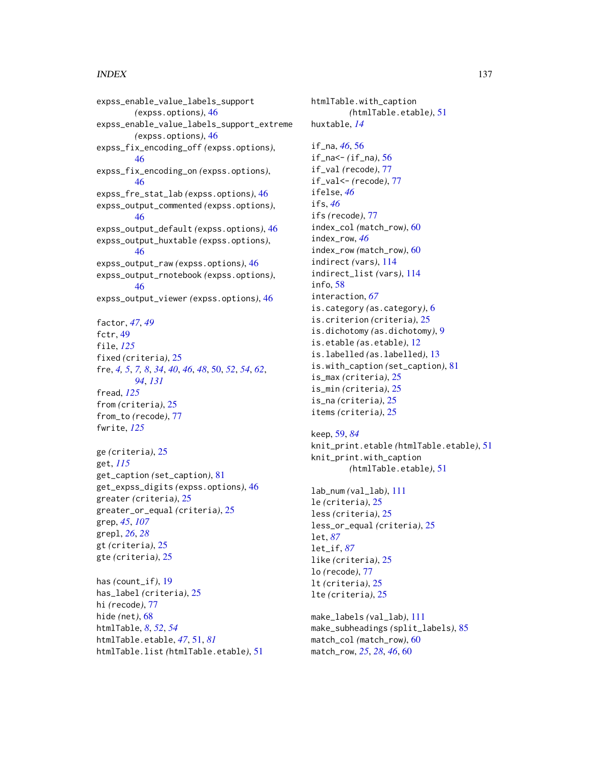expss_enable_value_labels_support (expss.options), 46
expss_enable_value_labels_support_extreme (expss.options), 46
expss_fix_encoding_off (expss.options), 46
expss_fix_encoding_on (expss.options), 46
expss_fre_stat_lab (expss.options), 46
expss_output_commented (expss.options), 46
expss_output_default (expss.options), 46
expss_output_huxtable (expss.options), 46
expss_output_raw (expss.options), 46
expss_output_rnotebook (expss.options), 46
expss_output_viewer (expss.options), 46

factor, *47*, *49*
fctr, 49
file, *125*
fixed (criteria), 25
fre, *4, 5*, *7, 8*, *34*, *40*, *46*, *48*, 50, *52*, *54*, *62*, *94*, *131*
fread, *125*
from (criteria), 25
from_to (recode), 77
fwrite, *125*

ge (criteria), 25
get, *115*
get_caption (set_caption), 81
get_expss_digits (expss.options), 46
greater (criteria), 25
greater_or_equal (criteria), 25
grep, *45*, *107*
grepl, *26*, *28*
gt (criteria), 25
gte (criteria), 25

has (count_if), 19
has_label (criteria), 25
hi (recode), 77
hide (net), 68
htmlTable, *8*, *52*, *54*
htmlTable.etable, *47*, 51, *81*
htmlTable.list (htmlTable.etable), 51
htmlTable.with_caption (htmlTable.etable), 51
huxtable, *14*

if_na, *46*, 56
if_na<- (if_na), 56
if_val (recode), 77
if_val<- (recode), 77
ifelse, *46*
ifs, *46*
ifs (recode), 77
index_col (match_row), 60
index_row, *46*
index_row (match_row), 60
indirect (vars), 114
indirect_list (vars), 114
info, 58
interaction, *67*
is.category (as.category), 6
is.criterion (criteria), 25
is.dichotomy (as.dichotomy), 9
is.etable (as.etable), 12
is.labelled (as.labelled), 13
is.with_caption (set_caption), 81
is_max (criteria), 25
is_min (criteria), 25
is_na (criteria), 25
items (criteria), 25

keep, 59, *84*
knit_print.etable (htmlTable.etable), 51
knit_print.with_caption (htmlTable.etable), 51

lab_num (val_lab), 111
le (criteria), 25
less (criteria), 25
less_or_equal (criteria), 25
let, *87*
let_if, *87*
like (criteria), 25
lo (recode), 77
lt (criteria), 25
lte (criteria), 25

make_labels (val_lab), 111
make_subheadings (split_labels), 85
match_col (match_row), 60
match_row, *25*, *28*, *46*, 60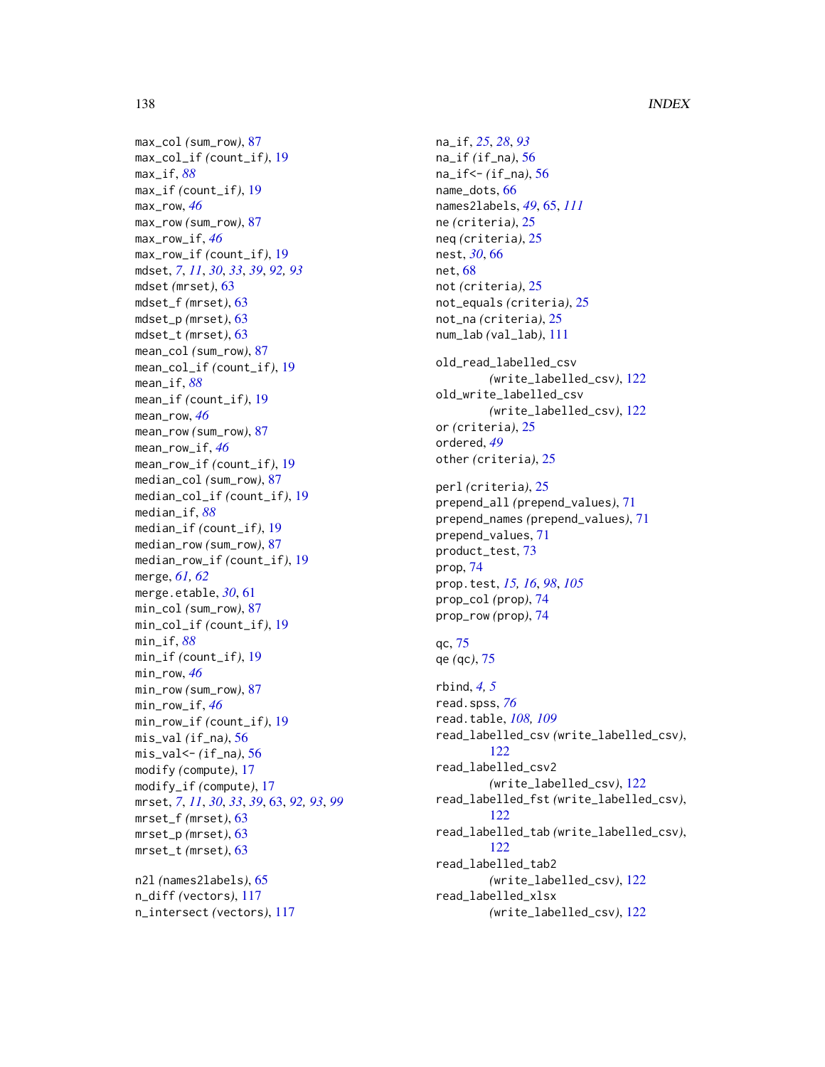max_col *(sum_row)*, 87
max_col_if *(count_if)*, 19
max_if, *88*
max_if *(count_if)*, 19
max_row, *46*
max_row *(sum_row)*, 87
max_row_if, *46*
max_row_if *(count_if)*, 19
mdset, *7*, *11*, *30*, *33*, *39*, *92, 93*
mdset *(mrset)*, 63
mdset_f *(mrset)*, 63
mdset_p *(mrset)*, 63
mdset_t *(mrset)*, 63
mean_col *(sum_row)*, 87
mean_col_if *(count_if)*, 19
mean_if, *88*
mean_if *(count_if)*, 19
mean_row, *46*
mean_row *(sum_row)*, 87
mean_row_if, *46*
mean_row_if *(count_if)*, 19
median_col *(sum_row)*, 87
median_col_if *(count_if)*, 19
median_if, *88*
median_if *(count_if)*, 19
median_row *(sum_row)*, 87
median_row_if *(count_if)*, 19
merge, *61, 62*
merge.etable, *30*, 61
min_col *(sum_row)*, 87
min_col_if *(count_if)*, 19
min_if, *88*
min_if *(count_if)*, 19
min_row, *46*
min_row *(sum_row)*, 87
min_row_if, *46*
min_row_if *(count_if)*, 19
mis_val *(if_na)*, 56
mis_val<- *(if_na)*, 56
modify *(compute)*, 17
modify_if *(compute)*, 17
mrset, *7*, *11*, *30*, *33*, *39*, 63, *92, 93*, *99*
mrset_f *(mrset)*, 63
mrset_p *(mrset)*, 63
mrset_t *(mrset)*, 63

n2l *(names2labels)*, 65
n_diff *(vectors)*, 117
n_intersect *(vectors)*, 117
na_if, *25*, *28*, *93*
na_if *(if_na)*, 56
na_if<- *(if_na)*, 56
name_dots, 66
names2labels, *49*, 65, *111*
ne *(criteria)*, 25
neq *(criteria)*, 25
nest, *30*, 66
net, 68
not *(criteria)*, 25
not_equals *(criteria)*, 25
not_na *(criteria)*, 25
num_lab *(val_lab)*, 111

old_read_labelled_csv *(write_labelled_csv)*, 122
old_write_labelled_csv *(write_labelled_csv)*, 122
or *(criteria)*, 25
ordered, *49*
other *(criteria)*, 25

perl *(criteria)*, 25
prepend_all *(prepend_values)*, 71
prepend_names *(prepend_values)*, 71
prepend_values, 71
product_test, 73
prop, 74
prop.test, *15, 16*, *98*, *105*
prop_col *(prop)*, 74
prop_row *(prop)*, 74

qc, 75
qe *(qc)*, 75

rbind, *4, 5*
read.spss, *76*
read.table, *108, 109*
read_labelled_csv *(write_labelled_csv)*, 122
read_labelled_csv2 *(write_labelled_csv)*, 122
read_labelled_fst *(write_labelled_csv)*, 122
read_labelled_tab *(write_labelled_csv)*, 122
read_labelled_tab2 *(write_labelled_csv)*, 122
read_labelled_xlsx *(write_labelled_csv)*, 122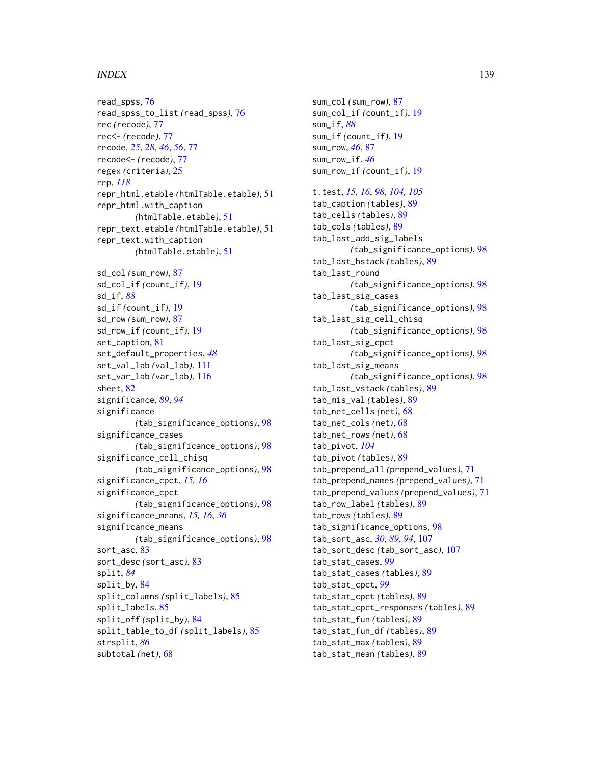read_spss, 76
read_spss_to_list (read_spss), 76
rec (recode), 77
rec<- (recode), 77
recode, *25*, *28*, *46*, *56*, 77
recode<- (recode), 77
regex (criteria), 25
rep, *118*
repr_html.etable (htmlTable.etable), 51
repr_html.with_caption (htmlTable.etable), 51
repr_text.etable (htmlTable.etable), 51
repr_text.with_caption (htmlTable.etable), 51

sd_col (sum_row), 87
sd_col_if (count_if), 19
sd_if, *88*
sd_if (count_if), 19
sd_row (sum_row), 87
sd_row_if (count_if), 19
set_caption, 81
set_default_properties, *48*
set_val_lab (val_lab), 111
set_var_lab (var_lab), 116
sheet, 82
significance, *89*, *94*
significance (tab_significance_options), 98
significance_cases (tab_significance_options), 98
significance_cell_chisq (tab_significance_options), 98
significance_cpct, *15, 16*
significance_cpct (tab_significance_options), 98
significance_means, *15, 16*, *36*
significance_means (tab_significance_options), 98
sort_asc, 83
sort_desc (sort_asc), 83
split, *84*
split_by, 84
split_columns (split_labels), 85
split_labels, 85
split_off (split_by), 84
split_table_to_df (split_labels), 85
strsplit, *86*
subtotal (net), 68
sum_col (sum_row), 87
sum_col_if (count_if), 19
sum_if, *88*
sum_if (count_if), 19
sum_row, *46*, 87
sum_row_if, *46*
sum_row_if (count_if), 19

t.test, *15, 16*, *98*, *104, 105*
tab_caption (tables), 89
tab_cells (tables), 89
tab_cols (tables), 89
tab_last_add_sig_labels (tab_significance_options), 98
tab_last_hstack (tables), 89
tab_last_round (tab_significance_options), 98
tab_last_sig_cases (tab_significance_options), 98
tab_last_sig_cell_chisq (tab_significance_options), 98
tab_last_sig_cpct (tab_significance_options), 98
tab_last_sig_means (tab_significance_options), 98
tab_last_vstack (tables), 89
tab_mis_val (tables), 89
tab_net_cells (net), 68
tab_net_cols (net), 68
tab_net_rows (net), 68
tab_pivot, *104*
tab_pivot (tables), 89
tab_prepend_all (prepend_values), 71
tab_prepend_names (prepend_values), 71
tab_prepend_values (prepend_values), 71
tab_row_label (tables), 89
tab_rows (tables), 89
tab_significance_options, 98
tab_sort_asc, *30*, *89*, *94*, 107
tab_sort_desc (tab_sort_asc), 107
tab_stat_cases, *99*
tab_stat_cases (tables), 89
tab_stat_cpct, *99*
tab_stat_cpct (tables), 89
tab_stat_cpct_responses (tables), 89
tab_stat_fun (tables), 89
tab_stat_fun_df (tables), 89
tab_stat_max (tables), 89
tab_stat_mean (tables), 89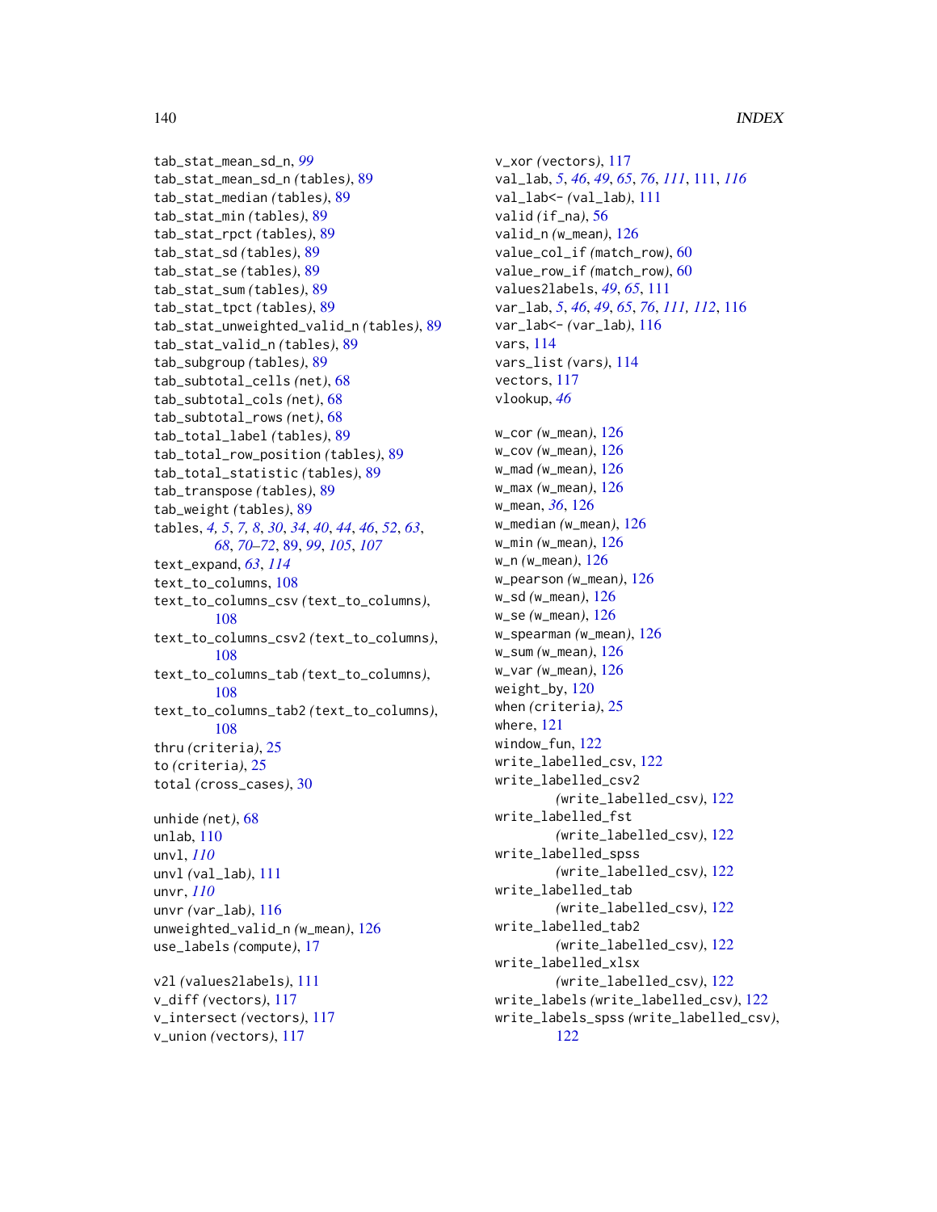tab_stat_mean_sd_n, *99*
tab_stat_mean_sd_n *(tables)*, 89
tab_stat_median *(tables)*, 89
tab_stat_min *(tables)*, 89
tab_stat_rpct *(tables)*, 89
tab_stat_sd *(tables)*, 89
tab_stat_se *(tables)*, 89
tab_stat_sum *(tables)*, 89
tab_stat_tpct *(tables)*, 89
tab_stat_unweighted_valid_n *(tables)*, 89
tab_stat_valid_n *(tables)*, 89
tab_subgroup *(tables)*, 89
tab_subtotal_cells *(net)*, 68
tab_subtotal_cols *(net)*, 68
tab_subtotal_rows *(net)*, 68
tab_total_label *(tables)*, 89
tab_total_row_position *(tables)*, 89
tab_total_statistic *(tables)*, 89
tab_transpose *(tables)*, 89
tab_weight *(tables)*, 89
tables, *4, 5*, *7, 8*, *30*, *34*, *40*, *44*, *46*, *52*, *63*, *68*, *70–72*, 89, *99*, *105*, *107*
text_expand, *63*, *114*
text_to_columns, 108
text_to_columns_csv *(text_to_columns)*, 108
text_to_columns_csv2 *(text_to_columns)*, 108
text_to_columns_tab *(text_to_columns)*, 108
text_to_columns_tab2 *(text_to_columns)*, 108
thru *(criteria)*, 25
to *(criteria)*, 25
total *(cross_cases)*, 30

unhide *(net)*, 68
unlab, 110
unvl, *110*
unvl *(val_lab)*, 111
unvr, *110*
unvr *(var_lab)*, 116
unweighted_valid_n *(w_mean)*, 126
use_labels *(compute)*, 17

v2l *(values2labels)*, 111
v_diff *(vectors)*, 117
v_intersect *(vectors)*, 117
v_union *(vectors)*, 117
v_xor *(vectors)*, 117
val_lab, *5*, *46*, *49*, *65*, *76*, *111*, 111, *116*
val_lab<- *(val_lab)*, 111
valid *(if_na)*, 56
valid_n *(w_mean)*, 126
value_col_if *(match_row)*, 60
value_row_if *(match_row)*, 60
values2labels, *49*, *65*, 111
var_lab, *5*, *46*, *49*, *65*, *76*, *111, 112*, 116
var_lab<- *(var_lab)*, 116
vars, 114
vars_list *(vars)*, 114
vectors, 117
vlookup, *46*

w_cor *(w_mean)*, 126
w_cov *(w_mean)*, 126
w_mad *(w_mean)*, 126
w_max *(w_mean)*, 126
w_mean, *36*, 126
w_median *(w_mean)*, 126
w_min *(w_mean)*, 126
w_n *(w_mean)*, 126
w_pearson *(w_mean)*, 126
w_sd *(w_mean)*, 126
w_se *(w_mean)*, 126
w_spearman *(w_mean)*, 126
w_sum *(w_mean)*, 126
w_var *(w_mean)*, 126
weight_by, 120
when *(criteria)*, 25
where, 121
window_fun, 122
write_labelled_csv, 122
write_labelled_csv2 *(write_labelled_csv)*, 122
write_labelled_fst *(write_labelled_csv)*, 122
write_labelled_spss *(write_labelled_csv)*, 122
write_labelled_tab *(write_labelled_csv)*, 122
write_labelled_tab2 *(write_labelled_csv)*, 122
write_labelled_xlsx *(write_labelled_csv)*, 122
write_labels *(write_labelled_csv)*, 122
write_labels_spss *(write_labelled_csv)*, 122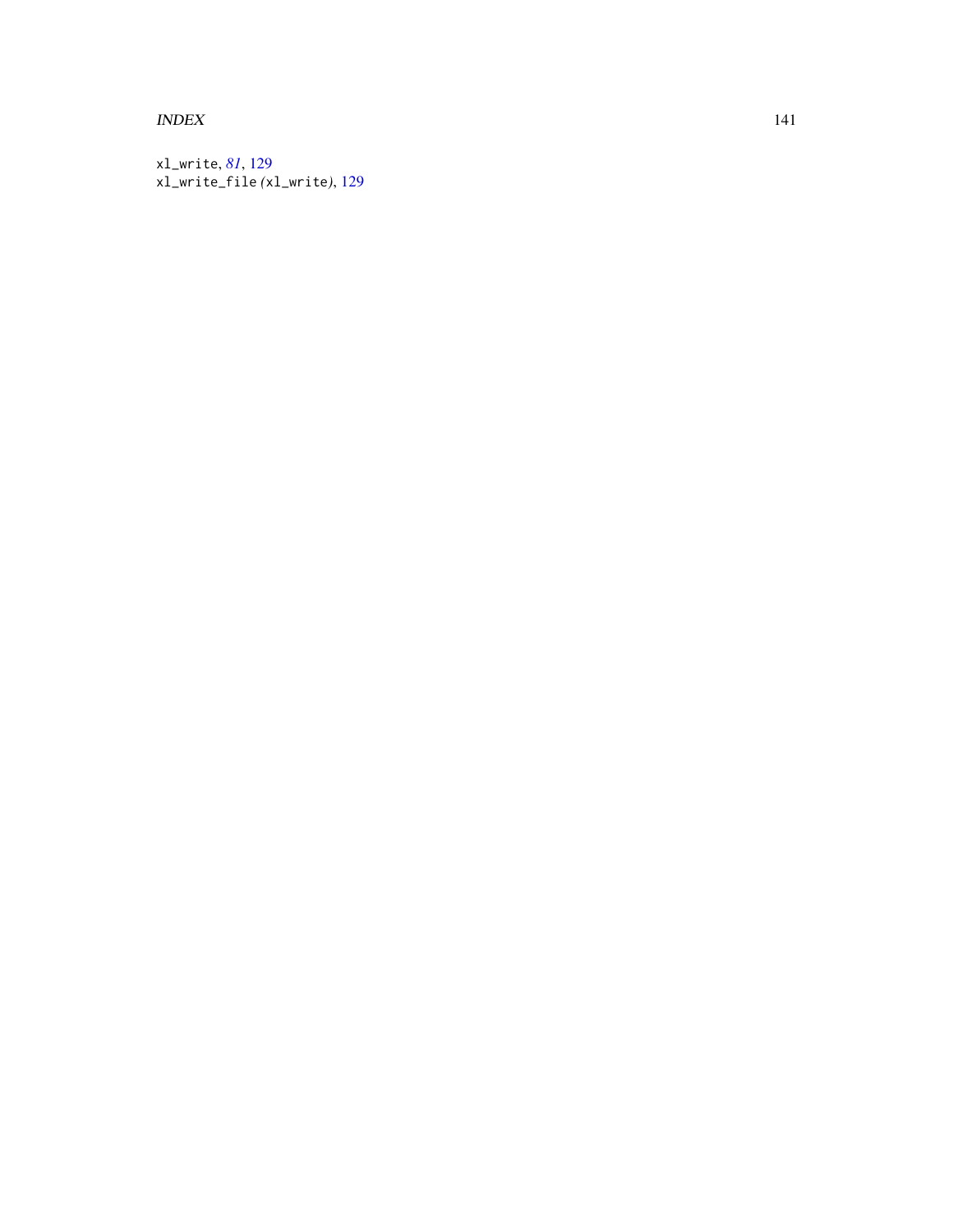xl_write, *81*, 129
xl_write_file (xl_write), 129